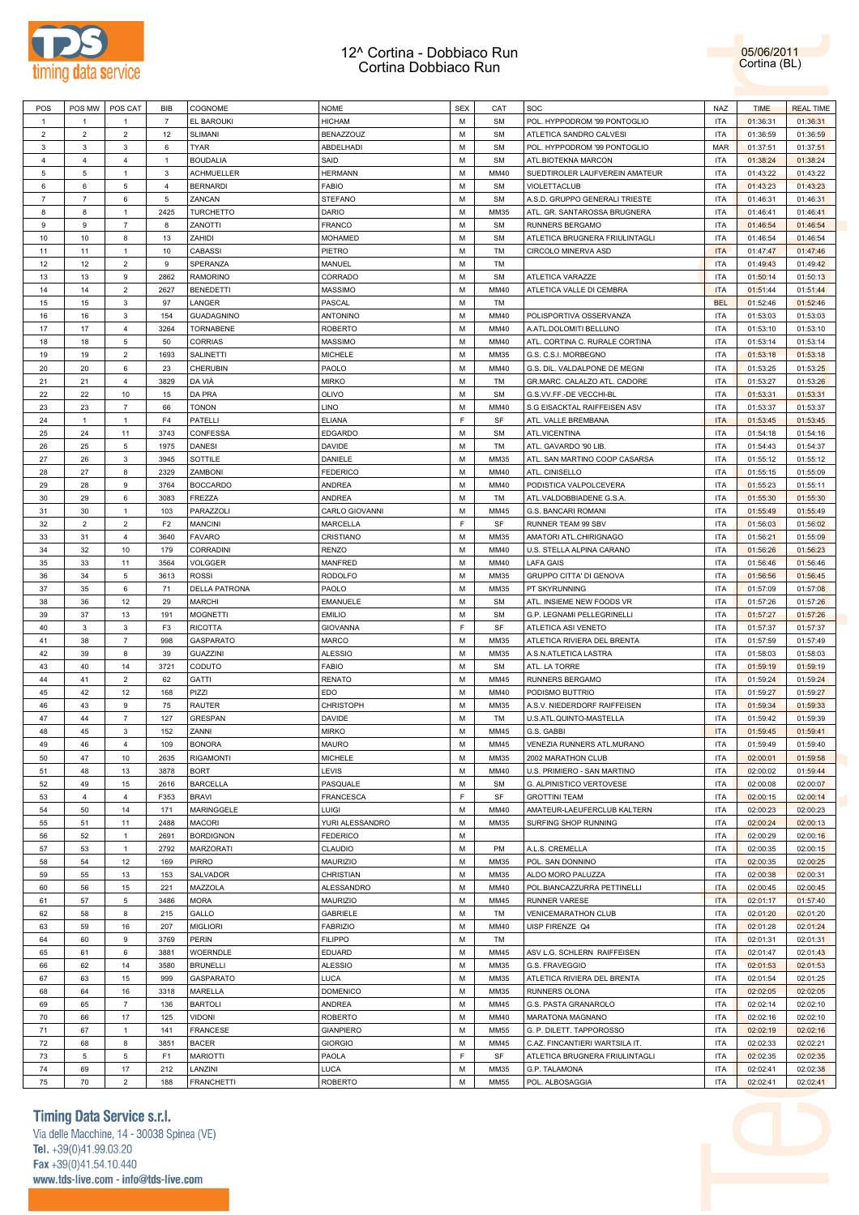# 12^ Cortina - Dobbiaco Run
Cortina Dobbiaco Run

05/06/2011
Cortina (BL)

| POS | POS MW | POS CAT | BIB | COGNOME | NOME | SEX | CAT | SOC | NAZ | TIME | REAL TIME |
|---|---|---|---|---|---|---|---|---|---|---|---|
| 1 | 1 | 1 | 7 | EL BAROUKI | HICHAM | M | SM | POL. HYPPODROM '99 PONTOGLIO | ITA | 01:36:31 | 01:36:31 |
| 2 | 2 | 2 | 12 | SLIMANI | BENAZZOUZ | M | SM | ATLETICA SANDRO CALVESI | ITA | 01:36:59 | 01:36:59 |
| 3 | 3 | 3 | 6 | TYAR | ABDELHADI | M | SM | POL. HYPPODROM '99 PONTOGLIO | MAR | 01:37:51 | 01:37:51 |
| 4 | 4 | 4 | 1 | BOUDALIA | SAID | M | SM | ATL.BIOTEKNA MARCON | ITA | 01:38:24 | 01:38:24 |
| 5 | 5 | 1 | 3 | ACHMUELLER | HERMANN | M | MM40 | SUEDTIROLER LAUFVEREIN AMATEUR | ITA | 01:43:22 | 01:43:22 |
| 6 | 6 | 5 | 4 | BERNARDI | FABIO | M | SM | VIOLETTACLUB | ITA | 01:43:23 | 01:43:23 |
| 7 | 7 | 6 | 5 | ZANCAN | STEFANO | M | SM | A.S.D. GRUPPO GENERALI TRIESTE | ITA | 01:46:31 | 01:46:31 |
| 8 | 8 | 1 | 2425 | TURCHETTO | DARIO | M | MM35 | ATL. GR. SANTAROSSA BRUGNERA | ITA | 01:46:41 | 01:46:41 |
| 9 | 9 | 7 | 8 | ZANOTTI | FRANCO | M | SM | RUNNERS BERGAMO | ITA | 01:46:54 | 01:46:54 |
| 10 | 10 | 8 | 13 | ZAHIDI | MOHAMED | M | SM | ATLETICA BRUGNERA FRIULINTAGLI | ITA | 01:46:54 | 01:46:54 |
| 11 | 11 | 1 | 10 | CABASSI | PIETRO | M | TM | CIRCOLO MINERVA ASD | ITA | 01:47:47 | 01:47:46 |
| 12 | 12 | 2 | 9 | SPERANZA | MANUEL | M | TM |  | ITA | 01:49:43 | 01:49:42 |
| 13 | 13 | 9 | 2862 | RAMORINO | CORRADO | M | SM | ATLETICA VARAZZE | ITA | 01:50:14 | 01:50:13 |
| 14 | 14 | 2 | 2627 | BENEDETTI | MASSIMO | M | MM40 | ATLETICA VALLE DI CEMBRA | ITA | 01:51:44 | 01:51:44 |
| 15 | 15 | 3 | 97 | LANGER | PASCAL | M | TM |  | BEL | 01:52:46 | 01:52:46 |
| 16 | 16 | 3 | 154 | GUADAGNINO | ANTONINO | M | MM40 | POLISPORTIVA OSSERVANZA | ITA | 01:53:03 | 01:53:03 |
| 17 | 17 | 4 | 3264 | TORNABENE | ROBERTO | M | MM40 | A.ATL.DOLOMITI BELLUNO | ITA | 01:53:10 | 01:53:10 |
| 18 | 18 | 5 | 50 | CORRIAS | MASSIMO | M | MM40 | ATL. CORTINA C. RURALE CORTINA | ITA | 01:53:14 | 01:53:14 |
| 19 | 19 | 2 | 1693 | SALINETTI | MICHELE | M | MM35 | G.S. C.S.I. MORBEGNO | ITA | 01:53:18 | 01:53:18 |
| 20 | 20 | 6 | 23 | CHERUBIN | PAOLO | M | MM40 | G.S. DIL. VALDALPONE DE MEGNI | ITA | 01:53:25 | 01:53:25 |
| 21 | 21 | 4 | 3829 | DA VIÀ | MIRKO | M | TM | GR.MARC. CALALZO ATL. CADORE | ITA | 01:53:27 | 01:53:26 |
| 22 | 22 | 10 | 15 | DA PRA | OLIVO | M | SM | G.S.VV.FF.-DE VECCHI-BL | ITA | 01:53:31 | 01:53:31 |
| 23 | 23 | 7 | 66 | TONON | LINO | M | MM40 | S.G EISACKTAL RAIFFEISEN ASV | ITA | 01:53:37 | 01:53:37 |
| 24 | 1 | 1 | F4 | PATELLI | ELIANA | F | SF | ATL. VALLE BREMBANA | ITA | 01:53:45 | 01:53:45 |
| 25 | 24 | 11 | 3743 | CONFESSA | EDGARDO | M | SM | ATL.VICENTINA | ITA | 01:54:18 | 01:54:16 |
| 26 | 25 | 5 | 1975 | DANESI | DAVIDE | M | TM | ATL. GAVARDO '90 LIB. | ITA | 01:54:43 | 01:54:37 |
| 27 | 26 | 3 | 3945 | SOTTILE | DANIELE | M | MM35 | ATL. SAN MARTINO COOP CASARSA | ITA | 01:55:12 | 01:55:12 |
| 28 | 27 | 8 | 2329 | ZAMBONI | FEDERICO | M | MM40 | ATL. CINISELLO | ITA | 01:55:15 | 01:55:09 |
| 29 | 28 | 9 | 3764 | BOCCARDO | ANDREA | M | MM40 | PODISTICA VALPOLCEVERA | ITA | 01:55:23 | 01:55:11 |
| 30 | 29 | 6 | 3083 | FREZZA | ANDREA | M | TM | ATL.VALDOBBIADENE G.S.A. | ITA | 01:55:30 | 01:55:30 |
| 31 | 30 | 1 | 103 | PARAZZOLI | CARLO GIOVANNI | M | MM45 | G.S. BANCARI ROMANI | ITA | 01:55:49 | 01:55:49 |
| 32 | 2 | 2 | F2 | MANCINI | MARCELLA | F | SF | RUNNER TEAM 99 SBV | ITA | 01:56:03 | 01:56:02 |
| 33 | 31 | 4 | 3640 | FAVARO | CRISTIANO | M | MM35 | AMATORI ATL.CHIRIGNAGO | ITA | 01:56:21 | 01:55:09 |
| 34 | 32 | 10 | 179 | CORRADINI | RENZO | M | MM40 | U.S. STELLA ALPINA CARANO | ITA | 01:56:26 | 01:56:23 |
| 35 | 33 | 11 | 3564 | VOLGGER | MANFRED | M | MM40 | LAFA GAIS | ITA | 01:56:46 | 01:56:46 |
| 36 | 34 | 5 | 3613 | ROSSI | RODOLFO | M | MM35 | GRUPPO CITTA' DI GENOVA | ITA | 01:56:56 | 01:56:45 |
| 37 | 35 | 6 | 71 | DELLA PATRONA | PAOLO | M | MM35 | PT SKYRUNNING | ITA | 01:57:09 | 01:57:08 |
| 38 | 36 | 12 | 29 | MARCHI | EMANUELE | M | SM | ATL. INSIEME NEW FOODS VR | ITA | 01:57:26 | 01:57:26 |
| 39 | 37 | 13 | 191 | MOGNETTI | EMILIO | M | SM | G.P. LEGNAMI PELLEGRINELLI | ITA | 01:57:27 | 01:57:26 |
| 40 | 3 | 3 | F3 | RICOTTA | GIOVANNA | F | SF | ATLETICA ASI VENETO | ITA | 01:57:37 | 01:57:37 |
| 41 | 38 | 7 | 998 | GASPARATO | MARCO | M | MM35 | ATLETICA RIVIERA DEL BRENTA | ITA | 01:57:59 | 01:57:49 |
| 42 | 39 | 8 | 39 | GUAZZINI | ALESSIO | M | MM35 | A.S.N.ATLETICA LASTRA | ITA | 01:58:03 | 01:58:03 |
| 43 | 40 | 14 | 3721 | CODUTO | FABIO | M | SM | ATL. LA TORRE | ITA | 01:59:19 | 01:59:19 |
| 44 | 41 | 2 | 62 | GATTI | RENATO | M | MM45 | RUNNERS BERGAMO | ITA | 01:59:24 | 01:59:24 |
| 45 | 42 | 12 | 168 | PIZZI | EDO | M | MM40 | PODISMO BUTTRIO | ITA | 01:59:27 | 01:59:27 |
| 46 | 43 | 9 | 75 | RAUTER | CHRISTOPH | M | MM35 | A.S.V. NIEDERDORF RAIFFEISEN | ITA | 01:59:34 | 01:59:33 |
| 47 | 44 | 7 | 127 | GRESPAN | DAVIDE | M | TM | U.S.ATL.QUINTO-MASTELLA | ITA | 01:59:42 | 01:59:39 |
| 48 | 45 | 3 | 152 | ZANNI | MIRKO | M | MM45 | G.S. GABBI | ITA | 01:59:45 | 01:59:41 |
| 49 | 46 | 4 | 109 | BONORA | MAURO | M | MM45 | VENEZIA RUNNERS ATL.MURANO | ITA | 01:59:49 | 01:59:40 |
| 50 | 47 | 10 | 2635 | RIGAMONTI | MICHELE | M | MM35 | 2002 MARATHON CLUB | ITA | 02:00:01 | 01:59:58 |
| 51 | 48 | 13 | 3878 | BORT | LEVIS | M | MM40 | U.S. PRIMIERO - SAN MARTINO | ITA | 02:00:02 | 01:59:44 |
| 52 | 49 | 15 | 2616 | BARCELLA | PASQUALE | M | SM | G. ALPINISTICO VERTOVESE | ITA | 02:00:08 | 02:00:07 |
| 53 | 4 | 4 | F353 | BRAVI | FRANCESCA | F | SF | GROTTINI TEAM | ITA | 02:00:15 | 02:00:14 |
| 54 | 50 | 14 | 171 | MARINGGELE | LUIGI | M | MM40 | AMATEUR-LAEUFERCLUB KALTERN | ITA | 02:00:23 | 02:00:23 |
| 55 | 51 | 11 | 2488 | MACORI | YURI ALESSANDRO | M | MM35 | SURFING SHOP RUNNING | ITA | 02:00:24 | 02:00:13 |
| 56 | 52 | 1 | 2691 | BORDIGNON | FEDERICO | M |  |  | ITA | 02:00:29 | 02:00:16 |
| 57 | 53 | 1 | 2792 | MARZORATI | CLAUDIO | M | PM | A.L.S. CREMELLA | ITA | 02:00:35 | 02:00:15 |
| 58 | 54 | 12 | 169 | PIRRO | MAURIZIO | M | MM35 | POL. SAN DONNINO | ITA | 02:00:35 | 02:00:25 |
| 59 | 55 | 13 | 153 | SALVADOR | CHRISTIAN | M | MM35 | ALDO MORO PALUZZA | ITA | 02:00:38 | 02:00:31 |
| 60 | 56 | 15 | 221 | MAZZOLA | ALESSANDRO | M | MM40 | POL.BIANCAZZURRA PETTINELLI | ITA | 02:00:45 | 02:00:45 |
| 61 | 57 | 5 | 3486 | MORA | MAURIZIO | M | MM45 | RUNNER VARESE | ITA | 02:01:17 | 01:57:40 |
| 62 | 58 | 8 | 215 | GALLO | GABRIELE | M | TM | VENICEMARATHON CLUB | ITA | 02:01:20 | 02:01:20 |
| 63 | 59 | 16 | 207 | MIGLIORI | FABRIZIO | M | MM40 | UISP FIRENZE Q4 | ITA | 02:01:28 | 02:01:24 |
| 64 | 60 | 9 | 3769 | PERIN | FILIPPO | M | TM |  | ITA | 02:01:31 | 02:01:31 |
| 65 | 61 | 6 | 3881 | WOERNDLE | EDUARD | M | MM45 | ASV L.G. SCHLERN RAIFFEISEN | ITA | 02:01:47 | 02:01:43 |
| 66 | 62 | 14 | 3580 | BRUNELLI | ALESSIO | M | MM35 | G.S. FRAVEGGIO | ITA | 02:01:53 | 02:01:53 |
| 67 | 63 | 15 | 999 | GASPARATO | LUCA | M | MM35 | ATLETICA RIVIERA DEL BRENTA | ITA | 02:01:54 | 02:01:25 |
| 68 | 64 | 16 | 3318 | MARELLA | DOMENICO | M | MM35 | RUNNERS OLONA | ITA | 02:02:05 | 02:02:05 |
| 69 | 65 | 7 | 136 | BARTOLI | ANDREA | M | MM45 | G.S. PASTA GRANAROLO | ITA | 02:02:14 | 02:02:10 |
| 70 | 66 | 17 | 125 | VIDONI | ROBERTO | M | MM40 | MARATONA MAGNANO | ITA | 02:02:16 | 02:02:10 |
| 71 | 67 | 1 | 141 | FRANCESE | GIANPIERO | M | MM55 | G. P. DILETT. TAPPOROSSO | ITA | 02:02:19 | 02:02:16 |
| 72 | 68 | 8 | 3851 | BACER | GIORGIO | M | MM45 | C.AZ. FINCANTIERI WARTSILA IT. | ITA | 02:02:33 | 02:02:21 |
| 73 | 5 | 5 | F1 | MARIOTTI | PAOLA | F | SF | ATLETICA BRUGNERA FRIULINTAGLI | ITA | 02:02:35 | 02:02:35 |
| 74 | 69 | 17 | 212 | LANZINI | LUCA | M | MM35 | G.P. TALAMONA | ITA | 02:02:41 | 02:02:38 |
| 75 | 70 | 2 | 188 | FRANCHETTI | ROBERTO | M | MM55 | POL. ALBOSAGGIA | ITA | 02:02:41 | 02:02:41 |

**Timing Data Service s.r.l.**
Via delle Macchine, 14 - 30038 Spinea (VE)
Tel. +39(0)41.99.03.20
Fax +39(0)41.54.10.440
www.tds-live.com - info@tds-live.com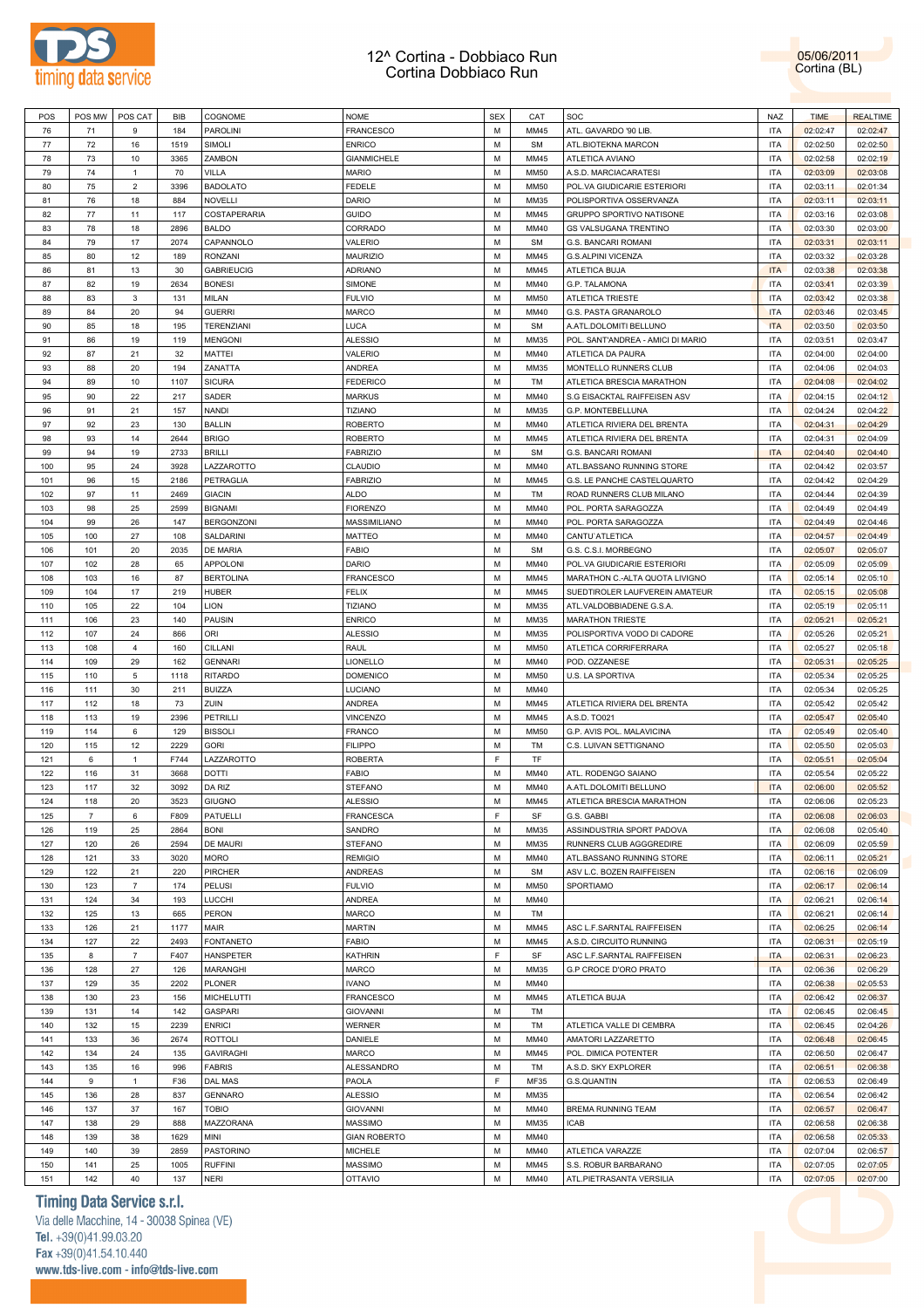# 12^ Cortina - Dobbiaco Run
## Cortina Dobbiaco Run

05/06/2011
Cortina (BL)

| POS | POS MW | POS CAT | BIB | COGNOME | NOME | SEX | CAT | SOC | NAZ | TIME | REALTIME |
|---|---|---|---|---|---|---|---|---|---|---|---|
| 76 | 71 | 9 | 184 | PAROLINI | FRANCESCO | M | MM45 | ATL. GAVARDO '90 LIB. | ITA | 02:02:47 | 02:02:47 |
| 77 | 72 | 16 | 1519 | SIMOLI | ENRICO | M | SM | ATL.BIOTEKNA MARCON | ITA | 02:02:50 | 02:02:50 |
| 78 | 73 | 10 | 3365 | ZAMBON | GIANMICHELE | M | MM45 | ATLETICA AVIANO | ITA | 02:02:58 | 02:02:19 |
| 79 | 74 | 1 | 70 | VILLA | MARIO | M | MM50 | A.S.D. MARCIACARATESI | ITA | 02:03:09 | 02:03:08 |
| 80 | 75 | 2 | 3396 | BADOLATO | FEDELE | M | MM50 | POL.VA GIUDICARIE ESTERIORI | ITA | 02:03:11 | 02:01:34 |
| 81 | 76 | 18 | 884 | NOVELLI | DARIO | M | MM35 | POLISPORTIVA OSSERVANZA | ITA | 02:03:11 | 02:03:11 |
| 82 | 77 | 11 | 117 | COSTAPERARIA | GUIDO | M | MM45 | GRUPPO SPORTIVO NATISONE | ITA | 02:03:16 | 02:03:08 |
| 83 | 78 | 18 | 2896 | BALDO | CORRADO | M | MM40 | GS VALSUGANA TRENTINO | ITA | 02:03:30 | 02:03:00 |
| 84 | 79 | 17 | 2074 | CAPANNOLO | VALERIO | M | SM | G.S. BANCARI ROMANI | ITA | 02:03:31 | 02:03:11 |
| 85 | 80 | 12 | 189 | RONZANI | MAURIZIO | M | MM45 | G.S.ALPINI VICENZA | ITA | 02:03:32 | 02:03:28 |
| 86 | 81 | 13 | 30 | GABRIEUCIG | ADRIANO | M | MM45 | ATLETICA BUJA | ITA | 02:03:38 | 02:03:38 |
| 87 | 82 | 19 | 2634 | BONESI | SIMONE | M | MM40 | G.P. TALAMONA | ITA | 02:03:41 | 02:03:39 |
| 88 | 83 | 3 | 131 | MILAN | FULVIO | M | MM50 | ATLETICA TRIESTE | ITA | 02:03:42 | 02:03:38 |
| 89 | 84 | 20 | 94 | GUERRI | MARCO | M | MM40 | G.S. PASTA GRANAROLO | ITA | 02:03:46 | 02:03:45 |
| 90 | 85 | 18 | 195 | TERENZIANI | LUCA | M | SM | A.ATL.DOLOMITI BELLUNO | ITA | 02:03:50 | 02:03:50 |
| 91 | 86 | 19 | 119 | MENGONI | ALESSIO | M | MM35 | POL. SANT'ANDREA - AMICI DI MARIO | ITA | 02:03:51 | 02:03:47 |
| 92 | 87 | 21 | 32 | MATTEI | VALERIO | M | MM40 | ATLETICA DA PAURA | ITA | 02:04:00 | 02:04:00 |
| 93 | 88 | 20 | 194 | ZANATTA | ANDREA | M | MM35 | MONTELLO RUNNERS CLUB | ITA | 02:04:06 | 02:04:03 |
| 94 | 89 | 10 | 1107 | SICURA | FEDERICO | M | TM | ATLETICA BRESCIA MARATHON | ITA | 02:04:08 | 02:04:02 |
| 95 | 90 | 22 | 217 | SADER | MARKUS | M | MM40 | S.G EISACKTAL RAIFFEISEN ASV | ITA | 02:04:15 | 02:04:12 |
| 96 | 91 | 21 | 157 | NANDI | TIZIANO | M | MM35 | G.P. MONTEBELLUNA | ITA | 02:04:24 | 02:04:22 |
| 97 | 92 | 23 | 130 | BALLIN | ROBERTO | M | MM40 | ATLETICA RIVIERA DEL BRENTA | ITA | 02:04:31 | 02:04:29 |
| 98 | 93 | 14 | 2644 | BRIGO | ROBERTO | M | MM45 | ATLETICA RIVIERA DEL BRENTA | ITA | 02:04:31 | 02:04:09 |
| 99 | 94 | 19 | 2733 | BRILLI | FABRIZIO | M | SM | G.S. BANCARI ROMANI | ITA | 02:04:40 | 02:04:40 |
| 100 | 95 | 24 | 3928 | LAZZAROTTO | CLAUDIO | M | MM40 | ATL.BASSANO RUNNING STORE | ITA | 02:04:42 | 02:03:57 |
| 101 | 96 | 15 | 2186 | PETRAGLIA | FABRIZIO | M | MM45 | G.S. LE PANCHE CASTELQUARTO | ITA | 02:04:42 | 02:04:29 |
| 102 | 97 | 11 | 2469 | GIACIN | ALDO | M | TM | ROAD RUNNERS CLUB MILANO | ITA | 02:04:44 | 02:04:39 |
| 103 | 98 | 25 | 2599 | BIGNAMI | FIORENZO | M | MM40 | POL. PORTA SARAGOZZA | ITA | 02:04:49 | 02:04:49 |
| 104 | 99 | 26 | 147 | BERGONZONI | MASSIMILIANO | M | MM40 | POL. PORTA SARAGOZZA | ITA | 02:04:49 | 02:04:46 |
| 105 | 100 | 27 | 108 | SALDARINI | MATTEO | M | MM40 | CANTU'ATLETICA | ITA | 02:04:57 | 02:04:49 |
| 106 | 101 | 20 | 2035 | DE MARIA | FABIO | M | SM | G.S. C.S.I. MORBEGNO | ITA | 02:05:07 | 02:05:07 |
| 107 | 102 | 28 | 65 | APPOLONI | DARIO | M | MM40 | POL.VA GIUDICARIE ESTERIORI | ITA | 02:05:09 | 02:05:09 |
| 108 | 103 | 16 | 87 | BERTOLINA | FRANCESCO | M | MM45 | MARATHON C.-ALTA QUOTA LIVIGNO | ITA | 02:05:14 | 02:05:10 |
| 109 | 104 | 17 | 219 | HUBER | FELIX | M | MM45 | SUEDTIROLER LAUFVEREIN AMATEUR | ITA | 02:05:15 | 02:05:08 |
| 110 | 105 | 22 | 104 | LION | TIZIANO | M | MM35 | ATL.VALDOBBIADENE G.S.A. | ITA | 02:05:19 | 02:05:11 |
| 111 | 106 | 23 | 140 | PAUSIN | ENRICO | M | MM35 | MARATHON TRIESTE | ITA | 02:05:21 | 02:05:21 |
| 112 | 107 | 24 | 866 | ORI | ALESSIO | M | MM35 | POLISPORTIVA VODO DI CADORE | ITA | 02:05:26 | 02:05:21 |
| 113 | 108 | 4 | 160 | CILLANI | RAUL | M | MM50 | ATLETICA CORRIFERRARA | ITA | 02:05:27 | 02:05:18 |
| 114 | 109 | 29 | 162 | GENNARI | LIONELLO | M | MM40 | POD. OZZANESE | ITA | 02:05:31 | 02:05:25 |
| 115 | 110 | 5 | 1118 | RITARDO | DOMENICO | M | MM50 | U.S. LA SPORTIVA | ITA | 02:05:34 | 02:05:25 |
| 116 | 111 | 30 | 211 | BUIZZA | LUCIANO | M | MM40 | | ITA | 02:05:34 | 02:05:25 |
| 117 | 112 | 18 | 73 | ZUIN | ANDREA | M | MM45 | ATLETICA RIVIERA DEL BRENTA | ITA | 02:05:42 | 02:05:42 |
| 118 | 113 | 19 | 2396 | PETRILLI | VINCENZO | M | MM45 | A.S.D. TO021 | ITA | 02:05:47 | 02:05:40 |
| 119 | 114 | 6 | 129 | BISSOLI | FRANCO | M | MM50 | G.P. AVIS POL. MALAVICINA | ITA | 02:05:49 | 02:05:40 |
| 120 | 115 | 12 | 2229 | GORI | FILIPPO | M | TM | C.S. LUIVAN SETTIGNANO | ITA | 02:05:50 | 02:05:03 |
| 121 | 6 | 1 | F744 | LAZZAROTTO | ROBERTA | F | TF | | ITA | 02:05:51 | 02:05:04 |
| 122 | 116 | 31 | 3668 | DOTTI | FABIO | M | MM40 | ATL. RODENGO SAIANO | ITA | 02:05:54 | 02:05:22 |
| 123 | 117 | 32 | 3092 | DA RIZ | STEFANO | M | MM40 | A.ATL.DOLOMITI BELLUNO | ITA | 02:06:00 | 02:05:52 |
| 124 | 118 | 20 | 3523 | GIUGNO | ALESSIO | M | MM45 | ATLETICA BRESCIA MARATHON | ITA | 02:06:06 | 02:05:23 |
| 125 | 7 | 6 | F809 | PATUELLI | FRANCESCA | F | SF | G.S. GABBI | ITA | 02:06:08 | 02:06:03 |
| 126 | 119 | 25 | 2864 | BONI | SANDRO | M | MM35 | ASSINDUSTRIA SPORT PADOVA | ITA | 02:06:08 | 02:05:40 |
| 127 | 120 | 26 | 2594 | DE MAURI | STEFANO | M | MM35 | RUNNERS CLUB AGGGREDIRE | ITA | 02:06:09 | 02:05:59 |
| 128 | 121 | 33 | 3020 | MORO | REMIGIO | M | MM40 | ATL.BASSANO RUNNING STORE | ITA | 02:06:11 | 02:05:21 |
| 129 | 122 | 21 | 220 | PIRCHER | ANDREAS | M | SM | ASV L.C. BOZEN RAIFFEISEN | ITA | 02:06:16 | 02:06:09 |
| 130 | 123 | 7 | 174 | PELUSI | FULVIO | M | MM50 | SPORTIAMO | ITA | 02:06:17 | 02:06:14 |
| 131 | 124 | 34 | 193 | LUCCHI | ANDREA | M | MM40 | | ITA | 02:06:21 | 02:06:14 |
| 132 | 125 | 13 | 665 | PERON | MARCO | M | TM | | ITA | 02:06:21 | 02:06:14 |
| 133 | 126 | 21 | 1177 | MAIR | MARTIN | M | MM45 | ASC L.F.SARNTAL RAIFFEISEN | ITA | 02:06:25 | 02:06:14 |
| 134 | 127 | 22 | 2493 | FONTANETO | FABIO | M | MM45 | A.S.D. CIRCUITO RUNNING | ITA | 02:06:31 | 02:05:19 |
| 135 | 8 | 7 | F407 | HANSPETER | KATHRIN | F | SF | ASC L.F.SARNTAL RAIFFEISEN | ITA | 02:06:31 | 02:06:23 |
| 136 | 128 | 27 | 126 | MARANGHI | MARCO | M | MM35 | G.P CROCE D'ORO PRATO | ITA | 02:06:36 | 02:06:29 |
| 137 | 129 | 35 | 2202 | PLONER | IVANO | M | MM40 | | ITA | 02:06:38 | 02:05:53 |
| 138 | 130 | 23 | 156 | MICHELUTTI | FRANCESCO | M | MM45 | ATLETICA BUJA | ITA | 02:06:42 | 02:06:37 |
| 139 | 131 | 14 | 142 | GASPARI | GIOVANNI | M | TM | | ITA | 02:06:45 | 02:06:45 |
| 140 | 132 | 15 | 2239 | ENRICI | WERNER | M | TM | ATLETICA VALLE DI CEMBRA | ITA | 02:06:45 | 02:04:26 |
| 141 | 133 | 36 | 2674 | ROTTOLI | DANIELE | M | MM40 | AMATORI LAZZARETTO | ITA | 02:06:48 | 02:06:45 |
| 142 | 134 | 24 | 135 | GAVIRAGHI | MARCO | M | MM45 | POL. DIMICA POTENTER | ITA | 02:06:50 | 02:06:47 |
| 143 | 135 | 16 | 996 | FABRIS | ALESSANDRO | M | TM | A.S.D. SKY EXPLORER | ITA | 02:06:51 | 02:06:38 |
| 144 | 9 | 1 | F36 | DAL MAS | PAOLA | F | MF35 | G.S.QUANTIN | ITA | 02:06:53 | 02:06:49 |
| 145 | 136 | 28 | 837 | GENNARO | ALESSIO | M | MM35 | | ITA | 02:06:54 | 02:06:42 |
| 146 | 137 | 37 | 167 | TOBIO | GIOVANNI | M | MM40 | BREMA RUNNING TEAM | ITA | 02:06:57 | 02:06:47 |
| 147 | 138 | 29 | 888 | MAZZORANA | MASSIMO | M | MM35 | ICAB | ITA | 02:06:58 | 02:06:38 |
| 148 | 139 | 38 | 1629 | MINI | GIAN ROBERTO | M | MM40 | | ITA | 02:06:58 | 02:05:33 |
| 149 | 140 | 39 | 2859 | PASTORINO | MICHELE | M | MM40 | ATLETICA VARAZZE | ITA | 02:07:04 | 02:06:57 |
| 150 | 141 | 25 | 1005 | RUFFINI | MASSIMO | M | MM45 | S.S. ROBUR BARBARANO | ITA | 02:07:05 | 02:07:05 |
| 151 | 142 | 40 | 137 | NERI | OTTAVIO | M | MM40 | ATL.PIETRASANTA VERSILIA | ITA | 02:07:05 | 02:07:00 |

**Timing Data Service s.r.l.**
Via delle Macchine, 14 - 30038 Spinea (VE)
Tel. +39(0)41.99.03.20
Fax +39(0)41.54.10.440
www.tds-live.com - info@tds-live.com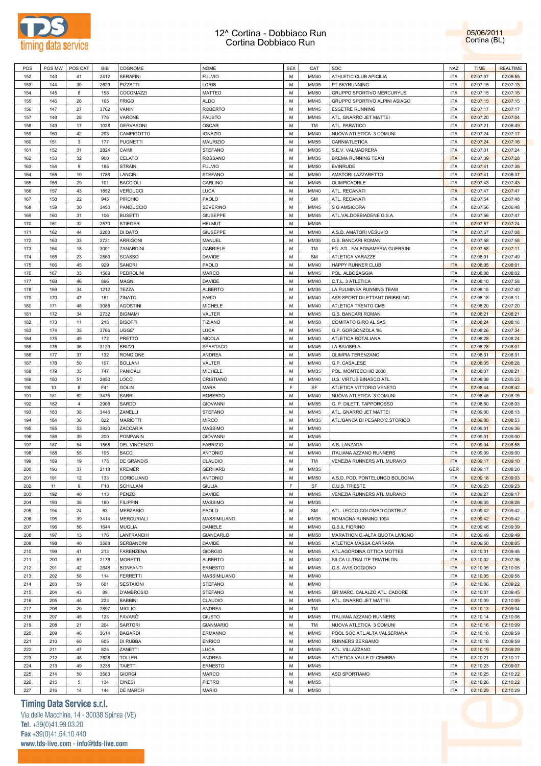# 12^ Cortina - Dobbiaco Run
## Cortina Dobbiaco Run

05/06/2011
Cortina (BL)

| POS | POS MW | POS CAT | BIB | COGNOME | NOME | SEX | CAT | SOC | NAZ | TIME | REALTIME |
|---|---|---|---|---|---|---|---|---|---|---|---|
| 152 | 143 | 41 | 2412 | SERAFINI | FULVIO | M | MM40 | ATHLETIC CLUB APICILIA | ITA | 02:07:07 | 02:06:55 |
| 153 | 144 | 30 | 2629 | PIZZATTI | LORIS | M | MM35 | PT SKYRUNNING | ITA | 02:07:15 | 02:07:13 |
| 154 | 145 | 8 | 158 | COCOMAZZI | MATTEO | M | MM50 | GRUPPO SPORTIVO MERCURYUS | ITA | 02:07:15 | 02:07:15 |
| 155 | 146 | 26 | 165 | FRIGO | ALDO | M | MM45 | GRUPPO SPORTIVO ALPINI ASIAGO | ITA | 02:07:15 | 02:07:15 |
| 156 | 147 | 27 | 3762 | VANIN | ROBERTO | M | MM45 | ESSETRE RUNNING | ITA | 02:07:17 | 02:07:17 |
| 157 | 148 | 28 | 776 | VARONE | FAUSTO | M | MM45 | ATL. GNARRO JET MATTEI | ITA | 02:07:20 | 02:07:04 |
| 158 | 149 | 17 | 1028 | GERVASONI | OSCAR | M | TM | ATL. PARATICO | ITA | 02:07:21 | 02:06:49 |
| 159 | 150 | 42 | 203 | CAMPIGOTTO | IGNAZIO | M | MM40 | NUOVA ATLETICA 3 COMUNI | ITA | 02:07:24 | 02:07:17 |
| 160 | 151 | 3 | 177 | PUGNETTI | MAURIZIO | M | MM55 | CARNIATLETICA | ITA | 02:07:24 | 02:07:16 |
| 161 | 152 | 31 | 2824 | CAIMI | STEFANO | M | MM35 | S.E.V. VALMADRERA | ITA | 02:07:31 | 02:07:24 |
| 162 | 153 | 32 | 900 | CELATO | ROSSANO | M | MM35 | BREMA RUNNING TEAM | ITA | 02:07:39 | 02:07:28 |
| 163 | 154 | 9 | 185 | STRAIN | FULVIO | M | MM50 | EVINRUDE | ITA | 02:07:41 | 02:07:38 |
| 164 | 155 | 10 | 1786 | LANCINI | STEFANO | M | MM50 | AMATORI LAZZARETTO | ITA | 02:07:41 | 02:06:37 |
| 165 | 156 | 29 | 101 | BACCIOLI | CARLINO | M | MM45 | OLIMPICAORLE | ITA | 02:07:43 | 02:07:43 |
| 166 | 157 | 43 | 1852 | VERDUCCI | LUCA | M | MM40 | ATL. RECANATI | ITA | 02:07:47 | 02:07:47 |
| 167 | 158 | 22 | 945 | PIRCHIO | PAOLO | M | SM | ATL. RECANATI | ITA | 02:07:54 | 02:07:48 |
| 168 | 159 | 30 | 3450 | PANDUCCIO | SEVERINO | M | MM45 | S G AMSICORA | ITA | 02:07:56 | 02:06:48 |
| 169 | 160 | 31 | 106 | BUSETTI | GIUSEPPE | M | MM45 | ATL.VALDOBBIADENE G.S.A. | ITA | 02:07:56 | 02:07:47 |
| 170 | 161 | 32 | 2570 | STIEGER | HELMUT | M | MM45 | | ITA | 02:07:57 | 02:07:24 |
| 171 | 162 | 44 | 2203 | DI DATO | GIUSEPPE | M | MM40 | A.S.D. AMATORI VESUVIO | ITA | 02:07:57 | 02:07:08 |
| 172 | 163 | 33 | 2731 | ARRIGONI | MANUEL | M | MM35 | G.S. BANCARI ROMANI | ITA | 02:07:58 | 02:07:58 |
| 173 | 164 | 18 | 3001 | ZANARDINI | GABRIELE | M | TM | FG. ATL. FALEGNAMERIA GUERRINI | ITA | 02:07:58 | 02:07:11 |
| 174 | 165 | 23 | 2860 | SCASSO | DAVIDE | M | SM | ATLETICA VARAZZE | ITA | 02:08:01 | 02:07:49 |
| 175 | 166 | 45 | 929 | SANDRI | PAOLO | M | MM40 | HAPPY RUNNER CLUB | ITA | 02:08:05 | 02:08:01 |
| 176 | 167 | 33 | 1569 | PEDROLINI | MARCO | M | MM45 | POL. ALBOSAGGIA | ITA | 02:08:08 | 02:08:02 |
| 177 | 168 | 46 | 896 | MAGNI | DAVIDE | M | MM40 | C.T.L. 3 ATLETICA | ITA | 02:08:10 | 02:07:58 |
| 178 | 169 | 34 | 1212 | TEZZA | ALBERTO | M | MM35 | LA FULMINEA RUNNING TEAM | ITA | 02:08:15 | 02:07:40 |
| 179 | 170 | 47 | 181 | ZINATO | FABIO | M | MM40 | ASS.SPORT.DILETTANT.DRIBBLING | ITA | 02:08:18 | 02:08:11 |
| 180 | 171 | 48 | 3085 | AGOSTINI | MICHELE | M | MM40 | ATLETICA TRENTO CMB | ITA | 02:08:20 | 02:07:20 |
| 181 | 172 | 34 | 2732 | BIGNAMI | VALTER | M | MM45 | G.S. BANCARI ROMANI | ITA | 02:08:21 | 02:08:21 |
| 182 | 173 | 11 | 218 | BISOFFI | TIZIANO | M | MM50 | COMITATO GIRO AL SAS | ITA | 02:08:24 | 02:08:16 |
| 183 | 174 | 35 | 3766 | UGGE' | LUCA | M | MM45 | G.P. GORGONZOLA '88 | ITA | 02:08:26 | 02:07:34 |
| 184 | 175 | 49 | 172 | PRETTO | NICOLA | M | MM40 | ATLETICA ROTALIANA | ITA | 02:08:28 | 02:08:24 |
| 185 | 176 | 36 | 3123 | BRIZZI | SPARTACO | M | MM45 | LA BAVISELA | ITA | 02:08:28 | 02:08:01 |
| 186 | 177 | 37 | 132 | RONGIONE | ANDREA | M | MM45 | OLIMPIA TERENZANO | ITA | 02:08:31 | 02:08:31 |
| 187 | 178 | 50 | 107 | BOLLANI | VALTER | M | MM40 | G.P. CASALESE | ITA | 02:08:35 | 02:08:28 |
| 188 | 179 | 35 | 747 | PANICALI | MICHELE | M | MM35 | POL. MONTECCHIO 2000 | ITA | 02:08:37 | 02:08:21 |
| 189 | 180 | 51 | 2850 | LOCCI | CRISTIANO | M | MM40 | U.S. VIRTUS BINASCO ATL. | ITA | 02:08:38 | 02:05:23 |
| 190 | 10 | 8 | F41 | GOLIN | MARA | F | SF | ATLETICA VITTORIO VENETO | ITA | 02:08:44 | 02:08:42 |
| 191 | 181 | 52 | 3475 | SARRI | ROBERTO | M | MM40 | NUOVA ATLETICA 3 COMUNI | ITA | 02:08:45 | 02:08:15 |
| 192 | 182 | 4 | 2906 | SARDO | GIOVANNI | M | MM55 | G. P. DILETT. TAPPOROSSO | ITA | 02:08:50 | 02:08:03 |
| 193 | 183 | 38 | 3446 | ZANELLI | STEFANO | M | MM45 | ATL. GNARRO JET MATTEI | ITA | 02:09:00 | 02:08:13 |
| 194 | 184 | 36 | 822 | MARIOTTI | MIRCO | M | MM35 | ATL.'BANCA DI PESARO'C.STORICO | ITA | 02:09:00 | 02:08:53 |
| 195 | 185 | 53 | 3920 | ZACCARIA | MASSIMO | M | MM40 | | ITA | 02:09:01 | 02:06:36 |
| 196 | 186 | 39 | 200 | POMPANIN | GIOVANNI | M | MM45 | | ITA | 02:09:01 | 02:09:00 |
| 197 | 187 | 54 | 1568 | DEL VINCENZO | FABRIZIO | M | MM40 | A.S. LANZADA | ITA | 02:09:04 | 02:08:58 |
| 198 | 188 | 55 | 105 | BACCI | ANTONIO | M | MM40 | ITALIANA AZZANO RUNNERS | ITA | 02:09:09 | 02:09:00 |
| 199 | 189 | 19 | 178 | DE GRANDIS | CLAUDIO | M | TM | VENEZIA RUNNERS ATL.MURANO | ITA | 02:09:17 | 02:09:10 |
| 200 | 190 | 37 | 2118 | KREMER | GERHARD | M | MM35 | | GER | 02:09:17 | 02:08:20 |
| 201 | 191 | 12 | 133 | CORIGLIANO | ANTONIO | M | MM50 | A.S.D. POD. PONTELUNGO BOLOGNA | ITA | 02:09:18 | 02:09:03 |
| 202 | 11 | 9 | F10 | SCHILLANI | GIULIA | F | SF | C.U.S. TRIESTE | ITA | 02:09:23 | 02:09:23 |
| 203 | 192 | 40 | 113 | PENZO | DAVIDE | M | MM45 | VENEZIA RUNNERS ATL.MURANO | ITA | 02:09:27 | 02:09:17 |
| 204 | 193 | 38 | 180 | FILIPPIN | MASSIMO | M | MM35 | | ITA | 02:09:35 | 02:09:28 |
| 205 | 194 | 24 | 63 | MERZARIO | PAOLO | M | SM | ATL. LECCO-COLOMBO COSTRUZ. | ITA | 02:09:42 | 02:09:42 |
| 206 | 195 | 39 | 3414 | MERCURIALI | MASSIMILIANO | M | MM35 | ROMAGNA RUNNING 1994 | ITA | 02:09:42 | 02:09:42 |
| 207 | 196 | 56 | 1644 | MUGLIA | DANIELE | M | MM40 | G.S.IL FIORINO | ITA | 02:09:46 | 02:09:39 |
| 208 | 197 | 13 | 176 | LANFRANCHI | GIANCARLO | M | MM50 | MARATHON C.-ALTA QUOTA LIVIGNO | ITA | 02:09:49 | 02:09:49 |
| 209 | 198 | 40 | 3588 | SERBANDINI | DAVIDE | M | MM35 | ATLETICA MASSA CARRARA | ITA | 02:09:50 | 02:08:05 |
| 210 | 199 | 41 | 213 | FARENZENA | GIORGIO | M | MM45 | ATL.AGORDINA OTTICA MOTTES | ITA | 02:10:01 | 02:09:48 |
| 211 | 200 | 57 | 2178 | MORETTI | ALBERTO | M | MM40 | SILCA ULTRALITE TRIATHLON | ITA | 02:10:02 | 02:07:36 |
| 212 | 201 | 42 | 2648 | BONFANTI | ERNESTO | M | MM45 | G.S. AVIS OGGIONO | ITA | 02:10:05 | 02:10:05 |
| 213 | 202 | 58 | 114 | FERRETTI | MASSIMILIANO | M | MM40 | | ITA | 02:10:05 | 02:09:58 |
| 214 | 203 | 59 | 601 | SESTAIONI | STEFANO | M | MM40 | | ITA | 02:10:06 | 02:09:22 |
| 215 | 204 | 43 | 89 | D'AMBROSIO | STEFANO | M | MM45 | GR.MARC. CALALZO ATL. CADORE | ITA | 02:10:07 | 02:09:45 |
| 216 | 205 | 44 | 223 | BABBINI | CLAUDIO | M | MM45 | ATL. GNARRO JET MATTEI | ITA | 02:10:09 | 02:10:05 |
| 217 | 206 | 20 | 2897 | MIGLIO | ANDREA | M | TM | | ITA | 02:10:13 | 02:09:04 |
| 218 | 207 | 45 | 123 | FAVARÒ | GIUSTO | M | MM45 | ITALIANA AZZANO RUNNERS | ITA | 02:10:14 | 02:10:06 |
| 219 | 208 | 21 | 204 | SARTORI | GIANMARIO | M | TM | NUOVA ATLETICA 3 COMUNI | ITA | 02:10:16 | 02:10:09 |
| 220 | 209 | 46 | 3614 | BAGARDI | ERMANNO | M | MM45 | POOL SOC.ATL.ALTA VALSERIANA | ITA | 02:10:18 | 02:09:59 |
| 221 | 210 | 60 | 605 | DI RUBBA | ENRICO | M | MM40 | RUNNERS BERGAMO | ITA | 02:10:18 | 02:09:59 |
| 222 | 211 | 47 | 825 | ZANETTI | LUCA | M | MM45 | ATL. VILLAZZANO | ITA | 02:10:19 | 02:09:29 |
| 223 | 212 | 48 | 2628 | TOLLER | ANDREA | M | MM45 | ATLETICA VALLE DI CEMBRA | ITA | 02:10:21 | 02:10:17 |
| 224 | 213 | 49 | 3238 | TAIETTI | ERNESTO | M | MM45 | | ITA | 02:10:23 | 02:09:07 |
| 225 | 214 | 50 | 3563 | GIORGI | MARCO | M | MM45 | ASD SPORTIAMO | ITA | 02:10:25 | 02:10:22 |
| 226 | 215 | 5 | 134 | CINESI | PIETRO | M | MM55 | | ITA | 02:10:26 | 02:10:22 |
| 227 | 216 | 14 | 144 | DE MARCH | MARIO | M | MM50 | | ITA | 02:10:29 | 02:10:29 |

**Timing Data Service s.r.l.**
Via delle Macchine, 14 - 30038 Spinea (VE)
Tel. +39(0)41.99.03.20
Fax +39(0)41.54.10.440
www.tds-live.com - info@tds-live.com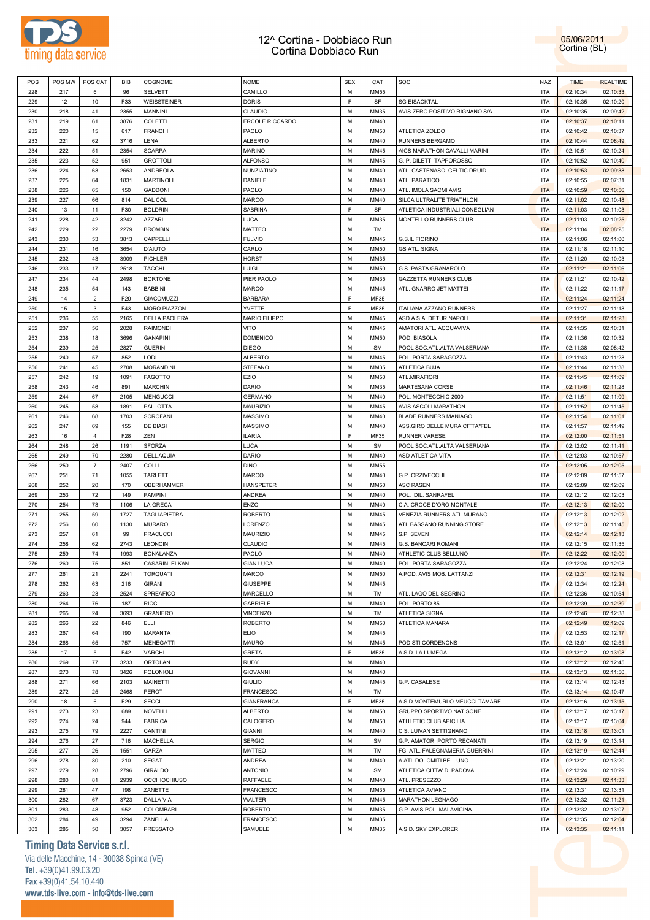# 12^ Cortina - Dobbiaco Run
Cortina Dobbiaco Run

05/06/2011
Cortina (BL)

| POS | POS MW | POS CAT | BIB | COGNOME | NOME | SEX | CAT | SOC | NAZ | TIME | REALTIME |
|---|---|---|---|---|---|---|---|---|---|---|---|
| 228 | 217 | 6 | 96 | SELVETTI | CAMILLO | M | MM55 | | ITA | 02:10:34 | 02:10:33 |
| 229 | 12 | 10 | F33 | WEISSTEINER | DORIS | F | SF | SG EISACKTAL | ITA | 02:10:35 | 02:10:20 |
| 230 | 218 | 41 | 2355 | MANNINI | CLAUDIO | M | MM35 | AVIS ZERO POSITIVO RIGNANO S/A | ITA | 02:10:35 | 02:09:42 |
| 231 | 219 | 61 | 3876 | COLETTI | ERCOLE RICCARDO | M | MM40 | | ITA | 02:10:37 | 02:10:11 |
| 232 | 220 | 15 | 617 | FRANCHI | PAOLO | M | MM50 | ATLETICA ZOLDO | ITA | 02:10:42 | 02:10:37 |
| 233 | 221 | 62 | 3716 | LENA | ALBERTO | M | MM40 | RUNNERS BERGAMO | ITA | 02:10:44 | 02:08:49 |
| 234 | 222 | 51 | 2354 | SCARPA | MARINO | M | MM45 | AICS MARATHON CAVALLI MARINI | ITA | 02:10:51 | 02:10:24 |
| 235 | 223 | 52 | 951 | GROTTOLI | ALFONSO | M | MM45 | G. P. DILETT. TAPPOROSSO | ITA | 02:10:52 | 02:10:40 |
| 236 | 224 | 63 | 2653 | ANDREOLA | NUNZIATINO | M | MM40 | ATL. CASTENASO CELTIC DRUID | ITA | 02:10:53 | 02:09:38 |
| 237 | 225 | 64 | 1831 | MARTINOLI | DANIELE | M | MM40 | ATL. PARATICO | ITA | 02:10:55 | 02:07:31 |
| 238 | 226 | 65 | 150 | GADDONI | PAOLO | M | MM40 | ATL. IMOLA SACMI AVIS | ITA | 02:10:59 | 02:10:56 |
| 239 | 227 | 66 | 814 | DAL COL | MARCO | M | MM40 | SILCA ULTRALITE TRIATHLON | ITA | 02:11:02 | 02:10:48 |
| 240 | 13 | 11 | F30 | BOLDRIN | SABRINA | F | SF | ATLETICA INDUSTRIALI CONEGLIAN | ITA | 02:11:03 | 02:11:03 |
| 241 | 228 | 42 | 3242 | AZZARI | LUCA | M | MM35 | MONTELLO RUNNERS CLUB | ITA | 02:11:03 | 02:10:25 |
| 242 | 229 | 22 | 2279 | BROMBIN | MATTEO | M | TM | | ITA | 02:11:04 | 02:08:25 |
| 243 | 230 | 53 | 3813 | CAPPELLI | FULVIO | M | MM45 | G.S.IL FIORINO | ITA | 02:11:06 | 02:11:00 |
| 244 | 231 | 16 | 3654 | D'AIUTO | CARLO | M | MM50 | GS ATL. SIGNA | ITA | 02:11:18 | 02:11:10 |
| 245 | 232 | 43 | 3909 | PICHLER | HORST | M | MM35 | | ITA | 02:11:20 | 02:10:03 |
| 246 | 233 | 17 | 2518 | TACCHI | LUIGI | M | MM50 | G.S. PASTA GRANAROLO | ITA | 02:11:21 | 02:11:06 |
| 247 | 234 | 44 | 2498 | BORTONE | PIER PAOLO | M | MM35 | GAZZETTA RUNNERS CLUB | ITA | 02:11:21 | 02:10:42 |
| 248 | 235 | 54 | 143 | BABBINI | MARCO | M | MM45 | ATL. GNARRO JET MATTEI | ITA | 02:11:22 | 02:11:17 |
| 249 | 14 | 2 | F20 | GIACOMUZZI | BARBARA | F | MF35 | | ITA | 02:11:24 | 02:11:24 |
| 250 | 15 | 3 | F43 | MORO PIAZZON | YVETTE | F | MF35 | ITALIANA AZZANO RUNNERS | ITA | 02:11:27 | 02:11:18 |
| 251 | 236 | 55 | 2165 | DELLA PAOLERA | MARIO FILIPPO | M | MM45 | ASD A.S.A. DETUR NAPOLI | ITA | 02:11:31 | 02:11:23 |
| 252 | 237 | 56 | 2028 | RAIMONDI | VITO | M | MM45 | AMATORI ATL. ACQUAVIVA | ITA | 02:11:35 | 02:10:31 |
| 253 | 238 | 18 | 3696 | GANAPINI | DOMENICO | M | MM50 | POD. BIASOLA | ITA | 02:11:36 | 02:10:32 |
| 254 | 239 | 25 | 2827 | GUERINI | DIEGO | M | SM | POOL SOC.ATL.ALTA VALSERIANA | ITA | 02:11:38 | 02:08:42 |
| 255 | 240 | 57 | 852 | LODI | ALBERTO | M | MM45 | POL. PORTA SARAGOZZA | ITA | 02:11:43 | 02:11:28 |
| 256 | 241 | 45 | 2708 | MORANDINI | STEFANO | M | MM35 | ATLETICA BUJA | ITA | 02:11:44 | 02:11:38 |
| 257 | 242 | 19 | 1091 | FAGOTTO | EZIO | M | MM50 | ATL.MIRAFIORI | ITA | 02:11:45 | 02:11:09 |
| 258 | 243 | 46 | 891 | MARCHINI | DARIO | M | MM35 | MARTESANA CORSE | ITA | 02:11:46 | 02:11:28 |
| 259 | 244 | 67 | 2105 | MENGUCCI | GERMANO | M | MM40 | POL. MONTECCHIO 2000 | ITA | 02:11:51 | 02:11:09 |
| 260 | 245 | 58 | 1891 | PALLOTTA | MAURIZIO | M | MM45 | AVIS ASCOLI MARATHON | ITA | 02:11:52 | 02:11:45 |
| 261 | 246 | 68 | 1703 | SCROFANI | MASSIMO | M | MM40 | BLADE RUNNERS MANIAGO | ITA | 02:11:54 | 02:11:01 |
| 262 | 247 | 69 | 155 | DE BIASI | MASSIMO | M | MM40 | ASS.GIRO DELLE MURA CITTA'FEL | ITA | 02:11:57 | 02:11:49 |
| 263 | 16 | 4 | F28 | ZEN | ILARIA | F | MF35 | RUNNER VARESE | ITA | 02:12:00 | 02:11:51 |
| 264 | 248 | 26 | 1191 | SFORZA | LUCA | M | SM | POOL SOC.ATL.ALTA VALSERIANA | ITA | 02:12:02 | 02:11:41 |
| 265 | 249 | 70 | 2280 | DELL'AQUIA | DARIO | M | MM40 | ASD ATLETICA VITA | ITA | 02:12:03 | 02:10:57 |
| 266 | 250 | 7 | 2407 | COLLI | DINO | M | MM55 | | ITA | 02:12:05 | 02:12:05 |
| 267 | 251 | 71 | 1055 | TARLETTI | MARCO | M | MM40 | G.P. ORZIVECCHI | ITA | 02:12:09 | 02:11:57 |
| 268 | 252 | 20 | 170 | OBERHAMMER | HANSPETER | M | MM50 | ASC RASEN | ITA | 02:12:09 | 02:12:09 |
| 269 | 253 | 72 | 149 | PAMPINI | ANDREA | M | MM40 | POL. DIL. SANRAFEL | ITA | 02:12:12 | 02:12:03 |
| 270 | 254 | 73 | 1106 | LA GRECA | ENZO | M | MM40 | C.A. CROCE D'ORO MONTALE | ITA | 02:12:13 | 02:12:00 |
| 271 | 255 | 59 | 1727 | TAGLIAPIETRA | ROBERTO | M | MM45 | VENEZIA RUNNERS ATL.MURANO | ITA | 02:12:13 | 02:12:02 |
| 272 | 256 | 60 | 1130 | MURARO | LORENZO | M | MM45 | ATL.BASSANO RUNNING STORE | ITA | 02:12:13 | 02:11:45 |
| 273 | 257 | 61 | 99 | PRACUCCI | MAURIZIO | M | MM45 | S.P. SEVEN | ITA | 02:12:14 | 02:12:13 |
| 274 | 258 | 62 | 2743 | LEONCINI | CLAUDIO | M | MM45 | G.S. BANCARI ROMANI | ITA | 02:12:15 | 02:11:35 |
| 275 | 259 | 74 | 1993 | BONALANZA | PAOLO | M | MM40 | ATHLETIC CLUB BELLUNO | ITA | 02:12:22 | 02:12:00 |
| 276 | 260 | 75 | 851 | CASARINI ELKAN | GIAN LUCA | M | MM40 | POL. PORTA SARAGOZZA | ITA | 02:12:24 | 02:12:08 |
| 277 | 261 | 21 | 2241 | TORQUATI | MARCO | M | MM50 | A.POD. AVIS MOB. LATTANZI | ITA | 02:12:31 | 02:12:19 |
| 278 | 262 | 63 | 216 | GIRANI | GIUSEPPE | M | MM45 | | ITA | 02:12:34 | 02:12:24 |
| 279 | 263 | 23 | 2524 | SPREAFICO | MARCELLO | M | TM | ATL. LAGO DEL SEGRINO | ITA | 02:12:36 | 02:10:54 |
| 280 | 264 | 76 | 187 | RICCI | GABRIELE | M | MM40 | POL. PORTO 85 | ITA | 02:12:39 | 02:12:39 |
| 281 | 265 | 24 | 3693 | GRANIERO | VINCENZO | M | TM | ATLETICA SIGNA | ITA | 02:12:46 | 02:12:38 |
| 282 | 266 | 22 | 846 | ELLI | ROBERTO | M | MM50 | ATLETICA MANARA | ITA | 02:12:49 | 02:12:09 |
| 283 | 267 | 64 | 190 | MARANTA | ELIO | M | MM45 | | ITA | 02:12:53 | 02:12:17 |
| 284 | 268 | 65 | 757 | MENEGATTI | MAURO | M | MM45 | PODISTI CORDENONS | ITA | 02:13:01 | 02:12:51 |
| 285 | 17 | 5 | F42 | VARCHI | GRETA | F | MF35 | A.S.D. LA LUMEGA | ITA | 02:13:12 | 02:13:08 |
| 286 | 269 | 77 | 3233 | ORTOLAN | RUDY | M | MM40 | | ITA | 02:13:12 | 02:12:45 |
| 287 | 270 | 78 | 3426 | POLONIOLI | GIOVANNI | M | MM40 | | ITA | 02:13:13 | 02:11:50 |
| 288 | 271 | 66 | 2103 | MAINETTI | GIULIO | M | MM45 | G.P. CASALESE | ITA | 02:13:14 | 02:12:43 |
| 289 | 272 | 25 | 2468 | PEROT | FRANCESCO | M | TM | | ITA | 02:13:14 | 02:10:47 |
| 290 | 18 | 6 | F29 | SECCI | GIANFRANCA | F | MF35 | A.S.D.MONTEMURLO MEUCCI TAMARE | ITA | 02:13:16 | 02:13:15 |
| 291 | 273 | 23 | 689 | NOVELLI | ALBERTO | M | MM50 | GRUPPO SPORTIVO NATISONE | ITA | 02:13:17 | 02:13:17 |
| 292 | 274 | 24 | 944 | FABRICA | CALOGERO | M | MM50 | ATHLETIC CLUB APICILIA | ITA | 02:13:17 | 02:13:04 |
| 293 | 275 | 79 | 2227 | CANTINI | GIANNI | M | MM40 | C.S. LUIVAN SETTIGNANO | ITA | 02:13:18 | 02:13:01 |
| 294 | 276 | 27 | 716 | MACHELLA | SERGIO | M | SM | G.P. AMATORI PORTO RECANATI | ITA | 02:13:19 | 02:13:14 |
| 295 | 277 | 26 | 1551 | GARZA | MATTEO | M | TM | FG. ATL. FALEGNAMERIA GUERRINI | ITA | 02:13:19 | 02:12:44 |
| 296 | 278 | 80 | 210 | SEGAT | ANDREA | M | MM40 | A.ATL.DOLOMITI BELLUNO | ITA | 02:13:21 | 02:13:20 |
| 297 | 279 | 28 | 2796 | GIRALDO | ANTONIO | M | SM | ATLETICA CITTA' DI PADOVA | ITA | 02:13:24 | 02:10:29 |
| 298 | 280 | 81 | 2939 | OCCHIOCHIUSO | RAFFAELE | M | MM40 | ATL. PRESEZZO | ITA | 02:13:29 | 02:11:33 |
| 299 | 281 | 47 | 198 | ZANETTE | FRANCESCO | M | MM35 | ATLETICA AVIANO | ITA | 02:13:31 | 02:13:31 |
| 300 | 282 | 67 | 3723 | DALLA VIA | WALTER | M | MM45 | MARATHON LEGNAGO | ITA | 02:13:32 | 02:11:21 |
| 301 | 283 | 48 | 952 | COLOMBARI | ROBERTO | M | MM35 | G.P. AVIS POL. MALAVICINA | ITA | 02:13:32 | 02:13:07 |
| 302 | 284 | 49 | 3294 | ZANELLA | FRANCESCO | M | MM35 | | ITA | 02:13:35 | 02:12:04 |
| 303 | 285 | 50 | 3057 | PRESSATO | SAMUELE | M | MM35 | A.S.D. SKY EXPLORER | ITA | 02:13:35 | 02:11:11 |

**Timing Data Service s.r.l.**
Via delle Macchine, 14 - 30038 Spinea (VE)
Tel. +39(0)41.99.03.20
Fax +39(0)41.54.10.440
www.tds-live.com - info@tds-live.com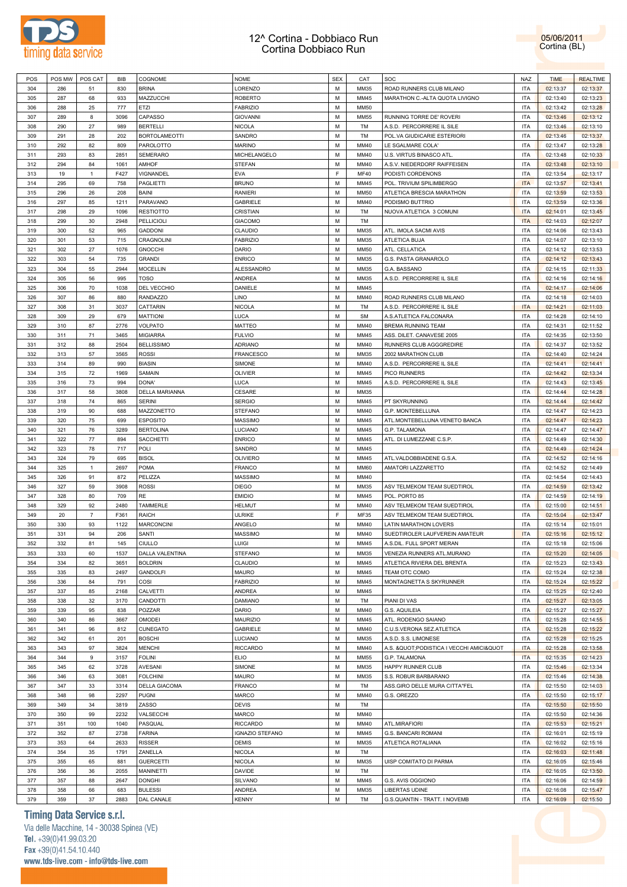# 12^ Cortina - Dobbiaco Run
Cortina Dobbiaco Run

05/06/2011
Cortina (BL)

| POS | POS MW | POS CAT | BIB | COGNOME | NOME | SEX | CAT | SOC | NAZ | TIME | REALTIME |
|---|---|---|---|---|---|---|---|---|---|---|---|
| 304 | 286 | 51 | 830 | BRINA | LORENZO | M | MM35 | ROAD RUNNERS CLUB MILANO | ITA | 02:13:37 | 02:13:37 |
| 305 | 287 | 68 | 933 | MAZZUCCHI | ROBERTO | M | MM45 | MARATHON C.-ALTA QUOTA LIVIGNO | ITA | 02:13:40 | 02:13:23 |
| 306 | 288 | 25 | 777 | ETZI | FABRIZIO | M | MM50 | | ITA | 02:13:42 | 02:13:28 |
| 307 | 289 | 8 | 3096 | CAPASSO | GIOVANNI | M | MM55 | RUNNING TORRE DE' ROVERI | ITA | 02:13:46 | 02:13:12 |
| 308 | 290 | 27 | 989 | BERTELLI | NICOLA | M | TM | A.S.D. PERCORRERE IL SILE | ITA | 02:13:46 | 02:13:10 |
| 309 | 291 | 28 | 202 | BORTOLAMEOTTI | SANDRO | M | TM | POL.VA GIUDICARIE ESTERIORI | ITA | 02:13:46 | 02:13:37 |
| 310 | 292 | 82 | 809 | PAROLOTTO | MARINO | M | MM40 | LE SGALMARE COLA' | ITA | 02:13:47 | 02:13:28 |
| 311 | 293 | 83 | 2851 | SEMERARO | MICHELANGELO | M | MM40 | U.S. VIRTUS BINASCO ATL. | ITA | 02:13:48 | 02:10:33 |
| 312 | 294 | 84 | 1061 | AMHOF | STEFAN | M | MM40 | A.S.V. NIEDERDORF RAIFFEISEN | ITA | 02:13:48 | 02:13:10 |
| 313 | 19 | 1 | F427 | VIGNANDEL | EVA | F | MF40 | PODISTI CORDENONS | ITA | 02:13:54 | 02:13:17 |
| 314 | 295 | 69 | 758 | PAGLIETTI | BRUNO | M | MM45 | POL. TRIVIUM SPILIMBERGO | ITA | 02:13:57 | 02:13:41 |
| 315 | 296 | 26 | 208 | BAINI | RANIERI | M | MM50 | ATLETICA BRESCIA MARATHON | ITA | 02:13:59 | 02:13:53 |
| 316 | 297 | 85 | 1211 | PARAVANO | GABRIELE | M | MM40 | PODISMO BUTTRIO | ITA | 02:13:59 | 02:13:36 |
| 317 | 298 | 29 | 1096 | RESTIOTTO | CRISTIAN | M | TM | NUOVA ATLETICA 3 COMUNI | ITA | 02:14:01 | 02:13:45 |
| 318 | 299 | 30 | 2948 | PELLICIOLI | GIACOMO | M | TM | | ITA | 02:14:03 | 02:12:07 |
| 319 | 300 | 52 | 965 | GADDONI | CLAUDIO | M | MM35 | ATL. IMOLA SACMI AVIS | ITA | 02:14:06 | 02:13:43 |
| 320 | 301 | 53 | 715 | CRAGNOLINI | FABRIZIO | M | MM35 | ATLETICA BUJA | ITA | 02:14:07 | 02:13:10 |
| 321 | 302 | 27 | 1076 | GNOCCHI | DARIO | M | MM50 | ATL. CELLATICA | ITA | 02:14:12 | 02:13:53 |
| 322 | 303 | 54 | 735 | GRANDI | ENRICO | M | MM35 | G.S. PASTA GRANAROLO | ITA | 02:14:12 | 02:13:43 |
| 323 | 304 | 55 | 2944 | MOCELLIN | ALESSANDRO | M | MM35 | G.A. BASSANO | ITA | 02:14:15 | 02:11:33 |
| 324 | 305 | 56 | 995 | TOSO | ANDREA | M | MM35 | A.S.D. PERCORRERE IL SILE | ITA | 02:14:16 | 02:14:16 |
| 325 | 306 | 70 | 1038 | DEL VECCHIO | DANIELE | M | MM45 | | ITA | 02:14:17 | 02:14:06 |
| 326 | 307 | 86 | 880 | RANDAZZO | LINO | M | MM40 | ROAD RUNNERS CLUB MILANO | ITA | 02:14:18 | 02:14:03 |
| 327 | 308 | 31 | 3037 | CATTARIN | NICOLA | M | TM | A.S.D. PERCORRERE IL SILE | ITA | 02:14:21 | 02:11:03 |
| 328 | 309 | 29 | 679 | MATTIONI | LUCA | M | SM | A.S.ATLETICA FALCONARA | ITA | 02:14:28 | 02:14:10 |
| 329 | 310 | 87 | 2776 | VOLPATO | MATTEO | M | MM40 | BREMA RUNNING TEAM | ITA | 02:14:31 | 02:11:52 |
| 330 | 311 | 71 | 3465 | MIGIARRA | FULVIO | M | MM45 | ASS. DILET. CANAVESE 2005 | ITA | 02:14:35 | 02:13:50 |
| 331 | 312 | 88 | 2504 | BELLISSIMO | ADRIANO | M | MM40 | RUNNERS CLUB AGGGREDIRE | ITA | 02:14:37 | 02:13:52 |
| 332 | 313 | 57 | 3565 | ROSSI | FRANCESCO | M | MM35 | 2002 MARATHON CLUB | ITA | 02:14:40 | 02:14:24 |
| 333 | 314 | 89 | 990 | BIASIN | SIMONE | M | MM40 | A.S.D. PERCORRERE IL SILE | ITA | 02:14:41 | 02:14:41 |
| 334 | 315 | 72 | 1969 | SAMAIN | OLIVIER | M | MM45 | PICO RUNNERS | ITA | 02:14:42 | 02:13:34 |
| 335 | 316 | 73 | 994 | DONA' | LUCA | M | MM45 | A.S.D. PERCORRERE IL SILE | ITA | 02:14:43 | 02:13:45 |
| 336 | 317 | 58 | 3808 | DELLA MARIANNA | CESARE | M | MM35 | | ITA | 02:14:44 | 02:14:28 |
| 337 | 318 | 74 | 865 | SERINI | SERGIO | M | MM45 | PT SKYRUNNING | ITA | 02:14:44 | 02:14:42 |
| 338 | 319 | 90 | 688 | MAZZONETTO | STEFANO | M | MM40 | G.P. MONTEBELLUNA | ITA | 02:14:47 | 02:14:23 |
| 339 | 320 | 75 | 699 | ESPOSITO | MASSIMO | M | MM45 | ATL.MONTEBELLUNA VENETO BANCA | ITA | 02:14:47 | 02:14:23 |
| 340 | 321 | 76 | 3289 | BERTOLINA | LUCIANO | M | MM45 | G.P. TALAMONA | ITA | 02:14:47 | 02:14:47 |
| 341 | 322 | 77 | 894 | SACCHETTI | ENRICO | M | MM45 | ATL. DI LUMEZZANE C.S.P. | ITA | 02:14:49 | 02:14:30 |
| 342 | 323 | 78 | 717 | POLI | SANDRO | M | MM45 | | ITA | 02:14:49 | 02:14:24 |
| 343 | 324 | 79 | 695 | BISOL | OLIVIERO | M | MM45 | ATL.VALDOBBIADENE G.S.A. | ITA | 02:14:52 | 02:14:16 |
| 344 | 325 | 1 | 2697 | POMA | FRANCO | M | MM60 | AMATORI LAZZARETTO | ITA | 02:14:52 | 02:14:49 |
| 345 | 326 | 91 | 872 | PELIZZA | MASSIMO | M | MM40 | | ITA | 02:14:54 | 02:14:43 |
| 346 | 327 | 59 | 3908 | ROSSI | DIEGO | M | MM35 | ASV TELMEKOM TEAM SUEDTIROL | ITA | 02:14:59 | 02:13:42 |
| 347 | 328 | 80 | 709 | RE | EMIDIO | M | MM45 | POL. PORTO 85 | ITA | 02:14:59 | 02:14:19 |
| 348 | 329 | 92 | 2480 | TAMMERLE | HELMUT | M | MM40 | ASV TELMEKOM TEAM SUEDTIROL | ITA | 02:15:00 | 02:14:51 |
| 349 | 20 | 7 | F361 | RAICH | ULRIKE | F | MF35 | ASV TELMEKOM TEAM SUEDTIROL | ITA | 02:15:04 | 02:13:47 |
| 350 | 330 | 93 | 1122 | MARCONCINI | ANGELO | M | MM40 | LATIN MARATHON LOVERS | ITA | 02:15:14 | 02:15:01 |
| 351 | 331 | 94 | 206 | SANTI | MASSIMO | M | MM40 | SUEDTIROLER LAUFVEREIN AMATEUR | ITA | 02:15:16 | 02:15:12 |
| 352 | 332 | 81 | 145 | CIULLO | LUIGI | M | MM45 | A.S.DIL. FULL SPORT MERAN | ITA | 02:15:18 | 02:15:06 |
| 353 | 333 | 60 | 1537 | DALLA VALENTINA | STEFANO | M | MM35 | VENEZIA RUNNERS ATL.MURANO | ITA | 02:15:20 | 02:14:05 |
| 354 | 334 | 82 | 3651 | BOLDRIN | CLAUDIO | M | MM45 | ATLETICA RIVIERA DEL BRENTA | ITA | 02:15:23 | 02:13:43 |
| 355 | 335 | 83 | 2497 | GANDOLFI | MAURO | M | MM45 | TEAM OTC COMO | ITA | 02:15:24 | 02:12:38 |
| 356 | 336 | 84 | 791 | COSI | FABRIZIO | M | MM45 | MONTAGNETTA S SKYRUNNER | ITA | 02:15:24 | 02:15:22 |
| 357 | 337 | 85 | 2168 | CALVETTI | ANDREA | M | MM45 | | ITA | 02:15:25 | 02:12:40 |
| 358 | 338 | 32 | 3170 | CANDOTTI | DAMIANO | M | TM | PIANI DI VAS | ITA | 02:15:27 | 02:13:05 |
| 359 | 339 | 95 | 838 | POZZAR | DARIO | M | MM40 | G.S. AQUILEIA | ITA | 02:15:27 | 02:15:27 |
| 360 | 340 | 86 | 3667 | OMODEI | MAURIZIO | M | MM45 | ATL. RODENGO SAIANO | ITA | 02:15:28 | 02:14:55 |
| 361 | 341 | 96 | 812 | CUNEGATO | GABRIELE | M | MM40 | C.U.S.VERONA SEZ.ATLETICA | ITA | 02:15:28 | 02:15:22 |
| 362 | 342 | 61 | 201 | BOSCHI | LUCIANO | M | MM35 | A.S.D. S.S. LIMONESE | ITA | 02:15:28 | 02:15:25 |
| 363 | 343 | 97 | 3824 | MENCHI | RICCARDO | M | MM40 | A.S. &QUOT;PODISTICA I VECCHI AMICI&QUOT | ITA | 02:15:28 | 02:13:58 |
| 364 | 344 | 9 | 3157 | FOLINI | ELIO | M | MM55 | G.P. TALAMONA | ITA | 02:15:35 | 02:14:23 |
| 365 | 345 | 62 | 3728 | AVESANI | SIMONE | M | MM35 | HAPPY RUNNER CLUB | ITA | 02:15:46 | 02:13:34 |
| 366 | 346 | 63 | 3081 | FOLCHINI | MAURO | M | MM35 | S.S. ROBUR BARBARANO | ITA | 02:15:46 | 02:14:38 |
| 367 | 347 | 33 | 3314 | DELLA GIACOMA | FRANCO | M | TM | ASS.GIRO DELLE MURA CITTA"FEL | ITA | 02:15:50 | 02:14:03 |
| 368 | 348 | 98 | 2297 | PUGNI | MARCO | M | MM40 | G.S. OREZZO | ITA | 02:15:50 | 02:15:17 |
| 369 | 349 | 34 | 3819 | ZASSO | DEVIS | M | TM | | ITA | 02:15:50 | 02:15:50 |
| 370 | 350 | 99 | 2232 | VALSECCHI | MARCO | M | MM40 | | ITA | 02:15:50 | 02:14:36 |
| 371 | 351 | 100 | 1040 | PASQUAL | RICCARDO | M | MM40 | ATL.MIRAFIORI | ITA | 02:15:53 | 02:15:21 |
| 372 | 352 | 87 | 2738 | FARINA | IGNAZIO STEFANO | M | MM45 | G.S. BANCARI ROMANI | ITA | 02:16:01 | 02:15:19 |
| 373 | 353 | 64 | 2633 | RISSER | DEMIS | M | MM35 | ATLETICA ROTALIANA | ITA | 02:16:02 | 02:15:16 |
| 374 | 354 | 35 | 1791 | ZANELLA | NICOLA | M | TM | | ITA | 02:16:03 | 02:11:48 |
| 375 | 355 | 65 | 881 | GUERCETTI | NICOLA | M | MM35 | UISP COMITATO DI PARMA | ITA | 02:16:05 | 02:15:46 |
| 376 | 356 | 36 | 2055 | MANINETTI | DAVIDE | M | TM | | ITA | 02:16:05 | 02:13:50 |
| 377 | 357 | 88 | 2647 | DONGHI | SILVANO | M | MM45 | G.S. AVIS OGGIONO | ITA | 02:16:06 | 02:14:59 |
| 378 | 358 | 66 | 683 | BULESSI | ANDREA | M | MM35 | LIBERTAS UDINE | ITA | 02:16:08 | 02:15:47 |
| 379 | 359 | 37 | 2883 | DAL CANALE | KENNY | M | TM | G.S.QUANTIN - TRATT. I NOVEMB | ITA | 02:16:09 | 02:15:50 |

**Timing Data Service s.r.l.**
Via delle Macchine, 14 - 30038 Spinea (VE)
Tel. +39(0)41.99.03.20
Fax +39(0)41.54.10.440
www.tds-live.com - info@tds-live.com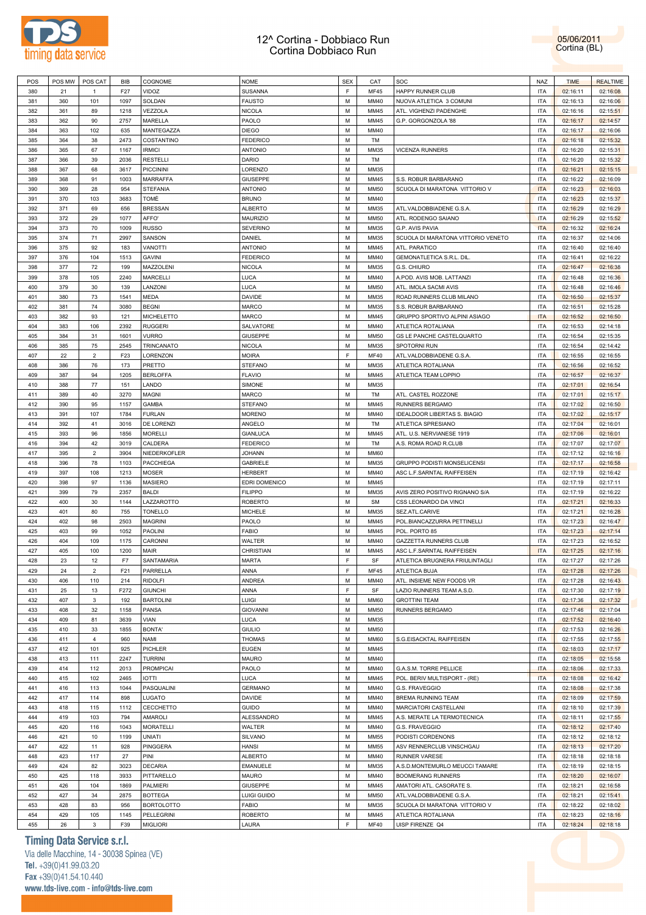# 12^ Cortina - Dobbiaco Run
## Cortina Dobbiaco Run

05/06/2011
Cortina (BL)

| POS | POS MW | POS CAT | BIB | COGNOME | NOME | SEX | CAT | SOC | NAZ | TIME | REALTIME |
|---|---|---|---|---|---|---|---|---|---|---|---|
| 380 | 21 | 1 | F27 | VIDOZ | SUSANNA | F | MF45 | HAPPY RUNNER CLUB | ITA | 02:16:11 | 02:16:08 |
| 381 | 360 | 101 | 1097 | SOLDAN | FAUSTO | M | MM40 | NUOVA ATLETICA 3 COMUNI | ITA | 02:16:13 | 02:16:06 |
| 382 | 361 | 89 | 1218 | VEZZOLA | NICOLA | M | MM45 | ATL. VIGHENZI PADENGHE | ITA | 02:16:16 | 02:15:51 |
| 383 | 362 | 90 | 2757 | MARELLA | PAOLO | M | MM45 | G.P. GORGONZOLA '88 | ITA | 02:16:17 | 02:14:57 |
| 384 | 363 | 102 | 635 | MANTEGAZZA | DIEGO | M | MM40 | | ITA | 02:16:17 | 02:16:06 |
| 385 | 364 | 38 | 2473 | COSTANTINO | FEDERICO | M | TM | | ITA | 02:16:18 | 02:15:32 |
| 386 | 365 | 67 | 1167 | IRMICI | ANTONIO | M | MM35 | VICENZA RUNNERS | ITA | 02:16:20 | 02:15:31 |
| 387 | 366 | 39 | 2036 | RESTELLI | DARIO | M | TM | | ITA | 02:16:20 | 02:15:32 |
| 388 | 367 | 68 | 3617 | PICCININI | LORENZO | M | MM35 | | ITA | 02:16:21 | 02:15:15 |
| 389 | 368 | 91 | 1003 | MARRAFFA | GIUSEPPE | M | MM45 | S.S. ROBUR BARBARANO | ITA | 02:16:22 | 02:16:09 |
| 390 | 369 | 28 | 954 | STEFANIA | ANTONIO | M | MM50 | SCUOLA DI MARATONA VITTORIO V | ITA | 02:16:23 | 02:16:03 |
| 391 | 370 | 103 | 3683 | TOMÈ | BRUNO | M | MM40 | | ITA | 02:16:23 | 02:15:37 |
| 392 | 371 | 69 | 656 | BRESSAN | ALBERTO | M | MM35 | ATL.VALDOBBIADENE G.S.A. | ITA | 02:16:29 | 02:16:29 |
| 393 | 372 | 29 | 1077 | AFFO' | MAURIZIO | M | MM50 | ATL. RODENGO SAIANO | ITA | 02:16:29 | 02:15:52 |
| 394 | 373 | 70 | 1009 | RUSSO | SEVERINO | M | MM35 | G.P. AVIS PAVIA | ITA | 02:16:32 | 02:16:24 |
| 395 | 374 | 71 | 2997 | SANSON | DANIEL | M | MM35 | SCUOLA DI MARATONA VITTORIO VENETO | ITA | 02:16:37 | 02:14:06 |
| 396 | 375 | 92 | 183 | VANOTTI | ANTONIO | M | MM45 | ATL. PARATICO | ITA | 02:16:40 | 02:16:40 |
| 397 | 376 | 104 | 1513 | GAVINI | FEDERICO | M | MM40 | GEMONATLETICA S.R.L. DIL. | ITA | 02:16:41 | 02:16:22 |
| 398 | 377 | 72 | 199 | MAZZOLENI | NICOLA | M | MM35 | G.S. CHIURO | ITA | 02:16:47 | 02:16:38 |
| 399 | 378 | 105 | 2240 | MARCELLI | LUCA | M | MM40 | A.POD. AVIS MOB. LATTANZI | ITA | 02:16:48 | 02:16:36 |
| 400 | 379 | 30 | 139 | LANZONI | LUCA | M | MM50 | ATL. IMOLA SACMI AVIS | ITA | 02:16:48 | 02:16:46 |
| 401 | 380 | 73 | 1541 | MEDA | DAVIDE | M | MM35 | ROAD RUNNERS CLUB MILANO | ITA | 02:16:50 | 02:15:37 |
| 402 | 381 | 74 | 3080 | BEGNI | MARCO | M | MM35 | S.S. ROBUR BARBARANO | ITA | 02:16:51 | 02:15:28 |
| 403 | 382 | 93 | 121 | MICHELETTO | MARCO | M | MM45 | GRUPPO SPORTIVO ALPINI ASIAGO | ITA | 02:16:52 | 02:16:50 |
| 404 | 383 | 106 | 2392 | RUGGERI | SALVATORE | M | MM40 | ATLETICA ROTALIANA | ITA | 02:16:53 | 02:14:18 |
| 405 | 384 | 31 | 1601 | VURRO | GIUSEPPE | M | MM50 | GS LE PANCHE CASTELQUARTO | ITA | 02:16:54 | 02:15:35 |
| 406 | 385 | 75 | 2545 | TRINCANATO | NICOLA | M | MM35 | SPOTORNI RUN | ITA | 02:16:54 | 02:14:42 |
| 407 | 22 | 2 | F23 | LORENZON | MOIRA | F | MF40 | ATL.VALDOBBIADENE G.S.A. | ITA | 02:16:55 | 02:16:55 |
| 408 | 386 | 76 | 173 | PRETTO | STEFANO | M | MM35 | ATLETICA ROTALIANA | ITA | 02:16:56 | 02:16:52 |
| 409 | 387 | 94 | 1205 | BERLOFFA | FLAVIO | M | MM45 | ATLETICA TEAM LOPPIO | ITA | 02:16:57 | 02:16:37 |
| 410 | 388 | 77 | 151 | LANDO | SIMONE | M | MM35 | | ITA | 02:17:01 | 02:16:54 |
| 411 | 389 | 40 | 3270 | MAGNI | MARCO | M | TM | ATL. CASTEL ROZZONE | ITA | 02:17:01 | 02:15:17 |
| 412 | 390 | 95 | 1157 | GAMBA | STEFANO | M | MM45 | RUNNERS BERGAMO | ITA | 02:17:02 | 02:16:50 |
| 413 | 391 | 107 | 1784 | FURLAN | MORENO | M | MM40 | IDEALDOOR LIBERTAS S. BIAGIO | ITA | 02:17:02 | 02:15:17 |
| 414 | 392 | 41 | 3016 | DE LORENZI | ANGELO | M | TM | ATLETICA SPRESIANO | ITA | 02:17:04 | 02:16:01 |
| 415 | 393 | 96 | 1856 | MORELLI | GIANLUCA | M | MM45 | ATL. U.S. NERVIANESE 1919 | ITA | 02:17:06 | 02:16:01 |
| 416 | 394 | 42 | 3019 | CALDERA | FEDERICO | M | TM | A.S. ROMA ROAD R.CLUB | ITA | 02:17:07 | 02:17:07 |
| 417 | 395 | 2 | 3904 | NIEDERKOFLER | JOHANN | M | MM60 | | ITA | 02:17:12 | 02:16:16 |
| 418 | 396 | 78 | 1103 | PACCHIEGA | GABRIELE | M | MM35 | GRUPPO PODISTI MONSELICENSI | ITA | 02:17:17 | 02:16:58 |
| 419 | 397 | 108 | 1213 | MOSER | HERBERT | M | MM40 | ASC L.F.SARNTAL RAIFFEISEN | ITA | 02:17:19 | 02:16:42 |
| 420 | 398 | 97 | 1136 | MASIERO | EDRI DOMENICO | M | MM45 | | ITA | 02:17:19 | 02:17:11 |
| 421 | 399 | 79 | 2357 | BALDI | FILIPPO | M | MM35 | AVIS ZERO POSITIVO RIGNANO S/A | ITA | 02:17:19 | 02:16:22 |
| 422 | 400 | 30 | 1144 | LAZZAROTTO | ROBERTO | M | SM | CSS LEONARDO DA VINCI | ITA | 02:17:21 | 02:16:33 |
| 423 | 401 | 80 | 755 | TONELLO | MICHELE | M | MM35 | SEZ.ATL.CARIVE | ITA | 02:17:21 | 02:16:28 |
| 424 | 402 | 98 | 2503 | MAGRINI | PAOLO | M | MM45 | POL.BIANCAZZURRA PETTINELLI | ITA | 02:17:23 | 02:16:47 |
| 425 | 403 | 99 | 1052 | PAOLINI | FABIO | M | MM45 | POL. PORTO 85 | ITA | 02:17:23 | 02:17:14 |
| 426 | 404 | 109 | 1175 | CARONNI | WALTER | M | MM40 | GAZZETTA RUNNERS CLUB | ITA | 02:17:23 | 02:16:52 |
| 427 | 405 | 100 | 1200 | MAIR | CHRISTIAN | M | MM45 | ASC L.F.SARNTAL RAIFFEISEN | ITA | 02:17:25 | 02:17:16 |
| 428 | 23 | 12 | F7 | SANTAMARIA | MARTA | F | SF | ATLETICA BRUGNERA FRIULINTAGLI | ITA | 02:17:27 | 02:17:26 |
| 429 | 24 | 2 | F21 | PARRELLA | ANNA | F | MF45 | ATLETICA BUJA | ITA | 02:17:28 | 02:17:26 |
| 430 | 406 | 110 | 214 | RIDOLFI | ANDREA | M | MM40 | ATL. INSIEME NEW FOODS VR | ITA | 02:17:28 | 02:16:43 |
| 431 | 25 | 13 | F272 | GIUNCHI | ANNA | F | SF | LAZIO RUNNERS TEAM A.S.D. | ITA | 02:17:30 | 02:17:19 |
| 432 | 407 | 3 | 192 | BARTOLINI | LUIGI | M | MM60 | GROTTINI TEAM | ITA | 02:17:36 | 02:17:32 |
| 433 | 408 | 32 | 1158 | PANSA | GIOVANNI | M | MM50 | RUNNERS BERGAMO | ITA | 02:17:46 | 02:17:04 |
| 434 | 409 | 81 | 3639 | VIAN | LUCA | M | MM35 | | ITA | 02:17:52 | 02:16:40 |
| 435 | 410 | 33 | 1855 | BONTA' | GIULIO | M | MM50 | | ITA | 02:17:53 | 02:16:26 |
| 436 | 411 | 4 | 960 | NAMI | THOMAS | M | MM60 | S.G.EISACKTAL RAIFFEISEN | ITA | 02:17:55 | 02:17:55 |
| 437 | 412 | 101 | 925 | PICHLER | EUGEN | M | MM45 | | ITA | 02:18:03 | 02:17:17 |
| 438 | 413 | 111 | 2247 | TURRINI | MAURO | M | MM40 | | ITA | 02:18:05 | 02:15:58 |
| 439 | 414 | 112 | 2013 | PROMPICAI | PAOLO | M | MM40 | G.A.S.M. TORRE PELLICE | ITA | 02:18:06 | 02:17:33 |
| 440 | 415 | 102 | 2465 | IOTTI | LUCA | M | MM45 | POL. BERIV MULTISPORT - (RE) | ITA | 02:18:08 | 02:16:42 |
| 441 | 416 | 113 | 1044 | PASQUALINI | GERMANO | M | MM40 | G.S. FRAVEGGIO | ITA | 02:18:08 | 02:17:38 |
| 442 | 417 | 114 | 898 | LUGATO | DAVIDE | M | MM40 | BREMA RUNNING TEAM | ITA | 02:18:09 | 02:17:59 |
| 443 | 418 | 115 | 1112 | CECCHETTO | GUIDO | M | MM40 | MARCIATORI CASTELLANI | ITA | 02:18:10 | 02:17:39 |
| 444 | 419 | 103 | 794 | AMAROLI | ALESSANDRO | M | MM45 | A.S. MERATE LA TERMOTECNICA | ITA | 02:18:11 | 02:17:55 |
| 445 | 420 | 116 | 1043 | MORATELLI | WALTER | M | MM40 | G.S. FRAVEGGIO | ITA | 02:18:12 | 02:17:40 |
| 446 | 421 | 10 | 1199 | UNIATI | SILVANO | M | MM55 | PODISTI CORDENONS | ITA | 02:18:12 | 02:18:12 |
| 447 | 422 | 11 | 928 | PINGGERA | HANSI | M | MM55 | ASV RENNERCLUB VINSCHGAU | ITA | 02:18:13 | 02:17:20 |
| 448 | 423 | 117 | 27 | PINI | ALBERTO | M | MM40 | RUNNER VARESE | ITA | 02:18:18 | 02:18:18 |
| 449 | 424 | 82 | 3023 | DECARIA | EMANUELE | M | MM35 | A.S.D.MONTEMURLO MEUCCI TAMARE | ITA | 02:18:19 | 02:18:15 |
| 450 | 425 | 118 | 3933 | PITTARELLO | MAURO | M | MM40 | BOOMERANG RUNNERS | ITA | 02:18:20 | 02:16:07 |
| 451 | 426 | 104 | 1869 | PALMIERI | GIUSEPPE | M | MM45 | AMATORI ATL. CASORATE S. | ITA | 02:18:21 | 02:16:58 |
| 452 | 427 | 34 | 2875 | BOTTEGA | LUIGI GUIDO | M | MM50 | ATL.VALDOBBIADENE G.S.A. | ITA | 02:18:21 | 02:15:41 |
| 453 | 428 | 83 | 956 | BORTOLOTTO | FABIO | M | MM35 | SCUOLA DI MARATONA VITTORIO V | ITA | 02:18:22 | 02:18:02 |
| 454 | 429 | 105 | 1145 | PELLEGRINI | ROBERTO | M | MM45 | ATLETICA ROTALIANA | ITA | 02:18:23 | 02:18:16 |
| 455 | 26 | 3 | F39 | MIGLIORI | LAURA | F | MF40 | UISP FIRENZE Q4 | ITA | 02:18:24 | 02:18:18 |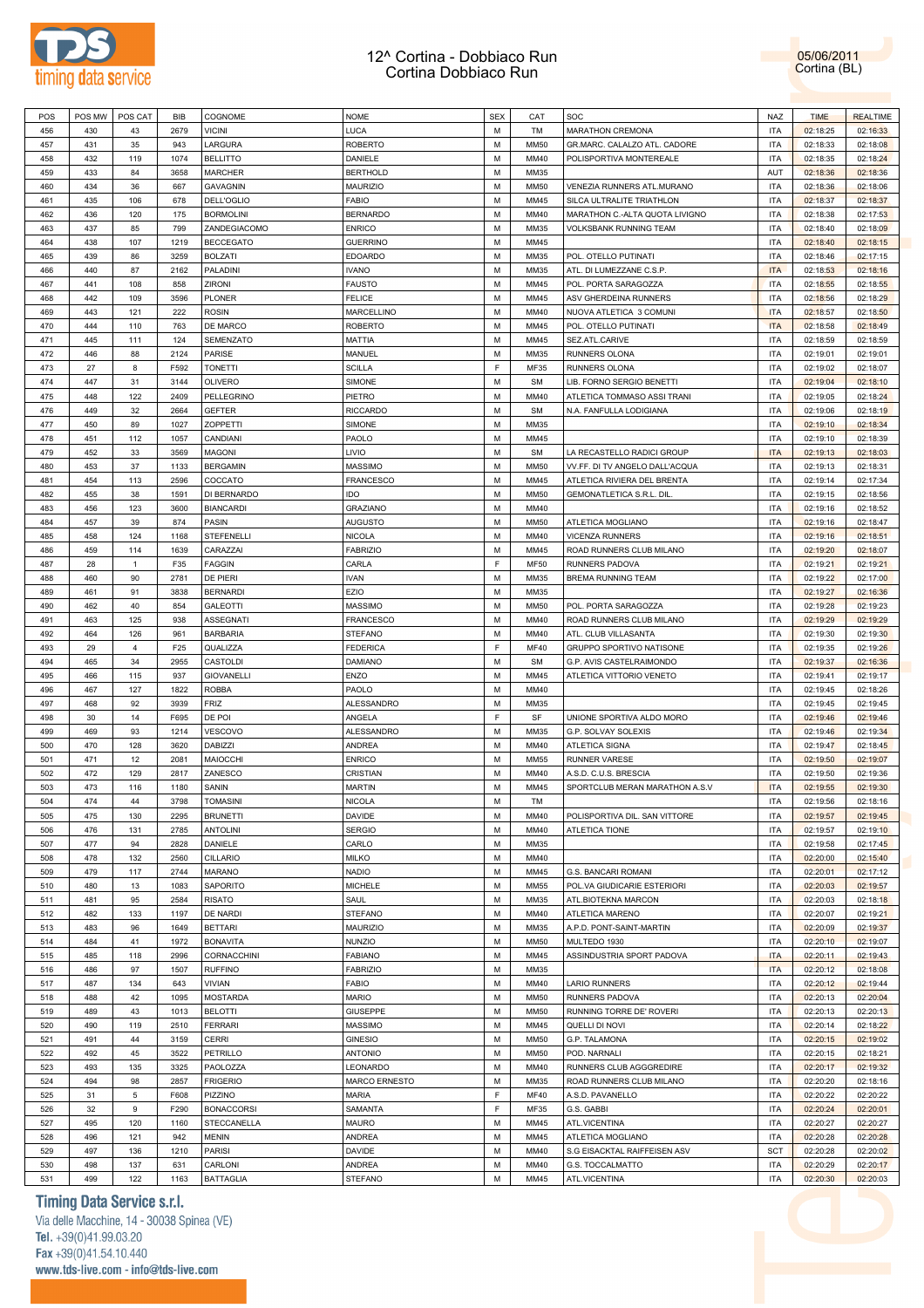# 12^ Cortina - Dobbiaco Run
Cortina Dobbiaco Run

05/06/2011
Cortina (BL)

| POS | POS MW | POS CAT | BIB | COGNOME | NOME | SEX | CAT | SOC | NAZ | TIME | REALTIME |
|---|---|---|---|---|---|---|---|---|---|---|---|
| 456 | 430 | 43 | 2679 | VICINI | LUCA | M | TM | MARATHON CREMONA | ITA | 02:18:25 | 02:16:33 |
| 457 | 431 | 35 | 943 | LARGURA | ROBERTO | M | MM50 | GR.MARC. CALALZO ATL. CADORE | ITA | 02:18:33 | 02:18:08 |
| 458 | 432 | 119 | 1074 | BELLITTO | DANIELE | M | MM40 | POLISPORTIVA MONTEREALE | ITA | 02:18:35 | 02:18:24 |
| 459 | 433 | 84 | 3658 | MARCHER | BERTHOLD | M | MM35 | | AUT | 02:18:36 | 02:18:36 |
| 460 | 434 | 36 | 667 | GAVAGNIN | MAURIZIO | M | MM50 | VENEZIA RUNNERS ATL.MURANO | ITA | 02:18:36 | 02:18:06 |
| 461 | 435 | 106 | 678 | DELL'OGLIO | FABIO | M | MM45 | SILCA ULTRALITE TRIATHLON | ITA | 02:18:37 | 02:18:37 |
| 462 | 436 | 120 | 175 | BORMOLINI | BERNARDO | M | MM40 | MARATHON C.-ALTA QUOTA LIVIGNO | ITA | 02:18:38 | 02:17:53 |
| 463 | 437 | 85 | 799 | ZANDEGIACOMO | ENRICO | M | MM35 | VOLKSBANK RUNNING TEAM | ITA | 02:18:40 | 02:18:09 |
| 464 | 438 | 107 | 1219 | BECCEGATO | GUERRINO | M | MM45 | | ITA | 02:18:40 | 02:18:15 |
| 465 | 439 | 86 | 3259 | BOLZATI | EDOARDO | M | MM35 | POL. OTELLO PUTINATI | ITA | 02:18:46 | 02:17:15 |
| 466 | 440 | 87 | 2162 | PALADINI | IVANO | M | MM35 | ATL. DI LUMEZZANE C.S.P. | ITA | 02:18:53 | 02:18:16 |
| 467 | 441 | 108 | 858 | ZIRONI | FAUSTO | M | MM45 | POL. PORTA SARAGOZZA | ITA | 02:18:55 | 02:18:55 |
| 468 | 442 | 109 | 3596 | PLONER | FELICE | M | MM45 | ASV GHERDEINA RUNNERS | ITA | 02:18:56 | 02:18:29 |
| 469 | 443 | 121 | 222 | ROSIN | MARCELLINO | M | MM40 | NUOVA ATLETICA 3 COMUNI | ITA | 02:18:57 | 02:18:50 |
| 470 | 444 | 110 | 763 | DE MARCO | ROBERTO | M | MM45 | POL. OTELLO PUTINATI | ITA | 02:18:58 | 02:18:49 |
| 471 | 445 | 111 | 124 | SEMENZATO | MATTIA | M | MM45 | SEZ.ATL.CARIVE | ITA | 02:18:59 | 02:18:59 |
| 472 | 446 | 88 | 2124 | PARISE | MANUEL | M | MM35 | RUNNERS OLONA | ITA | 02:19:01 | 02:19:01 |
| 473 | 27 | 8 | F592 | TONETTI | SCILLA | F | MF35 | RUNNERS OLONA | ITA | 02:19:02 | 02:18:07 |
| 474 | 447 | 31 | 3144 | OLIVERO | SIMONE | M | SM | LIB. FORNO SERGIO BENETTI | ITA | 02:19:04 | 02:18:10 |
| 475 | 448 | 122 | 2409 | PELLEGRINO | PIETRO | M | MM40 | ATLETICA TOMMASO ASSI TRANI | ITA | 02:19:05 | 02:18:24 |
| 476 | 449 | 32 | 2664 | GEFTER | RICCARDO | M | SM | N.A. FANFULLA LODIGIANA | ITA | 02:19:06 | 02:18:19 |
| 477 | 450 | 89 | 1027 | ZOPPETTI | SIMONE | M | MM35 | | ITA | 02:19:10 | 02:18:34 |
| 478 | 451 | 112 | 1057 | CANDIANI | PAOLO | M | MM45 | | ITA | 02:19:10 | 02:18:39 |
| 479 | 452 | 33 | 3569 | MAGONI | LIVIO | M | SM | LA RECASTELLO RADICI GROUP | ITA | 02:19:13 | 02:18:03 |
| 480 | 453 | 37 | 1133 | BERGAMIN | MASSIMO | M | MM50 | VV.FF. DI TV ANGELO DALL'ACQUA | ITA | 02:19:13 | 02:18:31 |
| 481 | 454 | 113 | 2596 | COCCATO | FRANCESCO | M | MM45 | ATLETICA RIVIERA DEL BRENTA | ITA | 02:19:14 | 02:17:34 |
| 482 | 455 | 38 | 1591 | DI BERNARDO | IDO | M | MM50 | GEMONATLETICA S.R.L. DIL. | ITA | 02:19:15 | 02:18:56 |
| 483 | 456 | 123 | 3600 | BIANCARDI | GRAZIANO | M | MM40 | | ITA | 02:19:16 | 02:18:52 |
| 484 | 457 | 39 | 874 | PASIN | AUGUSTO | M | MM50 | ATLETICA MOGLIANO | ITA | 02:19:16 | 02:18:47 |
| 485 | 458 | 124 | 1168 | STEFENELLI | NICOLA | M | MM40 | VICENZA RUNNERS | ITA | 02:19:16 | 02:18:51 |
| 486 | 459 | 114 | 1639 | CARAZZAI | FABRIZIO | M | MM45 | ROAD RUNNERS CLUB MILANO | ITA | 02:19:20 | 02:18:07 |
| 487 | 28 | 1 | F35 | FAGGIN | CARLA | F | MF50 | RUNNERS PADOVA | ITA | 02:19:21 | 02:19:21 |
| 488 | 460 | 90 | 2781 | DE PIERI | IVAN | M | MM35 | BREMA RUNNING TEAM | ITA | 02:19:22 | 02:17:00 |
| 489 | 461 | 91 | 3838 | BERNARDI | EZIO | M | MM35 | | ITA | 02:19:27 | 02:16:36 |
| 490 | 462 | 40 | 854 | GALEOTTI | MASSIMO | M | MM50 | POL. PORTA SARAGOZZA | ITA | 02:19:28 | 02:19:23 |
| 491 | 463 | 125 | 938 | ASSEGNATI | FRANCESCO | M | MM40 | ROAD RUNNERS CLUB MILANO | ITA | 02:19:29 | 02:19:29 |
| 492 | 464 | 126 | 961 | BARBARIA | STEFANO | M | MM40 | ATL. CLUB VILLASANTA | ITA | 02:19:30 | 02:19:30 |
| 493 | 29 | 4 | F25 | QUALIZZA | FEDERICA | F | MF40 | GRUPPO SPORTIVO NATISONE | ITA | 02:19:35 | 02:19:26 |
| 494 | 465 | 34 | 2955 | CASTOLDI | DAMIANO | M | SM | G.P. AVIS CASTELRAIMONDO | ITA | 02:19:37 | 02:16:36 |
| 495 | 466 | 115 | 937 | GIOVANELLI | ENZO | M | MM45 | ATLETICA VITTORIO VENETO | ITA | 02:19:41 | 02:19:17 |
| 496 | 467 | 127 | 1822 | ROBBA | PAOLO | M | MM40 | | ITA | 02:19:45 | 02:18:26 |
| 497 | 468 | 92 | 3939 | FRIZ | ALESSANDRO | M | MM35 | | ITA | 02:19:45 | 02:19:45 |
| 498 | 30 | 14 | F695 | DE POI | ANGELA | F | SF | UNIONE SPORTIVA ALDO MORO | ITA | 02:19:46 | 02:19:46 |
| 499 | 469 | 93 | 1214 | VESCOVO | ALESSANDRO | M | MM35 | G.P. SOLVAY SOLEXIS | ITA | 02:19:46 | 02:19:34 |
| 500 | 470 | 128 | 3620 | DABIZZI | ANDREA | M | MM40 | ATLETICA SIGNA | ITA | 02:19:47 | 02:18:45 |
| 501 | 471 | 12 | 2081 | MAIOCCHI | ENRICO | M | MM55 | RUNNER VARESE | ITA | 02:19:50 | 02:19:07 |
| 502 | 472 | 129 | 2817 | ZANESCO | CRISTIAN | M | MM40 | A.S.D. C.U.S. BRESCIA | ITA | 02:19:50 | 02:19:36 |
| 503 | 473 | 116 | 1180 | SANIN | MARTIN | M | MM45 | SPORTCLUB MERAN MARATHON A.S.V | ITA | 02:19:55 | 02:19:30 |
| 504 | 474 | 44 | 3798 | TOMASINI | NICOLA | M | TM | | ITA | 02:19:56 | 02:18:16 |
| 505 | 475 | 130 | 2295 | BRUNETTI | DAVIDE | M | MM40 | POLISPORTIVA DIL. SAN VITTORE | ITA | 02:19:57 | 02:19:45 |
| 506 | 476 | 131 | 2785 | ANTOLINI | SERGIO | M | MM40 | ATLETICA TIONE | ITA | 02:19:57 | 02:19:10 |
| 507 | 477 | 94 | 2828 | DANIELE | CARLO | M | MM35 | | ITA | 02:19:58 | 02:17:45 |
| 508 | 478 | 132 | 2560 | CILLARIO | MILKO | M | MM40 | | ITA | 02:20:00 | 02:15:40 |
| 509 | 479 | 117 | 2744 | MARANO | NADIO | M | MM45 | G.S. BANCARI ROMANI | ITA | 02:20:01 | 02:17:12 |
| 510 | 480 | 13 | 1083 | SAPORITO | MICHELE | M | MM55 | POL.VA GIUDICARIE ESTERIORI | ITA | 02:20:03 | 02:19:57 |
| 511 | 481 | 95 | 2584 | RISATO | SAUL | M | MM35 | ATL.BIOTEKNA MARCON | ITA | 02:20:03 | 02:18:18 |
| 512 | 482 | 133 | 1197 | DE NARDI | STEFANO | M | MM40 | ATLETICA MARENO | ITA | 02:20:07 | 02:19:21 |
| 513 | 483 | 96 | 1649 | BETTARI | MAURIZIO | M | MM35 | A.P.D. PONT-SAINT-MARTIN | ITA | 02:20:09 | 02:19:37 |
| 514 | 484 | 41 | 1972 | BONAVITA | NUNZIO | M | MM50 | MULTEDO 1930 | ITA | 02:20:10 | 02:19:07 |
| 515 | 485 | 118 | 2996 | CORNACCHINI | FABIANO | M | MM45 | ASSINDUSTRIA SPORT PADOVA | ITA | 02:20:11 | 02:19:43 |
| 516 | 486 | 97 | 1507 | RUFFINO | FABRIZIO | M | MM35 | | ITA | 02:20:12 | 02:18:08 |
| 517 | 487 | 134 | 643 | VIVIAN | FABIO | M | MM40 | LARIO RUNNERS | ITA | 02:20:12 | 02:19:44 |
| 518 | 488 | 42 | 1095 | MOSTARDA | MARIO | M | MM50 | RUNNERS PADOVA | ITA | 02:20:13 | 02:20:04 |
| 519 | 489 | 43 | 1013 | BELOTTI | GIUSEPPE | M | MM50 | RUNNING TORRE DE' ROVERI | ITA | 02:20:13 | 02:20:13 |
| 520 | 490 | 119 | 2510 | FERRARI | MASSIMO | M | MM45 | QUELLI DI NOVI | ITA | 02:20:14 | 02:18:22 |
| 521 | 491 | 44 | 3159 | CERRI | GINESIO | M | MM50 | G.P. TALAMONA | ITA | 02:20:15 | 02:19:02 |
| 522 | 492 | 45 | 3522 | PETRILLO | ANTONIO | M | MM50 | POD. NARNALI | ITA | 02:20:15 | 02:18:21 |
| 523 | 493 | 135 | 3325 | PAOLOZZA | LEONARDO | M | MM40 | RUNNERS CLUB AGGGREDIRE | ITA | 02:20:17 | 02:19:32 |
| 524 | 494 | 98 | 2857 | FRIGERIO | MARCO ERNESTO | M | MM35 | ROAD RUNNERS CLUB MILANO | ITA | 02:20:20 | 02:18:16 |
| 525 | 31 | 5 | F608 | PIZZINO | MARIA | F | MF40 | A.S.D. PAVANELLO | ITA | 02:20:22 | 02:20:22 |
| 526 | 32 | 9 | F290 | BONACCORSI | SAMANTA | F | MF35 | G.S. GABBI | ITA | 02:20:24 | 02:20:01 |
| 527 | 495 | 120 | 1160 | STECCANELLA | MAURO | M | MM45 | ATL.VICENTINA | ITA | 02:20:27 | 02:20:27 |
| 528 | 496 | 121 | 942 | MENIN | ANDREA | M | MM45 | ATLETICA MOGLIANO | ITA | 02:20:28 | 02:20:28 |
| 529 | 497 | 136 | 1210 | PARISI | DAVIDE | M | MM40 | S.G EISACKTAL RAIFFEISEN ASV | SCT | 02:20:28 | 02:20:02 |
| 530 | 498 | 137 | 631 | CARLONI | ANDREA | M | MM40 | G.S. TOCCALMATTO | ITA | 02:20:29 | 02:20:17 |
| 531 | 499 | 122 | 1163 | BATTAGLIA | STEFANO | M | MM45 | ATL.VICENTINA | ITA | 02:20:30 | 02:20:03 |

**Timing Data Service s.r.l.**
Via delle Macchine, 14 - 30038 Spinea (VE)
Tel. +39(0)41.99.03.20
Fax +39(0)41.54.10.440
www.tds-live.com - info@tds-live.com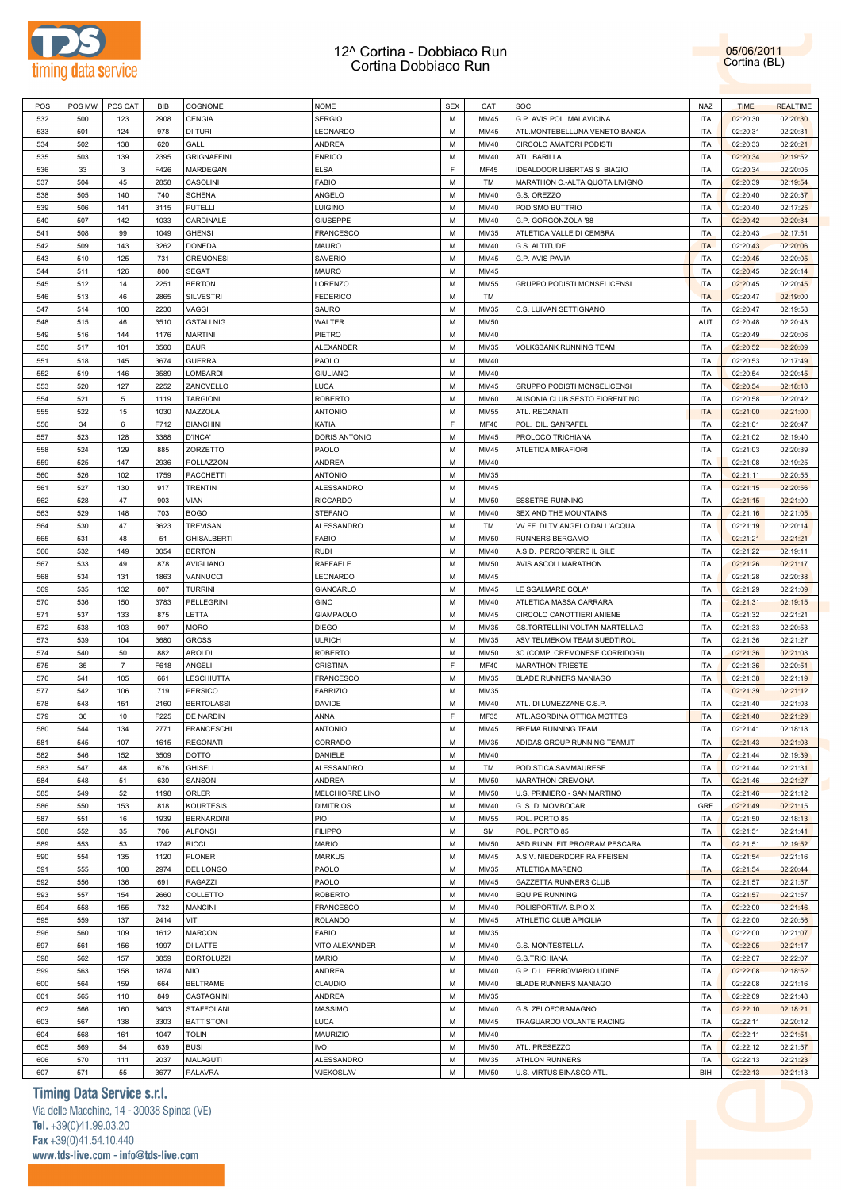# 12^ Cortina - Dobbiaco Run
# Cortina Dobbiaco Run

05/06/2011
Cortina (BL)

| POS | POS MW | POS CAT | BIB | COGNOME | NOME | SEX | CAT | SOC | NAZ | TIME | REALTIME |
|---|---|---|---|---|---|---|---|---|---|---|---|
| 532 | 500 | 123 | 2908 | CENGIA | SERGIO | M | MM45 | G.P. AVIS POL. MALAVICINA | ITA | 02:20:30 | 02:20:30 |
| 533 | 501 | 124 | 978 | DI TURI | LEONARDO | M | MM45 | ATL.MONTEBELLUNA VENETO BANCA | ITA | 02:20:31 | 02:20:31 |
| 534 | 502 | 138 | 620 | GALLI | ANDREA | M | MM40 | CIRCOLO AMATORI PODISTI | ITA | 02:20:33 | 02:20:21 |
| 535 | 503 | 139 | 2395 | GRIGNAFFINI | ENRICO | M | MM40 | ATL. BARILLA | ITA | 02:20:34 | 02:19:52 |
| 536 | 33 | 3 | F426 | MARDEGAN | ELSA | F | MF45 | IDEALDOOR LIBERTAS S. BIAGIO | ITA | 02:20:34 | 02:20:05 |
| 537 | 504 | 45 | 2858 | CASOLINI | FABIO | M | TM | MARATHON C.-ALTA QUOTA LIVIGNO | ITA | 02:20:39 | 02:19:54 |
| 538 | 505 | 140 | 740 | SCHENA | ANGELO | M | MM40 | G.S. OREZZO | ITA | 02:20:40 | 02:20:37 |
| 539 | 506 | 141 | 3115 | PUTELLI | LUIGINO | M | MM40 | PODISMO BUTTRIO | ITA | 02:20:40 | 02:17:25 |
| 540 | 507 | 142 | 1033 | CARDINALE | GIUSEPPE | M | MM40 | G.P. GORGONZOLA '88 | ITA | 02:20:42 | 02:20:34 |
| 541 | 508 | 99 | 1049 | GHENSI | FRANCESCO | M | MM35 | ATLETICA VALLE DI CEMBRA | ITA | 02:20:43 | 02:17:51 |
| 542 | 509 | 143 | 3262 | DONEDA | MAURO | M | MM40 | G.S. ALTITUDE | ITA | 02:20:43 | 02:20:06 |
| 543 | 510 | 125 | 731 | CREMONESI | SAVERIO | M | MM45 | G.P. AVIS PAVIA | ITA | 02:20:45 | 02:20:05 |
| 544 | 511 | 126 | 800 | SEGAT | MAURO | M | MM45 |  | ITA | 02:20:45 | 02:20:14 |
| 545 | 512 | 14 | 2251 | BERTON | LORENZO | M | MM55 | GRUPPO PODISTI MONSELICENSI | ITA | 02:20:45 | 02:20:45 |
| 546 | 513 | 46 | 2865 | SILVESTRI | FEDERICO | M | TM |  | ITA | 02:20:47 | 02:19:00 |
| 547 | 514 | 100 | 2230 | VAGGI | SAURO | M | MM35 | C.S. LUIVAN SETTIGNANO | ITA | 02:20:47 | 02:19:58 |
| 548 | 515 | 46 | 3510 | GSTALLNIG | WALTER | M | MM50 |  | AUT | 02:20:48 | 02:20:43 |
| 549 | 516 | 144 | 1176 | MARTINI | PIETRO | M | MM40 |  | ITA | 02:20:49 | 02:20:06 |
| 550 | 517 | 101 | 3560 | BAUR | ALEXANDER | M | MM35 | VOLKSBANK RUNNING TEAM | ITA | 02:20:52 | 02:20:09 |
| 551 | 518 | 145 | 3674 | GUERRA | PAOLO | M | MM40 |  | ITA | 02:20:53 | 02:17:49 |
| 552 | 519 | 146 | 3589 | LOMBARDI | GIULIANO | M | MM40 |  | ITA | 02:20:54 | 02:20:45 |
| 553 | 520 | 127 | 2252 | ZANOVELLO | LUCA | M | MM45 | GRUPPO PODISTI MONSELICENSI | ITA | 02:20:54 | 02:18:18 |
| 554 | 521 | 5 | 1119 | TARGIONI | ROBERTO | M | MM60 | AUSONIA CLUB SESTO FIORENTINO | ITA | 02:20:58 | 02:20:42 |
| 555 | 522 | 15 | 1030 | MAZZOLA | ANTONIO | M | MM55 | ATL. RECANATI | ITA | 02:21:00 | 02:21:00 |
| 556 | 34 | 6 | F712 | BIANCHINI | KATIA | F | MF40 | POL. DIL. SANRAFEL | ITA | 02:21:01 | 02:20:47 |
| 557 | 523 | 128 | 3388 | D'INCA' | DORIS ANTONIO | M | MM45 | PROLOCO TRICHIANA | ITA | 02:21:02 | 02:19:40 |
| 558 | 524 | 129 | 885 | ZORZETTO | PAOLO | M | MM45 | ATLETICA MIRAFIORI | ITA | 02:21:03 | 02:20:39 |
| 559 | 525 | 147 | 2936 | POLLAZZON | ANDREA | M | MM40 |  | ITA | 02:21:08 | 02:19:25 |
| 560 | 526 | 102 | 1759 | PACCHETTI | ANTONIO | M | MM35 |  | ITA | 02:21:11 | 02:20:55 |
| 561 | 527 | 130 | 917 | TRENTIN | ALESSANDRO | M | MM45 |  | ITA | 02:21:15 | 02:20:56 |
| 562 | 528 | 47 | 903 | VIAN | RICCARDO | M | MM50 | ESSETRE RUNNING | ITA | 02:21:15 | 02:21:00 |
| 563 | 529 | 148 | 703 | BOGO | STEFANO | M | MM40 | SEX AND THE MOUNTAINS | ITA | 02:21:16 | 02:21:05 |
| 564 | 530 | 47 | 3623 | TREVISAN | ALESSANDRO | M | TM | VV.FF. DI TV ANGELO DALL'ACQUA | ITA | 02:21:19 | 02:20:14 |
| 565 | 531 | 48 | 51 | GHISALBERTI | FABIO | M | MM50 | RUNNERS BERGAMO | ITA | 02:21:21 | 02:21:21 |
| 566 | 532 | 149 | 3054 | BERTON | RUDI | M | MM40 | A.S.D. PERCORRERE IL SILE | ITA | 02:21:22 | 02:19:11 |
| 567 | 533 | 49 | 878 | AVIGLIANO | RAFFAELE | M | MM50 | AVIS ASCOLI MARATHON | ITA | 02:21:26 | 02:21:17 |
| 568 | 534 | 131 | 1863 | VANNUCCI | LEONARDO | M | MM45 |  | ITA | 02:21:28 | 02:20:38 |
| 569 | 535 | 132 | 807 | TURRINI | GIANCARLO | M | MM45 | LE SGALMARE COLA' | ITA | 02:21:29 | 02:21:09 |
| 570 | 536 | 150 | 3783 | PELLEGRINI | GINO | M | MM40 | ATLETICA MASSA CARRARA | ITA | 02:21:31 | 02:19:15 |
| 571 | 537 | 133 | 875 | LETTA | GIAMPAOLO | M | MM45 | CIRCOLO CANOTTIERI ANIENE | ITA | 02:21:32 | 02:21:21 |
| 572 | 538 | 103 | 907 | MORO | DIEGO | M | MM35 | GS.TORTELLINI VOLTAN MARTELLAG | ITA | 02:21:33 | 02:20:53 |
| 573 | 539 | 104 | 3680 | GROSS | ULRICH | M | MM35 | ASV TELMEKOM TEAM SUEDTIROL | ITA | 02:21:36 | 02:21:27 |
| 574 | 540 | 50 | 882 | AROLDI | ROBERTO | M | MM50 | 3C (COMP. CREMONESE CORRIDORI) | ITA | 02:21:36 | 02:21:08 |
| 575 | 35 | 7 | F618 | ANGELI | CRISTINA | F | MF40 | MARATHON TRIESTE | ITA | 02:21:36 | 02:20:51 |
| 576 | 541 | 105 | 661 | LESCHIUTTA | FRANCESCO | M | MM35 | BLADE RUNNERS MANIAGO | ITA | 02:21:38 | 02:21:19 |
| 577 | 542 | 106 | 719 | PERSICO | FABRIZIO | M | MM35 |  | ITA | 02:21:39 | 02:21:12 |
| 578 | 543 | 151 | 2160 | BERTOLASSI | DAVIDE | M | MM40 | ATL. DI LUMEZZANE C.S.P. | ITA | 02:21:40 | 02:21:03 |
| 579 | 36 | 10 | F225 | DE NARDIN | ANNA | F | MF35 | ATL.AGORDINA OTTICA MOTTES | ITA | 02:21:40 | 02:21:29 |
| 580 | 544 | 134 | 2771 | FRANCESCHI | ANTONIO | M | MM45 | BREMA RUNNING TEAM | ITA | 02:21:41 | 02:18:18 |
| 581 | 545 | 107 | 1615 | REGONATI | CORRADO | M | MM35 | ADIDAS GROUP RUNNING TEAM.IT | ITA | 02:21:43 | 02:21:03 |
| 582 | 546 | 152 | 3509 | DOTTO | DANIELE | M | MM40 |  | ITA | 02:21:44 | 02:19:39 |
| 583 | 547 | 48 | 676 | GHISELLI | ALESSANDRO | M | TM | PODISTICA SAMMAURESE | ITA | 02:21:44 | 02:21:31 |
| 584 | 548 | 51 | 630 | SANSONI | ANDREA | M | MM50 | MARATHON CREMONA | ITA | 02:21:46 | 02:21:27 |
| 585 | 549 | 52 | 1198 | ORLER | MELCHIORRE LINO | M | MM50 | U.S. PRIMIERO - SAN MARTINO | ITA | 02:21:46 | 02:21:12 |
| 586 | 550 | 153 | 818 | KOURTESIS | DIMITRIOS | M | MM40 | G. S. D. MOMBOCAR | GRE | 02:21:49 | 02:21:15 |
| 587 | 551 | 16 | 1939 | BERNARDINI | PIO | M | MM55 | POL. PORTO 85 | ITA | 02:21:50 | 02:18:13 |
| 588 | 552 | 35 | 706 | ALFONSI | FILIPPO | M | SM | POL. PORTO 85 | ITA | 02:21:51 | 02:21:41 |
| 589 | 553 | 53 | 1742 | RICCI | MARIO | M | MM50 | ASD RUNN. FIT PROGRAM PESCARA | ITA | 02:21:51 | 02:19:52 |
| 590 | 554 | 135 | 1120 | PLONER | MARKUS | M | MM45 | A.S.V. NIEDERDORF RAIFFEISEN | ITA | 02:21:54 | 02:21:16 |
| 591 | 555 | 108 | 2974 | DEL LONGO | PAOLO | M | MM35 | ATLETICA MARENO | ITA | 02:21:54 | 02:20:44 |
| 592 | 556 | 136 | 691 | RAGAZZI | PAOLO | M | MM45 | GAZZETTA RUNNERS CLUB | ITA | 02:21:57 | 02:21:57 |
| 593 | 557 | 154 | 2660 | COLLETTO | ROBERTO | M | MM40 | EQUIPE RUNNING | ITA | 02:21:57 | 02:21:57 |
| 594 | 558 | 155 | 732 | MANCINI | FRANCESCO | M | MM40 | POLISPORTIVA S.PIO X | ITA | 02:22:00 | 02:21:46 |
| 595 | 559 | 137 | 2414 | VIT | ROLANDO | M | MM45 | ATHLETIC CLUB APICILIA | ITA | 02:22:00 | 02:20:56 |
| 596 | 560 | 109 | 1612 | MARCON | FABIO | M | MM35 |  | ITA | 02:22:00 | 02:21:07 |
| 597 | 561 | 156 | 1997 | DI LATTE | VITO ALEXANDER | M | MM40 | G.S. MONTESTELLA | ITA | 02:22:05 | 02:21:17 |
| 598 | 562 | 157 | 3859 | BORTOLUZZI | MARIO | M | MM40 | G.S.TRICHIANA | ITA | 02:22:07 | 02:22:07 |
| 599 | 563 | 158 | 1874 | MIO | ANDREA | M | MM40 | G.P. D.L. FERROVIARIO UDINE | ITA | 02:22:08 | 02:18:52 |
| 600 | 564 | 159 | 664 | BELTRAME | CLAUDIO | M | MM40 | BLADE RUNNERS MANIAGO | ITA | 02:22:08 | 02:21:16 |
| 601 | 565 | 110 | 849 | CASTAGNINI | ANDREA | M | MM35 |  | ITA | 02:22:09 | 02:21:48 |
| 602 | 566 | 160 | 3403 | STAFFOLANI | MASSIMO | M | MM40 | G.S. ZELOFORAMAGNO | ITA | 02:22:10 | 02:18:21 |
| 603 | 567 | 138 | 3303 | BATTISTONI | LUCA | M | MM45 | TRAGUARDO VOLANTE RACING | ITA | 02:22:11 | 02:20:12 |
| 604 | 568 | 161 | 1047 | TOLIN | MAURIZIO | M | MM40 |  | ITA | 02:22:11 | 02:21:51 |
| 605 | 569 | 54 | 639 | BUSI | IVO | M | MM50 | ATL. PRESEZZO | ITA | 02:22:12 | 02:21:57 |
| 606 | 570 | 111 | 2037 | MALAGUTI | ALESSANDRO | M | MM35 | ATHLON RUNNERS | ITA | 02:22:13 | 02:21:23 |
| 607 | 571 | 55 | 3677 | PALAVRA | VJEKOSLAV | M | MM50 | U.S. VIRTUS BINASCO ATL. | BIH | 02:22:13 | 02:21:13 |

**Timing Data Service s.r.l.**
Via delle Macchine, 14 - 30038 Spinea (VE)
Tel. +39(0)41.99.03.20
Fax +39(0)41.54.10.440
www.tds-live.com - info@tds-live.com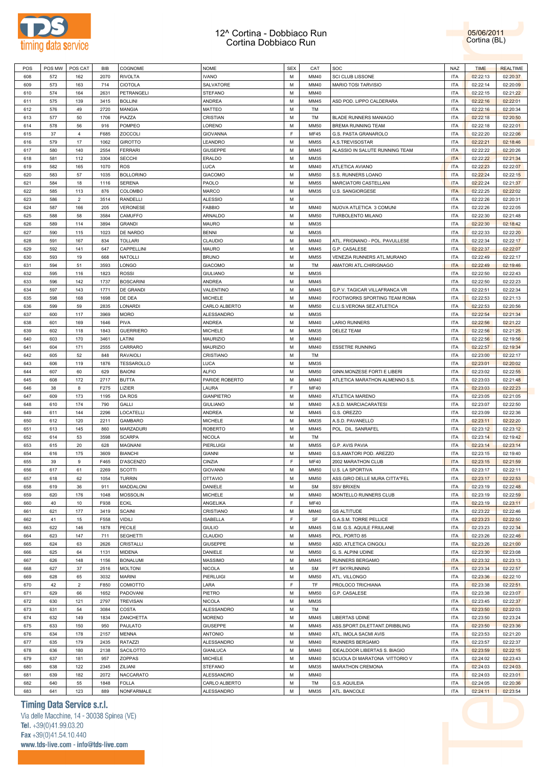# 12^ Cortina - Dobbiaco Run
Cortina Dobbiaco Run

05/06/2011
Cortina (BL)

| POS | POS MW | POS CAT | BIB | COGNOME | NOME | SEX | CAT | SOC | NAZ | TIME | REALTIME |
|---|---|---|---|---|---|---|---|---|---|---|---|
| 608 | 572 | 162 | 2070 | RIVOLTA | IVANO | M | MM40 | SCI CLUB LISSONE | ITA | 02:22:13 | 02:20:37 |
| 609 | 573 | 163 | 714 | CIOTOLA | SALVATORE | M | MM40 | MARIO TOSI TARVISIO | ITA | 02:22:14 | 02:20:09 |
| 610 | 574 | 164 | 2631 | PETRANGELI | STEFANO | M | MM40 | | ITA | 02:22:15 | 02:21:22 |
| 611 | 575 | 139 | 3415 | BOLLINI | ANDREA | M | MM45 | ASD POD. LIPPO CALDERARA | ITA | 02:22:16 | 02:22:01 |
| 612 | 576 | 49 | 2720 | MANGIA | MATTEO | M | TM | | ITA | 02:22:16 | 02:20:34 |
| 613 | 577 | 50 | 1706 | PIAZZA | CRISTIAN | M | TM | BLADE RUNNERS MANIAGO | ITA | 02:22:18 | 02:20:50 |
| 614 | 578 | 56 | 916 | POMPEO | LORENO | M | MM50 | BREMA RUNNING TEAM | ITA | 02:22:18 | 02:22:01 |
| 615 | 37 | 4 | F685 | ZOCCOLI | GIOVANNA | F | MF45 | G.S. PASTA GRANAROLO | ITA | 02:22:20 | 02:22:06 |
| 616 | 579 | 17 | 1062 | GIROTTO | LEANDRO | M | MM55 | A.S.TREVISOSTAR | ITA | 02:22:21 | 02:18:46 |
| 617 | 580 | 140 | 2554 | FERRARI | GIUSEPPE | M | MM45 | ALASSIO IN SALUTE RUNNING TEAM | ITA | 02:22:22 | 02:20:26 |
| 618 | 581 | 112 | 3304 | SECCHI | ERALDO | M | MM35 | | ITA | 02:22:22 | 02:21:34 |
| 619 | 582 | 165 | 1070 | ROS | LUCA | M | MM40 | ATLETICA AVIANO | ITA | 02:22:23 | 02:22:07 |
| 620 | 583 | 57 | 1035 | BOLLORINO | GIACOMO | M | MM50 | S.S. RUNNERS LOANO | ITA | 02:22:24 | 02:22:15 |
| 621 | 584 | 18 | 1116 | SERENA | PAOLO | M | MM55 | MARCIATORI CASTELLANI | ITA | 02:22:24 | 02:21:37 |
| 622 | 585 | 113 | 876 | COLOMBO | MARCO | M | MM35 | U.S. SANGIORGESE | ITA | 02:22:25 | 02:22:02 |
| 623 | 586 | 2 | 3514 | RANDELLI | ALESSIO | M | | | ITA | 02:22:26 | 02:20:31 |
| 624 | 587 | 166 | 205 | VERONESE | FABBIO | M | MM40 | NUOVA ATLETICA 3 COMUNI | ITA | 02:22:26 | 02:22:05 |
| 625 | 588 | 58 | 3584 | CAMUFFO | ARNALDO | M | MM50 | TURBOLENTO MILANO | ITA | 02:22:30 | 02:21:48 |
| 626 | 589 | 114 | 3894 | GRANDI | MAURO | M | MM35 | | ITA | 02:22:30 | 02:18:42 |
| 627 | 590 | 115 | 1023 | DE NARDO | BENNI | M | MM35 | | ITA | 02:22:33 | 02:22:20 |
| 628 | 591 | 167 | 834 | TOLLARI | CLAUDIO | M | MM40 | ATL. FRIGNANO - POL. PAVULLESE | ITA | 02:22:34 | 02:22:17 |
| 629 | 592 | 141 | 647 | CAPPELLINI | MAURO | M | MM45 | G.P. CASALESE | ITA | 02:22:37 | 02:22:07 |
| 630 | 593 | 19 | 668 | NATOLLI | BRUNO | M | MM55 | VENEZIA RUNNERS ATL.MURANO | ITA | 02:22:49 | 02:22:17 |
| 631 | 594 | 51 | 3593 | LONGO | GIACOMO | M | TM | AMATORI ATL.CHIRIGNAGO | ITA | 02:22:49 | 02:19:46 |
| 632 | 595 | 116 | 1823 | ROSSI | GIULIANO | M | MM35 | | ITA | 02:22:50 | 02:22:43 |
| 633 | 596 | 142 | 1737 | BOSCARINI | ANDREA | M | MM45 | | ITA | 02:22:50 | 02:22:23 |
| 634 | 597 | 143 | 1771 | DE GRANDI | VALENTINO | M | MM45 | G.P.V. TAGICAR VILLAFRANCA VR | ITA | 02:22:51 | 02:22:34 |
| 635 | 598 | 168 | 1698 | DE DEA | MICHELE | M | MM40 | FOOTWORKS SPORTING TEAM ROMA | ITA | 02:22:53 | 02:21:13 |
| 636 | 599 | 59 | 2835 | LONARDI | CARLO ALBERTO | M | MM50 | C.U.S.VERONA SEZ.ATLETICA | ITA | 02:22:53 | 02:20:56 |
| 637 | 600 | 117 | 3969 | MORO | ALESSANDRO | M | MM35 | | ITA | 02:22:54 | 02:21:34 |
| 638 | 601 | 169 | 1646 | PIVA | ANDREA | M | MM40 | LARIO RUNNERS | ITA | 02:22:56 | 02:21:22 |
| 639 | 602 | 118 | 1843 | GUERRIERO | MICHELE | M | MM35 | DELEZ TEAM | ITA | 02:22:56 | 02:21:25 |
| 640 | 603 | 170 | 3461 | LATINI | MAURIZIO | M | MM40 | | ITA | 02:22:56 | 02:19:56 |
| 641 | 604 | 171 | 2555 | CARRARO | MAURIZIO | M | MM40 | ESSETRE RUNNING | ITA | 02:22:57 | 02:19:34 |
| 642 | 605 | 52 | 848 | RAVAIOLI | CRISTIANO | M | TM | | ITA | 02:23:00 | 02:22:17 |
| 643 | 606 | 119 | 1876 | TESSAROLLO | LUCA | M | MM35 | | ITA | 02:23:01 | 02:20:02 |
| 644 | 607 | 60 | 629 | BAIONI | ALFIO | M | MM50 | GINN.MONZESE FORTI E LIBERI | ITA | 02:23:02 | 02:22:55 |
| 645 | 608 | 172 | 2717 | BUTTA | PARIDE ROBERTO | M | MM40 | ATLETICA MARATHON ALMENNO S.S. | ITA | 02:23:03 | 02:21:48 |
| 646 | 38 | 8 | F275 | LIZIER | LAURA | F | MF40 | | ITA | 02:23:03 | 02:22:23 |
| 647 | 609 | 173 | 1195 | DA ROS | GIANPIETRO | M | MM40 | ATLETICA MARENO | ITA | 02:23:05 | 02:21:05 |
| 648 | 610 | 174 | 790 | GALLI | GIULIANO | M | MM40 | A.S.D. MARCIACARATESI | ITA | 02:23:07 | 02:22:50 |
| 649 | 611 | 144 | 2296 | LOCATELLI | ANDREA | M | MM45 | G.S. OREZZO | ITA | 02:23:09 | 02:22:36 |
| 650 | 612 | 120 | 2211 | GAMBARO | MICHELE | M | MM35 | A.S.D. PAVANELLO | ITA | 02:23:11 | 02:22:20 |
| 651 | 613 | 145 | 860 | MARZADURI | ROBERTO | M | MM45 | POL. DIL. SANRAFEL | ITA | 02:23:12 | 02:23:12 |
| 652 | 614 | 53 | 3598 | SCARPA | NICOLA | M | TM | | ITA | 02:23:14 | 02:19:42 |
| 653 | 615 | 20 | 628 | MAGNANI | PIERLUIGI | M | MM55 | G.P. AVIS PAVIA | ITA | 02:23:14 | 02:23:14 |
| 654 | 616 | 175 | 3609 | BIANCHI | GIANNI | M | MM40 | G.S.AMATORI POD. AREZZO | ITA | 02:23:15 | 02:19:40 |
| 655 | 39 | 9 | F465 | D'ASCENZO | CINZIA | F | MF40 | 2002 MARATHON CLUB | ITA | 02:23:15 | 02:21:59 |
| 656 | 617 | 61 | 2269 | SCOTTI | GIOVANNI | M | MM50 | U.S. LA SPORTIVA | ITA | 02:23:17 | 02:22:11 |
| 657 | 618 | 62 | 1054 | TURRIN | OTTAVIO | M | MM50 | ASS.GIRO DELLE MURA CITTA"FEL | ITA | 02:23:17 | 02:22:53 |
| 658 | 619 | 36 | 911 | MADDALONI | DANIELE | M | SM | SSV BRIXEN | ITA | 02:23:19 | 02:22:48 |
| 659 | 620 | 176 | 1048 | MOSSOLIN | MICHELE | M | MM40 | MONTELLO RUNNERS CLUB | ITA | 02:23:19 | 02:22:59 |
| 660 | 40 | 10 | F938 | ECKL | ANGELIKA | F | MF40 | | ITA | 02:23:19 | 02:23:11 |
| 661 | 621 | 177 | 3419 | SCAINI | CRISTIANO | M | MM40 | GS ALTITUDE | ITA | 02:23:22 | 02:22:46 |
| 662 | 41 | 15 | F558 | VIDILI | ISABELLA | F | SF | G.A.S.M. TORRE PELLICE | ITA | 02:23:23 | 02:22:50 |
| 663 | 622 | 146 | 1878 | PECILE | GIULIO | M | MM45 | G.M. G.S. AQUILE FRIULANE | ITA | 02:23:23 | 02:22:34 |
| 664 | 623 | 147 | 711 | SEGHETTI | CLAUDIO | M | MM45 | POL. PORTO 85 | ITA | 02:23:26 | 02:22:46 |
| 665 | 624 | 63 | 2626 | CRISTALLI | GIUSEPPE | M | MM50 | ASD. ATLETICA CINGOLI | ITA | 02:23:26 | 02:21:00 |
| 666 | 625 | 64 | 1131 | MIDENA | DANIELE | M | MM50 | G. S. ALPINI UDINE | ITA | 02:23:30 | 02:23:08 |
| 667 | 626 | 148 | 1156 | BONALUMI | MASSIMO | M | MM45 | RUNNERS BERGAMO | ITA | 02:23:32 | 02:23:13 |
| 668 | 627 | 37 | 2516 | MOLTONI | NICOLA | M | SM | PT SKYRUNNING | ITA | 02:23:34 | 02:22:57 |
| 669 | 628 | 65 | 3032 | MARINI | PIERLUIGI | M | MM50 | ATL. VILLONGO | ITA | 02:23:36 | 02:22:10 |
| 670 | 42 | 2 | F850 | COMIOTTO | LARA | F | TF | PROLOCO TRICHIANA | ITA | 02:23:38 | 02:22:51 |
| 671 | 629 | 66 | 1652 | PADOVANI | PIETRO | M | MM50 | G.P. CASALESE | ITA | 02:23:38 | 02:23:07 |
| 672 | 630 | 121 | 2797 | TREVISAN | NICOLA | M | MM35 | | ITA | 02:23:45 | 02:22:37 |
| 673 | 631 | 54 | 3084 | COSTA | ALESSANDRO | M | TM | | ITA | 02:23:50 | 02:22:03 |
| 674 | 632 | 149 | 1834 | ZANCHETTA | MORENO | M | MM45 | LIBERTAS UDINE | ITA | 02:23:50 | 02:23:24 |
| 675 | 633 | 150 | 950 | PAULATO | GIUSEPPE | M | MM45 | ASS.SPORT.DILETTANT.DRIBBLING | ITA | 02:23:50 | 02:23:36 |
| 676 | 634 | 178 | 2157 | MENNA | ANTONIO | M | MM40 | ATL. IMOLA SACMI AVIS | ITA | 02:23:53 | 02:21:20 |
| 677 | 635 | 179 | 2435 | RATAZZI | ALESSANDRO | M | MM40 | RUNNERS BERGAMO | ITA | 02:23:57 | 02:22:37 |
| 678 | 636 | 180 | 2138 | SACILOTTO | GIANLUCA | M | MM40 | IDEALDOOR LIBERTAS S. BIAGIO | ITA | 02:23:59 | 02:22:15 |
| 679 | 637 | 181 | 957 | ZOPPAS | MICHELE | M | MM40 | SCUOLA DI MARATONA VITTORIO V | ITA | 02:24:02 | 02:23:43 |
| 680 | 638 | 122 | 2345 | ZILIANI | STEFANO | M | MM35 | MARATHON CREMONA | ITA | 02:24:03 | 02:24:03 |
| 681 | 639 | 182 | 2072 | NACCARATO | ALESSANDRO | M | MM40 | | ITA | 02:24:03 | 02:23:01 |
| 682 | 640 | 55 | 1848 | FOLLA | CARLO ALBERTO | M | TM | G.S. AQUILEIA | ITA | 02:24:05 | 02:20:36 |
| 683 | 641 | 123 | 889 | NONFARMALE | ALESSANDRO | M | MM35 | ATL. BANCOLE | ITA | 02:24:11 | 02:23:54 |

**Timing Data Service s.r.l.**
Via delle Macchine, 14 - 30038 Spinea (VE)
Tel. +39(0)41.99.03.20
Fax +39(0)41.54.10.440
www.tds-live.com - info@tds-live.com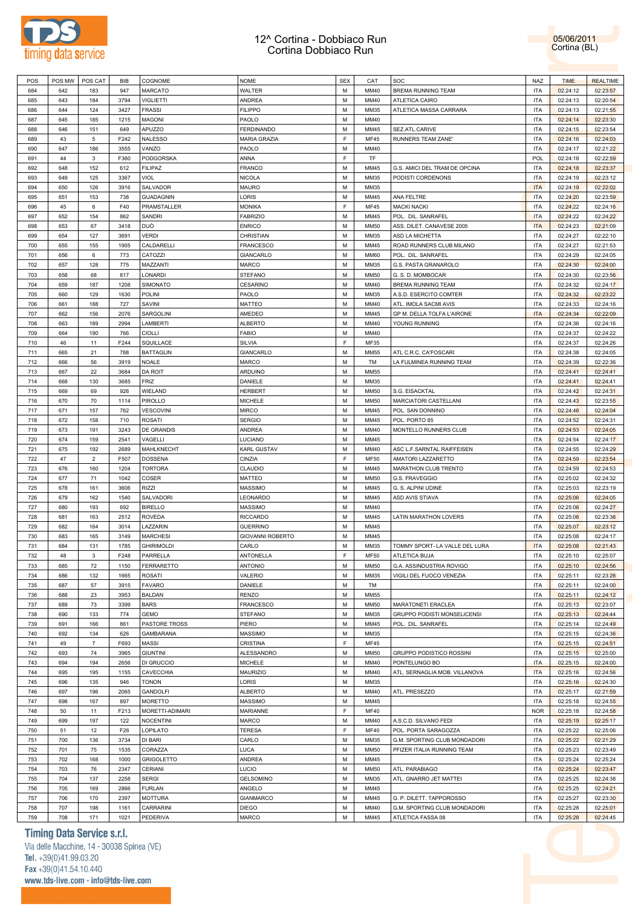# 12^ Cortina - Dobbiaco Run
## Cortina Dobbiaco Run

05/06/2011
Cortina (BL)

| POS | POS MW | POS CAT | BIB | COGNOME | NOME | SEX | CAT | SOC | NAZ | TIME | REALTIME |
|---|---|---|---|---|---|---|---|---|---|---|---|
| 684 | 642 | 183 | 947 | MARCATO | WALTER | M | MM40 | BREMA RUNNING TEAM | ITA | 02:24:12 | 02:23:57 |
| 685 | 643 | 184 | 3794 | VIGLIETTI | ANDREA | M | MM40 | ATLETICA CAIRO | ITA | 02:24:13 | 02:20:54 |
| 686 | 644 | 124 | 3427 | FRASSI | FILIPPO | M | MM35 | ATLETICA MASSA CARRARA | ITA | 02:24:13 | 02:21:55 |
| 687 | 645 | 185 | 1215 | MAGONI | PAOLO | M | MM40 | | ITA | 02:24:14 | 02:23:30 |
| 688 | 646 | 151 | 649 | APUZZO | FERDINANDO | M | MM45 | SEZ.ATL.CARIVE | ITA | 02:24:15 | 02:23:54 |
| 689 | 43 | 5 | F242 | NALESSO | MARIA GRAZIA | F | MF45 | RUNNERS TEAM ZANE' | ITA | 02:24:16 | 02:24:03 |
| 690 | 647 | 186 | 3555 | VANZO | PAOLO | M | MM40 | | ITA | 02:24:17 | 02:21:22 |
| 691 | 44 | 3 | F360 | PODGORSKA | ANNA | F | TF | | POL | 02:24:18 | 02:22:59 |
| 692 | 648 | 152 | 612 | FILIPAZ | FRANCO | M | MM45 | G.S. AMICI DEL TRAM DE OPCINA | ITA | 02:24:18 | 02:23:37 |
| 693 | 649 | 125 | 3367 | VIOL | NICOLA | M | MM35 | PODISTI CORDENONS | ITA | 02:24:19 | 02:23:12 |
| 694 | 650 | 126 | 3916 | SALVADOR | MAURO | M | MM35 | | ITA | 02:24:19 | 02:22:02 |
| 695 | 651 | 153 | 738 | GUADAGNIN | LORIS | M | MM45 | ANA FELTRE | ITA | 02:24:20 | 02:23:59 |
| 696 | 45 | 6 | F40 | PRAMSTALLER | MONIKA | F | MF45 | MACKI NACKI | ITA | 02:24:22 | 02:24:16 |
| 697 | 652 | 154 | 862 | SANDRI | FABRIZIO | M | MM45 | POL. DIL. SANRAFEL | ITA | 02:24:22 | 02:24:22 |
| 698 | 653 | 67 | 3418 | DUÒ | ENRICO | M | MM50 | ASS. DILET. CANAVESE 2005 | ITA | 02:24:23 | 02:21:09 |
| 699 | 654 | 127 | 3691 | VERDI | CHRISTIAN | M | MM35 | ASD LA MICHETTA | ITA | 02:24:27 | 02:22:10 |
| 700 | 655 | 155 | 1905 | CALDARELLI | FRANCESCO | M | MM45 | ROAD RUNNERS CLUB MILANO | ITA | 02:24:27 | 02:21:53 |
| 701 | 656 | 6 | 773 | CATOZZI | GIANCARLO | M | MM60 | POL. DIL. SANRAFEL | ITA | 02:24:29 | 02:24:05 |
| 702 | 657 | 128 | 775 | MAZZANTI | MARCO | M | MM35 | G.S. PASTA GRANAROLO | ITA | 02:24:30 | 02:24:00 |
| 703 | 658 | 68 | 817 | LONARDI | STEFANO | M | MM50 | G. S. D. MOMBOCAR | ITA | 02:24:30 | 02:23:56 |
| 704 | 659 | 187 | 1208 | SIMONATO | CESARINO | M | MM40 | BREMA RUNNING TEAM | ITA | 02:24:32 | 02:24:17 |
| 705 | 660 | 129 | 1630 | POLINI | PAOLO | M | MM35 | A.S.D. ESERCITO COMTER | ITA | 02:24:32 | 02:23:22 |
| 706 | 661 | 188 | 727 | SAVINI | MATTEO | M | MM40 | ATL. IMOLA SACMI AVIS | ITA | 02:24:33 | 02:24:16 |
| 707 | 662 | 156 | 2076 | SARGOLINI | AMEDEO | M | MM45 | GP M. DELLA TOLFA L'AIRONE | ITA | 02:24:34 | 02:22:09 |
| 708 | 663 | 189 | 2994 | LAMBERTI | ALBERTO | M | MM40 | YOUNG RUNNING | ITA | 02:24:36 | 02:24:16 |
| 709 | 664 | 190 | 766 | CIOLLI | FABIO | M | MM40 | | ITA | 02:24:37 | 02:24:22 |
| 710 | 46 | 11 | F244 | SQUILLACE | SILVIA | F | MF35 | | ITA | 02:24:37 | 02:24:26 |
| 711 | 665 | 21 | 788 | BATTAGLIN | GIANCARLO | M | MM55 | ATL C.R.C. CA'FOSCARI | ITA | 02:24:38 | 02:24:05 |
| 712 | 666 | 56 | 3919 | NOALE | MARCO | M | TM | LA FULMINEA RUNNING TEAM | ITA | 02:24:39 | 02:22:36 |
| 713 | 667 | 22 | 3684 | DA ROIT | ARDUINO | M | MM55 | | ITA | 02:24:41 | 02:24:41 |
| 714 | 668 | 130 | 3685 | FRIZ | DANIELE | M | MM35 | | ITA | 02:24:41 | 02:24:41 |
| 715 | 669 | 69 | 926 | WIELAND | HERBERT | M | MM50 | S.G. EISACKTAL | ITA | 02:24:42 | 02:24:31 |
| 716 | 670 | 70 | 1114 | PIROLLO | MICHELE | M | MM50 | MARCIATORI CASTELLANI | ITA | 02:24:43 | 02:23:55 |
| 717 | 671 | 157 | 762 | VESCOVINI | MIRCO | M | MM45 | POL. SAN DONNINO | ITA | 02:24:46 | 02:24:04 |
| 718 | 672 | 158 | 710 | ROSATI | SERGIO | M | MM45 | POL. PORTO 85 | ITA | 02:24:52 | 02:24:31 |
| 719 | 673 | 191 | 3243 | DE GRANDIS | ANDREA | M | MM40 | MONTELLO RUNNERS CLUB | ITA | 02:24:53 | 02:24:05 |
| 720 | 674 | 159 | 2541 | VAGELLI | LUCIANO | M | MM45 | | ITA | 02:24:54 | 02:24:17 |
| 721 | 675 | 192 | 2689 | MAHLKNECHT | KARL GUSTAV | M | MM40 | ASC L.F.SARNTAL RAIFFEISEN | ITA | 02:24:55 | 02:24:29 |
| 722 | 47 | 2 | F507 | DOSSENA | CINZIA | F | MF50 | AMATORI LAZZARETTO | ITA | 02:24:59 | 02:23:54 |
| 723 | 676 | 160 | 1204 | TORTORA | CLAUDIO | M | MM45 | MARATHON CLUB TRENTO | ITA | 02:24:59 | 02:24:53 |
| 724 | 677 | 71 | 1042 | COSER | MATTEO | M | MM50 | G.S. FRAVEGGIO | ITA | 02:25:02 | 02:24:32 |
| 725 | 678 | 161 | 3606 | RIZZI | MASSIMO | M | MM45 | G. S. ALPINI UDINE | ITA | 02:25:03 | 02:23:19 |
| 726 | 679 | 162 | 1540 | SALVADORI | LEONARDO | M | MM45 | ASD AVIS STIAVA | ITA | 02:25:06 | 02:24:05 |
| 727 | 680 | 193 | 692 | BIRELLO | MASSIMO | M | MM40 | | ITA | 02:25:06 | 02:24:27 |
| 728 | 681 | 163 | 2512 | ROVEDA | RICCARDO | M | MM45 | LATIN MARATHON LOVERS | ITA | 02:25:06 | 02:23:36 |
| 729 | 682 | 164 | 3014 | LAZZARIN | GUERRINO | M | MM45 | | ITA | 02:25:07 | 02:23:12 |
| 730 | 683 | 165 | 3149 | MARCHESI | GIOVANNI ROBERTO | M | MM45 | | ITA | 02:25:08 | 02:24:17 |
| 731 | 684 | 131 | 1785 | GHIRIMOLDI | CARLO | M | MM35 | TOMMY SPORT- LA VALLE DEL LURA | ITA | 02:25:08 | 02:21:43 |
| 732 | 48 | 3 | F248 | PARRELLA | ANTONELLA | F | MF50 | ATLETICA BUJA | ITA | 02:25:10 | 02:25:07 |
| 733 | 685 | 72 | 1150 | FERRARETTO | ANTONIO | M | MM50 | G.A. ASSINDUSTRIA ROVIGO | ITA | 02:25:10 | 02:24:56 |
| 734 | 686 | 132 | 1665 | ROSATI | VALERIO | M | MM35 | VIGILI DEL FUOCO VENEZIA | ITA | 02:25:11 | 02:23:26 |
| 735 | 687 | 57 | 3915 | FAVARO | DANIELE | M | TM | | ITA | 02:25:11 | 02:24:00 |
| 736 | 688 | 23 | 3953 | BALDAN | RENZO | M | MM55 | | ITA | 02:25:11 | 02:24:12 |
| 737 | 689 | 73 | 3399 | BARS | FRANCESCO | M | MM50 | MARATONETI ERACLEA | ITA | 02:25:13 | 02:23:07 |
| 738 | 690 | 133 | 774 | GEMO | STEFANO | M | MM35 | GRUPPO PODISTI MONSELICENSI | ITA | 02:25:13 | 02:24:44 |
| 739 | 691 | 166 | 861 | PASTORE TROSS | PIERO | M | MM45 | POL. DIL. SANRAFEL | ITA | 02:25:14 | 02:24:49 |
| 740 | 692 | 134 | 626 | GAMBARANA | MASSIMO | M | MM35 | | ITA | 02:25:15 | 02:24:36 |
| 741 | 49 | 7 | F693 | MASSI | CRISTINA | F | MF45 | | ITA | 02:25:15 | 02:24:51 |
| 742 | 693 | 74 | 3965 | GIUNTINI | ALESSANDRO | M | MM50 | GRUPPO PODISTICO ROSSINI | ITA | 02:25:15 | 02:25:00 |
| 743 | 694 | 194 | 2656 | DI GRUCCIO | MICHELE | M | MM40 | PONTELUNGO BO | ITA | 02:25:15 | 02:24:00 |
| 744 | 695 | 195 | 1155 | CAVECCHIA | MAURIZIO | M | MM40 | ATL. SERNAGLIA MOB. VILLANOVA | ITA | 02:25:16 | 02:24:56 |
| 745 | 696 | 135 | 946 | TONON | LORIS | M | MM35 | | ITA | 02:25:16 | 02:24:30 |
| 746 | 697 | 196 | 2065 | GANDOLFI | ALBERTO | M | MM40 | ATL. PRESEZZO | ITA | 02:25:17 | 02:21:59 |
| 747 | 698 | 167 | 897 | MORETTO | MASSIMO | M | MM45 | | ITA | 02:25:18 | 02:24:55 |
| 748 | 50 | 11 | F213 | MORETTI-ADIMARI | MARIANNE | F | MF40 | | NOR | 02:25:18 | 02:24:58 |
| 749 | 699 | 197 | 122 | NOCENTINI | MARCO | M | MM40 | A.S.C.D. SILVANO FEDI | ITA | 02:25:19 | 02:25:17 |
| 750 | 51 | 12 | F26 | LOPILATO | TERESA | F | MF40 | POL. PORTA SARAGOZZA | ITA | 02:25:22 | 02:25:06 |
| 751 | 700 | 136 | 3734 | DI BARI | CARLO | M | MM35 | G.M. SPORTING CLUB MONDADORI | ITA | 02:25:22 | 02:21:29 |
| 752 | 701 | 75 | 1535 | CORAZZA | LUCA | M | MM50 | PFIZER ITALIA RUNNING TEAM | ITA | 02:25:23 | 02:23:49 |
| 753 | 702 | 168 | 1000 | GRIGOLETTO | ANDREA | M | MM45 | | ITA | 02:25:24 | 02:25:24 |
| 754 | 703 | 76 | 2347 | CERIANI | LUCIO | M | MM50 | ATL. PARABIAGO | ITA | 02:25:24 | 02:23:47 |
| 755 | 704 | 137 | 2258 | SERGI | GELSOMINO | M | MM35 | ATL. GNARRO JET MATTEI | ITA | 02:25:25 | 02:24:38 |
| 756 | 705 | 169 | 2866 | FURLAN | ANGELO | M | MM45 | | ITA | 02:25:25 | 02:24:21 |
| 757 | 706 | 170 | 2397 | MOTTURA | GIANMARCO | M | MM45 | G. P. DILETT. TAPPOROSSO | ITA | 02:25:27 | 02:23:30 |
| 758 | 707 | 198 | 1161 | CARRARINI | DIEGO | M | MM40 | G.M. SPORTING CLUB MONDADORI | ITA | 02:25:28 | 02:25:01 |
| 759 | 708 | 171 | 1021 | PEDERIVA | MARCO | M | MM45 | ATLETICA FASSA 08 | ITA | 02:25:28 | 02:24:45 |

**Timing Data Service s.r.l.**
Via delle Macchine, 14 - 30038 Spinea (VE)
Tel. +39(0)41.99.03.20
Fax +39(0)41.54.10.440
www.tds-live.com - info@tds-live.com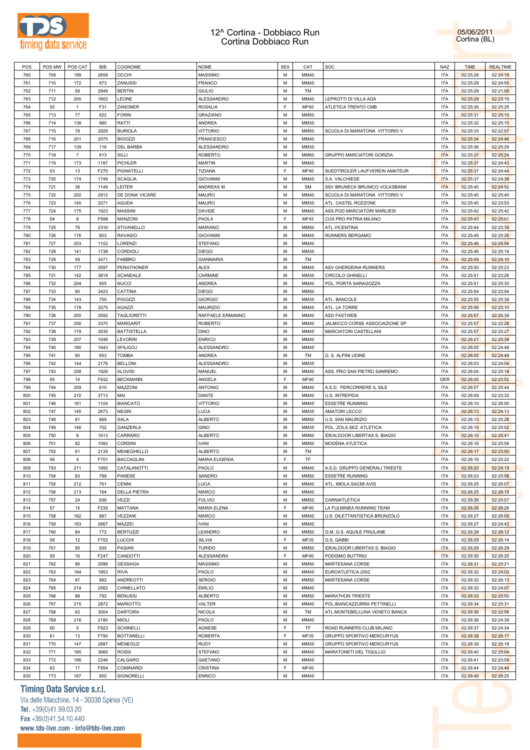# 12^ Cortina - Dobbiaco Run
## Cortina Dobbiaco Run

05/06/2011
Cortina (BL)

| POS | POS MW | POS CAT | BIB | COGNOME | NOME | SEX | CAT | SOC | NAZ | TIME | REALTIME |
|---|---|---|---|---|---|---|---|---|---|---|---|
| 760 | 709 | 199 | 2658 | OCCHI | MASSIMO | M | MM40 | | ITA | 02:25:28 | 02:24:19 |
| 761 | 710 | 172 | 673 | ZANUSSI | FRANCO | M | MM45 | | ITA | 02:25:29 | 02:24:55 |
| 762 | 711 | 58 | 2949 | BERTIN | GIULIO | M | TM | | ITA | 02:25:29 | 02:21:09 |
| 763 | 712 | 200 | 1602 | LEONE | ALESSANDRO | M | MM40 | LEPROTTI DI VILLA ADA | ITA | 02:25:29 | 02:23:19 |
| 764 | 52 | 1 | F31 | ZANONER | ROSALIA | F | MF60 | ATLETICA TRENTO CMB | ITA | 02:25:30 | 02:25:25 |
| 765 | 713 | 77 | 622 | FORIN | GRAZIANO | M | MM50 | | ITA | 02:25:31 | 02:25:15 |
| 766 | 714 | 138 | 985 | RATTI | ANDREA | M | MM35 | | ITA | 02:25:32 | 02:25:10 |
| 767 | 715 | 78 | 2929 | BURIOLA | VITTORIO | M | MM50 | SCUOLA DI MARATONA VITTORIO V | ITA | 02:25:33 | 02:22:57 |
| 768 | 716 | 201 | 2075 | BIGOZZI | FRANCESCO | M | MM40 | | ITA | 02:25:34 | 02:24:46 |
| 769 | 717 | 139 | 116 | DEL BARBA | ALESSANDRO | M | MM35 | | ITA | 02:25:36 | 02:25:29 |
| 770 | 718 | 7 | 813 | SILLI | ROBERTO | M | MM60 | GRUPPO MARCIATORI GORIZIA | ITA | 02:25:37 | 02:25:24 |
| 771 | 719 | 173 | 1187 | PICHLER | MARTIN | M | MM45 | | ITA | 02:25:37 | 02:24:43 |
| 772 | 53 | 13 | F270 | PIGNATELLI | TIZIANA | F | MF40 | SUEDTIROLER LAUFVEREIN AMATEUR | ITA | 02:25:37 | 02:24:44 |
| 773 | 720 | 174 | 1749 | SCAGLIA | GIOVANNI | M | MM45 | S.A. VALCHIESE | ITA | 02:25:37 | 02:24:38 |
| 774 | 721 | 38 | 1149 | LEITER | ANDREAS M. | M | SM | SSV BRUNECK BRUNICO VOLKSBANK | ITA | 02:25:40 | 02:24:52 |
| 775 | 722 | 202 | 2912 | DE DONA' VICARE | MAURO | M | MM40 | SCUOLA DI MARATONA VITTORIO V | ITA | 02:25:40 | 02:25:40 |
| 776 | 723 | 140 | 3271 | AGUDA | MAURO | M | MM35 | ATL. CASTEL ROZZONE | ITA | 02:25:40 | 02:23:53 |
| 777 | 724 | 175 | 1923 | MASSINI | DAVIDE | M | MM45 | ASS.POD.MARCIATORI MARLIESI | ITA | 02:25:42 | 02:25:42 |
| 778 | 54 | 8 | F998 | MANZONI | PAOLA | F | MF45 | CUS PRO PATRIA MILANO | ITA | 02:25:43 | 02:25:01 |
| 779 | 725 | 79 | 2316 | STIVANELLO | MARIANO | M | MM50 | ATL.VICENTINA | ITA | 02:25:44 | 02:23:39 |
| 780 | 726 | 176 | 803 | RAVASIO | GIOVANNI | M | MM45 | RUNNERS BERGAMO | ITA | 02:25:45 | 02:25:26 |
| 781 | 727 | 203 | 1102 | LORENZI | STEFANO | M | MM40 | | ITA | 02:25:46 | 02:24:56 |
| 782 | 728 | 141 | 1738 | CORDIOLI | DIEGO | M | MM35 | | ITA | 02:25:46 | 02:25:18 |
| 783 | 729 | 59 | 3471 | FABBRO | GIANMARIA | M | TM | | ITA | 02:25:49 | 02:24:10 |
| 784 | 730 | 177 | 3597 | PERATHONER | ALEX | M | MM45 | ASV GHERDEINA RUNNERS | ITA | 02:25:50 | 02:25:23 |
| 785 | 731 | 142 | 3818 | SCANDALE | CARMINE | M | MM35 | CIRCOLO GHINELLI | ITA | 02:25:51 | 02:23:26 |
| 786 | 732 | 204 | 855 | NUCCI | ANDREA | M | MM40 | POL. PORTA SARAGOZZA | ITA | 02:25:51 | 02:25:30 |
| 787 | 733 | 80 | 3423 | CATTINA | DIEGO | M | MM50 | | ITA | 02:25:54 | 02:23:54 |
| 788 | 734 | 143 | 750 | PIGOZZI | GIORGIO | M | MM35 | ATL. BANCOLE | ITA | 02:25:55 | 02:25:38 |
| 789 | 735 | 178 | 3275 | AGAZZI | MAURIZIO | M | MM45 | ATL. LA TORRE | ITA | 02:25:56 | 02:23:10 |
| 790 | 736 | 205 | 3592 | TAGLIORETTI | RAFFAELE ERMANNO | M | MM40 | ASD FASTWEB | ITA | 02:25:57 | 02:25:39 |
| 791 | 737 | 206 | 3370 | MARGARIT | ROBERTO | M | MM40 | JALMICCO CORSE ASSOCIAZIONE SP | ITA | 02:25:57 | 02:22:28 |
| 792 | 738 | 179 | 3535 | BATTISTELLA | DINO | M | MM45 | MARCIATORI CASTELLANI | ITA | 02:25:57 | 02:25:27 |
| 793 | 739 | 207 | 1046 | LEVORIN | ENRICO | M | MM40 | | ITA | 02:26:01 | 02:25:38 |
| 794 | 740 | 180 | 1643 | SFILIGOJ | ALESSANDRO | M | MM45 | | ITA | 02:26:02 | 02:24:48 |
| 795 | 741 | 60 | 653 | TOMBA | ANDREA | M | TM | G. S. ALPINI UDINE | ITA | 02:26:02 | 02:24:49 |
| 796 | 742 | 144 | 2176 | BELLONI | ALESSANDRO | M | MM35 | | ITA | 02:26:03 | 02:24:04 |
| 797 | 743 | 208 | 1928 | ALOVISI | MANUEL | M | MM40 | ASS. PRO SAN PIETRO SANREMO | ITA | 02:26:04 | 02:25:18 |
| 798 | 55 | 14 | F932 | BECKMANN | ANGELA | F | MF40 | | GER | 02:26:05 | 02:23:52 |
| 799 | 744 | 209 | 610 | MAZZONI | ANTONIO | M | MM40 | A.S.D. PERCORRERE IL SILE | ITA | 02:26:07 | 02:25:44 |
| 800 | 745 | 210 | 3713 | MAI | DANTE | M | MM40 | U.S. INTREPIDA | ITA | 02:26:09 | 02:23:32 |
| 801 | 746 | 181 | 1104 | BIANCATO | VITTORIO | M | MM45 | ESSETRE RUNNING | ITA | 02:26:10 | 02:26:00 |
| 802 | 747 | 145 | 2673 | NEGRI | LUCA | M | MM35 | AMATORI LECCO | ITA | 02:26:13 | 02:24:13 |
| 803 | 748 | 81 | 869 | SALA | ALBERTO | M | MM50 | U.S. SAN MAURIZIO | ITA | 02:26:13 | 02:25:28 |
| 804 | 749 | 146 | 702 | GANZERLA | GINO | M | MM35 | POL. ZOLA SEZ. ATLETICA | ITA | 02:26:15 | 02:25:52 |
| 805 | 750 | 8 | 1613 | CARRARO | ALBERTO | M | MM60 | IDEALDOOR LIBERTAS S. BIAGIO | ITA | 02:26:15 | 02:25:41 |
| 806 | 751 | 82 | 1093 | CORSINI | IVAN | M | MM50 | MODENA ATLETICA | ITA | 02:26:16 | 02:25:58 |
| 807 | 752 | 61 | 2139 | MENEGHELLO | ALBERTO | M | TM | | ITA | 02:26:17 | 02:23:50 |
| 808 | 56 | 4 | F701 | BACCAGLINI | MARIA EUGENIA | F | TF | | ITA | 02:26:19 | 02:25:22 |
| 809 | 753 | 211 | 1950 | CATALANOTTI | PAOLO | M | MM40 | A.S.D. GRUPPO GENERALI TRIESTE | ITA | 02:26:20 | 02:24:19 |
| 810 | 754 | 83 | 789 | PANESE | SANDRO | M | MM50 | ESSETRE RUNNING | ITA | 02:26:23 | 02:25:58 |
| 811 | 755 | 212 | 761 | CENNI | LUCA | M | MM40 | ATL. IMOLA SACMI AVIS | ITA | 02:26:25 | 02:26:07 |
| 812 | 756 | 213 | 164 | DELLA PIETRA | MARCO | M | MM40 | | ITA | 02:26:25 | 02:26:15 |
| 813 | 757 | 24 | 936 | VEZZI | FULVIO | M | MM55 | CARNIATLETICA | ITA | 02:26:26 | 02:25:57 |
| 814 | 57 | 15 | F235 | MATTANA | MARIA ELENA | F | MF40 | LA FULMINEA RUNNING TEAM | ITA | 02:26:26 | 02:26:26 |
| 815 | 758 | 182 | 887 | VEZZANI | MARCO | M | MM45 | U.S. DILETTANTISTICA BRONZOLO | ITA | 02:26:27 | 02:26:09 |
| 816 | 759 | 183 | 2667 | MAZZEI | IVAN | M | MM45 | | ITA | 02:26:27 | 02:24:42 |
| 817 | 760 | 84 | 772 | BERTUZZI | LEANDRO | M | MM50 | G.M. G.S. AQUILE FRIULANE | ITA | 02:26:28 | 02:26:12 |
| 818 | 58 | 12 | F703 | LUCCHI | SILVIA | F | MF35 | G.S. GABBI | ITA | 02:26:29 | 02:26:14 |
| 819 | 761 | 85 | 935 | PASIAN | TURIDO | M | MM50 | IDEALDOOR LIBERTAS S. BIAGIO | ITA | 02:26:29 | 02:26:29 |
| 820 | 59 | 16 | F247 | CANDOTTI | ALESSANDRA | F | MF40 | PODISMO BUTTRIO | ITA | 02:26:30 | 02:26:20 |
| 821 | 762 | 86 | 2088 | GESSAGA | MASSIMO | M | MM50 | MARTESANA CORSE | ITA | 02:26:31 | 02:25:21 |
| 822 | 763 | 184 | 1853 | RIVA | PAOLO | M | MM45 | EUROATLETICA 2002 | ITA | 02:26:32 | 02:24:03 |
| 823 | 764 | 87 | 892 | ANDREOTTI | SERGIO | M | MM50 | MARTESANA CORSE | ITA | 02:26:32 | 02:26:13 |
| 824 | 765 | 214 | 2562 | CHINELLATO | EMILIO | M | MM40 | | ITA | 02:26:32 | 02:24:07 |
| 825 | 766 | 88 | 792 | BENUSSI | ALBERTO | M | MM50 | MARATHON TRIESTE | ITA | 02:26:33 | 02:25:50 |
| 826 | 767 | 215 | 2872 | MARIOTTO | VALTER | M | MM40 | POL.BIANCAZZURRA PETTINELLI | ITA | 02:26:34 | 02:25:31 |
| 827 | 768 | 62 | 3004 | DARTORA | NICOLA | M | TM | ATL.MONTEBELLUNA VENETO BANCA | ITA | 02:26:36 | 02:22:56 |
| 828 | 769 | 216 | 2180 | MIOLI | PAOLO | M | MM40 | | ITA | 02:26:36 | 02:24:35 |
| 829 | 60 | 5 | F923 | SCHINELLI | AGNESE | F | TF | ROAD RUNNERS CLUB MILANO | ITA | 02:26:37 | 02:24:34 |
| 830 | 61 | 13 | F790 | BOTTARELLI | ROBERTA | F | MF35 | GRUPPO SPORTIVO MERCURYUS | ITA | 02:26:38 | 02:26:17 |
| 831 | 770 | 147 | 2887 | MENEGUZ | RUDY | M | MM35 | GRUPPO SPORTIVO MERCURYUS | ITA | 02:26:39 | 02:26:18 |
| 832 | 771 | 185 | 3665 | ROSSI | STEFANO | M | MM45 | MARATONETI DEL TIGULLIO | ITA | 02:26:40 | 02:25:04 |
| 833 | 772 | 186 | 2246 | CALGARO | GAETANO | M | MM45 | | ITA | 02:26:41 | 02:23:59 |
| 834 | 62 | 17 | F954 | COMINARDI | CRISTINA | F | MF40 | | ITA | 02:26:44 | 02:24:46 |
| 835 | 773 | 187 | 850 | SIGNORELLI | ENRICO | M | MM45 | | ITA | 02:26:45 | 02:26:25 |

**Timing Data Service s.r.l.**
Via delle Macchine, 14 - 30038 Spinea (VE)
Tel. +39(0)41.99.03.20
Fax +39(0)41.54.10.440
www.tds-live.com - info@tds-live.com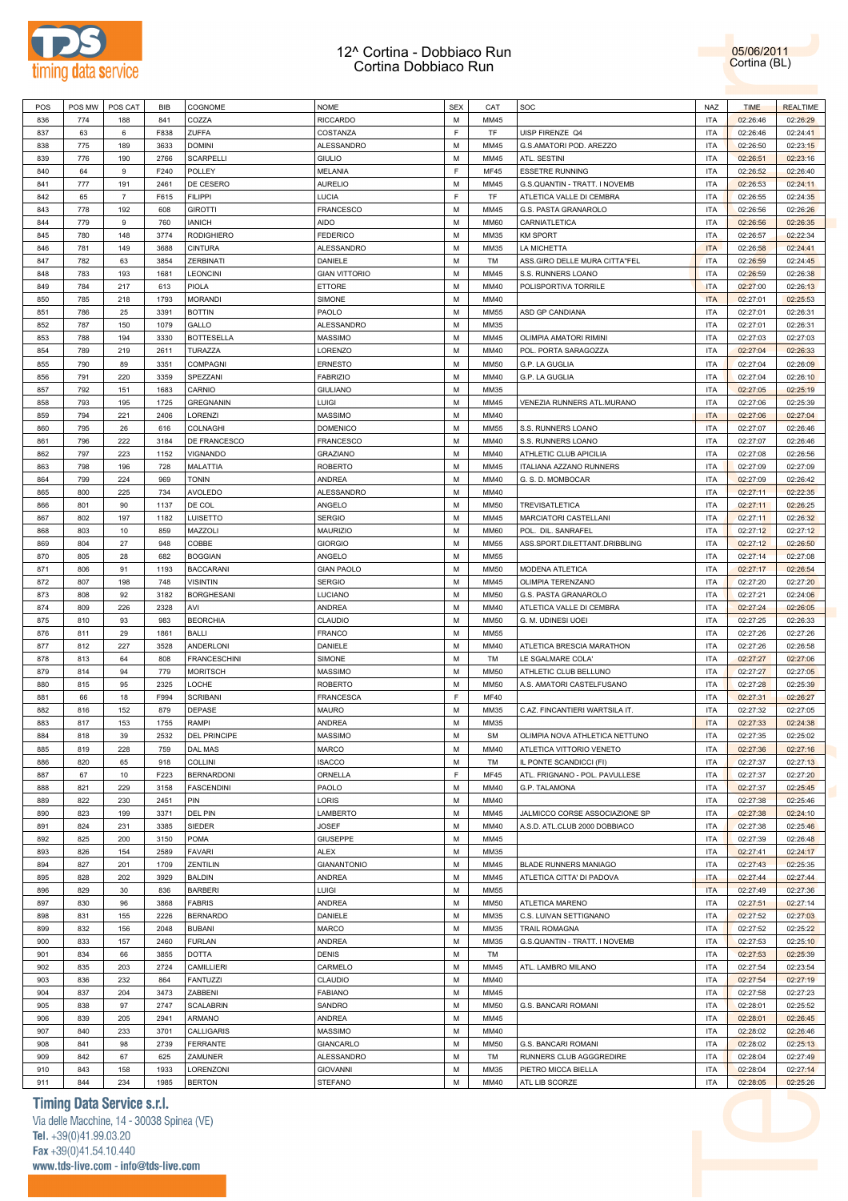# 12^ Cortina - Dobbiaco Run
## Cortina Dobbiaco Run

05/06/2011
Cortina (BL)

| POS | POS MW | POS CAT | BIB | COGNOME | NOME | SEX | CAT | SOC | NAZ | TIME | REALTIME |
|---|---|---|---|---|---|---|---|---|---|---|---|
| 836 | 774 | 188 | 841 | COZZA | RICCARDO | M | MM45 | | ITA | 02:26:46 | 02:26:29 |
| 837 | 63 | 6 | F838 | ZUFFA | COSTANZA | F | TF | UISP FIRENZE Q4 | ITA | 02:26:46 | 02:24:41 |
| 838 | 775 | 189 | 3633 | DOMINI | ALESSANDRO | M | MM45 | G.S.AMATORI POD. AREZZO | ITA | 02:26:50 | 02:23:15 |
| 839 | 776 | 190 | 2766 | SCARPELLI | GIULIO | M | MM45 | ATL. SESTINI | ITA | 02:26:51 | 02:23:16 |
| 840 | 64 | 9 | F240 | POLLEY | MELANIA | F | MF45 | ESSETRE RUNNING | ITA | 02:26:52 | 02:26:40 |
| 841 | 777 | 191 | 2461 | DE CESERO | AURELIO | M | MM45 | G.S.QUANTIN - TRATT. I NOVEMB | ITA | 02:26:53 | 02:24:11 |
| 842 | 65 | 7 | F615 | FILIPPI | LUCIA | F | TF | ATLETICA VALLE DI CEMBRA | ITA | 02:26:55 | 02:24:35 |
| 843 | 778 | 192 | 608 | GIROTTI | FRANCESCO | M | MM45 | G.S. PASTA GRANAROLO | ITA | 02:26:56 | 02:26:26 |
| 844 | 779 | 9 | 760 | IANICH | AIDO | M | MM60 | CARNIATLETICA | ITA | 02:26:56 | 02:26:35 |
| 845 | 780 | 148 | 3774 | RODIGHIERO | FEDERICO | M | MM35 | KM SPORT | ITA | 02:26:57 | 02:22:34 |
| 846 | 781 | 149 | 3688 | CINTURA | ALESSANDRO | M | MM35 | LA MICHETTA | ITA | 02:26:58 | 02:24:41 |
| 847 | 782 | 63 | 3854 | ZERBINATI | DANIELE | M | TM | ASS.GIRO DELLE MURA CITTA'FEL | ITA | 02:26:59 | 02:24:45 |
| 848 | 783 | 193 | 1681 | LEONCINI | GIAN VITTORIO | M | MM45 | S.S. RUNNERS LOANO | ITA | 02:26:59 | 02:26:38 |
| 849 | 784 | 217 | 613 | PIOLA | ETTORE | M | MM40 | POLISPORTIVA TORRILE | ITA | 02:27:00 | 02:26:13 |
| 850 | 785 | 218 | 1793 | MORANDI | SIMONE | M | MM40 | | ITA | 02:27:01 | 02:25:53 |
| 851 | 786 | 25 | 3391 | BOTTIN | PAOLO | M | MM55 | ASD GP CANDIANA | ITA | 02:27:01 | 02:26:31 |
| 852 | 787 | 150 | 1079 | GALLO | ALESSANDRO | M | MM35 | | ITA | 02:27:01 | 02:26:31 |
| 853 | 788 | 194 | 3330 | BOTTESELLA | MASSIMO | M | MM45 | OLIMPIA AMATORI RIMINI | ITA | 02:27:03 | 02:27:03 |
| 854 | 789 | 219 | 2611 | TURAZZA | LORENZO | M | MM40 | POL. PORTA SARAGOZZA | ITA | 02:27:04 | 02:26:33 |
| 855 | 790 | 89 | 3351 | COMPAGNI | ERNESTO | M | MM50 | G.P. LA GUGLIA | ITA | 02:27:04 | 02:26:09 |
| 856 | 791 | 220 | 3359 | SPEZZANI | FABRIZIO | M | MM40 | G.P. LA GUGLIA | ITA | 02:27:04 | 02:26:10 |
| 857 | 792 | 151 | 1683 | CARNIO | GIULIANO | M | MM35 | | ITA | 02:27:05 | 02:25:19 |
| 858 | 793 | 195 | 1725 | GREGNANIN | LUIGI | M | MM45 | VENEZIA RUNNERS ATL.MURANO | ITA | 02:27:06 | 02:25:39 |
| 859 | 794 | 221 | 2406 | LORENZI | MASSIMO | M | MM40 | | ITA | 02:27:06 | 02:27:04 |
| 860 | 795 | 26 | 616 | COLNAGHI | DOMENICO | M | MM55 | S.S. RUNNERS LOANO | ITA | 02:27:07 | 02:26:46 |
| 861 | 796 | 222 | 3184 | DE FRANCESCO | FRANCESCO | M | MM40 | S.S. RUNNERS LOANO | ITA | 02:27:07 | 02:26:46 |
| 862 | 797 | 223 | 1152 | VIGNANDO | GRAZIANO | M | MM40 | ATHLETIC CLUB APICILIA | ITA | 02:27:08 | 02:26:56 |
| 863 | 798 | 196 | 728 | MALATTIA | ROBERTO | M | MM45 | ITALIANA AZZANO RUNNERS | ITA | 02:27:09 | 02:27:09 |
| 864 | 799 | 224 | 969 | TONIN | ANDREA | M | MM40 | G. S. D. MOMBOCAR | ITA | 02:27:09 | 02:26:42 |
| 865 | 800 | 225 | 734 | AVOLEDO | ALESSANDRO | M | MM40 | | ITA | 02:27:11 | 02:22:35 |
| 866 | 801 | 90 | 1137 | DE COL | ANGELO | M | MM50 | TREVISATLETICA | ITA | 02:27:11 | 02:26:25 |
| 867 | 802 | 197 | 1182 | LUISETTO | SERGIO | M | MM45 | MARCIATORI CASTELLANI | ITA | 02:27:11 | 02:26:32 |
| 868 | 803 | 10 | 859 | MAZZOLI | MAURIZIO | M | MM60 | POL. DIL. SANRAFEL | ITA | 02:27:12 | 02:27:12 |
| 869 | 804 | 27 | 948 | COBBE | GIORGIO | M | MM55 | ASS.SPORT.DILETTANT.DRIBBLING | ITA | 02:27:12 | 02:26:50 |
| 870 | 805 | 28 | 682 | BOGGIAN | ANGELO | M | MM55 | | ITA | 02:27:14 | 02:27:08 |
| 871 | 806 | 91 | 1193 | BACCARANI | GIAN PAOLO | M | MM50 | MODENA ATLETICA | ITA | 02:27:17 | 02:26:54 |
| 872 | 807 | 198 | 748 | VISINTIN | SERGIO | M | MM45 | OLIMPIA TERENZANO | ITA | 02:27:20 | 02:27:20 |
| 873 | 808 | 92 | 3182 | BORGHESANI | LUCIANO | M | MM50 | G.S. PASTA GRANAROLO | ITA | 02:27:21 | 02:24:06 |
| 874 | 809 | 226 | 2328 | AVI | ANDREA | M | MM40 | ATLETICA VALLE DI CEMBRA | ITA | 02:27:24 | 02:26:05 |
| 875 | 810 | 93 | 983 | BEORCHIA | CLAUDIO | M | MM50 | G. M. UDINESI UOEI | ITA | 02:27:25 | 02:26:33 |
| 876 | 811 | 29 | 1861 | BALLI | FRANCO | M | MM55 | | ITA | 02:27:26 | 02:27:26 |
| 877 | 812 | 227 | 3528 | ANDERLONI | DANIELE | M | MM40 | ATLETICA BRESCIA MARATHON | ITA | 02:27:26 | 02:26:58 |
| 878 | 813 | 64 | 808 | FRANCESCHINI | SIMONE | M | TM | LE SGALMARE COLA' | ITA | 02:27:27 | 02:27:06 |
| 879 | 814 | 94 | 779 | MORITSCH | MASSIMO | M | MM50 | ATHLETIC CLUB BELLUNO | ITA | 02:27:27 | 02:27:05 |
| 880 | 815 | 95 | 2325 | LOCHE | ROBERTO | M | MM50 | A.S. AMATORI CASTELFUSANO | ITA | 02:27:28 | 02:25:39 |
| 881 | 66 | 18 | F994 | SCRIBANI | FRANCESCA | F | MF40 | | ITA | 02:27:31 | 02:26:27 |
| 882 | 816 | 152 | 879 | DEPASE | MAURO | M | MM35 | C.AZ. FINCANTIERI WARTSILA IT. | ITA | 02:27:32 | 02:27:05 |
| 883 | 817 | 153 | 1755 | RAMPI | ANDREA | M | MM35 | | ITA | 02:27:33 | 02:24:38 |
| 884 | 818 | 39 | 2532 | DEL PRINCIPE | MASSIMO | M | SM | OLIMPIA NOVA ATHLETICA NETTUNO | ITA | 02:27:35 | 02:25:02 |
| 885 | 819 | 228 | 759 | DAL MAS | MARCO | M | MM40 | ATLETICA VITTORIO VENETO | ITA | 02:27:36 | 02:27:16 |
| 886 | 820 | 65 | 918 | COLLINI | ISACCO | M | TM | IL PONTE SCANDICCI (FI) | ITA | 02:27:37 | 02:27:13 |
| 887 | 67 | 10 | F223 | BERNARDONI | ORNELLA | F | MF45 | ATL. FRIGNANO - POL. PAVULLESE | ITA | 02:27:37 | 02:27:20 |
| 888 | 821 | 229 | 3158 | FASCENDINI | PAOLO | M | MM40 | G.P. TALAMONA | ITA | 02:27:37 | 02:25:45 |
| 889 | 822 | 230 | 2451 | PIN | LORIS | M | MM40 | | ITA | 02:27:38 | 02:25:46 |
| 890 | 823 | 199 | 3371 | DEL PIN | LAMBERTO | M | MM45 | JALMICCO CORSE ASSOCIAZIONE SP | ITA | 02:27:38 | 02:24:10 |
| 891 | 824 | 231 | 3385 | SIEDER | JOSEF | M | MM40 | A.S.D. ATL.CLUB 2000 DOBBIACO | ITA | 02:27:38 | 02:25:46 |
| 892 | 825 | 200 | 3150 | POMA | GIUSEPPE | M | MM45 | | ITA | 02:27:39 | 02:26:48 |
| 893 | 826 | 154 | 2589 | FAVARI | ALEX | M | MM35 | | ITA | 02:27:41 | 02:24:17 |
| 894 | 827 | 201 | 1709 | ZENTILIN | GIANANTONIO | M | MM45 | BLADE RUNNERS MANIAGO | ITA | 02:27:43 | 02:25:35 |
| 895 | 828 | 202 | 3929 | BALDIN | ANDREA | M | MM45 | ATLETICA CITTA' DI PADOVA | ITA | 02:27:44 | 02:27:44 |
| 896 | 829 | 30 | 836 | BARBERI | LUIGI | M | MM55 | | ITA | 02:27:49 | 02:27:36 |
| 897 | 830 | 96 | 3868 | FABRIS | ANDREA | M | MM50 | ATLETICA MARENO | ITA | 02:27:51 | 02:27:14 |
| 898 | 831 | 155 | 2226 | BERNARDO | DANIELE | M | MM35 | C.S. LUIVAN SETTIGNANO | ITA | 02:27:52 | 02:27:03 |
| 899 | 832 | 156 | 2048 | BUBANI | MARCO | M | MM35 | TRAIL ROMAGNA | ITA | 02:27:52 | 02:25:22 |
| 900 | 833 | 157 | 2460 | FURLAN | ANDREA | M | MM35 | G.S.QUANTIN - TRATT. I NOVEMB | ITA | 02:27:53 | 02:25:10 |
| 901 | 834 | 66 | 3855 | DOTTA | DENIS | M | TM | | ITA | 02:27:53 | 02:25:39 |
| 902 | 835 | 203 | 2724 | CAMILLIERI | CARMELO | M | MM45 | ATL. LAMBRO MILANO | ITA | 02:27:54 | 02:23:54 |
| 903 | 836 | 232 | 864 | FANTUZZI | CLAUDIO | M | MM40 | | ITA | 02:27:54 | 02:27:19 |
| 904 | 837 | 204 | 3473 | ZABBENI | FABIANO | M | MM45 | | ITA | 02:27:58 | 02:27:23 |
| 905 | 838 | 97 | 2747 | SCALABRIN | SANDRO | M | MM50 | G.S. BANCARI ROMANI | ITA | 02:28:01 | 02:25:52 |
| 906 | 839 | 205 | 2941 | ARMANO | ANDREA | M | MM45 | | ITA | 02:28:01 | 02:26:45 |
| 907 | 840 | 233 | 3701 | CALLIGARIS | MASSIMO | M | MM40 | | ITA | 02:28:02 | 02:26:46 |
| 908 | 841 | 98 | 2739 | FERRANTE | GIANCARLO | M | MM50 | G.S. BANCARI ROMANI | ITA | 02:28:02 | 02:25:13 |
| 909 | 842 | 67 | 625 | ZAMUNER | ALESSANDRO | M | TM | RUNNERS CLUB AGGGREDIRE | ITA | 02:28:04 | 02:27:49 |
| 910 | 843 | 158 | 1933 | LORENZONI | GIOVANNI | M | MM35 | PIETRO MICCA BIELLA | ITA | 02:28:04 | 02:27:14 |
| 911 | 844 | 234 | 1985 | BERTON | STEFANO | M | MM40 | ATL LIB SCORZE | ITA | 02:28:05 | 02:25:26 |

**Timing Data Service s.r.l.**
Via delle Macchine, 14 - 30038 Spinea (VE)
Tel. +39(0)41.99.03.20
Fax +39(0)41.54.10.440
www.tds-live.com - info@tds-live.com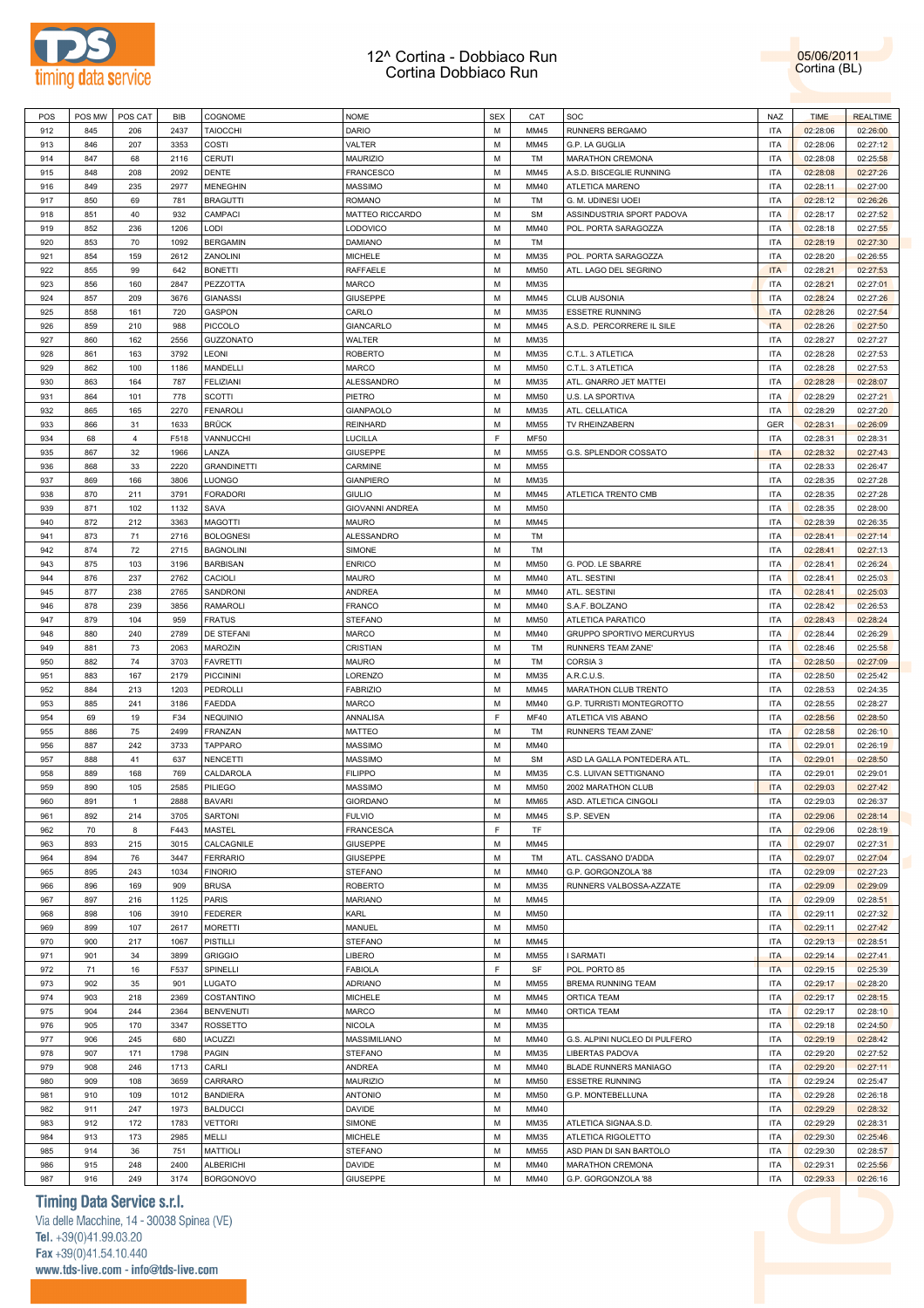# 12^ Cortina - Dobbiaco Run
## Cortina Dobbiaco Run

05/06/2011
Cortina (BL)

| POS | POS MW | POS CAT | BIB | COGNOME | NOME | SEX | CAT | SOC | NAZ | TIME | REALTIME |
|---|---|---|---|---|---|---|---|---|---|---|---|
| 912 | 845 | 206 | 2437 | TAIOCCHI | DARIO | M | MM45 | RUNNERS BERGAMO | ITA | 02:28:06 | 02:26:00 |
| 913 | 846 | 207 | 3353 | COSTI | VALTER | M | MM45 | G.P. LA GUGLIA | ITA | 02:28:06 | 02:27:12 |
| 914 | 847 | 68 | 2116 | CERUTI | MAURIZIO | M | TM | MARATHON CREMONA | ITA | 02:28:08 | 02:25:58 |
| 915 | 848 | 208 | 2092 | DENTE | FRANCESCO | M | MM45 | A.S.D. BISCEGLIE RUNNING | ITA | 02:28:08 | 02:27:26 |
| 916 | 849 | 235 | 2977 | MENEGHIN | MASSIMO | M | MM40 | ATLETICA MARENO | ITA | 02:28:11 | 02:27:00 |
| 917 | 850 | 69 | 781 | BRAGUTTI | ROMANO | M | TM | G. M. UDINESI UOEI | ITA | 02:28:12 | 02:26:26 |
| 918 | 851 | 40 | 932 | CAMPACI | MATTEO RICCARDO | M | SM | ASSINDUSTRIA SPORT PADOVA | ITA | 02:28:17 | 02:27:52 |
| 919 | 852 | 236 | 1206 | LODI | LODOVICO | M | MM40 | POL. PORTA SARAGOZZA | ITA | 02:28:18 | 02:27:55 |
| 920 | 853 | 70 | 1092 | BERGAMIN | DAMIANO | M | TM |  | ITA | 02:28:19 | 02:27:30 |
| 921 | 854 | 159 | 2612 | ZANOLINI | MICHELE | M | MM35 | POL. PORTA SARAGOZZA | ITA | 02:28:20 | 02:26:55 |
| 922 | 855 | 99 | 642 | BONETTI | RAFFAELE | M | MM50 | ATL. LAGO DEL SEGRINO | ITA | 02:28:21 | 02:27:53 |
| 923 | 856 | 160 | 2847 | PEZZOTTA | MARCO | M | MM35 |  | ITA | 02:28:21 | 02:27:01 |
| 924 | 857 | 209 | 3676 | GIANASSI | GIUSEPPE | M | MM45 | CLUB AUSONIA | ITA | 02:28:24 | 02:27:26 |
| 925 | 858 | 161 | 720 | GASPON | CARLO | M | MM35 | ESSETRE RUNNING | ITA | 02:28:26 | 02:27:54 |
| 926 | 859 | 210 | 988 | PICCOLO | GIANCARLO | M | MM45 | A.S.D. PERCORRERE IL SILE | ITA | 02:28:26 | 02:27:50 |
| 927 | 860 | 162 | 2556 | GUZZONATO | WALTER | M | MM35 |  | ITA | 02:28:27 | 02:27:27 |
| 928 | 861 | 163 | 3792 | LEONI | ROBERTO | M | MM35 | C.T.L. 3 ATLETICA | ITA | 02:28:28 | 02:27:53 |
| 929 | 862 | 100 | 1186 | MANDELLI | MARCO | M | MM50 | C.T.L. 3 ATLETICA | ITA | 02:28:28 | 02:27:53 |
| 930 | 863 | 164 | 787 | FELIZIANI | ALESSANDRO | M | MM35 | ATL. GNARRO JET MATTEI | ITA | 02:28:28 | 02:28:07 |
| 931 | 864 | 101 | 778 | SCOTTI | PIETRO | M | MM50 | U.S. LA SPORTIVA | ITA | 02:28:29 | 02:27:21 |
| 932 | 865 | 165 | 2270 | FENAROLI | GIANPAOLO | M | MM35 | ATL. CELLATICA | ITA | 02:28:29 | 02:27:20 |
| 933 | 866 | 31 | 1633 | BRÜCK | REINHARD | M | MM55 | TV RHEINZABERN | GER | 02:28:31 | 02:26:09 |
| 934 | 68 | 4 | F518 | VANNUCCHI | LUCILLA | F | MF50 |  | ITA | 02:28:31 | 02:28:31 |
| 935 | 867 | 32 | 1966 | LANZA | GIUSEPPE | M | MM55 | G.S. SPLENDOR COSSATO | ITA | 02:28:32 | 02:27:43 |
| 936 | 868 | 33 | 2220 | GRANDINETTI | CARMINE | M | MM55 |  | ITA | 02:28:33 | 02:26:47 |
| 937 | 869 | 166 | 3806 | LUONGO | GIANPIERO | M | MM35 |  | ITA | 02:28:35 | 02:27:28 |
| 938 | 870 | 211 | 3791 | FORADORI | GIULIO | M | MM45 | ATLETICA TRENTO CMB | ITA | 02:28:35 | 02:27:28 |
| 939 | 871 | 102 | 1132 | SAVA | GIOVANNI ANDREA | M | MM50 |  | ITA | 02:28:35 | 02:28:00 |
| 940 | 872 | 212 | 3363 | MAGOTTI | MAURO | M | MM45 |  | ITA | 02:28:39 | 02:26:35 |
| 941 | 873 | 71 | 2716 | BOLOGNESI | ALESSANDRO | M | TM |  | ITA | 02:28:41 | 02:27:14 |
| 942 | 874 | 72 | 2715 | BAGNOLINI | SIMONE | M | TM |  | ITA | 02:28:41 | 02:27:13 |
| 943 | 875 | 103 | 3196 | BARBISAN | ENRICO | M | MM50 | G. POD. LE SBARRE | ITA | 02:28:41 | 02:26:24 |
| 944 | 876 | 237 | 2762 | CACIOLI | MAURO | M | MM40 | ATL. SESTINI | ITA | 02:28:41 | 02:25:03 |
| 945 | 877 | 238 | 2765 | SANDRONI | ANDREA | M | MM40 | ATL. SESTINI | ITA | 02:28:41 | 02:25:03 |
| 946 | 878 | 239 | 3856 | RAMAROLI | FRANCO | M | MM40 | S.A.F. BOLZANO | ITA | 02:28:42 | 02:26:53 |
| 947 | 879 | 104 | 959 | FRATUS | STEFANO | M | MM50 | ATLETICA PARATICO | ITA | 02:28:43 | 02:28:24 |
| 948 | 880 | 240 | 2789 | DE STEFANI | MARCO | M | MM40 | GRUPPO SPORTIVO MERCURYUS | ITA | 02:28:44 | 02:26:29 |
| 949 | 881 | 73 | 2063 | MAROZIN | CRISTIAN | M | TM | RUNNERS TEAM ZANE' | ITA | 02:28:46 | 02:25:58 |
| 950 | 882 | 74 | 3703 | FAVRETTI | MAURO | M | TM | CORSIA 3 | ITA | 02:28:50 | 02:27:09 |
| 951 | 883 | 167 | 2179 | PICCININI | LORENZO | M | MM35 | A.R.C.U.S. | ITA | 02:28:50 | 02:25:42 |
| 952 | 884 | 213 | 1203 | PEDROLLI | FABRIZIO | M | MM45 | MARATHON CLUB TRENTO | ITA | 02:28:53 | 02:24:35 |
| 953 | 885 | 241 | 3186 | FAEDDA | MARCO | M | MM40 | G.P. TURRISTI MONTEGROTTO | ITA | 02:28:55 | 02:28:27 |
| 954 | 69 | 19 | F34 | NEQUINIO | ANNALISA | F | MF40 | ATLETICA VIS ABANO | ITA | 02:28:56 | 02:28:50 |
| 955 | 886 | 75 | 2499 | FRANZAN | MATTEO | M | TM | RUNNERS TEAM ZANE' | ITA | 02:28:58 | 02:26:10 |
| 956 | 887 | 242 | 3733 | TAPPARO | MASSIMO | M | MM40 |  | ITA | 02:29:01 | 02:26:19 |
| 957 | 888 | 41 | 637 | NENCETTI | MASSIMO | M | SM | ASD LA GALLA PONTEDERA ATL. | ITA | 02:29:01 | 02:28:50 |
| 958 | 889 | 168 | 769 | CALDAROLA | FILIPPO | M | MM35 | C.S. LUIVAN SETTIGNANO | ITA | 02:29:01 | 02:29:01 |
| 959 | 890 | 105 | 2585 | PILIEGO | MASSIMO | M | MM50 | 2002 MARATHON CLUB | ITA | 02:29:03 | 02:27:42 |
| 960 | 891 | 1 | 2888 | BAVARI | GIORDANO | M | MM65 | ASD. ATLETICA CINGOLI | ITA | 02:29:03 | 02:26:37 |
| 961 | 892 | 214 | 3705 | SARTONI | FULVIO | M | MM45 | S.P. SEVEN | ITA | 02:29:06 | 02:28:14 |
| 962 | 70 | 8 | F443 | MASTEL | FRANCESCA | F | TF |  | ITA | 02:29:06 | 02:28:19 |
| 963 | 893 | 215 | 3015 | CALCAGNILE | GIUSEPPE | M | MM45 |  | ITA | 02:29:07 | 02:27:31 |
| 964 | 894 | 76 | 3447 | FERRARIO | GIUSEPPE | M | TM | ATL. CASSANO D'ADDA | ITA | 02:29:07 | 02:27:04 |
| 965 | 895 | 243 | 1034 | FINORIO | STEFANO | M | MM40 | G.P. GORGONZOLA '88 | ITA | 02:29:09 | 02:27:23 |
| 966 | 896 | 169 | 909 | BRUSA | ROBERTO | M | MM35 | RUNNERS VALBOSSA-AZZATE | ITA | 02:29:09 | 02:29:09 |
| 967 | 897 | 216 | 1125 | PARIS | MARIANO | M | MM45 |  | ITA | 02:29:09 | 02:28:51 |
| 968 | 898 | 106 | 3910 | FEDERER | KARL | M | MM50 |  | ITA | 02:29:11 | 02:27:32 |
| 969 | 899 | 107 | 2617 | MORETTI | MANUEL | M | MM50 |  | ITA | 02:29:11 | 02:27:42 |
| 970 | 900 | 217 | 1067 | PISTILLI | STEFANO | M | MM45 |  | ITA | 02:29:13 | 02:28:51 |
| 971 | 901 | 34 | 3899 | GRIGGIO | LIBERO | M | MM55 | I SARMATI | ITA | 02:29:14 | 02:27:41 |
| 972 | 71 | 16 | F537 | SPINELLI | FABIOLA | F | SF | POL. PORTO 85 | ITA | 02:29:15 | 02:25:39 |
| 973 | 902 | 35 | 901 | LUGATO | ADRIANO | M | MM55 | BREMA RUNNING TEAM | ITA | 02:29:17 | 02:28:20 |
| 974 | 903 | 218 | 2369 | COSTANTINO | MICHELE | M | MM45 | ORTICA TEAM | ITA | 02:29:17 | 02:28:15 |
| 975 | 904 | 244 | 2364 | BENVENUTI | MARCO | M | MM40 | ORTICA TEAM | ITA | 02:29:17 | 02:28:10 |
| 976 | 905 | 170 | 3347 | ROSSETTO | NICOLA | M | MM35 |  | ITA | 02:29:18 | 02:24:50 |
| 977 | 906 | 245 | 680 | IACUZZI | MASSIMILIANO | M | MM40 | G.S. ALPINI NUCLEO DI PULFERO | ITA | 02:29:19 | 02:28:42 |
| 978 | 907 | 171 | 1798 | PAGIN | STEFANO | M | MM35 | LIBERTAS PADOVA | ITA | 02:29:20 | 02:27:52 |
| 979 | 908 | 246 | 1713 | CARLI | ANDREA | M | MM40 | BLADE RUNNERS MANIAGO | ITA | 02:29:20 | 02:27:11 |
| 980 | 909 | 108 | 3659 | CARRARO | MAURIZIO | M | MM50 | ESSETRE RUNNING | ITA | 02:29:24 | 02:25:47 |
| 981 | 910 | 109 | 1012 | BANDIERA | ANTONIO | M | MM50 | G.P. MONTEBELLUNA | ITA | 02:29:28 | 02:26:18 |
| 982 | 911 | 247 | 1973 | BALDUCCI | DAVIDE | M | MM40 |  | ITA | 02:29:29 | 02:28:32 |
| 983 | 912 | 172 | 1783 | VETTORI | SIMONE | M | MM35 | ATLETICA SIGNAA.S.D. | ITA | 02:29:29 | 02:28:31 |
| 984 | 913 | 173 | 2985 | MELLI | MICHELE | M | MM35 | ATLETICA RIGOLETTO | ITA | 02:29:30 | 02:25:46 |
| 985 | 914 | 36 | 751 | MATTIOLI | STEFANO | M | MM55 | ASD PIAN DI SAN BARTOLO | ITA | 02:29:30 | 02:28:57 |
| 986 | 915 | 248 | 2400 | ALBERICHI | DAVIDE | M | MM40 | MARATHON CREMONA | ITA | 02:29:31 | 02:25:56 |
| 987 | 916 | 249 | 3174 | BORGONOVO | GIUSEPPE | M | MM40 | G.P. GORGONZOLA '88 | ITA | 02:29:33 | 02:26:16 |

**Timing Data Service s.r.l.**
Via delle Macchine, 14 - 30038 Spinea (VE)
Tel. +39(0)41.99.03.20
Fax +39(0)41.54.10.440
www.tds-live.com - info@tds-live.com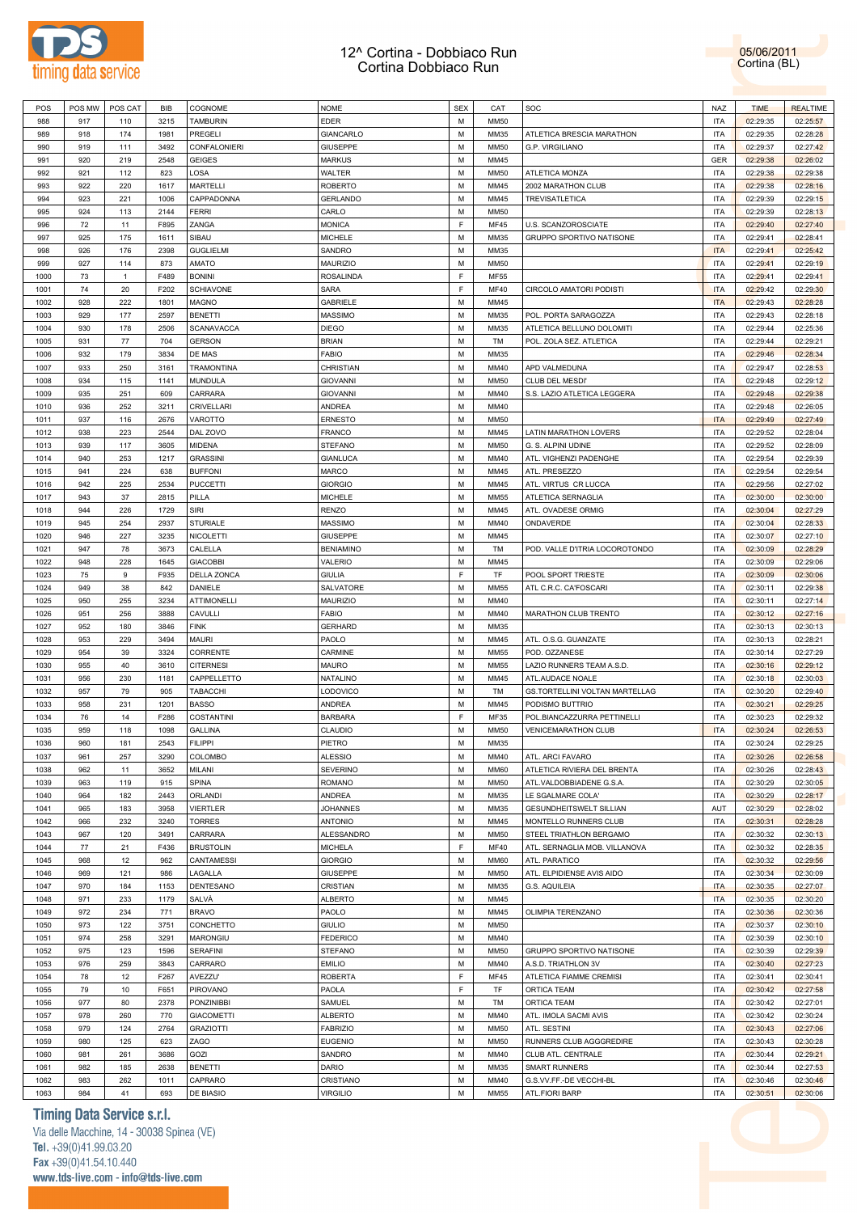# 12^ Cortina - Dobbiaco Run
# Cortina Dobbiaco Run

05/06/2011
Cortina (BL)

| POS | POS MW | POS CAT | BIB | COGNOME | NOME | SEX | CAT | SOC | NAZ | TIME | REALTIME |
|---|---|---|---|---|---|---|---|---|---|---|---|
| 988 | 917 | 110 | 3215 | TAMBURIN | EDER | M | MM50 | | ITA | 02:29:35 | 02:25:57 |
| 989 | 918 | 174 | 1981 | PREGELI | GIANCARLO | M | MM35 | ATLETICA BRESCIA MARATHON | ITA | 02:29:35 | 02:28:28 |
| 990 | 919 | 111 | 3492 | CONFALONIERI | GIUSEPPE | M | MM50 | G.P. VIRGILIANO | ITA | 02:29:37 | 02:27:42 |
| 991 | 920 | 219 | 2548 | GEIGES | MARKUS | M | MM45 | | GER | 02:29:38 | 02:26:02 |
| 992 | 921 | 112 | 823 | LOSA | WALTER | M | MM50 | ATLETICA MONZA | ITA | 02:29:38 | 02:29:38 |
| 993 | 922 | 220 | 1617 | MARTELLI | ROBERTO | M | MM45 | 2002 MARATHON CLUB | ITA | 02:29:38 | 02:28:16 |
| 994 | 923 | 221 | 1006 | CAPPADONNA | GERLANDO | M | MM45 | TREVISATLETICA | ITA | 02:29:39 | 02:29:15 |
| 995 | 924 | 113 | 2144 | FERRI | CARLO | M | MM50 | | ITA | 02:29:39 | 02:28:13 |
| 996 | 72 | 11 | F895 | ZANGA | MONICA | F | MF45 | U.S. SCANZOROSCIATE | ITA | 02:29:40 | 02:27:40 |
| 997 | 925 | 175 | 1611 | SIBAU | MICHELE | M | MM35 | GRUPPO SPORTIVO NATISONE | ITA | 02:29:41 | 02:28:41 |
| 998 | 926 | 176 | 2398 | GUGLIELMI | SANDRO | M | MM35 | | ITA | 02:29:41 | 02:25:42 |
| 999 | 927 | 114 | 873 | AMATO | MAURIZIO | M | MM50 | | ITA | 02:29:41 | 02:29:19 |
| 1000 | 73 | 1 | F489 | BONINI | ROSALINDA | F | MF55 | | ITA | 02:29:41 | 02:29:41 |
| 1001 | 74 | 20 | F202 | SCHIAVONE | SARA | F | MF40 | CIRCOLO AMATORI PODISTI | ITA | 02:29:42 | 02:29:30 |
| 1002 | 928 | 222 | 1801 | MAGNO | GABRIELE | M | MM45 | | ITA | 02:29:43 | 02:28:28 |
| 1003 | 929 | 177 | 2597 | BENETTI | MASSIMO | M | MM35 | POL. PORTA SARAGOZZA | ITA | 02:29:43 | 02:28:18 |
| 1004 | 930 | 178 | 2506 | SCANAVACCA | DIEGO | M | MM35 | ATLETICA BELLUNO DOLOMITI | ITA | 02:29:44 | 02:25:36 |
| 1005 | 931 | 77 | 704 | GERSON | BRIAN | M | TM | POL. ZOLA SEZ. ATLETICA | ITA | 02:29:44 | 02:29:21 |
| 1006 | 932 | 179 | 3834 | DE MAS | FABIO | M | MM35 | | ITA | 02:29:46 | 02:28:34 |
| 1007 | 933 | 250 | 3161 | TRAMONTINA | CHRISTIAN | M | MM40 | APD VALMEDUNA | ITA | 02:29:47 | 02:28:53 |
| 1008 | 934 | 115 | 1141 | MUNDULA | GIOVANNI | M | MM50 | CLUB DEL MESDI' | ITA | 02:29:48 | 02:29:12 |
| 1009 | 935 | 251 | 609 | CARRARA | GIOVANNI | M | MM40 | S.S. LAZIO ATLETICA LEGGERA | ITA | 02:29:48 | 02:29:38 |
| 1010 | 936 | 252 | 3211 | CRIVELLARI | ANDREA | M | MM40 | | ITA | 02:29:48 | 02:26:05 |
| 1011 | 937 | 116 | 2676 | VAROTTO | ERNESTO | M | MM50 | | ITA | 02:29:49 | 02:27:49 |
| 1012 | 938 | 223 | 2544 | DAL ZOVO | FRANCO | M | MM45 | LATIN MARATHON LOVERS | ITA | 02:29:52 | 02:28:04 |
| 1013 | 939 | 117 | 3605 | MIDENA | STEFANO | M | MM50 | G. S. ALPINI UDINE | ITA | 02:29:52 | 02:28:09 |
| 1014 | 940 | 253 | 1217 | GRASSINI | GIANLUCA | M | MM40 | ATL. VIGHENZI PADENGHE | ITA | 02:29:54 | 02:29:39 |
| 1015 | 941 | 224 | 638 | BUFFONI | MARCO | M | MM45 | ATL. PRESEZZO | ITA | 02:29:54 | 02:29:54 |
| 1016 | 942 | 225 | 2534 | PUCCETTI | GIORGIO | M | MM45 | ATL. VIRTUS CR LUCCA | ITA | 02:29:56 | 02:27:02 |
| 1017 | 943 | 37 | 2815 | PILLA | MICHELE | M | MM55 | ATLETICA SERNAGLIA | ITA | 02:30:00 | 02:30:00 |
| 1018 | 944 | 226 | 1729 | SIRI | RENZO | M | MM45 | ATL. OVADESE ORMIG | ITA | 02:30:04 | 02:27:29 |
| 1019 | 945 | 254 | 2937 | STURIALE | MASSIMO | M | MM40 | ONDAVERDE | ITA | 02:30:04 | 02:28:33 |
| 1020 | 946 | 227 | 3235 | NICOLETTI | GIUSEPPE | M | MM45 | | ITA | 02:30:07 | 02:27:10 |
| 1021 | 947 | 78 | 3673 | CALELLA | BENIAMINO | M | TM | POD. VALLE D'ITRIA LOCOROTONDO | ITA | 02:30:09 | 02:28:29 |
| 1022 | 948 | 228 | 1645 | GIACOBBI | VALERIO | M | MM45 | | ITA | 02:30:09 | 02:29:06 |
| 1023 | 75 | 9 | F935 | DELLA ZONCA | GIULIA | F | TF | POOL SPORT TRIESTE | ITA | 02:30:09 | 02:30:06 |
| 1024 | 949 | 38 | 842 | DANIELE | SALVATORE | M | MM55 | ATL C.R.C. CA'FOSCARI | ITA | 02:30:11 | 02:29:38 |
| 1025 | 950 | 255 | 3234 | ATTIMONELLI | MAURIZIO | M | MM40 | | ITA | 02:30:11 | 02:27:14 |
| 1026 | 951 | 256 | 3888 | CAVULLI | FABIO | M | MM40 | MARATHON CLUB TRENTO | ITA | 02:30:12 | 02:27:16 |
| 1027 | 952 | 180 | 3846 | FINK | GERHARD | M | MM35 | | ITA | 02:30:13 | 02:30:13 |
| 1028 | 953 | 229 | 3494 | MAURI | PAOLO | M | MM45 | ATL. O.S.G. GUANZATE | ITA | 02:30:13 | 02:28:21 |
| 1029 | 954 | 39 | 3324 | CORRENTE | CARMINE | M | MM55 | POD. OZZANESE | ITA | 02:30:14 | 02:27:29 |
| 1030 | 955 | 40 | 3610 | CITERNESI | MAURO | M | MM55 | LAZIO RUNNERS TEAM A.S.D. | ITA | 02:30:16 | 02:29:12 |
| 1031 | 956 | 230 | 1181 | CAPPELLETTO | NATALINO | M | MM45 | ATL.AUDACE NOALE | ITA | 02:30:18 | 02:30:03 |
| 1032 | 957 | 79 | 905 | TABACCHI | LODOVICO | M | TM | GS.TORTELLINI VOLTAN MARTELLAG | ITA | 02:30:20 | 02:29:40 |
| 1033 | 958 | 231 | 1201 | BASSO | ANDREA | M | MM45 | PODISMO BUTTRIO | ITA | 02:30:21 | 02:29:25 |
| 1034 | 76 | 14 | F286 | COSTANTINI | BARBARA | F | MF35 | POL.BIANCAZZURRA PETTINELLI | ITA | 02:30:23 | 02:29:32 |
| 1035 | 959 | 118 | 1098 | GALLINA | CLAUDIO | M | MM50 | VENICEMARATHON CLUB | ITA | 02:30:24 | 02:26:53 |
| 1036 | 960 | 181 | 2543 | FILIPPI | PIETRO | M | MM35 | | ITA | 02:30:24 | 02:29:25 |
| 1037 | 961 | 257 | 3290 | COLOMBO | ALESSIO | M | MM40 | ATL. ARCI FAVARO | ITA | 02:30:26 | 02:26:58 |
| 1038 | 962 | 11 | 3652 | MILANI | SEVERINO | M | MM60 | ATLETICA RIVIERA DEL BRENTA | ITA | 02:30:26 | 02:28:43 |
| 1039 | 963 | 119 | 915 | SPINA | ROMANO | M | MM50 | ATL.VALDOBBIADENE G.S.A. | ITA | 02:30:29 | 02:30:05 |
| 1040 | 964 | 182 | 2443 | ORLANDI | ANDREA | M | MM35 | LE SGALMARE COLA' | ITA | 02:30:29 | 02:28:17 |
| 1041 | 965 | 183 | 3958 | VIERTLER | JOHANNES | M | MM35 | GESUNDHEITSWELT SILLIAN | AUT | 02:30:29 | 02:28:02 |
| 1042 | 966 | 232 | 3240 | TORRES | ANTONIO | M | MM45 | MONTELLO RUNNERS CLUB | ITA | 02:30:31 | 02:28:28 |
| 1043 | 967 | 120 | 3491 | CARRARA | ALESSANDRO | M | MM50 | STEEL TRIATHLON BERGAMO | ITA | 02:30:32 | 02:30:13 |
| 1044 | 77 | 21 | F436 | BRUSTOLIN | MICHELA | F | MF40 | ATL. SERNAGLIA MOB. VILLANOVA | ITA | 02:30:32 | 02:28:35 |
| 1045 | 968 | 12 | 962 | CANTAMESSI | GIORGIO | M | MM60 | ATL. PARATICO | ITA | 02:30:32 | 02:29:56 |
| 1046 | 969 | 121 | 986 | LAGALLA | GIUSEPPE | M | MM50 | ATL. ELPIDIENSE AVIS AIDO | ITA | 02:30:34 | 02:30:09 |
| 1047 | 970 | 184 | 1153 | DENTESANO | CRISTIAN | M | MM35 | G.S. AQUILEIA | ITA | 02:30:35 | 02:27:07 |
| 1048 | 971 | 233 | 1179 | SALVÀ | ALBERTO | M | MM45 | | ITA | 02:30:35 | 02:30:20 |
| 1049 | 972 | 234 | 771 | BRAVO | PAOLO | M | MM45 | OLIMPIA TERENZANO | ITA | 02:30:36 | 02:30:36 |
| 1050 | 973 | 122 | 3751 | CONCHETTO | GIULIO | M | MM50 | | ITA | 02:30:37 | 02:30:10 |
| 1051 | 974 | 258 | 3291 | MARONGIU | FEDERICO | M | MM40 | | ITA | 02:30:39 | 02:30:10 |
| 1052 | 975 | 123 | 1596 | SERAFINI | STEFANO | M | MM50 | GRUPPO SPORTIVO NATISONE | ITA | 02:30:39 | 02:29:39 |
| 1053 | 976 | 259 | 3843 | CARRARO | EMILIO | M | MM40 | A.S.D. TRIATHLON 3V | ITA | 02:30:40 | 02:27:23 |
| 1054 | 78 | 12 | F267 | AVEZZU' | ROBERTA | F | MF45 | ATLETICA FIAMME CREMISI | ITA | 02:30:41 | 02:30:41 |
| 1055 | 79 | 10 | F651 | PIROVANO | PAOLA | F | TF | ORTICA TEAM | ITA | 02:30:42 | 02:27:58 |
| 1056 | 977 | 80 | 2378 | PONZINIBBI | SAMUEL | M | TM | ORTICA TEAM | ITA | 02:30:42 | 02:27:01 |
| 1057 | 978 | 260 | 770 | GIACOMETTI | ALBERTO | M | MM40 | ATL. IMOLA SACMI AVIS | ITA | 02:30:42 | 02:30:24 |
| 1058 | 979 | 124 | 2764 | GRAZIOTTI | FABRIZIO | M | MM50 | ATL. SESTINI | ITA | 02:30:43 | 02:27:06 |
| 1059 | 980 | 125 | 623 | ZAGO | EUGENIO | M | MM50 | RUNNERS CLUB AGGGREDIRE | ITA | 02:30:43 | 02:30:28 |
| 1060 | 981 | 261 | 3686 | GOZI | SANDRO | M | MM40 | CLUB ATL. CENTRALE | ITA | 02:30:44 | 02:29:21 |
| 1061 | 982 | 185 | 2638 | BENETTI | DARIO | M | MM35 | SMART RUNNERS | ITA | 02:30:44 | 02:27:53 |
| 1062 | 983 | 262 | 1011 | CAPRARO | CRISTIANO | M | MM40 | G.S.VV.FF.-DE VECCHI-BL | ITA | 02:30:46 | 02:30:46 |
| 1063 | 984 | 41 | 693 | DE BIASIO | VIRGILIO | M | MM55 | ATL.FIORI BARP | ITA | 02:30:51 | 02:30:06 |

**Timing Data Service s.r.l.**
Via delle Macchine, 14 - 30038 Spinea (VE)
Tel. +39(0)41.99.03.20
Fax +39(0)41.54.10.440
www.tds-live.com - info@tds-live.com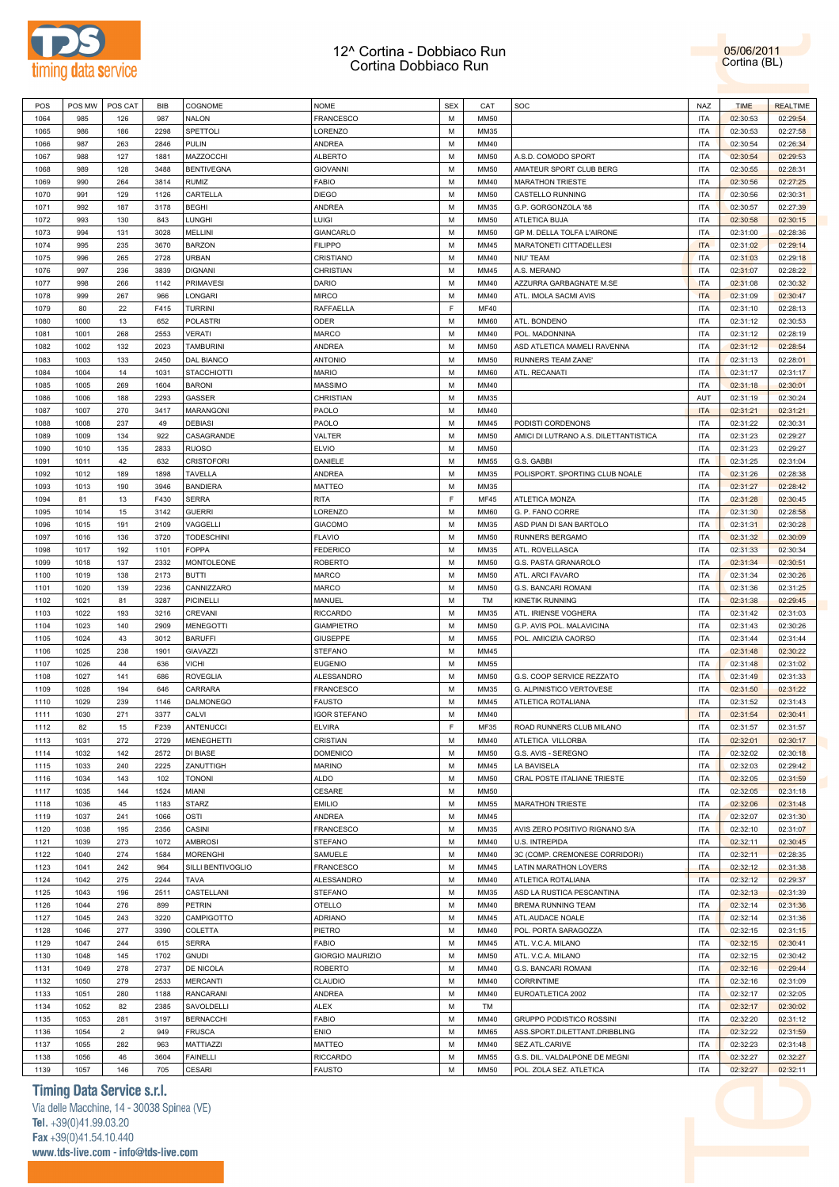# 12^ Cortina - Dobbiaco Run
## Cortina Dobbiaco Run

05/06/2011
Cortina (BL)

| POS | POS MW | POS CAT | BIB | COGNOME | NOME | SEX | CAT | SOC | NAZ | TIME | REALTIME |
|---|---|---|---|---|---|---|---|---|---|---|---|
| 1064 | 985 | 126 | 987 | NALON | FRANCESCO | M | MM50 | | ITA | 02:30:53 | 02:29:54 |
| 1065 | 986 | 186 | 2298 | SPETTOLI | LORENZO | M | MM35 | | ITA | 02:30:53 | 02:27:58 |
| 1066 | 987 | 263 | 2846 | PULIN | ANDREA | M | MM40 | | ITA | 02:30:54 | 02:26:34 |
| 1067 | 988 | 127 | 1881 | MAZZOCCHI | ALBERTO | M | MM50 | A.S.D. COMODO SPORT | ITA | 02:30:54 | 02:29:53 |
| 1068 | 989 | 128 | 3488 | BENTIVEGNA | GIOVANNI | M | MM50 | AMATEUR SPORT CLUB BERG | ITA | 02:30:55 | 02:28:31 |
| 1069 | 990 | 264 | 3814 | RUMIZ | FABIO | M | MM40 | MARATHON TRIESTE | ITA | 02:30:56 | 02:27:25 |
| 1070 | 991 | 129 | 1126 | CARTELLA | DIEGO | M | MM50 | CASTELLO RUNNING | ITA | 02:30:56 | 02:30:31 |
| 1071 | 992 | 187 | 3178 | BEGHI | ANDREA | M | MM35 | G.P. GORGONZOLA '88 | ITA | 02:30:57 | 02:27:39 |
| 1072 | 993 | 130 | 843 | LUNGHI | LUIGI | M | MM50 | ATLETICA BUJA | ITA | 02:30:58 | 02:30:15 |
| 1073 | 994 | 131 | 3028 | MELLINI | GIANCARLO | M | MM50 | GP M. DELLA TOLFA L'AIRONE | ITA | 02:31:00 | 02:28:36 |
| 1074 | 995 | 235 | 3670 | BARZON | FILIPPO | M | MM45 | MARATONETI CITTADELLESI | ITA | 02:31:02 | 02:29:14 |
| 1075 | 996 | 265 | 2728 | URBAN | CRISTIANO | M | MM40 | NIU' TEAM | ITA | 02:31:03 | 02:29:18 |
| 1076 | 997 | 236 | 3839 | DIGNANI | CHRISTIAN | M | MM45 | A.S. MERANO | ITA | 02:31:07 | 02:28:22 |
| 1077 | 998 | 266 | 1142 | PRIMAVESI | DARIO | M | MM40 | AZZURRA GARBAGNATE M.SE | ITA | 02:31:08 | 02:30:32 |
| 1078 | 999 | 267 | 966 | LONGARI | MIRCO | M | MM40 | ATL. IMOLA SACMI AVIS | ITA | 02:31:09 | 02:30:47 |
| 1079 | 80 | 22 | F415 | TURRINI | RAFFAELLA | F | MF40 | | ITA | 02:31:10 | 02:28:13 |
| 1080 | 1000 | 13 | 652 | POLASTRI | ODER | M | MM60 | ATL. BONDENO | ITA | 02:31:12 | 02:30:53 |
| 1081 | 1001 | 268 | 2553 | VERATI | MARCO | M | MM40 | POL. MADONNINA | ITA | 02:31:12 | 02:28:19 |
| 1082 | 1002 | 132 | 2023 | TAMBURINI | ANDREA | M | MM50 | ASD ATLETICA MAMELI RAVENNA | ITA | 02:31:12 | 02:28:54 |
| 1083 | 1003 | 133 | 2450 | DAL BIANCO | ANTONIO | M | MM50 | RUNNERS TEAM ZANE' | ITA | 02:31:13 | 02:28:01 |
| 1084 | 1004 | 14 | 1031 | STACCHIOTTI | MARIO | M | MM60 | ATL. RECANATI | ITA | 02:31:17 | 02:31:17 |
| 1085 | 1005 | 269 | 1604 | BARONI | MASSIMO | M | MM40 | | ITA | 02:31:18 | 02:30:01 |
| 1086 | 1006 | 188 | 2293 | GASSER | CHRISTIAN | M | MM35 | | AUT | 02:31:19 | 02:30:24 |
| 1087 | 1007 | 270 | 3417 | MARANGONI | PAOLO | M | MM40 | | ITA | 02:31:21 | 02:31:21 |
| 1088 | 1008 | 237 | 49 | DEBIASI | PAOLO | M | MM45 | PODISTI CORDENONS | ITA | 02:31:22 | 02:30:31 |
| 1089 | 1009 | 134 | 922 | CASAGRANDE | VALTER | M | MM50 | AMICI DI LUTRANO A.S. DILETTANTISTICA | ITA | 02:31:23 | 02:29:27 |
| 1090 | 1010 | 135 | 2833 | RUOSO | ELVIO | M | MM50 | | ITA | 02:31:23 | 02:29:27 |
| 1091 | 1011 | 42 | 632 | CRISTOFORI | DANIELE | M | MM55 | G.S. GABBI | ITA | 02:31:25 | 02:31:04 |
| 1092 | 1012 | 189 | 1898 | TAVELLA | ANDREA | M | MM35 | POLISPORT. SPORTING CLUB NOALE | ITA | 02:31:26 | 02:28:38 |
| 1093 | 1013 | 190 | 3946 | BANDIERA | MATTEO | M | MM35 | | ITA | 02:31:27 | 02:28:42 |
| 1094 | 81 | 13 | F430 | SERRA | RITA | F | MF45 | ATLETICA MONZA | ITA | 02:31:28 | 02:30:45 |
| 1095 | 1014 | 15 | 3142 | GUERRI | LORENZO | M | MM60 | G. P. FANO CORRE | ITA | 02:31:30 | 02:28:58 |
| 1096 | 1015 | 191 | 2109 | VAGGELLI | GIACOMO | M | MM35 | ASD PIAN DI SAN BARTOLO | ITA | 02:31:31 | 02:30:28 |
| 1097 | 1016 | 136 | 3720 | TODESCHINI | FLAVIO | M | MM50 | RUNNERS BERGAMO | ITA | 02:31:32 | 02:30:09 |
| 1098 | 1017 | 192 | 1101 | FOPPA | FEDERICO | M | MM35 | ATL. ROVELLASCA | ITA | 02:31:33 | 02:30:34 |
| 1099 | 1018 | 137 | 2332 | MONTOLEONE | ROBERTO | M | MM50 | G.S. PASTA GRANAROLO | ITA | 02:31:34 | 02:30:51 |
| 1100 | 1019 | 138 | 2173 | BUTTI | MARCO | M | MM50 | ATL. ARCI FAVARO | ITA | 02:31:34 | 02:30:26 |
| 1101 | 1020 | 139 | 2236 | CANNIZZARO | MARCO | M | MM50 | G.S. BANCARI ROMANI | ITA | 02:31:36 | 02:31:25 |
| 1102 | 1021 | 81 | 3287 | PICINELLI | MANUEL | M | TM | KINETIK RUNNING | ITA | 02:31:38 | 02:29:45 |
| 1103 | 1022 | 193 | 3216 | CREVANI | RICCARDO | M | MM35 | ATL. IRIENSE VOGHERA | ITA | 02:31:42 | 02:31:03 |
| 1104 | 1023 | 140 | 2909 | MENEGOTTI | GIAMPIETRO | M | MM50 | G.P. AVIS POL. MALAVICINA | ITA | 02:31:43 | 02:30:26 |
| 1105 | 1024 | 43 | 3012 | BARUFFI | GIUSEPPE | M | MM55 | POL. AMICIZIA CAORSO | ITA | 02:31:44 | 02:31:44 |
| 1106 | 1025 | 238 | 1901 | GIAVAZZI | STEFANO | M | MM45 | | ITA | 02:31:48 | 02:30:22 |
| 1107 | 1026 | 44 | 636 | VICHI | EUGENIO | M | MM55 | | ITA | 02:31:48 | 02:31:02 |
| 1108 | 1027 | 141 | 686 | ROVEGLIA | ALESSANDRO | M | MM50 | G.S. COOP SERVICE REZZATO | ITA | 02:31:49 | 02:31:33 |
| 1109 | 1028 | 194 | 646 | CARRARA | FRANCESCO | M | MM35 | G. ALPINISTICO VERTOVESE | ITA | 02:31:50 | 02:31:22 |
| 1110 | 1029 | 239 | 1146 | DALMONEGO | FAUSTO | M | MM45 | ATLETICA ROTALIANA | ITA | 02:31:52 | 02:31:43 |
| 1111 | 1030 | 271 | 3377 | CALVI | IGOR STEFANO | M | MM40 | | ITA | 02:31:54 | 02:30:41 |
| 1112 | 82 | 15 | F239 | ANTENUCCI | ELVIRA | F | MF35 | ROAD RUNNERS CLUB MILANO | ITA | 02:31:57 | 02:31:57 |
| 1113 | 1031 | 272 | 2729 | MENEGHETTI | CRISTIAN | M | MM40 | ATLETICA VILLORBA | ITA | 02:32:01 | 02:30:17 |
| 1114 | 1032 | 142 | 2572 | DI BIASE | DOMENICO | M | MM50 | G.S. AVIS - SEREGNO | ITA | 02:32:02 | 02:30:18 |
| 1115 | 1033 | 240 | 2225 | ZANUTTIGH | MARINO | M | MM45 | LA BAVISELA | ITA | 02:32:03 | 02:29:42 |
| 1116 | 1034 | 143 | 102 | TONONI | ALDO | M | MM50 | CRAL POSTE ITALIANE TRIESTE | ITA | 02:32:05 | 02:31:59 |
| 1117 | 1035 | 144 | 1524 | MIANI | CESARE | M | MM50 | | ITA | 02:32:05 | 02:31:18 |
| 1118 | 1036 | 45 | 1183 | STARZ | EMILIO | M | MM55 | MARATHON TRIESTE | ITA | 02:32:06 | 02:31:48 |
| 1119 | 1037 | 241 | 1066 | OSTI | ANDREA | M | MM45 | | ITA | 02:32:07 | 02:31:30 |
| 1120 | 1038 | 195 | 2356 | CASINI | FRANCESCO | M | MM35 | AVIS ZERO POSITIVO RIGNANO S/A | ITA | 02:32:10 | 02:31:07 |
| 1121 | 1039 | 273 | 1072 | AMBROSI | STEFANO | M | MM40 | U.S. INTREPIDA | ITA | 02:32:11 | 02:30:45 |
| 1122 | 1040 | 274 | 1584 | MORENGHI | SAMUELE | M | MM40 | 3C (COMP. CREMONESE CORRIDORI) | ITA | 02:32:11 | 02:28:35 |
| 1123 | 1041 | 242 | 964 | SILLI BENTIVOGLIO | FRANCESCO | M | MM45 | LATIN MARATHON LOVERS | ITA | 02:32:12 | 02:31:38 |
| 1124 | 1042 | 275 | 2244 | TAVA | ALESSANDRO | M | MM40 | ATLETICA ROTALIANA | ITA | 02:32:12 | 02:29:37 |
| 1125 | 1043 | 196 | 2511 | CASTELLANI | STEFANO | M | MM35 | ASD LA RUSTICA PESCANTINA | ITA | 02:32:13 | 02:31:39 |
| 1126 | 1044 | 276 | 899 | PETRIN | OTELLO | M | MM40 | BREMA RUNNING TEAM | ITA | 02:32:14 | 02:31:36 |
| 1127 | 1045 | 243 | 3220 | CAMPIGOTTO | ADRIANO | M | MM45 | ATL.AUDACE NOALE | ITA | 02:32:14 | 02:31:36 |
| 1128 | 1046 | 277 | 3390 | COLETTA | PIETRO | M | MM40 | POL. PORTA SARAGOZZA | ITA | 02:32:15 | 02:31:15 |
| 1129 | 1047 | 244 | 615 | SERRA | FABIO | M | MM45 | ATL. V.C.A. MILANO | ITA | 02:32:15 | 02:30:41 |
| 1130 | 1048 | 145 | 1702 | GNUDI | GIORGIO MAURIZIO | M | MM50 | ATL. V.C.A. MILANO | ITA | 02:32:15 | 02:30:42 |
| 1131 | 1049 | 278 | 2737 | DE NICOLA | ROBERTO | M | MM40 | G.S. BANCARI ROMANI | ITA | 02:32:16 | 02:29:44 |
| 1132 | 1050 | 279 | 2533 | MERCANTI | CLAUDIO | M | MM40 | CORRINTIME | ITA | 02:32:16 | 02:31:09 |
| 1133 | 1051 | 280 | 1188 | RANCARANI | ANDREA | M | MM40 | EUROATLETICA 2002 | ITA | 02:32:17 | 02:32:05 |
| 1134 | 1052 | 82 | 2385 | SAVOLDELLI | ALEX | M | TM | | ITA | 02:32:17 | 02:30:02 |
| 1135 | 1053 | 281 | 3197 | BERNACCHI | FABIO | M | MM40 | GRUPPO PODISTICO ROSSINI | ITA | 02:32:20 | 02:31:12 |
| 1136 | 1054 | 2 | 949 | FRUSCA | ENIO | M | MM65 | ASS.SPORT.DILETTANT.DRIBBLING | ITA | 02:32:22 | 02:31:59 |
| 1137 | 1055 | 282 | 963 | MATTIAZZI | MATTEO | M | MM40 | SEZ.ATL.CARIVE | ITA | 02:32:23 | 02:31:48 |
| 1138 | 1056 | 46 | 3604 | FAINELLI | RICCARDO | M | MM55 | G.S. DIL. VALDALPONE DE MEGNI | ITA | 02:32:27 | 02:32:27 |
| 1139 | 1057 | 146 | 705 | CESARI | FAUSTO | M | MM50 | POL. ZOLA SEZ. ATLETICA | ITA | 02:32:27 | 02:32:11 |

**Timing Data Service s.r.l.**
Via delle Macchine, 14 - 30038 Spinea (VE)
Tel. +39(0)41.99.03.20
Fax +39(0)41.54.10.440
www.tds-live.com - info@tds-live.com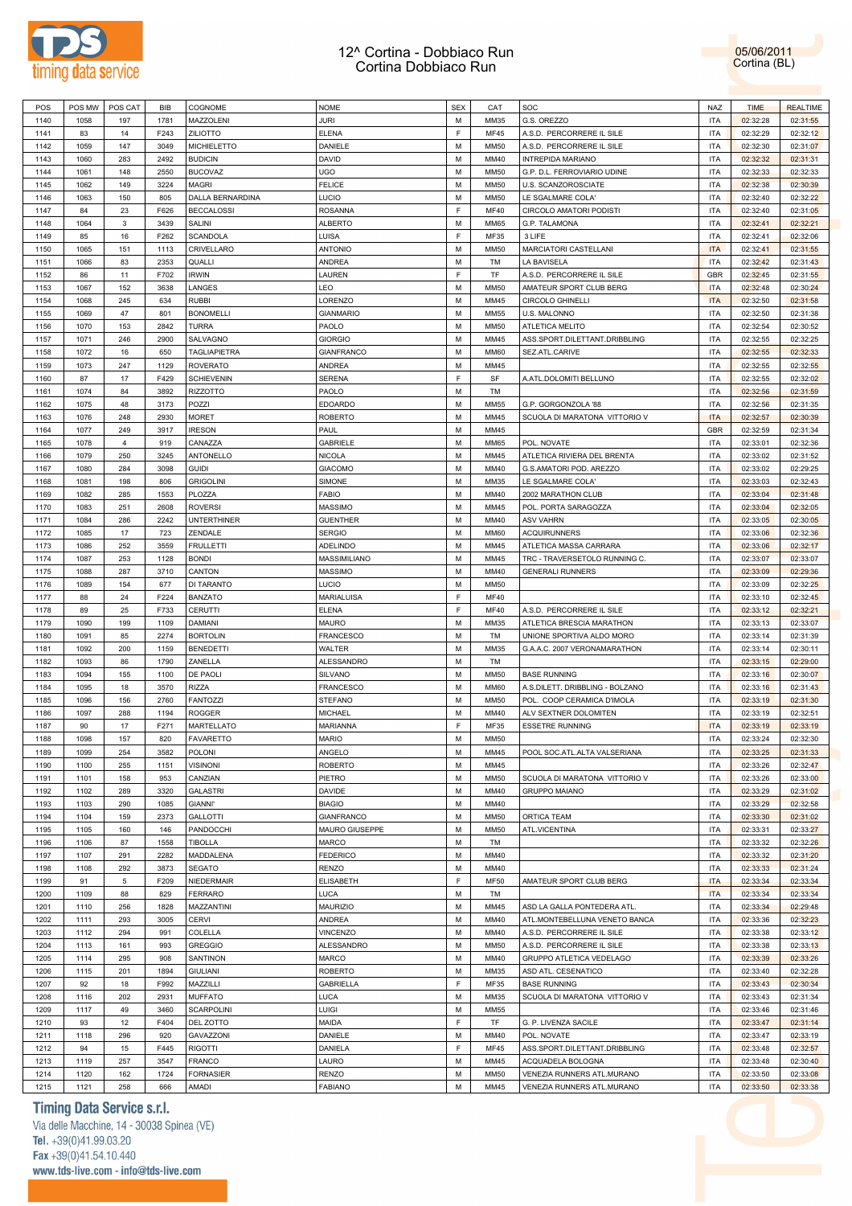# 12^ Cortina - Dobbiaco Run
Cortina Dobbiaco Run

05/06/2011
Cortina (BL)

| POS | POS MW | POS CAT | BIB | COGNOME | NOME | SEX | CAT | SOC | NAZ | TIME | REALTIME |
|---|---|---|---|---|---|---|---|---|---|---|---|
| 1140 | 1058 | 197 | 1781 | MAZZOLENI | JURI | M | MM35 | G.S. OREZZO | ITA | 02:32:28 | 02:31:55 |
| 1141 | 83 | 14 | F243 | ZILIOTTO | ELENA | F | MF45 | A.S.D. PERCORRERE IL SILE | ITA | 02:32:29 | 02:32:12 |
| 1142 | 1059 | 147 | 3049 | MICHIELETTO | DANIELE | M | MM50 | A.S.D. PERCORRERE IL SILE | ITA | 02:32:30 | 02:31:07 |
| 1143 | 1060 | 283 | 2492 | BUDICIN | DAVID | M | MM40 | INTREPIDA MARIANO | ITA | 02:32:32 | 02:31:31 |
| 1144 | 1061 | 148 | 2550 | BUCOVAZ | UGO | M | MM50 | G.P. D.L. FERROVIARIO UDINE | ITA | 02:32:33 | 02:32:33 |
| 1145 | 1062 | 149 | 3224 | MAGRI | FELICE | M | MM50 | U.S. SCANZOROSCIATE | ITA | 02:32:38 | 02:30:39 |
| 1146 | 1063 | 150 | 805 | DALLA BERNARDINA | LUCIO | M | MM50 | LE SGALMARE COLA' | ITA | 02:32:40 | 02:32:22 |
| 1147 | 84 | 23 | F626 | BECCALOSSI | ROSANNA | F | MF40 | CIRCOLO AMATORI PODISTI | ITA | 02:32:40 | 02:31:05 |
| 1148 | 1064 | 3 | 3439 | SALINI | ALBERTO | M | MM65 | G.P. TALAMONA | ITA | 02:32:41 | 02:32:21 |
| 1149 | 85 | 16 | F262 | SCANDOLA | LUISA | F | MF35 | 3 LIFE | ITA | 02:32:41 | 02:32:06 |
| 1150 | 1065 | 151 | 1113 | CRIVELLARO | ANTONIO | M | MM50 | MARCIATORI CASTELLANI | ITA | 02:32:41 | 02:31:55 |
| 1151 | 1066 | 83 | 2353 | QUALLI | ANDREA | M | TM | LA BAVISELA | ITA | 02:32:42 | 02:31:43 |
| 1152 | 86 | 11 | F702 | IRWIN | LAUREN | F | TF | A.S.D. PERCORRERE IL SILE | GBR | 02:32:45 | 02:31:55 |
| 1153 | 1067 | 152 | 3638 | LANGES | LEO | M | MM50 | AMATEUR SPORT CLUB BERG | ITA | 02:32:48 | 02:30:24 |
| 1154 | 1068 | 245 | 634 | RUBBI | LORENZO | M | MM45 | CIRCOLO GHINELLI | ITA | 02:32:50 | 02:31:58 |
| 1155 | 1069 | 47 | 801 | BONOMELLI | GIANMARIO | M | MM55 | U.S. MALONNO | ITA | 02:32:50 | 02:31:38 |
| 1156 | 1070 | 153 | 2842 | TURRA | PAOLO | M | MM50 | ATLETICA MELITO | ITA | 02:32:54 | 02:30:52 |
| 1157 | 1071 | 246 | 2900 | SALVAGNO | GIORGIO | M | MM45 | ASS.SPORT.DILETTANT.DRIBBLING | ITA | 02:32:55 | 02:32:25 |
| 1158 | 1072 | 16 | 650 | TAGLIAPIETRA | GIANFRANCO | M | MM60 | SEZ.ATL.CARIVE | ITA | 02:32:55 | 02:32:33 |
| 1159 | 1073 | 247 | 1129 | ROVEROTO | ANDREA | M | MM45 | | ITA | 02:32:55 | 02:32:55 |
| 1160 | 87 | 17 | F429 | SCHIEVENIN | SERENA | F | SF | A.ATL.DOLOMITI BELLUNO | ITA | 02:32:55 | 02:32:02 |
| 1161 | 1074 | 84 | 3892 | RIZZOTTO | PAOLO | M | TM | | ITA | 02:32:56 | 02:31:59 |
| 1162 | 1075 | 48 | 3173 | POZZI | EDOARDO | M | MM55 | G.P. GORGONZOLA '88 | ITA | 02:32:56 | 02:31:35 |
| 1163 | 1076 | 248 | 2930 | MORET | ROBERTO | M | MM45 | SCUOLA DI MARATONA VITTORIO V | ITA | 02:32:57 | 02:30:39 |
| 1164 | 1077 | 249 | 3917 | IRESON | PAUL | M | MM45 | | GBR | 02:32:59 | 02:31:34 |
| 1165 | 1078 | 4 | 919 | CANAZZA | GABRIELE | M | MM65 | POL. NOVATE | ITA | 02:33:01 | 02:32:36 |
| 1166 | 1079 | 250 | 3245 | ANTONELLO | NICOLA | M | MM45 | ATLETICA RIVIERA DEL BRENTA | ITA | 02:33:02 | 02:31:52 |
| 1167 | 1080 | 284 | 3098 | GUIDI | GIACOMO | M | MM40 | G.S.AMATORI POD. AREZZO | ITA | 02:33:02 | 02:29:25 |
| 1168 | 1081 | 198 | 806 | GRIGOLINI | SIMONE | M | MM35 | LE SGALMARE COLA' | ITA | 02:33:03 | 02:32:43 |
| 1169 | 1082 | 285 | 1553 | PLOZZA | FABIO | M | MM40 | 2002 MARATHON CLUB | ITA | 02:33:04 | 02:31:48 |
| 1170 | 1083 | 251 | 2608 | ROVERSI | MASSIMO | M | MM45 | POL. PORTA SARAGOZZA | ITA | 02:33:04 | 02:32:05 |
| 1171 | 1084 | 286 | 2242 | UNTERTHINER | GUENTHER | M | MM40 | ASV VAHRN | ITA | 02:33:05 | 02:30:05 |
| 1172 | 1085 | 17 | 723 | ZENDALE | SERGIO | M | MM60 | ACQUIRUNNERS | ITA | 02:33:06 | 02:32:36 |
| 1173 | 1086 | 252 | 3559 | FRULLETTI | ADELINDO | M | MM45 | ATLETICA MASSA CARRARA | ITA | 02:33:06 | 02:32:17 |
| 1174 | 1087 | 253 | 1128 | BONDI | MASSIMILIANO | M | MM45 | TRC - TRAVERSETOLO RUNNING C. | ITA | 02:33:07 | 02:33:07 |
| 1175 | 1088 | 287 | 3710 | CANTON | MASSIMO | M | MM40 | GENERALI RUNNERS | ITA | 02:33:09 | 02:29:36 |
| 1176 | 1089 | 154 | 677 | DI TARANTO | LUCIO | M | MM50 | | ITA | 02:33:09 | 02:32:25 |
| 1177 | 88 | 24 | F224 | BANZATO | MARIALUISA | F | MF40 | | ITA | 02:33:10 | 02:32:45 |
| 1178 | 89 | 25 | F733 | CERUTTI | ELENA | F | MF40 | A.S.D. PERCORRERE IL SILE | ITA | 02:33:12 | 02:32:21 |
| 1179 | 1090 | 199 | 1109 | DAMIANI | MAURO | M | MM35 | ATLETICA BRESCIA MARATHON | ITA | 02:33:13 | 02:33:07 |
| 1180 | 1091 | 85 | 2274 | BORTOLIN | FRANCESCO | M | TM | UNIONE SPORTIVA ALDO MORO | ITA | 02:33:14 | 02:31:39 |
| 1181 | 1092 | 200 | 1159 | BENEDETTI | WALTER | M | MM35 | G.A.A.C. 2007 VERONAMARATHON | ITA | 02:33:14 | 02:30:11 |
| 1182 | 1093 | 86 | 1790 | ZANELLA | ALESSANDRO | M | TM | | ITA | 02:33:15 | 02:29:00 |
| 1183 | 1094 | 155 | 1100 | DE PAOLI | SILVANO | M | MM50 | BASE RUNNING | ITA | 02:33:16 | 02:30:07 |
| 1184 | 1095 | 18 | 3570 | RIZZA | FRANCESCO | M | MM60 | A.S.DILETT. DRIBBLING - BOLZANO | ITA | 02:33:16 | 02:31:43 |
| 1185 | 1096 | 156 | 2760 | FANTOZZI | STEFANO | M | MM50 | POL. COOP CERAMICA D'IMOLA | ITA | 02:33:19 | 02:31:30 |
| 1186 | 1097 | 288 | 1194 | ROGGER | MICHAEL | M | MM40 | ALV SEXTNER DOLOMITEN | ITA | 02:33:19 | 02:32:51 |
| 1187 | 90 | 17 | F271 | MARTELLATO | MARIANNA | F | MF35 | ESSETRE RUNNING | ITA | 02:33:19 | 02:33:19 |
| 1188 | 1098 | 157 | 820 | FAVARETTO | MARIO | M | MM50 | | ITA | 02:33:24 | 02:32:30 |
| 1189 | 1099 | 254 | 3582 | POLONI | ANGELO | M | MM45 | POOL SOC.ATL.ALTA VALSERIANA | ITA | 02:33:25 | 02:31:33 |
| 1190 | 1100 | 255 | 1151 | VISINONI | ROBERTO | M | MM45 | | ITA | 02:33:26 | 02:32:47 |
| 1191 | 1101 | 158 | 953 | CANZIAN | PIETRO | M | MM50 | SCUOLA DI MARATONA VITTORIO V | ITA | 02:33:26 | 02:33:00 |
| 1192 | 1102 | 289 | 3320 | GALASTRI | DAVIDE | M | MM40 | GRUPPO MAIANO | ITA | 02:33:29 | 02:31:02 |
| 1193 | 1103 | 290 | 1085 | GIANNI' | BIAGIO | M | MM40 | | ITA | 02:33:29 | 02:32:58 |
| 1194 | 1104 | 159 | 2373 | GALLOTTI | GIANFRANCO | M | MM50 | ORTICA TEAM | ITA | 02:33:30 | 02:31:02 |
| 1195 | 1105 | 160 | 146 | PANDOCCHI | MAURO GIUSEPPE | M | MM50 | ATL.VICENTINA | ITA | 02:33:31 | 02:33:27 |
| 1196 | 1106 | 87 | 1558 | TIBOLLA | MARCO | M | TM | | ITA | 02:33:32 | 02:32:26 |
| 1197 | 1107 | 291 | 2282 | MADDALENA | FEDERICO | M | MM40 | | ITA | 02:33:32 | 02:31:20 |
| 1198 | 1108 | 292 | 3873 | SEGATO | RENZO | M | MM40 | | ITA | 02:33:33 | 02:31:24 |
| 1199 | 91 | 5 | F209 | NIEDERMAIR | ELISABETH | F | MF50 | AMATEUR SPORT CLUB BERG | ITA | 02:33:34 | 02:33:34 |
| 1200 | 1109 | 88 | 829 | FERRARO | LUCA | M | TM | | ITA | 02:33:34 | 02:33:34 |
| 1201 | 1110 | 256 | 1828 | MAZZANTINI | MAURIZIO | M | MM45 | ASD LA GALLA PONTEDERA ATL. | ITA | 02:33:34 | 02:29:48 |
| 1202 | 1111 | 293 | 3005 | CERVI | ANDREA | M | MM40 | ATL.MONTEBELLUNA VENETO BANCA | ITA | 02:33:36 | 02:32:23 |
| 1203 | 1112 | 294 | 991 | COLELLA | VINCENZO | M | MM40 | A.S.D. PERCORRERE IL SILE | ITA | 02:33:38 | 02:33:12 |
| 1204 | 1113 | 161 | 993 | GREGGIO | ALESSANDRO | M | MM50 | A.S.D. PERCORRERE IL SILE | ITA | 02:33:38 | 02:33:13 |
| 1205 | 1114 | 295 | 908 | SANTINON | MARCO | M | MM40 | GRUPPO ATLETICA VEDELAGO | ITA | 02:33:39 | 02:33:26 |
| 1206 | 1115 | 201 | 1894 | GIULIANI | ROBERTO | M | MM35 | ASD ATL. CESENATICO | ITA | 02:33:40 | 02:32:28 |
| 1207 | 92 | 18 | F992 | MAZZILLI | GABRIELLA | F | MF35 | BASE RUNNING | ITA | 02:33:43 | 02:30:34 |
| 1208 | 1116 | 202 | 2931 | MUFFATO | LUCA | M | MM35 | SCUOLA DI MARATONA VITTORIO V | ITA | 02:33:43 | 02:31:34 |
| 1209 | 1117 | 49 | 3460 | SCARPOLINI | LUIGI | M | MM55 | | ITA | 02:33:46 | 02:31:46 |
| 1210 | 93 | 12 | F404 | DEL ZOTTO | MAIDA | F | TF | G. P. LIVENZA SACILE | ITA | 02:33:47 | 02:31:14 |
| 1211 | 1118 | 296 | 920 | GAVAZZONI | DANIELE | M | MM40 | POL. NOVATE | ITA | 02:33:47 | 02:33:19 |
| 1212 | 94 | 15 | F445 | RIGOTTI | DANIELA | F | MF45 | ASS.SPORT.DILETTANT.DRIBBLING | ITA | 02:33:48 | 02:32:57 |
| 1213 | 1119 | 257 | 3547 | FRANCO | LAURO | M | MM45 | ACQUADELA BOLOGNA | ITA | 02:33:48 | 02:30:40 |
| 1214 | 1120 | 162 | 1724 | FORNASIER | RENZO | M | MM50 | VENEZIA RUNNERS ATL.MURANO | ITA | 02:33:50 | 02:33:08 |
| 1215 | 1121 | 258 | 666 | AMADI | FABIANO | M | MM45 | VENEZIA RUNNERS ATL.MURANO | ITA | 02:33:50 | 02:33:38 |

**Timing Data Service s.r.l.**
Via delle Macchine, 14 - 30038 Spinea (VE)
Tel. +39(0)41.99.03.20
Fax +39(0)41.54.10.440
www.tds-live.com - info@tds-live.com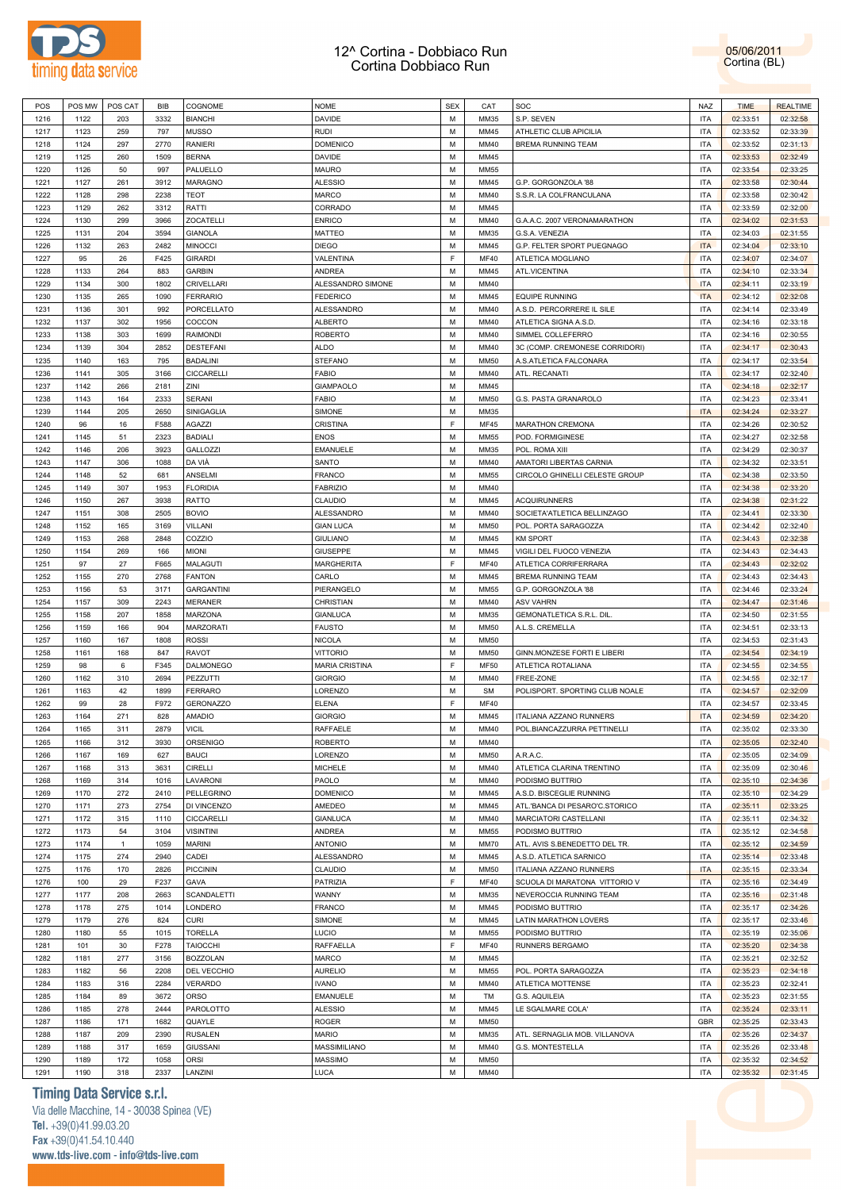# 12^ Cortina - Dobbiaco Run
Cortina Dobbiaco Run

05/06/2011
Cortina (BL)

| POS | POS MW | POS CAT | BIB | COGNOME | NOME | SEX | CAT | SOC | NAZ | TIME | REALTIME |
|---|---|---|---|---|---|---|---|---|---|---|---|
| 1216 | 1122 | 203 | 3332 | BIANCHI | DAVIDE | M | MM35 | S.P. SEVEN | ITA | 02:33:51 | 02:32:58 |
| 1217 | 1123 | 259 | 797 | MUSSO | RUDI | M | MM45 | ATHLETIC CLUB APICILIA | ITA | 02:33:52 | 02:33:39 |
| 1218 | 1124 | 297 | 2770 | RANIERI | DOMENICO | M | MM40 | BREMA RUNNING TEAM | ITA | 02:33:52 | 02:31:13 |
| 1219 | 1125 | 260 | 1509 | BERNA | DAVIDE | M | MM45 | | ITA | 02:33:53 | 02:32:49 |
| 1220 | 1126 | 50 | 997 | PALUELLO | MAURO | M | MM55 | | ITA | 02:33:54 | 02:33:25 |
| 1221 | 1127 | 261 | 3912 | MARAGNO | ALESSIO | M | MM45 | G.P. GORGONZOLA '88 | ITA | 02:33:58 | 02:30:44 |
| 1222 | 1128 | 298 | 2238 | TEOT | MARCO | M | MM40 | S.S.R. LA COLFRANCULANA | ITA | 02:33:58 | 02:30:42 |
| 1223 | 1129 | 262 | 3312 | RATTI | CORRADO | M | MM45 | | ITA | 02:33:59 | 02:32:00 |
| 1224 | 1130 | 299 | 3966 | ZOCATELLI | ENRICO | M | MM40 | G.A.A.C. 2007 VERONAMARATHON | ITA | 02:34:02 | 02:31:53 |
| 1225 | 1131 | 204 | 3594 | GIANOLA | MATTEO | M | MM35 | G.S.A. VENEZIA | ITA | 02:34:03 | 02:31:55 |
| 1226 | 1132 | 263 | 2482 | MINOCCI | DIEGO | M | MM45 | G.P. FELTER SPORT PUEGNAGO | ITA | 02:34:04 | 02:33:10 |
| 1227 | 95 | 26 | F425 | GIRARDI | VALENTINA | F | MF40 | ATLETICA MOGLIANO | ITA | 02:34:07 | 02:34:07 |
| 1228 | 1133 | 264 | 883 | GARBIN | ANDREA | M | MM45 | ATL.VICENTINA | ITA | 02:34:10 | 02:33:34 |
| 1229 | 1134 | 300 | 1802 | CRIVELLARI | ALESSANDRO SIMONE | M | MM40 | | ITA | 02:34:11 | 02:33:19 |
| 1230 | 1135 | 265 | 1090 | FERRARIO | FEDERICO | M | MM45 | EQUIPE RUNNING | ITA | 02:34:12 | 02:32:08 |
| 1231 | 1136 | 301 | 992 | PORCELLATO | ALESSANDRO | M | MM40 | A.S.D. PERCORRERE IL SILE | ITA | 02:34:14 | 02:33:49 |
| 1232 | 1137 | 302 | 1956 | COCCON | ALBERTO | M | MM40 | ATLETICA SIGNA A.S.D. | ITA | 02:34:16 | 02:33:18 |
| 1233 | 1138 | 303 | 1699 | RAIMONDI | ROBERTO | M | MM40 | SIMMEL COLLEFERRO | ITA | 02:34:16 | 02:30:55 |
| 1234 | 1139 | 304 | 2852 | DESTEFANI | ALDO | M | MM40 | 3C (COMP. CREMONESE CORRIDORI) | ITA | 02:34:17 | 02:30:43 |
| 1235 | 1140 | 163 | 795 | BADALINI | STEFANO | M | MM50 | A.S.ATLETICA FALCONARA | ITA | 02:34:17 | 02:33:54 |
| 1236 | 1141 | 305 | 3166 | CICCARELLI | FABIO | M | MM40 | ATL. RECANATI | ITA | 02:34:17 | 02:32:40 |
| 1237 | 1142 | 266 | 2181 | ZINI | GIAMPAOLO | M | MM45 | | ITA | 02:34:18 | 02:32:17 |
| 1238 | 1143 | 164 | 2333 | SERANI | FABIO | M | MM50 | G.S. PASTA GRANAROLO | ITA | 02:34:23 | 02:33:41 |
| 1239 | 1144 | 205 | 2650 | SINIGAGLIA | SIMONE | M | MM35 | | ITA | 02:34:24 | 02:33:27 |
| 1240 | 96 | 16 | F588 | AGAZZI | CRISTINA | F | MF45 | MARATHON CREMONA | ITA | 02:34:26 | 02:30:52 |
| 1241 | 1145 | 51 | 2323 | BADIALI | ENOS | M | MM55 | POD. FORMIGINESE | ITA | 02:34:27 | 02:32:58 |
| 1242 | 1146 | 206 | 3923 | GALLOZZI | EMANUELE | M | MM35 | POL. ROMA XIII | ITA | 02:34:29 | 02:30:37 |
| 1243 | 1147 | 306 | 1088 | DA VIÀ | SANTO | M | MM40 | AMATORI LIBERTAS CARNIA | ITA | 02:34:32 | 02:33:51 |
| 1244 | 1148 | 52 | 681 | ANSELMI | FRANCO | M | MM55 | CIRCOLO GHINELLI CELESTE GROUP | ITA | 02:34:38 | 02:33:50 |
| 1245 | 1149 | 307 | 1953 | FLORIDIA | FABRIZIO | M | MM40 | | ITA | 02:34:38 | 02:33:20 |
| 1246 | 1150 | 267 | 3938 | RATTO | CLAUDIO | M | MM45 | ACQUIRUNNERS | ITA | 02:34:38 | 02:31:22 |
| 1247 | 1151 | 308 | 2505 | BOVIO | ALESSANDRO | M | MM40 | SOCIETA'ATLETICA BELLINZAGO | ITA | 02:34:41 | 02:33:30 |
| 1248 | 1152 | 165 | 3169 | VILLANI | GIAN LUCA | M | MM50 | POL. PORTA SARAGOZZA | ITA | 02:34:42 | 02:32:40 |
| 1249 | 1153 | 268 | 2848 | COZZIO | GIULIANO | M | MM45 | KM SPORT | ITA | 02:34:43 | 02:32:38 |
| 1250 | 1154 | 269 | 166 | MIONI | GIUSEPPE | M | MM45 | VIGILI DEL FUOCO VENEZIA | ITA | 02:34:43 | 02:34:43 |
| 1251 | 97 | 27 | F665 | MALAGUTI | MARGHERITA | F | MF40 | ATLETICA CORRIFERRARA | ITA | 02:34:43 | 02:32:02 |
| 1252 | 1155 | 270 | 2768 | FANTON | CARLO | M | MM45 | BREMA RUNNING TEAM | ITA | 02:34:43 | 02:34:43 |
| 1253 | 1156 | 53 | 3171 | GARGANTINI | PIERANGELO | M | MM55 | G.P. GORGONZOLA '88 | ITA | 02:34:46 | 02:33:24 |
| 1254 | 1157 | 309 | 2243 | MERANER | CHRISTIAN | M | MM40 | ASV VAHRN | ITA | 02:34:47 | 02:31:46 |
| 1255 | 1158 | 207 | 1858 | MARZONA | GIANLUCA | M | MM35 | GEMONATLETICA S.R.L. DIL. | ITA | 02:34:50 | 02:31:55 |
| 1256 | 1159 | 166 | 904 | MARZORATI | FAUSTO | M | MM50 | A.L.S. CREMELLA | ITA | 02:34:51 | 02:33:13 |
| 1257 | 1160 | 167 | 1808 | ROSSI | NICOLA | M | MM50 | | ITA | 02:34:53 | 02:31:43 |
| 1258 | 1161 | 168 | 847 | RAVOT | VITTORIO | M | MM50 | GINN.MONZESE FORTI E LIBERI | ITA | 02:34:54 | 02:34:19 |
| 1259 | 98 | 6 | F345 | DALMONEGO | MARIA CRISTINA | F | MF50 | ATLETICA ROTALIANA | ITA | 02:34:55 | 02:34:55 |
| 1260 | 1162 | 310 | 2694 | PEZZUTTI | GIORGIO | M | MM40 | FREE-ZONE | ITA | 02:34:55 | 02:32:17 |
| 1261 | 1163 | 42 | 1899 | FERRARO | LORENZO | M | SM | POLISPORT. SPORTING CLUB NOALE | ITA | 02:34:57 | 02:32:09 |
| 1262 | 99 | 28 | F972 | GERONAZZO | ELENA | F | MF40 | | ITA | 02:34:57 | 02:33:45 |
| 1263 | 1164 | 271 | 828 | AMADIO | GIORGIO | M | MM45 | ITALIANA AZZANO RUNNERS | ITA | 02:34:59 | 02:34:20 |
| 1264 | 1165 | 311 | 2879 | VICIL | RAFFAELE | M | MM40 | POL.BIANCAZZURRA PETTINELLI | ITA | 02:35:02 | 02:33:30 |
| 1265 | 1166 | 312 | 3930 | ORSENIGO | ROBERTO | M | MM40 | | ITA | 02:35:05 | 02:32:40 |
| 1266 | 1167 | 169 | 627 | BAUCI | LORENZO | M | MM50 | A.R.A.C. | ITA | 02:35:05 | 02:34:09 |
| 1267 | 1168 | 313 | 3631 | CIRELLI | MICHELE | M | MM40 | ATLETICA CLARINA TRENTINO | ITA | 02:35:09 | 02:30:46 |
| 1268 | 1169 | 314 | 1016 | LAVARONI | PAOLO | M | MM40 | PODISMO BUTTRIO | ITA | 02:35:10 | 02:34:36 |
| 1269 | 1170 | 272 | 2410 | PELLEGRINO | DOMENICO | M | MM45 | A.S.D. BISCEGLIE RUNNING | ITA | 02:35:10 | 02:34:29 |
| 1270 | 1171 | 273 | 2754 | DI VINCENZO | AMEDEO | M | MM45 | ATL.'BANCA DI PESARO'C.STORICO | ITA | 02:35:11 | 02:33:25 |
| 1271 | 1172 | 315 | 1110 | CICCARELLI | GIANLUCA | M | MM40 | MARCIATORI CASTELLANI | ITA | 02:35:11 | 02:34:32 |
| 1272 | 1173 | 54 | 3104 | VISINTINI | ANDREA | M | MM55 | PODISMO BUTTRIO | ITA | 02:35:12 | 02:34:58 |
| 1273 | 1174 | 1 | 1059 | MARINI | ANTONIO | M | MM70 | ATL. AVIS S.BENEDETTO DEL TR. | ITA | 02:35:12 | 02:34:59 |
| 1274 | 1175 | 274 | 2940 | CADEI | ALESSANDRO | M | MM45 | A.S.D. ATLETICA SARNICO | ITA | 02:35:14 | 02:33:48 |
| 1275 | 1176 | 170 | 2826 | PICCININ | CLAUDIO | M | MM50 | ITALIANA AZZANO RUNNERS | ITA | 02:35:15 | 02:33:34 |
| 1276 | 100 | 29 | F237 | GAVA | PATRIZIA | F | MF40 | SCUOLA DI MARATONA VITTORIO V | ITA | 02:35:16 | 02:34:49 |
| 1277 | 1177 | 208 | 2663 | SCANDALETTI | WANNY | M | MM35 | NEVEROCCIA RUNNING TEAM | ITA | 02:35:16 | 02:31:48 |
| 1278 | 1178 | 275 | 1014 | LONDERO | FRANCO | M | MM45 | PODISMO BUTTRIO | ITA | 02:35:17 | 02:34:26 |
| 1279 | 1179 | 276 | 824 | CURI | SIMONE | M | MM45 | LATIN MARATHON LOVERS | ITA | 02:35:17 | 02:33:46 |
| 1280 | 1180 | 55 | 1015 | TORELLA | LUCIO | M | MM55 | PODISMO BUTTRIO | ITA | 02:35:19 | 02:35:06 |
| 1281 | 101 | 30 | F278 | TAIOCCHI | RAFFAELLA | F | MF40 | RUNNERS BERGAMO | ITA | 02:35:20 | 02:34:38 |
| 1282 | 1181 | 277 | 3156 | BOZZOLAN | MARCO | M | MM45 | | ITA | 02:35:21 | 02:32:52 |
| 1283 | 1182 | 56 | 2208 | DEL VECCHIO | AURELIO | M | MM55 | POL. PORTA SARAGOZZA | ITA | 02:35:23 | 02:34:18 |
| 1284 | 1183 | 316 | 2284 | VERARDO | IVANO | M | MM40 | ATLETICA MOTTENSE | ITA | 02:35:23 | 02:32:41 |
| 1285 | 1184 | 89 | 3672 | ORSO | EMANUELE | M | TM | G.S. AQUILEIA | ITA | 02:35:23 | 02:31:55 |
| 1286 | 1185 | 278 | 2444 | PAROLOTTO | ALESSIO | M | MM45 | LE SGALMARE COLA' | ITA | 02:35:24 | 02:33:11 |
| 1287 | 1186 | 171 | 1682 | QUAYLE | ROGER | M | MM50 | | GBR | 02:35:25 | 02:33:43 |
| 1288 | 1187 | 209 | 2390 | RUSALEN | MARIO | M | MM35 | ATL. SERNAGLIA MOB. VILLANOVA | ITA | 02:35:26 | 02:34:37 |
| 1289 | 1188 | 317 | 1659 | GIUSSANI | MASSIMILIANO | M | MM40 | G.S. MONTESTELLA | ITA | 02:35:26 | 02:33:48 |
| 1290 | 1189 | 172 | 1058 | ORSI | MASSIMO | M | MM50 | | ITA | 02:35:32 | 02:34:52 |
| 1291 | 1190 | 318 | 2337 | LANZINI | LUCA | M | MM40 | | ITA | 02:35:32 | 02:31:45 |

**Timing Data Service s.r.l.**
Via delle Macchine, 14 - 30038 Spinea (VE)
Tel. +39(0)41.99.03.20
Fax +39(0)41.54.10.440
www.tds-live.com - info@tds-live.com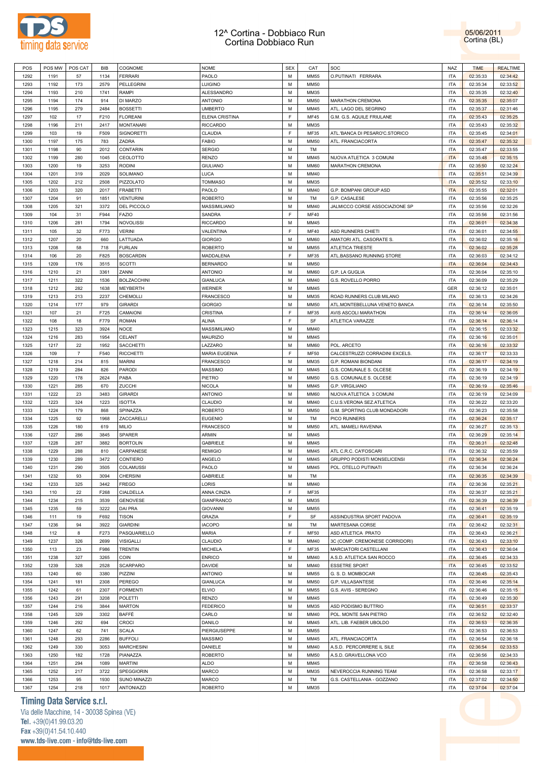# 12^ Cortina - Dobbiaco Run
Cortina Dobbiaco Run

05/06/2011
Cortina (BL)

| POS | POS MW | POS CAT | BIB | COGNOME | NOME | SEX | CAT | SOC | NAZ | TIME | REALTIME |
|---|---|---|---|---|---|---|---|---|---|---|---|
| 1292 | 1191 | 57 | 1134 | FERRARI | PAOLO | M | MM55 | O.PUTINATI FERRARA | ITA | 02:35:33 | 02:34:42 |
| 1293 | 1192 | 173 | 2579 | PELLEGRINI | LUIGINO | M | MM50 | | ITA | 02:35:34 | 02:33:52 |
| 1294 | 1193 | 210 | 1741 | RAMPI | ALESSANDRO | M | MM35 | | ITA | 02:35:35 | 02:32:40 |
| 1295 | 1194 | 174 | 914 | DI MARZO | ANTONIO | M | MM50 | MARATHON CREMONA | ITA | 02:35:35 | 02:35:07 |
| 1296 | 1195 | 279 | 2484 | BOSSETTI | UMBERTO | M | MM45 | ATL. LAGO DEL SEGRINO | ITA | 02:35:37 | 02:31:46 |
| 1297 | 102 | 17 | F210 | FLOREANI | ELENA CRISTINA | F | MF45 | G.M. G.S. AQUILE FRIULANE | ITA | 02:35:43 | 02:35:25 |
| 1298 | 1196 | 211 | 2417 | MONTANARI | RICCARDO | M | MM35 | | ITA | 02:35:43 | 02:35:32 |
| 1299 | 103 | 19 | F509 | SIGNORETTI | CLAUDIA | F | MF35 | ATL.'BANCA DI PESARO'C.STORICO | ITA | 02:35:45 | 02:34:01 |
| 1300 | 1197 | 175 | 783 | ZADRA | FABIO | M | MM50 | ATL. FRANCIACORTA | ITA | 02:35:47 | 02:35:32 |
| 1301 | 1198 | 90 | 2012 | CONTARIN | SERGIO | M | TM | | ITA | 02:35:47 | 02:33:55 |
| 1302 | 1199 | 280 | 1045 | CEOLOTTO | RENZO | M | MM45 | NUOVA ATLETICA 3 COMUNI | ITA | 02:35:48 | 02:35:15 |
| 1303 | 1200 | 19 | 3253 | RODINI | GIULIANO | M | MM60 | MARATHON CREMONA | ITA | 02:35:50 | 02:32:24 |
| 1304 | 1201 | 319 | 2029 | SOLIMANO | LUCA | M | MM40 | | ITA | 02:35:51 | 02:34:39 |
| 1305 | 1202 | 212 | 2508 | PIZZOLATO | TOMMASO | M | MM35 | | ITA | 02:35:52 | 02:33:10 |
| 1306 | 1203 | 320 | 2017 | FRABETTI | PAOLO | M | MM40 | G.P. BOMPANI GROUP ASD | ITA | 02:35:55 | 02:32:01 |
| 1307 | 1204 | 91 | 1851 | VENTURINI | ROBERTO | M | TM | G.P. CASALESE | ITA | 02:35:56 | 02:35:25 |
| 1308 | 1205 | 321 | 3372 | DEL PICCOLO | MASSIMILIANO | M | MM40 | JALMICCO CORSE ASSOCIAZIONE SP | ITA | 02:35:56 | 02:32:26 |
| 1309 | 104 | 31 | F944 | FAZIO | SANDRA | F | MF40 | | ITA | 02:35:56 | 02:31:56 |
| 1310 | 1206 | 281 | 1794 | NOVOLISSI | RICCARDO | M | MM45 | | ITA | 02:36:01 | 02:34:38 |
| 1311 | 105 | 32 | F773 | VERINI | VALENTINA | F | MF40 | ASD RUNNERS CHIETI | ITA | 02:36:01 | 02:34:55 |
| 1312 | 1207 | 20 | 660 | LATTUADA | GIORGIO | M | MM60 | AMATORI ATL. CASORATE S. | ITA | 02:36:02 | 02:35:16 |
| 1313 | 1208 | 58 | 718 | FURLAN | ROBERTO | M | MM55 | ATLETICA TRIESTE | ITA | 02:36:02 | 02:35:28 |
| 1314 | 106 | 20 | F825 | BOSCARDIN | MADDALENA | F | MF35 | ATL.BASSANO RUNNING STORE | ITA | 02:36:03 | 02:34:12 |
| 1315 | 1209 | 176 | 3515 | SCOTTI | BERNARDO | M | MM50 | | ITA | 02:36:04 | 02:34:43 |
| 1316 | 1210 | 21 | 3361 | ZANNI | ANTONIO | M | MM60 | G.P. LA GUGLIA | ITA | 02:36:04 | 02:35:10 |
| 1317 | 1211 | 322 | 1536 | BOLZACCHINI | GIANLUCA | M | MM40 | G.S. ROVELLO PORRO | ITA | 02:36:09 | 02:35:29 |
| 1318 | 1212 | 282 | 1638 | MEYBERTH | WERNER | M | MM45 | | GER | 02:36:12 | 02:35:01 |
| 1319 | 1213 | 213 | 2237 | CHEMOLLI | FRANCESCO | M | MM35 | ROAD RUNNERS CLUB MILANO | ITA | 02:36:13 | 02:34:26 |
| 1320 | 1214 | 177 | 979 | GIRARDI | GIORGIO | M | MM50 | ATL.MONTEBELLUNA VENETO BANCA | ITA | 02:36:14 | 02:35:50 |
| 1321 | 107 | 21 | F725 | CAMAIONI | CRISTINA | F | MF35 | AVIS ASCOLI MARATHON | ITA | 02:36:14 | 02:36:05 |
| 1322 | 108 | 18 | F779 | ROMAN | ALINA | F | SF | ATLETICA VARAZZE | ITA | 02:36:14 | 02:36:14 |
| 1323 | 1215 | 323 | 3924 | NOCE | MASSIMILIANO | M | MM40 | | ITA | 02:36:15 | 02:33:32 |
| 1324 | 1216 | 283 | 1954 | CELANT | MAURIZIO | M | MM45 | | ITA | 02:36:16 | 02:35:01 |
| 1325 | 1217 | 22 | 1952 | SACCHETTI | LAZZARO | M | MM60 | POL. ARCETO | ITA | 02:36:16 | 02:33:32 |
| 1326 | 109 | 7 | F540 | RICCHETTI | MARIA EUGENIA | F | MF50 | CALCESTRUZZI CORRADINI EXCELS. | ITA | 02:36:17 | 02:33:33 |
| 1327 | 1218 | 214 | 815 | MARINI | FRANCESCO | M | MM35 | G.P. ROMANI BIONDANI | ITA | 02:36:17 | 02:34:19 |
| 1328 | 1219 | 284 | 826 | PARODI | MASSIMO | M | MM45 | G.S. COMUNALE S. OLCESE | ITA | 02:36:19 | 02:34:19 |
| 1329 | 1220 | 178 | 2624 | PABA | PIETRO | M | MM50 | G.S. COMUNALE S. OLCESE | ITA | 02:36:19 | 02:34:19 |
| 1330 | 1221 | 285 | 670 | ZUCCHI | NICOLA | M | MM45 | G.P. VIRGILIANO | ITA | 02:36:19 | 02:35:46 |
| 1331 | 1222 | 23 | 3483 | GIRARDI | ANTONIO | M | MM60 | NUOVA ATLETICA 3 COMUNI | ITA | 02:36:19 | 02:34:09 |
| 1332 | 1223 | 324 | 1223 | ISOTTA | CLAUDIO | M | MM40 | C.U.S.VERONA SEZ.ATLETICA | ITA | 02:36:22 | 02:33:20 |
| 1333 | 1224 | 179 | 868 | SPINAZZA | ROBERTO | M | MM50 | G.M. SPORTING CLUB MONDADORI | ITA | 02:36:23 | 02:35:58 |
| 1334 | 1225 | 92 | 1968 | ZACCARELLI | EUGENIO | M | TM | PICO RUNNERS | ITA | 02:36:24 | 02:35:17 |
| 1335 | 1226 | 180 | 619 | MILIO | FRANCESCO | M | MM50 | ATL. MAMELI RAVENNA | ITA | 02:36:27 | 02:35:13 |
| 1336 | 1227 | 286 | 3845 | SPARER | ARMIN | M | MM45 | | ITA | 02:36:29 | 02:35:14 |
| 1337 | 1228 | 287 | 3882 | BORTOLIN | GABRIELE | M | MM45 | | ITA | 02:36:31 | 02:32:48 |
| 1338 | 1229 | 288 | 810 | CARPANESE | REMIGIO | M | MM45 | ATL C.R.C. CA'FOSCARI | ITA | 02:36:32 | 02:35:59 |
| 1339 | 1230 | 289 | 3472 | CONTIERO | ANGELO | M | MM45 | GRUPPO PODISTI MONSELICENSI | ITA | 02:36:34 | 02:36:24 |
| 1340 | 1231 | 290 | 3505 | COLAMUSSI | PAOLO | M | MM45 | POL. OTELLO PUTINATI | ITA | 02:36:34 | 02:36:24 |
| 1341 | 1232 | 93 | 3094 | CHERSINI | GABRIELE | M | TM | | ITA | 02:36:35 | 02:34:39 |
| 1342 | 1233 | 325 | 3442 | FREGO | LORIS | M | MM40 | | ITA | 02:36:36 | 02:35:21 |
| 1343 | 110 | 22 | F268 | CIALDELLA | ANNA CINZIA | F | MF35 | | ITA | 02:36:37 | 02:35:21 |
| 1344 | 1234 | 215 | 3539 | GENOVESE | GIANFRANCO | M | MM35 | | ITA | 02:36:39 | 02:36:39 |
| 1345 | 1235 | 59 | 3222 | DAI PRA | GIOVANNI | M | MM55 | | ITA | 02:36:41 | 02:35:19 |
| 1346 | 111 | 19 | F692 | TISON | GRAZIA | F | SF | ASSINDUSTRIA SPORT PADOVA | ITA | 02:36:41 | 02:35:19 |
| 1347 | 1236 | 94 | 3922 | GIARDINI | IACOPO | M | TM | MARTESANA CORSE | ITA | 02:36:42 | 02:32:31 |
| 1348 | 112 | 8 | F273 | PASQUARIELLO | MARIA | F | MF50 | ASD ATLETICA PRATO | ITA | 02:36:43 | 02:36:21 |
| 1349 | 1237 | 326 | 2699 | VISIGALLI | CLAUDIO | M | MM40 | 3C (COMP. CREMONESE CORRIDORI) | ITA | 02:36:43 | 02:33:10 |
| 1350 | 113 | 23 | F986 | TRENTIN | MICHELA | F | MF35 | MARCIATORI CASTELLANI | ITA | 02:36:43 | 02:36:04 |
| 1351 | 1238 | 327 | 3265 | COIN | ENRICO | M | MM40 | A.S.D. ATLETICA SAN ROCCO | ITA | 02:36:45 | 02:34:33 |
| 1352 | 1239 | 328 | 2528 | SCARPARO | DAVIDE | M | MM40 | ESSETRE SPORT | ITA | 02:36:45 | 02:33:52 |
| 1353 | 1240 | 60 | 3380 | PIZZINI | ANTONIO | M | MM55 | G. S. D. MOMBOCAR | ITA | 02:36:45 | 02:35:43 |
| 1354 | 1241 | 181 | 2308 | PEREGO | GIANLUCA | M | MM50 | G.P. VILLASANTESE | ITA | 02:36:46 | 02:35:14 |
| 1355 | 1242 | 61 | 2307 | FORMENTI | ELVIO | M | MM55 | G.S. AVIS - SEREGNO | ITA | 02:36:46 | 02:35:15 |
| 1356 | 1243 | 291 | 3208 | POLETTI | RENZO | M | MM45 | | ITA | 02:36:49 | 02:35:30 |
| 1357 | 1244 | 216 | 3844 | MARTON | FEDERICO | M | MM35 | ASD PODISMO BUTTRIO | ITA | 02:36:51 | 02:33:37 |
| 1358 | 1245 | 329 | 3302 | BAFFÈ | CARLO | M | MM40 | POL. MONTE SAN PIETRO | ITA | 02:36:52 | 02:32:40 |
| 1359 | 1246 | 292 | 694 | CROCI | DANILO | M | MM45 | ATL. LIB. FAEBER UBOLDO | ITA | 02:36:53 | 02:36:35 |
| 1360 | 1247 | 62 | 741 | SCALA | PIERGIUSEPPE | M | MM55 | | ITA | 02:36:53 | 02:36:53 |
| 1361 | 1248 | 293 | 2286 | BUFFOLI | MASSIMO | M | MM45 | ATL. FRANCIACORTA | ITA | 02:36:54 | 02:36:18 |
| 1362 | 1249 | 330 | 3053 | MARCHESINI | DANIELE | M | MM40 | A.S.D. PERCORRERE IL SILE | ITA | 02:36:54 | 02:33:53 |
| 1363 | 1250 | 182 | 1728 | PIANAZZA | ROBERTO | M | MM50 | A.S.D. GRAVELLONA VCO | ITA | 02:36:56 | 02:34:33 |
| 1364 | 1251 | 294 | 1089 | MARTINI | ALDO | M | MM45 | | ITA | 02:36:58 | 02:36:43 |
| 1365 | 1252 | 217 | 3722 | SPEGGIORIN | MARCO | M | MM35 | NEVEROCCIA RUNNING TEAM | ITA | 02:36:58 | 02:33:17 |
| 1366 | 1253 | 95 | 1930 | SUNO MINAZZI | MARCO | M | TM | G.S. CASTELLANIA - GOZZANO | ITA | 02:37:02 | 02:34:50 |
| 1367 | 1254 | 218 | 1017 | ANTONIAZZI | ROBERTO | M | MM35 | | ITA | 02:37:04 | 02:37:04 |

**Timing Data Service s.r.l.**
Via delle Macchine, 14 - 30038 Spinea (VE)
Tel. +39(0)41.99.03.20
Fax +39(0)41.54.10.440
www.tds-live.com - info@tds-live.com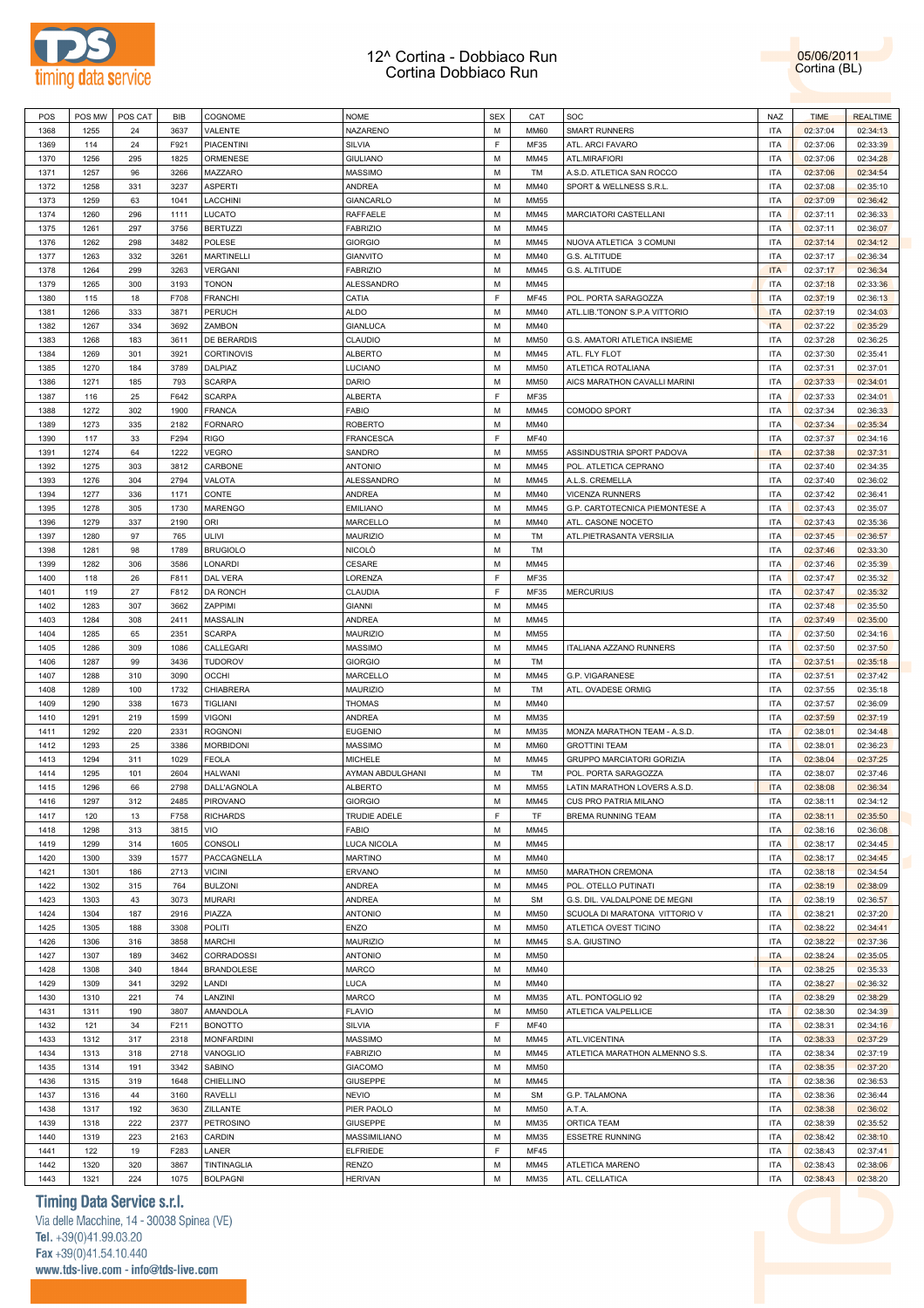# 12^ Cortina - Dobbiaco Run
## Cortina Dobbiaco Run

05/06/2011
Cortina (BL)

| POS | POS MW | POS CAT | BIB | COGNOME | NOME | SEX | CAT | SOC | NAZ | TIME | REALTIME |
|---|---|---|---|---|---|---|---|---|---|---|---|
| 1368 | 1255 | 24 | 3637 | VALENTE | NAZARENO | M | MM60 | SMART RUNNERS | ITA | 02:37:04 | 02:34:13 |
| 1369 | 114 | 24 | F921 | PIACENTINI | SILVIA | F | MF35 | ATL. ARCI FAVARO | ITA | 02:37:06 | 02:33:39 |
| 1370 | 1256 | 295 | 1825 | ORMENESE | GIULIANO | M | MM45 | ATL.MIRAFIORI | ITA | 02:37:06 | 02:34:28 |
| 1371 | 1257 | 96 | 3266 | MAZZARO | MASSIMO | M | TM | A.S.D. ATLETICA SAN ROCCO | ITA | 02:37:06 | 02:34:54 |
| 1372 | 1258 | 331 | 3237 | ASPERTI | ANDREA | M | MM40 | SPORT & WELLNESS S.R.L. | ITA | 02:37:08 | 02:35:10 |
| 1373 | 1259 | 63 | 1041 | LACCHINI | GIANCARLO | M | MM55 | | ITA | 02:37:09 | 02:36:42 |
| 1374 | 1260 | 296 | 1111 | LUCATO | RAFFAELE | M | MM45 | MARCIATORI CASTELLANI | ITA | 02:37:11 | 02:36:33 |
| 1375 | 1261 | 297 | 3756 | BERTUZZI | FABRIZIO | M | MM45 | | ITA | 02:37:11 | 02:36:07 |
| 1376 | 1262 | 298 | 3482 | POLESE | GIORGIO | M | MM45 | NUOVA ATLETICA 3 COMUNI | ITA | 02:37:14 | 02:34:12 |
| 1377 | 1263 | 332 | 3261 | MARTINELLI | GIANVITO | M | MM40 | G.S. ALTITUDE | ITA | 02:37:17 | 02:36:34 |
| 1378 | 1264 | 299 | 3263 | VERGANI | FABRIZIO | M | MM45 | G.S. ALTITUDE | ITA | 02:37:17 | 02:36:34 |
| 1379 | 1265 | 300 | 3193 | TONON | ALESSANDRO | M | MM45 | | ITA | 02:37:18 | 02:33:36 |
| 1380 | 115 | 18 | F708 | FRANCHI | CATIA | F | MF45 | POL. PORTA SARAGOZZA | ITA | 02:37:19 | 02:36:13 |
| 1381 | 1266 | 333 | 3871 | PERUCH | ALDO | M | MM40 | ATL.LIB.'TONON' S.P.A VITTORIO | ITA | 02:37:19 | 02:34:03 |
| 1382 | 1267 | 334 | 3692 | ZAMBON | GIANLUCA | M | MM40 | | ITA | 02:37:22 | 02:35:29 |
| 1383 | 1268 | 183 | 3611 | DE BERARDIS | CLAUDIO | M | MM50 | G.S. AMATORI ATLETICA INSIEME | ITA | 02:37:28 | 02:36:25 |
| 1384 | 1269 | 301 | 3921 | CORTINOVIS | ALBERTO | M | MM45 | ATL. FLY FLOT | ITA | 02:37:30 | 02:35:41 |
| 1385 | 1270 | 184 | 3789 | DALPIAZ | LUCIANO | M | MM50 | ATLETICA ROTALIANA | ITA | 02:37:31 | 02:37:01 |
| 1386 | 1271 | 185 | 793 | SCARPA | DARIO | M | MM50 | AICS MARATHON CAVALLI MARINI | ITA | 02:37:33 | 02:34:01 |
| 1387 | 116 | 25 | F642 | SCARPA | ALBERTA | F | MF35 | | ITA | 02:37:33 | 02:34:01 |
| 1388 | 1272 | 302 | 1900 | FRANCA | FABIO | M | MM45 | COMODO SPORT | ITA | 02:37:34 | 02:36:33 |
| 1389 | 1273 | 335 | 2182 | FORNARO | ROBERTO | M | MM40 | | ITA | 02:37:34 | 02:35:34 |
| 1390 | 117 | 33 | F294 | RIGO | FRANCESCA | F | MF40 | | ITA | 02:37:37 | 02:34:16 |
| 1391 | 1274 | 64 | 1222 | VEGRO | SANDRO | M | MM55 | ASSINDUSTRIA SPORT PADOVA | ITA | 02:37:38 | 02:37:31 |
| 1392 | 1275 | 303 | 3812 | CARBONE | ANTONIO | M | MM45 | POL. ATLETICA CEPRANO | ITA | 02:37:40 | 02:34:35 |
| 1393 | 1276 | 304 | 2794 | VALOTA | ALESSANDRO | M | MM45 | A.L.S. CREMELLA | ITA | 02:37:40 | 02:36:02 |
| 1394 | 1277 | 336 | 1171 | CONTE | ANDREA | M | MM40 | VICENZA RUNNERS | ITA | 02:37:42 | 02:36:41 |
| 1395 | 1278 | 305 | 1730 | MARENGO | EMILIANO | M | MM45 | G.P. CARTOTECNICA PIEMONTESE A | ITA | 02:37:43 | 02:35:07 |
| 1396 | 1279 | 337 | 2190 | ORI | MARCELLO | M | MM40 | ATL. CASONE NOCETO | ITA | 02:37:43 | 02:35:36 |
| 1397 | 1280 | 97 | 765 | ULIVI | MAURIZIO | M | TM | ATL.PIETRASANTA VERSILIA | ITA | 02:37:45 | 02:36:57 |
| 1398 | 1281 | 98 | 1789 | BRUGIOLO | NICOLÒ | M | TM | | ITA | 02:37:46 | 02:33:30 |
| 1399 | 1282 | 306 | 3586 | LONARDI | CESARE | M | MM45 | | ITA | 02:37:46 | 02:35:39 |
| 1400 | 118 | 26 | F811 | DAL VERA | LORENZA | F | MF35 | | ITA | 02:37:47 | 02:35:32 |
| 1401 | 119 | 27 | F812 | DA RONCH | CLAUDIA | F | MF35 | MERCURIUS | ITA | 02:37:47 | 02:35:32 |
| 1402 | 1283 | 307 | 3662 | ZAPPIMI | GIANNI | M | MM45 | | ITA | 02:37:48 | 02:35:50 |
| 1403 | 1284 | 308 | 2411 | MASSALIN | ANDREA | M | MM45 | | ITA | 02:37:49 | 02:35:00 |
| 1404 | 1285 | 65 | 2351 | SCARPA | MAURIZIO | M | MM55 | | ITA | 02:37:50 | 02:34:16 |
| 1405 | 1286 | 309 | 1086 | CALLEGARI | MASSIMO | M | MM45 | ITALIANA AZZANO RUNNERS | ITA | 02:37:50 | 02:37:50 |
| 1406 | 1287 | 99 | 3436 | TUDOROV | GIORGIO | M | TM | | ITA | 02:37:51 | 02:35:18 |
| 1407 | 1288 | 310 | 3090 | OCCHI | MARCELLO | M | MM45 | G.P. VIGARANESE | ITA | 02:37:51 | 02:37:42 |
| 1408 | 1289 | 100 | 1732 | CHIABRERA | MAURIZIO | M | TM | ATL. OVADESE ORMIG | ITA | 02:37:55 | 02:35:18 |
| 1409 | 1290 | 338 | 1673 | TIGLIANI | THOMAS | M | MM40 | | ITA | 02:37:57 | 02:36:09 |
| 1410 | 1291 | 219 | 1599 | VIGONI | ANDREA | M | MM35 | | ITA | 02:37:59 | 02:37:19 |
| 1411 | 1292 | 220 | 2331 | ROGNONI | EUGENIO | M | MM35 | MONZA MARATHON TEAM - A.S.D. | ITA | 02:38:01 | 02:34:48 |
| 1412 | 1293 | 25 | 3386 | MORBIDONI | MASSIMO | M | MM60 | GROTTINI TEAM | ITA | 02:38:01 | 02:36:23 |
| 1413 | 1294 | 311 | 1029 | FEOLA | MICHELE | M | MM45 | GRUPPO MARCIATORI GORIZIA | ITA | 02:38:04 | 02:37:25 |
| 1414 | 1295 | 101 | 2604 | HALWANI | AYMAN ABDULGHANI | M | TM | POL. PORTA SARAGOZZA | ITA | 02:38:07 | 02:37:46 |
| 1415 | 1296 | 66 | 2798 | DALL'AGNOLA | ALBERTO | M | MM55 | LATIN MARATHON LOVERS A.S.D. | ITA | 02:38:08 | 02:36:34 |
| 1416 | 1297 | 312 | 2485 | PIROVANO | GIORGIO | M | MM45 | CUS PRO PATRIA MILANO | ITA | 02:38:11 | 02:34:12 |
| 1417 | 120 | 13 | F758 | RICHARDS | TRUDIE ADELE | F | TF | BREMA RUNNING TEAM | ITA | 02:38:11 | 02:35:50 |
| 1418 | 1298 | 313 | 3815 | VIO | FABIO | M | MM45 | | ITA | 02:38:16 | 02:36:08 |
| 1419 | 1299 | 314 | 1605 | CONSOLI | LUCA NICOLA | M | MM45 | | ITA | 02:38:17 | 02:34:45 |
| 1420 | 1300 | 339 | 1577 | PACCAGNELLA | MARTINO | M | MM40 | | ITA | 02:38:17 | 02:34:45 |
| 1421 | 1301 | 186 | 2713 | VICINI | ERVANO | M | MM50 | MARATHON CREMONA | ITA | 02:38:18 | 02:34:54 |
| 1422 | 1302 | 315 | 764 | BULZONI | ANDREA | M | MM45 | POL. OTELLO PUTINATI | ITA | 02:38:19 | 02:38:09 |
| 1423 | 1303 | 43 | 3073 | MURARI | ANDREA | M | SM | G.S. DIL. VALDALPONE DE MEGNI | ITA | 02:38:19 | 02:36:57 |
| 1424 | 1304 | 187 | 2916 | PIAZZA | ANTONIO | M | MM50 | SCUOLA DI MARATONA VITTORIO V | ITA | 02:38:21 | 02:37:20 |
| 1425 | 1305 | 188 | 3308 | POLITI | ENZO | M | MM50 | ATLETICA OVEST TICINO | ITA | 02:38:22 | 02:34:41 |
| 1426 | 1306 | 316 | 3858 | MARCHI | MAURIZIO | M | MM45 | S.A. GIUSTINO | ITA | 02:38:22 | 02:37:36 |
| 1427 | 1307 | 189 | 3462 | CORRADOSSI | ANTONIO | M | MM50 | | ITA | 02:38:24 | 02:35:05 |
| 1428 | 1308 | 340 | 1844 | BRANDOLESE | MARCO | M | MM40 | | ITA | 02:38:25 | 02:35:33 |
| 1429 | 1309 | 341 | 3292 | LANDI | LUCA | M | MM40 | | ITA | 02:38:27 | 02:36:32 |
| 1430 | 1310 | 221 | 74 | LANZINI | MARCO | M | MM35 | ATL. PONTOGLIO 92 | ITA | 02:38:29 | 02:38:29 |
| 1431 | 1311 | 190 | 3807 | AMANDOLA | FLAVIO | M | MM50 | ATLETICA VALPELLICE | ITA | 02:38:30 | 02:34:39 |
| 1432 | 121 | 34 | F211 | BONOTTO | SILVIA | F | MF40 | | ITA | 02:38:31 | 02:34:16 |
| 1433 | 1312 | 317 | 2318 | MONFARDINI | MASSIMO | M | MM45 | ATL.VICENTINA | ITA | 02:38:33 | 02:37:29 |
| 1434 | 1313 | 318 | 2718 | VANOGLIO | FABRIZIO | M | MM45 | ATLETICA MARATHON ALMENNO S.S. | ITA | 02:38:34 | 02:37:19 |
| 1435 | 1314 | 191 | 3342 | SABINO | GIACOMO | M | MM50 | | ITA | 02:38:35 | 02:37:20 |
| 1436 | 1315 | 319 | 1648 | CHIELLINO | GIUSEPPE | M | MM45 | | ITA | 02:38:36 | 02:36:53 |
| 1437 | 1316 | 44 | 3160 | RAVELLI | NEVIO | M | SM | G.P. TALAMONA | ITA | 02:38:36 | 02:36:44 |
| 1438 | 1317 | 192 | 3630 | ZILLANTE | PIER PAOLO | M | MM50 | A.T.A. | ITA | 02:38:38 | 02:36:02 |
| 1439 | 1318 | 222 | 2377 | PETROSINO | GIUSEPPE | M | MM35 | ORTICA TEAM | ITA | 02:38:39 | 02:35:52 |
| 1440 | 1319 | 223 | 2163 | CARDIN | MASSIMILIANO | M | MM35 | ESSETRE RUNNING | ITA | 02:38:42 | 02:38:10 |
| 1441 | 122 | 19 | F283 | LANER | ELFRIEDE | F | MF45 | | ITA | 02:38:43 | 02:37:41 |
| 1442 | 1320 | 320 | 3867 | TINTINAGLIA | RENZO | M | MM45 | ATLETICA MARENO | ITA | 02:38:43 | 02:38:06 |
| 1443 | 1321 | 224 | 1075 | BOLPAGNI | HERIVAN | M | MM35 | ATL. CELLATICA | ITA | 02:38:43 | 02:38:20 |

**Timing Data Service s.r.l.**
Via delle Macchine, 14 - 30038 Spinea (VE)
Tel. +39(0)41.99.03.20
Fax +39(0)41.54.10.440
www.tds-live.com - info@tds-live.com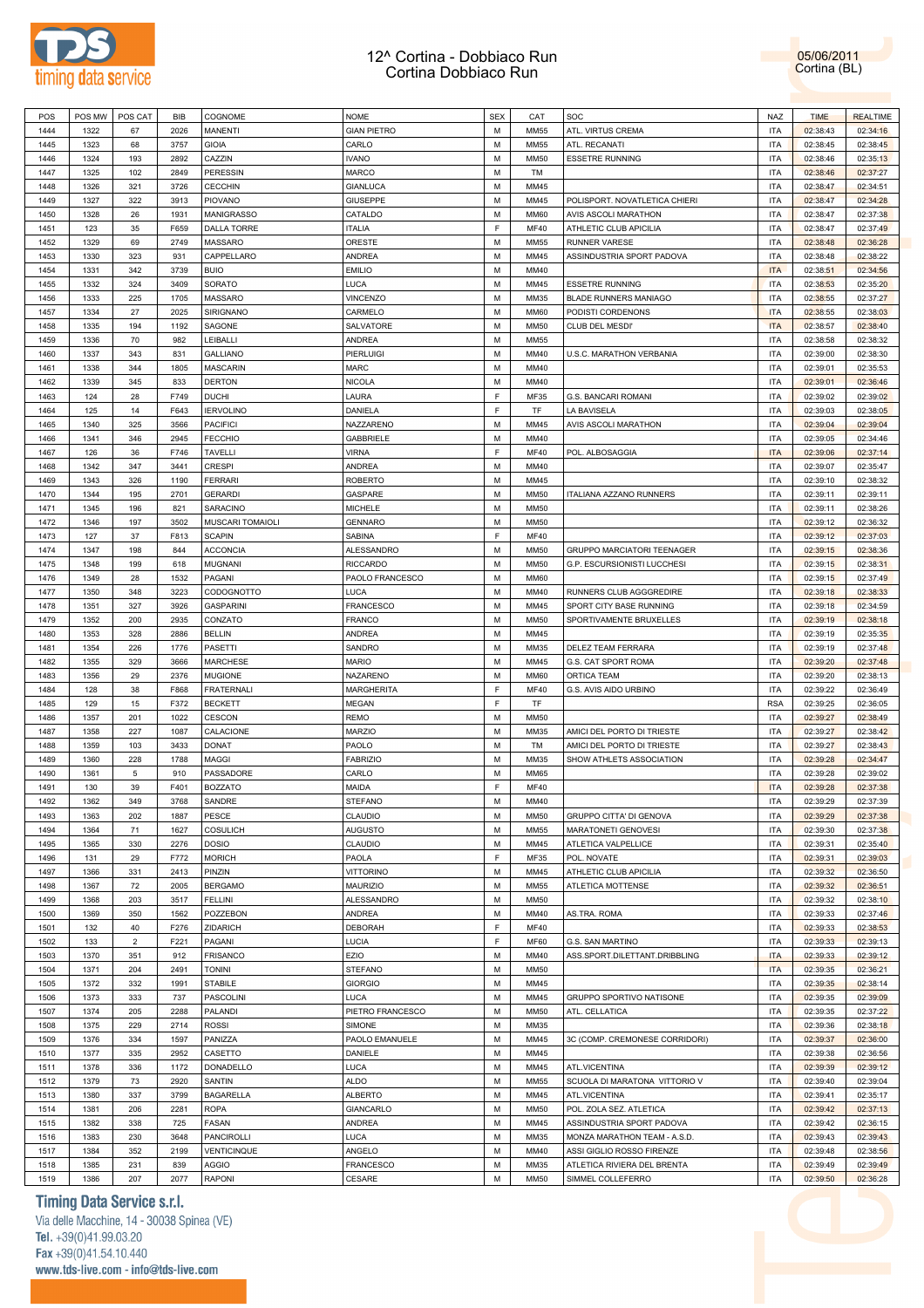# 12^ Cortina - Dobbiaco Run
## Cortina Dobbiaco Run

05/06/2011
Cortina (BL)

| POS | POS MW | POS CAT | BIB | COGNOME | NOME | SEX | CAT | SOC | NAZ | TIME | REALTIME |
|---|---|---|---|---|---|---|---|---|---|---|---|
| 1444 | 1322 | 67 | 2026 | MANENTI | GIAN PIETRO | M | MM55 | ATL. VIRTUS CREMA | ITA | 02:38:43 | 02:34:16 |
| 1445 | 1323 | 68 | 3757 | GIOIA | CARLO | M | MM55 | ATL. RECANATI | ITA | 02:38:45 | 02:38:45 |
| 1446 | 1324 | 193 | 2892 | CAZZIN | IVANO | M | MM50 | ESSETRE RUNNING | ITA | 02:38:46 | 02:35:13 |
| 1447 | 1325 | 102 | 2849 | PERESSIN | MARCO | M | TM | | ITA | 02:38:46 | 02:37:27 |
| 1448 | 1326 | 321 | 3726 | CECCHIN | GIANLUCA | M | MM45 | | ITA | 02:38:47 | 02:34:51 |
| 1449 | 1327 | 322 | 3913 | PIOVANO | GIUSEPPE | M | MM45 | POLISPORT. NOVATLETICA CHIERI | ITA | 02:38:47 | 02:34:28 |
| 1450 | 1328 | 26 | 1931 | MANIGRASSO | CATALDO | M | MM60 | AVIS ASCOLI MARATHON | ITA | 02:38:47 | 02:37:38 |
| 1451 | 123 | 35 | F659 | DALLA TORRE | ITALIA | F | MF40 | ATHLETIC CLUB APICILIA | ITA | 02:38:47 | 02:37:49 |
| 1452 | 1329 | 69 | 2749 | MASSARO | ORESTE | M | MM55 | RUNNER VARESE | ITA | 02:38:48 | 02:36:28 |
| 1453 | 1330 | 323 | 931 | CAPPELLARO | ANDREA | M | MM45 | ASSINDUSTRIA SPORT PADOVA | ITA | 02:38:48 | 02:38:22 |
| 1454 | 1331 | 342 | 3739 | BUIO | EMILIO | M | MM40 | | ITA | 02:38:51 | 02:34:56 |
| 1455 | 1332 | 324 | 3409 | SORATO | LUCA | M | MM45 | ESSETRE RUNNING | ITA | 02:38:53 | 02:35:20 |
| 1456 | 1333 | 225 | 1705 | MASSARO | VINCENZO | M | MM35 | BLADE RUNNERS MANIAGO | ITA | 02:38:55 | 02:37:27 |
| 1457 | 1334 | 27 | 2025 | SIRIGNANO | CARMELO | M | MM60 | PODISTI CORDENONS | ITA | 02:38:55 | 02:38:03 |
| 1458 | 1335 | 194 | 1192 | SAGONE | SALVATORE | M | MM50 | CLUB DEL MESDI' | ITA | 02:38:57 | 02:38:40 |
| 1459 | 1336 | 70 | 982 | LEIBALLI | ANDREA | M | MM55 | | ITA | 02:38:58 | 02:38:32 |
| 1460 | 1337 | 343 | 831 | GALLIANO | PIERLUIGI | M | MM40 | U.S.C. MARATHON VERBANIA | ITA | 02:39:00 | 02:38:30 |
| 1461 | 1338 | 344 | 1805 | MASCARIN | MARC | M | MM40 | | ITA | 02:39:01 | 02:35:53 |
| 1462 | 1339 | 345 | 833 | DERTON | NICOLA | M | MM40 | | ITA | 02:39:01 | 02:36:46 |
| 1463 | 124 | 28 | F749 | DUCHI | LAURA | F | MF35 | G.S. BANCARI ROMANI | ITA | 02:39:02 | 02:39:02 |
| 1464 | 125 | 14 | F643 | IERVOLINO | DANIELA | F | TF | LA BAVISELA | ITA | 02:39:03 | 02:38:05 |
| 1465 | 1340 | 325 | 3566 | PACIFICI | NAZZARENO | M | MM45 | AVIS ASCOLI MARATHON | ITA | 02:39:04 | 02:39:04 |
| 1466 | 1341 | 346 | 2945 | FECCHIO | GABBRIELE | M | MM40 | | ITA | 02:39:05 | 02:34:46 |
| 1467 | 126 | 36 | F746 | TAVELLI | VIRNA | F | MF40 | POL. ALBOSAGGIA | ITA | 02:39:06 | 02:37:14 |
| 1468 | 1342 | 347 | 3441 | CRESPI | ANDREA | M | MM40 | | ITA | 02:39:07 | 02:35:47 |
| 1469 | 1343 | 326 | 1190 | FERRARI | ROBERTO | M | MM45 | | ITA | 02:39:10 | 02:38:32 |
| 1470 | 1344 | 195 | 2701 | GERARDI | GASPARE | M | MM50 | ITALIANA AZZANO RUNNERS | ITA | 02:39:11 | 02:39:11 |
| 1471 | 1345 | 196 | 821 | SARACINO | MICHELE | M | MM50 | | ITA | 02:39:11 | 02:38:26 |
| 1472 | 1346 | 197 | 3502 | MUSCARI TOMAIOLI | GENNARO | M | MM50 | | ITA | 02:39:12 | 02:36:32 |
| 1473 | 127 | 37 | F813 | SCAPIN | SABINA | F | MF40 | | ITA | 02:39:12 | 02:37:03 |
| 1474 | 1347 | 198 | 844 | ACCONCIA | ALESSANDRO | M | MM50 | GRUPPO MARCIATORI TEENAGER | ITA | 02:39:15 | 02:38:36 |
| 1475 | 1348 | 199 | 618 | MUGNANI | RICCARDO | M | MM50 | G.P. ESCURSIONISTI LUCCHESI | ITA | 02:39:15 | 02:38:31 |
| 1476 | 1349 | 28 | 1532 | PAGANI | PAOLO FRANCESCO | M | MM60 | | ITA | 02:39:15 | 02:37:49 |
| 1477 | 1350 | 348 | 3223 | CODOGNOTTO | LUCA | M | MM40 | RUNNERS CLUB AGGGREDIRE | ITA | 02:39:18 | 02:38:33 |
| 1478 | 1351 | 327 | 3926 | GASPARINI | FRANCESCO | M | MM45 | SPORT CITY BASE RUNNING | ITA | 02:39:18 | 02:34:59 |
| 1479 | 1352 | 200 | 2935 | CONZATO | FRANCO | M | MM50 | SPORTIVAMENTE BRUXELLES | ITA | 02:39:19 | 02:38:18 |
| 1480 | 1353 | 328 | 2886 | BELLIN | ANDREA | M | MM45 | | ITA | 02:39:19 | 02:35:35 |
| 1481 | 1354 | 226 | 1776 | PASETTI | SANDRO | M | MM35 | DELEZ TEAM FERRARA | ITA | 02:39:19 | 02:37:48 |
| 1482 | 1355 | 329 | 3666 | MARCHESE | MARIO | M | MM45 | G.S. CAT SPORT ROMA | ITA | 02:39:20 | 02:37:48 |
| 1483 | 1356 | 29 | 2376 | MUGIONE | NAZARENO | M | MM60 | ORTICA TEAM | ITA | 02:39:20 | 02:38:13 |
| 1484 | 128 | 38 | F868 | FRATERNALI | MARGHERITA | F | MF40 | G.S. AVIS AIDO URBINO | ITA | 02:39:22 | 02:36:49 |
| 1485 | 129 | 15 | F372 | BECKETT | MEGAN | F | TF | | RSA | 02:39:25 | 02:36:05 |
| 1486 | 1357 | 201 | 1022 | CESCON | REMO | M | MM50 | | ITA | 02:39:27 | 02:38:49 |
| 1487 | 1358 | 227 | 1087 | CALACIONE | MARZIO | M | MM35 | AMICI DEL PORTO DI TRIESTE | ITA | 02:39:27 | 02:38:42 |
| 1488 | 1359 | 103 | 3433 | DONAT | PAOLO | M | TM | AMICI DEL PORTO DI TRIESTE | ITA | 02:39:27 | 02:38:43 |
| 1489 | 1360 | 228 | 1788 | MAGGI | FABRIZIO | M | MM35 | SHOW ATHLETS ASSOCIATION | ITA | 02:39:28 | 02:34:47 |
| 1490 | 1361 | 5 | 910 | PASSADORE | CARLO | M | MM65 | | ITA | 02:39:28 | 02:39:02 |
| 1491 | 130 | 39 | F401 | BOZZATO | MAIDA | F | MF40 | | ITA | 02:39:28 | 02:37:38 |
| 1492 | 1362 | 349 | 3768 | SANDRE | STEFANO | M | MM40 | | ITA | 02:39:29 | 02:37:39 |
| 1493 | 1363 | 202 | 1887 | PESCE | CLAUDIO | M | MM50 | GRUPPO CITTA' DI GENOVA | ITA | 02:39:29 | 02:37:38 |
| 1494 | 1364 | 71 | 1627 | COSULICH | AUGUSTO | M | MM55 | MARATONETI GENOVESI | ITA | 02:39:30 | 02:37:38 |
| 1495 | 1365 | 330 | 2276 | DOSIO | CLAUDIO | M | MM45 | ATLETICA VALPELLICE | ITA | 02:39:31 | 02:35:40 |
| 1496 | 131 | 29 | F772 | MORICH | PAOLA | F | MF35 | POL. NOVATE | ITA | 02:39:31 | 02:39:03 |
| 1497 | 1366 | 331 | 2413 | PINZIN | VITTORINO | M | MM45 | ATHLETIC CLUB APICILIA | ITA | 02:39:32 | 02:36:50 |
| 1498 | 1367 | 72 | 2005 | BERGAMO | MAURIZIO | M | MM55 | ATLETICA MOTTENSE | ITA | 02:39:32 | 02:36:51 |
| 1499 | 1368 | 203 | 3517 | FELLINI | ALESSANDRO | M | MM50 | | ITA | 02:39:32 | 02:38:10 |
| 1500 | 1369 | 350 | 1562 | POZZEBON | ANDREA | M | MM40 | AS.TRA. ROMA | ITA | 02:39:33 | 02:37:46 |
| 1501 | 132 | 40 | F276 | ZIDARICH | DEBORAH | F | MF40 | | ITA | 02:39:33 | 02:38:53 |
| 1502 | 133 | 2 | F221 | PAGANI | LUCIA | F | MF60 | G.S. SAN MARTINO | ITA | 02:39:33 | 02:39:13 |
| 1503 | 1370 | 351 | 912 | FRISANCO | EZIO | M | MM40 | ASS.SPORT.DILETTANT.DRIBBLING | ITA | 02:39:33 | 02:39:12 |
| 1504 | 1371 | 204 | 2491 | TONINI | STEFANO | M | MM50 | | ITA | 02:39:35 | 02:36:21 |
| 1505 | 1372 | 332 | 1991 | STABILE | GIORGIO | M | MM45 | | ITA | 02:39:35 | 02:38:14 |
| 1506 | 1373 | 333 | 737 | PASCOLINI | LUCA | M | MM45 | GRUPPO SPORTIVO NATISONE | ITA | 02:39:35 | 02:39:09 |
| 1507 | 1374 | 205 | 2288 | PALANDI | PIETRO FRANCESCO | M | MM50 | ATL. CELLATICA | ITA | 02:39:35 | 02:37:22 |
| 1508 | 1375 | 229 | 2714 | ROSSI | SIMONE | M | MM35 | | ITA | 02:39:36 | 02:38:18 |
| 1509 | 1376 | 334 | 1597 | PANIZZA | PAOLO EMANUELE | M | MM45 | 3C (COMP. CREMONESE CORRIDORI) | ITA | 02:39:37 | 02:36:00 |
| 1510 | 1377 | 335 | 2952 | CASETTO | DANIELE | M | MM45 | | ITA | 02:39:38 | 02:36:56 |
| 1511 | 1378 | 336 | 1172 | DONADELLO | LUCA | M | MM45 | ATL.VICENTINA | ITA | 02:39:39 | 02:39:12 |
| 1512 | 1379 | 73 | 2920 | SANTIN | ALDO | M | MM55 | SCUOLA DI MARATONA VITTORIO V | ITA | 02:39:40 | 02:39:04 |
| 1513 | 1380 | 337 | 3799 | BAGARELLA | ALBERTO | M | MM45 | ATL.VICENTINA | ITA | 02:39:41 | 02:35:17 |
| 1514 | 1381 | 206 | 2281 | ROPA | GIANCARLO | M | MM50 | POL. ZOLA SEZ. ATLETICA | ITA | 02:39:42 | 02:37:13 |
| 1515 | 1382 | 338 | 725 | FASAN | ANDREA | M | MM45 | ASSINDUSTRIA SPORT PADOVA | ITA | 02:39:42 | 02:36:15 |
| 1516 | 1383 | 230 | 3648 | PANCIROLLI | LUCA | M | MM35 | MONZA MARATHON TEAM - A.S.D. | ITA | 02:39:43 | 02:39:43 |
| 1517 | 1384 | 352 | 2199 | VENTICINQUE | ANGELO | M | MM40 | ASSI GIGLIO ROSSO FIRENZE | ITA | 02:39:48 | 02:38:56 |
| 1518 | 1385 | 231 | 839 | AGGIO | FRANCESCO | M | MM35 | ATLETICA RIVIERA DEL BRENTA | ITA | 02:39:49 | 02:39:49 |
| 1519 | 1386 | 207 | 2077 | RAPONI | CESARE | M | MM50 | SIMMEL COLLEFERRO | ITA | 02:39:50 | 02:36:28 |

**Timing Data Service s.r.l.**
Via delle Macchine, 14 - 30038 Spinea (VE)
Tel. +39(0)41.99.03.20
Fax +39(0)41.54.10.440
www.tds-live.com - info@tds-live.com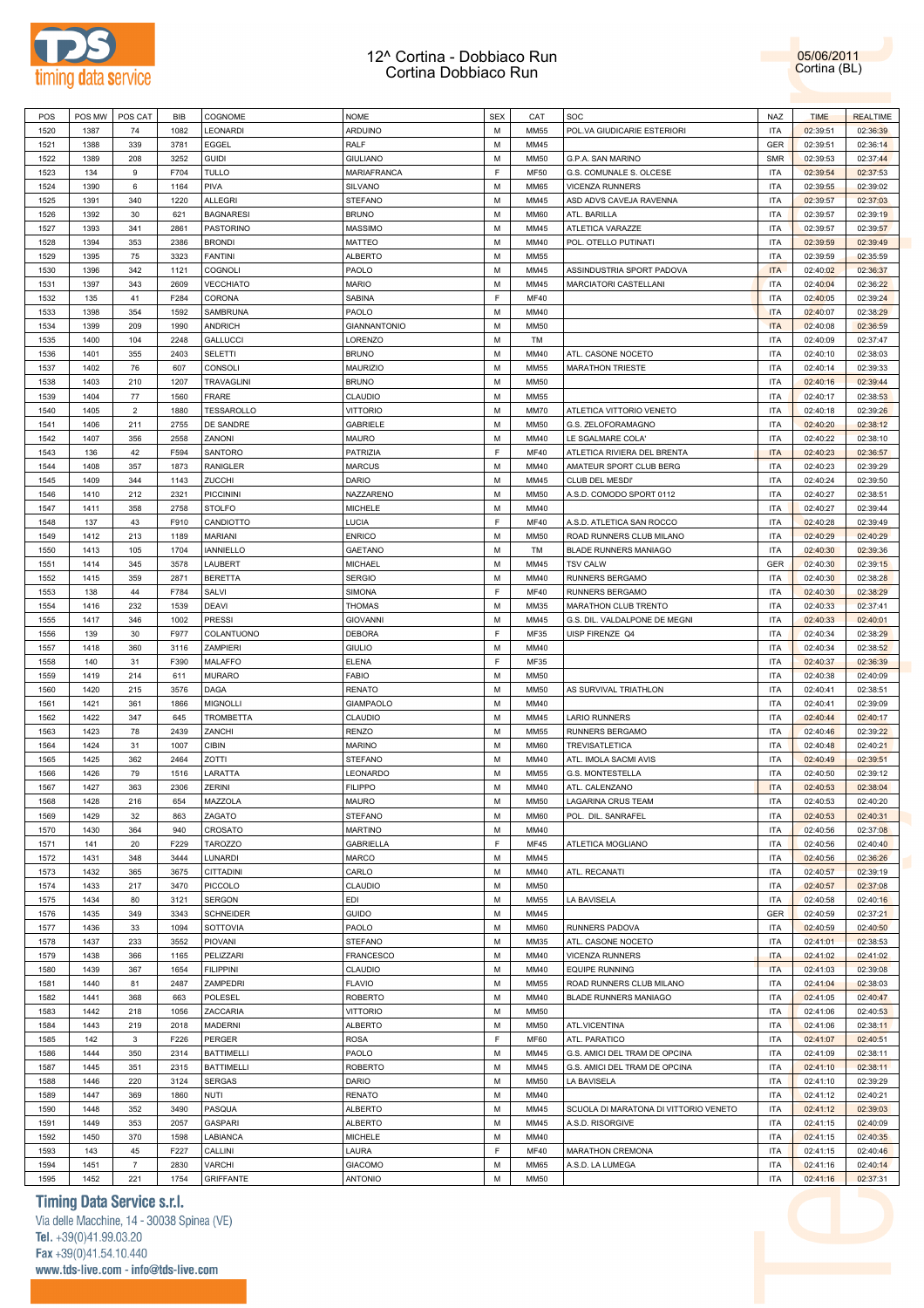# 12^ Cortina - Dobbiaco Run
## Cortina Dobbiaco Run

05/06/2011
Cortina (BL)

| POS | POS MW | POS CAT | BIB | COGNOME | NOME | SEX | CAT | SOC | NAZ | TIME | REALTIME |
|---|---|---|---|---|---|---|---|---|---|---|---|
| 1520 | 1387 | 74 | 1082 | LEONARDI | ARDUINO | M | MM55 | POL.VA GIUDICARIE ESTERIORI | ITA | 02:39:51 | 02:36:39 |
| 1521 | 1388 | 339 | 3781 | EGGEL | RALF | M | MM45 | | GER | 02:39:51 | 02:36:14 |
| 1522 | 1389 | 208 | 3252 | GUIDI | GIULIANO | M | MM50 | G.P.A. SAN MARINO | SMR | 02:39:53 | 02:37:44 |
| 1523 | 134 | 9 | F704 | TULLO | MARIAFRANCA | F | MF50 | G.S. COMUNALE S. OLCESE | ITA | 02:39:54 | 02:37:53 |
| 1524 | 1390 | 6 | 1164 | PIVA | SILVANO | M | MM65 | VICENZA RUNNERS | ITA | 02:39:55 | 02:39:02 |
| 1525 | 1391 | 340 | 1220 | ALLEGRI | STEFANO | M | MM45 | ASD ADVS CAVEJA RAVENNA | ITA | 02:39:57 | 02:37:03 |
| 1526 | 1392 | 30 | 621 | BAGNARESI | BRUNO | M | MM60 | ATL. BARILLA | ITA | 02:39:57 | 02:39:19 |
| 1527 | 1393 | 341 | 2861 | PASTORINO | MASSIMO | M | MM45 | ATLETICA VARAZZE | ITA | 02:39:57 | 02:39:57 |
| 1528 | 1394 | 353 | 2386 | BRONDI | MATTEO | M | MM40 | POL. OTELLO PUTINATI | ITA | 02:39:59 | 02:39:49 |
| 1529 | 1395 | 75 | 3323 | FANTINI | ALBERTO | M | MM55 | | ITA | 02:39:59 | 02:35:59 |
| 1530 | 1396 | 342 | 1121 | COGNOLI | PAOLO | M | MM45 | ASSINDUSTRIA SPORT PADOVA | ITA | 02:40:02 | 02:36:37 |
| 1531 | 1397 | 343 | 2609 | VECCHIATO | MARIO | M | MM45 | MARCIATORI CASTELLANI | ITA | 02:40:04 | 02:36:22 |
| 1532 | 135 | 41 | F284 | CORONA | SABINA | F | MF40 | | ITA | 02:40:05 | 02:39:24 |
| 1533 | 1398 | 354 | 1592 | SAMBRUNA | PAOLO | M | MM40 | | ITA | 02:40:07 | 02:38:29 |
| 1534 | 1399 | 209 | 1990 | ANDRICH | GIANNANTONIO | M | MM50 | | ITA | 02:40:08 | 02:36:59 |
| 1535 | 1400 | 104 | 2248 | GALLUCCI | LORENZO | M | TM | | ITA | 02:40:09 | 02:37:47 |
| 1536 | 1401 | 355 | 2403 | SELETTI | BRUNO | M | MM40 | ATL. CASONE NOCETO | ITA | 02:40:10 | 02:38:03 |
| 1537 | 1402 | 76 | 607 | CONSOLI | MAURIZIO | M | MM55 | MARATHON TRIESTE | ITA | 02:40:14 | 02:39:33 |
| 1538 | 1403 | 210 | 1207 | TRAVAGLINI | BRUNO | M | MM50 | | ITA | 02:40:16 | 02:39:44 |
| 1539 | 1404 | 77 | 1560 | FRARE | CLAUDIO | M | MM55 | | ITA | 02:40:17 | 02:38:53 |
| 1540 | 1405 | 2 | 1880 | TESSAROLLO | VITTORIO | M | MM70 | ATLETICA VITTORIO VENETO | ITA | 02:40:18 | 02:39:26 |
| 1541 | 1406 | 211 | 2755 | DE SANDRE | GABRIELE | M | MM50 | G.S. ZELOFORAMAGNO | ITA | 02:40:20 | 02:38:12 |
| 1542 | 1407 | 356 | 2558 | ZANONI | MAURO | M | MM40 | LE SGALMARE COLA' | ITA | 02:40:22 | 02:38:10 |
| 1543 | 136 | 42 | F594 | SANTORO | PATRIZIA | F | MF40 | ATLETICA RIVIERA DEL BRENTA | ITA | 02:40:23 | 02:36:57 |
| 1544 | 1408 | 357 | 1873 | RANIGLER | MARCUS | M | MM40 | AMATEUR SPORT CLUB BERG | ITA | 02:40:23 | 02:39:29 |
| 1545 | 1409 | 344 | 1143 | ZUCCHI | DARIO | M | MM45 | CLUB DEL MESDI' | ITA | 02:40:24 | 02:39:50 |
| 1546 | 1410 | 212 | 2321 | PICCININI | NAZZARENO | M | MM50 | A.S.D. COMODO SPORT 0112 | ITA | 02:40:27 | 02:38:51 |
| 1547 | 1411 | 358 | 2758 | STOLFO | MICHELE | M | MM40 | | ITA | 02:40:27 | 02:39:44 |
| 1548 | 137 | 43 | F910 | CANDIOTTO | LUCIA | F | MF40 | A.S.D. ATLETICA SAN ROCCO | ITA | 02:40:28 | 02:39:49 |
| 1549 | 1412 | 213 | 1189 | MARIANI | ENRICO | M | MM50 | ROAD RUNNERS CLUB MILANO | ITA | 02:40:29 | 02:40:29 |
| 1550 | 1413 | 105 | 1704 | IANNIELLO | GAETANO | M | TM | BLADE RUNNERS MANIAGO | ITA | 02:40:30 | 02:39:36 |
| 1551 | 1414 | 345 | 3578 | LAUBERT | MICHAEL | M | MM45 | TSV CALW | GER | 02:40:30 | 02:39:15 |
| 1552 | 1415 | 359 | 2871 | BERETTA | SERGIO | M | MM40 | RUNNERS BERGAMO | ITA | 02:40:30 | 02:38:28 |
| 1553 | 138 | 44 | F784 | SALVI | SIMONA | F | MF40 | RUNNERS BERGAMO | ITA | 02:40:30 | 02:38:29 |
| 1554 | 1416 | 232 | 1539 | DEAVI | THOMAS | M | MM35 | MARATHON CLUB TRENTO | ITA | 02:40:33 | 02:37:41 |
| 1555 | 1417 | 346 | 1002 | PRESSI | GIOVANNI | M | MM45 | G.S. DIL. VALDALPONE DE MEGNI | ITA | 02:40:33 | 02:40:01 |
| 1556 | 139 | 30 | F977 | COLANTUONO | DEBORA | F | MF35 | UISP FIRENZE Q4 | ITA | 02:40:34 | 02:38:29 |
| 1557 | 1418 | 360 | 3116 | ZAMPIERI | GIULIO | M | MM40 | | ITA | 02:40:34 | 02:38:52 |
| 1558 | 140 | 31 | F390 | MALAFFO | ELENA | F | MF35 | | ITA | 02:40:37 | 02:36:39 |
| 1559 | 1419 | 214 | 611 | MURARO | FABIO | M | MM50 | | ITA | 02:40:38 | 02:40:09 |
| 1560 | 1420 | 215 | 3576 | DAGA | RENATO | M | MM50 | AS SURVIVAL TRIATHLON | ITA | 02:40:41 | 02:38:51 |
| 1561 | 1421 | 361 | 1866 | MIGNOLLI | GIAMPAOLO | M | MM40 | | ITA | 02:40:41 | 02:39:09 |
| 1562 | 1422 | 347 | 645 | TROMBETTA | CLAUDIO | M | MM45 | LARIO RUNNERS | ITA | 02:40:44 | 02:40:17 |
| 1563 | 1423 | 78 | 2439 | ZANCHI | RENZO | M | MM55 | RUNNERS BERGAMO | ITA | 02:40:46 | 02:39:22 |
| 1564 | 1424 | 31 | 1007 | CIBIN | MARINO | M | MM60 | TREVISATLETICA | ITA | 02:40:48 | 02:40:21 |
| 1565 | 1425 | 362 | 2464 | ZOTTI | STEFANO | M | MM40 | ATL. IMOLA SACMI AVIS | ITA | 02:40:49 | 02:39:51 |
| 1566 | 1426 | 79 | 1516 | LARATTA | LEONARDO | M | MM55 | G.S. MONTESTELLA | ITA | 02:40:50 | 02:39:12 |
| 1567 | 1427 | 363 | 2306 | ZERINI | FILIPPO | M | MM40 | ATL. CALENZANO | ITA | 02:40:53 | 02:38:04 |
| 1568 | 1428 | 216 | 654 | MAZZOLA | MAURO | M | MM50 | LAGARINA CRUS TEAM | ITA | 02:40:53 | 02:40:20 |
| 1569 | 1429 | 32 | 863 | ZAGATO | STEFANO | M | MM60 | POL. DIL. SANRAFEL | ITA | 02:40:53 | 02:40:31 |
| 1570 | 1430 | 364 | 940 | CROSATO | MARTINO | M | MM40 | | ITA | 02:40:56 | 02:37:08 |
| 1571 | 141 | 20 | F229 | TAROZZO | GABRIELLA | F | MF45 | ATLETICA MOGLIANO | ITA | 02:40:56 | 02:40:40 |
| 1572 | 1431 | 348 | 3444 | LUNARDI | MARCO | M | MM45 | | ITA | 02:40:56 | 02:36:26 |
| 1573 | 1432 | 365 | 3675 | CITTADINI | CARLO | M | MM40 | ATL. RECANATI | ITA | 02:40:57 | 02:39:19 |
| 1574 | 1433 | 217 | 3470 | PICCOLO | CLAUDIO | M | MM50 | | ITA | 02:40:57 | 02:37:08 |
| 1575 | 1434 | 80 | 3121 | SERGON | EDI | M | MM55 | LA BAVISELA | ITA | 02:40:58 | 02:40:16 |
| 1576 | 1435 | 349 | 3343 | SCHNEIDER | GUIDO | M | MM45 | | GER | 02:40:59 | 02:37:21 |
| 1577 | 1436 | 33 | 1094 | SOTTOVIA | PAOLO | M | MM60 | RUNNERS PADOVA | ITA | 02:40:59 | 02:40:50 |
| 1578 | 1437 | 233 | 3552 | PIOVANI | STEFANO | M | MM35 | ATL. CASONE NOCETO | ITA | 02:41:01 | 02:38:53 |
| 1579 | 1438 | 366 | 1165 | PELIZZARI | FRANCESCO | M | MM40 | VICENZA RUNNERS | ITA | 02:41:02 | 02:41:02 |
| 1580 | 1439 | 367 | 1654 | FILIPPINI | CLAUDIO | M | MM40 | EQUIPE RUNNING | ITA | 02:41:03 | 02:39:08 |
| 1581 | 1440 | 81 | 2487 | ZAMPEDRI | FLAVIO | M | MM55 | ROAD RUNNERS CLUB MILANO | ITA | 02:41:04 | 02:38:03 |
| 1582 | 1441 | 368 | 663 | POLESEL | ROBERTO | M | MM40 | BLADE RUNNERS MANIAGO | ITA | 02:41:05 | 02:40:47 |
| 1583 | 1442 | 218 | 1056 | ZACCARIA | VITTORIO | M | MM50 | | ITA | 02:41:06 | 02:40:53 |
| 1584 | 1443 | 219 | 2018 | MADERNI | ALBERTO | M | MM50 | ATL.VICENTINA | ITA | 02:41:06 | 02:38:11 |
| 1585 | 142 | 3 | F226 | PERGER | ROSA | F | MF60 | ATL. PARATICO | ITA | 02:41:07 | 02:40:51 |
| 1586 | 1444 | 350 | 2314 | BATTIMELLI | PAOLO | M | MM45 | G.S. AMICI DEL TRAM DE OPCINA | ITA | 02:41:09 | 02:38:11 |
| 1587 | 1445 | 351 | 2315 | BATTIMELLI | ROBERTO | M | MM45 | G.S. AMICI DEL TRAM DE OPCINA | ITA | 02:41:10 | 02:38:11 |
| 1588 | 1446 | 220 | 3124 | SERGAS | DARIO | M | MM50 | LA BAVISELA | ITA | 02:41:10 | 02:39:29 |
| 1589 | 1447 | 369 | 1860 | NUTI | RENATO | M | MM40 | | ITA | 02:41:12 | 02:40:21 |
| 1590 | 1448 | 352 | 3490 | PASQUA | ALBERTO | M | MM45 | SCUOLA DI MARATONA DI VITTORIO VENETO | ITA | 02:41:12 | 02:39:03 |
| 1591 | 1449 | 353 | 2057 | GASPARI | ALBERTO | M | MM45 | A.S.D. RISORGIVE | ITA | 02:41:15 | 02:40:09 |
| 1592 | 1450 | 370 | 1598 | LABIANCA | MICHELE | M | MM40 | | ITA | 02:41:15 | 02:40:35 |
| 1593 | 143 | 45 | F227 | CALLINI | LAURA | F | MF40 | MARATHON CREMONA | ITA | 02:41:15 | 02:40:46 |
| 1594 | 1451 | 7 | 2830 | VARCHI | GIACOMO | M | MM65 | A.S.D. LA LUMEGA | ITA | 02:41:16 | 02:40:14 |
| 1595 | 1452 | 221 | 1754 | GRIFFANTE | ANTONIO | M | MM50 | | ITA | 02:41:16 | 02:37:31 |

**Timing Data Service s.r.l.**
Via delle Macchine, 14 - 30038 Spinea (VE)
Tel. +39(0)41.99.03.20
Fax +39(0)41.54.10.440
www.tds-live.com - info@tds-live.com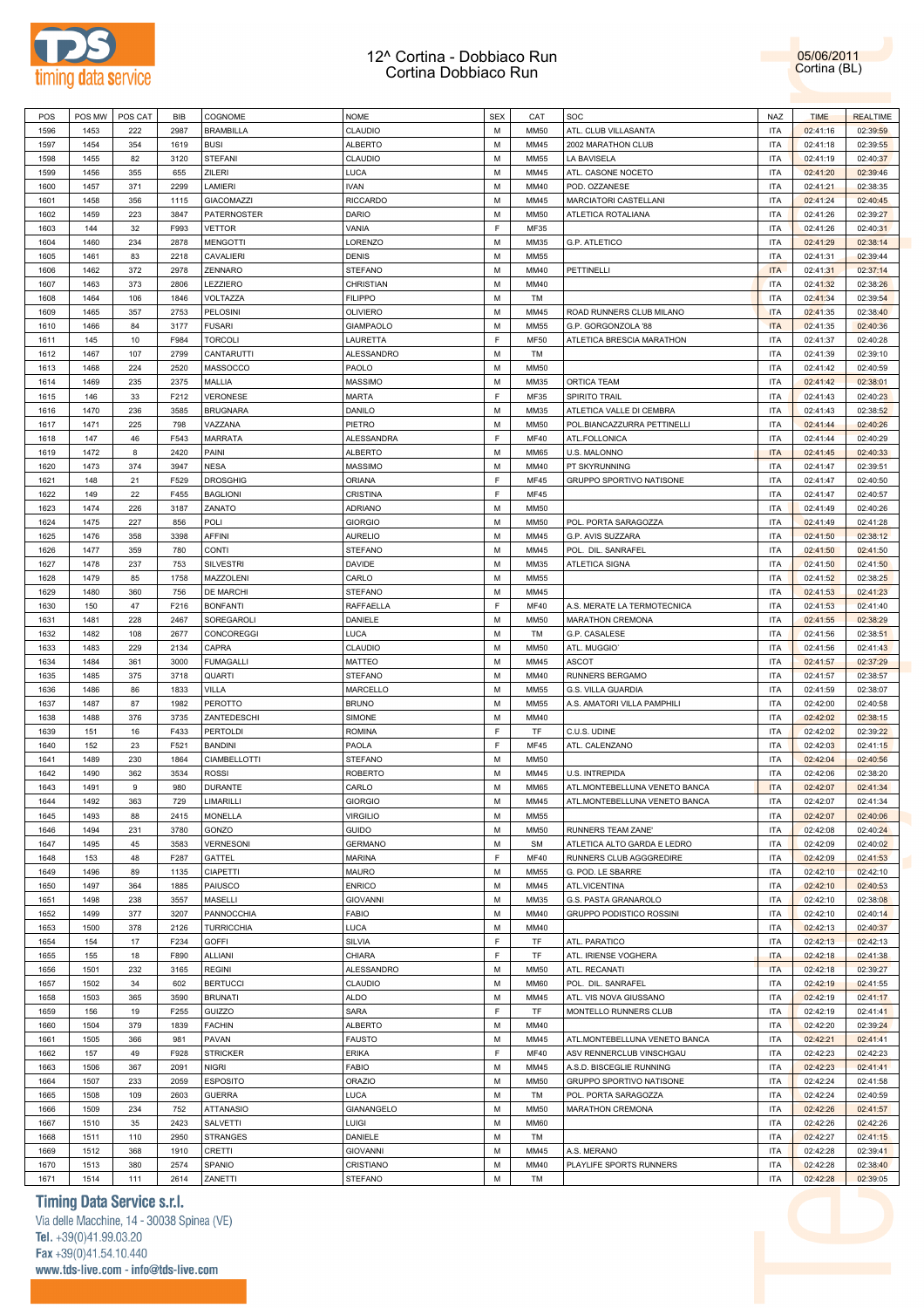# 12^ Cortina - Dobbiaco Run
## Cortina Dobbiaco Run

05/06/2011
Cortina (BL)

| POS | POS MW | POS CAT | BIB | COGNOME | NOME | SEX | CAT | SOC | NAZ | TIME | REALTIME |
|---|---|---|---|---|---|---|---|---|---|---|---|
| 1596 | 1453 | 222 | 2987 | BRAMBILLA | CLAUDIO | M | MM50 | ATL. CLUB VILLASANTA | ITA | 02:41:16 | 02:39:59 |
| 1597 | 1454 | 354 | 1619 | BUSI | ALBERTO | M | MM45 | 2002 MARATHON CLUB | ITA | 02:41:18 | 02:39:55 |
| 1598 | 1455 | 82 | 3120 | STEFANI | CLAUDIO | M | MM55 | LA BAVISELA | ITA | 02:41:19 | 02:40:37 |
| 1599 | 1456 | 355 | 655 | ZILERI | LUCA | M | MM45 | ATL. CASONE NOCETO | ITA | 02:41:20 | 02:39:46 |
| 1600 | 1457 | 371 | 2299 | LAMIERI | IVAN | M | MM40 | POD. OZZANESE | ITA | 02:41:21 | 02:38:35 |
| 1601 | 1458 | 356 | 1115 | GIACOMAZZI | RICCARDO | M | MM45 | MARCIATORI CASTELLANI | ITA | 02:41:24 | 02:40:45 |
| 1602 | 1459 | 223 | 3847 | PATERNOSTER | DARIO | M | MM50 | ATLETICA ROTALIANA | ITA | 02:41:26 | 02:39:27 |
| 1603 | 144 | 32 | F993 | VETTOR | VANIA | F | MF35 | | ITA | 02:41:26 | 02:40:31 |
| 1604 | 1460 | 234 | 2878 | MENGOTTI | LORENZO | M | MM35 | G.P. ATLETICO | ITA | 02:41:29 | 02:38:14 |
| 1605 | 1461 | 83 | 2218 | CAVALIERI | DENIS | M | MM55 | | ITA | 02:41:31 | 02:39:44 |
| 1606 | 1462 | 372 | 2978 | ZENNARO | STEFANO | M | MM40 | PETTINELLI | ITA | 02:41:31 | 02:37:14 |
| 1607 | 1463 | 373 | 2806 | LEZZIERO | CHRISTIAN | M | MM40 | | ITA | 02:41:32 | 02:38:26 |
| 1608 | 1464 | 106 | 1846 | VOLTAZZA | FILIPPO | M | TM | | ITA | 02:41:34 | 02:39:54 |
| 1609 | 1465 | 357 | 2753 | PELOSINI | OLIVIERO | M | MM45 | ROAD RUNNERS CLUB MILANO | ITA | 02:41:35 | 02:38:40 |
| 1610 | 1466 | 84 | 3177 | FUSARI | GIAMPAOLO | M | MM55 | G.P. GORGONZOLA '88 | ITA | 02:41:35 | 02:40:36 |
| 1611 | 145 | 10 | F984 | TORCOLI | LAURETTA | F | MF50 | ATLETICA BRESCIA MARATHON | ITA | 02:41:37 | 02:40:28 |
| 1612 | 1467 | 107 | 2799 | CANTARUTTI | ALESSANDRO | M | TM | | ITA | 02:41:39 | 02:39:10 |
| 1613 | 1468 | 224 | 2520 | MASSOCCO | PAOLO | M | MM50 | | ITA | 02:41:42 | 02:40:59 |
| 1614 | 1469 | 235 | 2375 | MALLIA | MASSIMO | M | MM35 | ORTICA TEAM | ITA | 02:41:42 | 02:38:01 |
| 1615 | 146 | 33 | F212 | VERONESE | MARTA | F | MF35 | SPIRITO TRAIL | ITA | 02:41:43 | 02:40:23 |
| 1616 | 1470 | 236 | 3585 | BRUGNARA | DANILO | M | MM35 | ATLETICA VALLE DI CEMBRA | ITA | 02:41:43 | 02:38:52 |
| 1617 | 1471 | 225 | 798 | VAZZANA | PIETRO | M | MM50 | POL.BIANCAZZURRA PETTINELLI | ITA | 02:41:44 | 02:40:26 |
| 1618 | 147 | 46 | F543 | MARRATA | ALESSANDRA | F | MF40 | ATL.FOLLONICA | ITA | 02:41:44 | 02:40:29 |
| 1619 | 1472 | 8 | 2420 | PAINI | ALBERTO | M | MM65 | U.S. MALONNO | ITA | 02:41:45 | 02:40:33 |
| 1620 | 1473 | 374 | 3947 | NESA | MASSIMO | M | MM40 | PT SKYRUNNING | ITA | 02:41:47 | 02:39:51 |
| 1621 | 148 | 21 | F529 | DROSGHIG | ORIANA | F | MF45 | GRUPPO SPORTIVO NATISONE | ITA | 02:41:47 | 02:40:50 |
| 1622 | 149 | 22 | F455 | BAGLIONI | CRISTINA | F | MF45 | | ITA | 02:41:47 | 02:40:57 |
| 1623 | 1474 | 226 | 3187 | ZANATO | ADRIANO | M | MM50 | | ITA | 02:41:49 | 02:40:26 |
| 1624 | 1475 | 227 | 856 | POLI | GIORGIO | M | MM50 | POL. PORTA SARAGOZZA | ITA | 02:41:49 | 02:41:28 |
| 1625 | 1476 | 358 | 3398 | AFFINI | AURELIO | M | MM45 | G.P. AVIS SUZZARA | ITA | 02:41:50 | 02:38:12 |
| 1626 | 1477 | 359 | 780 | CONTI | STEFANO | M | MM45 | POL. DIL. SANRAFEL | ITA | 02:41:50 | 02:41:50 |
| 1627 | 1478 | 237 | 753 | SILVESTRI | DAVIDE | M | MM35 | ATLETICA SIGNA | ITA | 02:41:50 | 02:41:50 |
| 1628 | 1479 | 85 | 1758 | MAZZOLENI | CARLO | M | MM55 | | ITA | 02:41:52 | 02:38:25 |
| 1629 | 1480 | 360 | 756 | DE MARCHI | STEFANO | M | MM45 | | ITA | 02:41:53 | 02:41:23 |
| 1630 | 150 | 47 | F216 | BONFANTI | RAFFAELLA | F | MF40 | A.S. MERATE LA TERMOTECNICA | ITA | 02:41:53 | 02:41:40 |
| 1631 | 1481 | 228 | 2467 | SOREGAROLI | DANIELE | M | MM50 | MARATHON CREMONA | ITA | 02:41:55 | 02:38:29 |
| 1632 | 1482 | 108 | 2677 | CONCOREGGI | LUCA | M | TM | G.P. CASALESE | ITA | 02:41:56 | 02:38:51 |
| 1633 | 1483 | 229 | 2134 | CAPRA | CLAUDIO | M | MM50 | ATL. MUGGIO' | ITA | 02:41:56 | 02:41:43 |
| 1634 | 1484 | 361 | 3000 | FUMAGALLI | MATTEO | M | MM45 | ASCOT | ITA | 02:41:57 | 02:37:29 |
| 1635 | 1485 | 375 | 3718 | QUARTI | STEFANO | M | MM40 | RUNNERS BERGAMO | ITA | 02:41:57 | 02:38:57 |
| 1636 | 1486 | 86 | 1833 | VILLA | MARCELLO | M | MM55 | G.S. VILLA GUARDIA | ITA | 02:41:59 | 02:38:07 |
| 1637 | 1487 | 87 | 1982 | PEROTTO | BRUNO | M | MM55 | A.S. AMATORI VILLA PAMPHILI | ITA | 02:42:00 | 02:40:58 |
| 1638 | 1488 | 376 | 3735 | ZANTEDESCHI | SIMONE | M | MM40 | | ITA | 02:42:02 | 02:38:15 |
| 1639 | 151 | 16 | F433 | PERTOLDI | ROMINA | F | TF | C.U.S. UDINE | ITA | 02:42:02 | 02:39:22 |
| 1640 | 152 | 23 | F521 | BANDINI | PAOLA | F | MF45 | ATL. CALENZANO | ITA | 02:42:03 | 02:41:15 |
| 1641 | 1489 | 230 | 1864 | CIAMBELLOTTI | STEFANO | M | MM50 | | ITA | 02:42:04 | 02:40:56 |
| 1642 | 1490 | 362 | 3534 | ROSSI | ROBERTO | M | MM45 | U.S. INTREPIDA | ITA | 02:42:06 | 02:38:20 |
| 1643 | 1491 | 9 | 980 | DURANTE | CARLO | M | MM65 | ATL.MONTEBELLUNA VENETO BANCA | ITA | 02:42:07 | 02:41:34 |
| 1644 | 1492 | 363 | 729 | LIMARILLI | GIORGIO | M | MM45 | ATL.MONTEBELLUNA VENETO BANCA | ITA | 02:42:07 | 02:41:34 |
| 1645 | 1493 | 88 | 2415 | MONELLA | VIRGILIO | M | MM55 | | ITA | 02:42:07 | 02:40:06 |
| 1646 | 1494 | 231 | 3780 | GONZO | GUIDO | M | MM50 | RUNNERS TEAM ZANE' | ITA | 02:42:08 | 02:40:24 |
| 1647 | 1495 | 45 | 3583 | VERNESONI | GERMANO | M | SM | ATLETICA ALTO GARDA E LEDRO | ITA | 02:42:09 | 02:40:02 |
| 1648 | 153 | 48 | F287 | GATTEL | MARINA | F | MF40 | RUNNERS CLUB AGGGREDIRE | ITA | 02:42:09 | 02:41:53 |
| 1649 | 1496 | 89 | 1135 | CIAPETTI | MAURO | M | MM55 | G. POD. LE SBARRE | ITA | 02:42:10 | 02:42:10 |
| 1650 | 1497 | 364 | 1885 | PAIUSCO | ENRICO | M | MM45 | ATL.VICENTINA | ITA | 02:42:10 | 02:40:53 |
| 1651 | 1498 | 238 | 3557 | MASELLI | GIOVANNI | M | MM35 | G.S. PASTA GRANAROLO | ITA | 02:42:10 | 02:38:08 |
| 1652 | 1499 | 377 | 3207 | PANNOCCHIA | FABIO | M | MM40 | GRUPPO PODISTICO ROSSINI | ITA | 02:42:10 | 02:40:14 |
| 1653 | 1500 | 378 | 2126 | TURRICCHIA | LUCA | M | MM40 | | ITA | 02:42:13 | 02:40:37 |
| 1654 | 154 | 17 | F234 | GOFFI | SILVIA | F | TF | ATL. PARATICO | ITA | 02:42:13 | 02:42:13 |
| 1655 | 155 | 18 | F890 | ALLIANI | CHIARA | F | TF | ATL. IRIENSE VOGHERA | ITA | 02:42:18 | 02:41:38 |
| 1656 | 1501 | 232 | 3165 | REGINI | ALESSANDRO | M | MM50 | ATL. RECANATI | ITA | 02:42:18 | 02:39:27 |
| 1657 | 1502 | 34 | 602 | BERTUCCI | CLAUDIO | M | MM60 | POL. DIL. SANRAFEL | ITA | 02:42:19 | 02:41:55 |
| 1658 | 1503 | 365 | 3590 | BRUNATI | ALDO | M | MM45 | ATL. VIS NOVA GIUSSANO | ITA | 02:42:19 | 02:41:17 |
| 1659 | 156 | 19 | F255 | GUIZZO | SARA | F | TF | MONTELLO RUNNERS CLUB | ITA | 02:42:19 | 02:41:41 |
| 1660 | 1504 | 379 | 1839 | FACHIN | ALBERTO | M | MM40 | | ITA | 02:42:20 | 02:39:24 |
| 1661 | 1505 | 366 | 981 | PAVAN | FAUSTO | M | MM45 | ATL.MONTEBELLUNA VENETO BANCA | ITA | 02:42:21 | 02:41:41 |
| 1662 | 157 | 49 | F928 | STRICKER | ERIKA | F | MF40 | ASV RENNERCLUB VINSCHGAU | ITA | 02:42:23 | 02:42:23 |
| 1663 | 1506 | 367 | 2091 | NIGRI | FABIO | M | MM45 | A.S.D. BISCEGLIE RUNNING | ITA | 02:42:23 | 02:41:41 |
| 1664 | 1507 | 233 | 2059 | ESPOSITO | ORAZIO | M | MM50 | GRUPPO SPORTIVO NATISONE | ITA | 02:42:24 | 02:41:58 |
| 1665 | 1508 | 109 | 2603 | GUERRA | LUCA | M | TM | POL. PORTA SARAGOZZA | ITA | 02:42:24 | 02:40:59 |
| 1666 | 1509 | 234 | 752 | ATTANASIO | GIANANGELO | M | MM50 | MARATHON CREMONA | ITA | 02:42:26 | 02:41:57 |
| 1667 | 1510 | 35 | 2423 | SALVETTI | LUIGI | M | MM60 | | ITA | 02:42:26 | 02:42:26 |
| 1668 | 1511 | 110 | 2950 | STRANGES | DANIELE | M | TM | | ITA | 02:42:27 | 02:41:15 |
| 1669 | 1512 | 368 | 1910 | CRETTI | GIOVANNI | M | MM45 | A.S. MERANO | ITA | 02:42:28 | 02:39:41 |
| 1670 | 1513 | 380 | 2574 | SPANIO | CRISTIANO | M | MM40 | PLAYLIFE SPORTS RUNNERS | ITA | 02:42:28 | 02:38:40 |
| 1671 | 1514 | 111 | 2614 | ZANETTI | STEFANO | M | TM | | ITA | 02:42:28 | 02:39:05 |

**Timing Data Service s.r.l.**
Via delle Macchine, 14 - 30038 Spinea (VE)
Tel. +39(0)41.99.03.20
Fax +39(0)41.54.10.440
www.tds-live.com - info@tds-live.com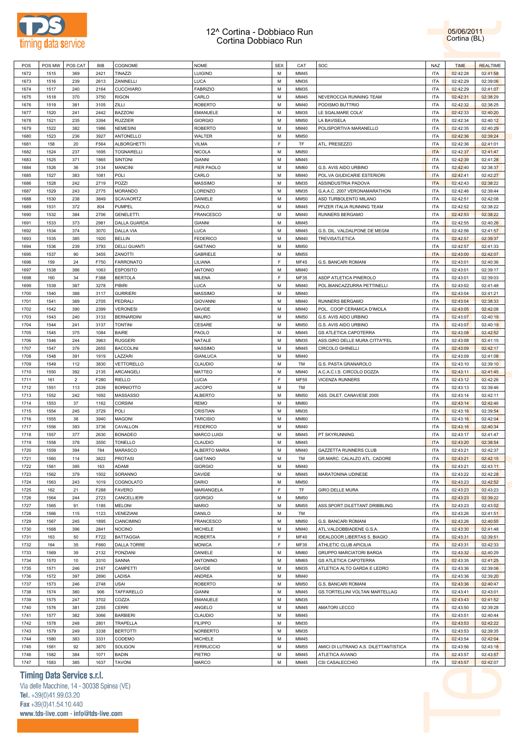# 12^ Cortina - Dobbiaco Run
## Cortina Dobbiaco Run

05/06/2011
Cortina (BL)

| POS | POS MW | POS CAT | BIB | COGNOME | NOME | SEX | CAT | SOC | NAZ | TIME | REALTIME |
|---|---|---|---|---|---|---|---|---|---|---|---|
| 1672 | 1515 | 369 | 2421 | TINAZZI | LUIGINO | M | MM45 | | ITA | 02:42:28 | 02:41:58 |
| 1673 | 1516 | 239 | 2613 | ZANINELLI | LUCA | M | MM35 | | ITA | 02:42:29 | 02:39:06 |
| 1674 | 1517 | 240 | 2164 | CUCCHIARO | FABRIZIO | M | MM35 | | ITA | 02:42:29 | 02:41:07 |
| 1675 | 1518 | 370 | 3750 | RIGON | CARLO | M | MM45 | NEVEROCCIA RUNNING TEAM | ITA | 02:42:31 | 02:38:29 |
| 1676 | 1519 | 381 | 3105 | ZILLI | ROBERTO | M | MM40 | PODISMO BUTTRIO | ITA | 02:42:32 | 02:38:25 |
| 1677 | 1520 | 241 | 2442 | BAZZONI | EMANUELE | M | MM35 | LE SGALMARE COLA' | ITA | 02:42:33 | 02:40:20 |
| 1678 | 1521 | 235 | 3394 | RUZZIER | GIORGIO | M | MM50 | LA BAVISELA | ITA | 02:42:34 | 02:40:12 |
| 1679 | 1522 | 382 | 1986 | NEMESINI | ROBERTO | M | MM40 | POLISPORTIVA MARANELLO | ITA | 02:42:35 | 02:40:29 |
| 1680 | 1523 | 236 | 3927 | ANTONELLO | WALTER | M | MM50 | | ITA | 02:42:36 | 02:39:24 |
| 1681 | 158 | 20 | F564 | ALBORGHETTI | VILMA | F | TF | ATL. PRESEZZO | ITA | 02:42:36 | 02:41:01 |
| 1682 | 1524 | 237 | 1695 | TOGNARELLI | NICOLA | M | MM50 | | ITA | 02:42:37 | 02:41:47 |
| 1683 | 1525 | 371 | 1865 | SINTONI | GIANNI | M | MM45 | | ITA | 02:42:39 | 02:41:28 |
| 1684 | 1526 | 36 | 3134 | MANCINI | PIER PAOLO | M | MM60 | G.S. AVIS AIDO URBINO | ITA | 02:42:40 | 02:38:37 |
| 1685 | 1527 | 383 | 1081 | POLI | CARLO | M | MM40 | POL.VA GIUDICARIE ESTERIORI | ITA | 02:42:41 | 02:42:27 |
| 1686 | 1528 | 242 | 2719 | POZZI | MASSIMO | M | MM35 | ASSINDUSTRIA PADOVA | ITA | 02:42:43 | 02:38:22 |
| 1687 | 1529 | 243 | 2775 | MORANDO | LORENZO | M | MM35 | G.A.A.C. 2007 VERONAMARATHON | ITA | 02:42:46 | 02:39:44 |
| 1688 | 1530 | 238 | 3849 | SCAVAORTZ | DANIELE | M | MM50 | ASD TURBOLENTO MILANO | ITA | 02:42:51 | 02:42:08 |
| 1689 | 1531 | 372 | 804 | PUMPEL | PAOLO | M | MM45 | PFIZER ITALIA RUNNING TEAM | ITA | 02:42:52 | 02:38:22 |
| 1690 | 1532 | 384 | 2706 | GENELETTI. | FRANCESCO | M | MM40 | RUNNERS BERGAMO | ITA | 02:42:53 | 02:38:22 |
| 1691 | 1533 | 373 | 2981 | DALLA GUARDA | GIANNI | M | MM45 | | ITA | 02:42:55 | 02:40:26 |
| 1692 | 1534 | 374 | 3070 | DALLA VIA | LUCA | M | MM45 | G.S. DIL. VALDALPONE DE MEGNI | ITA | 02:42:56 | 02:41:57 |
| 1693 | 1535 | 385 | 1920 | BELLIN | FEDERICO | M | MM40 | TREVISATLETICA | ITA | 02:42:57 | 02:39:37 |
| 1694 | 1536 | 239 | 3793 | DELLI GUANTI | GAETANO | M | MM50 | | ITA | 02:42:57 | 02:41:33 |
| 1695 | 1537 | 90 | 3455 | ZANOTTI | GABRIELE | M | MM55 | | ITA | 02:43:00 | 02:42:07 |
| 1696 | 159 | 24 | F750 | FARRONATO | LILIANA | F | MF45 | G.S. BANCARI ROMANI | ITA | 02:43:01 | 02:40:36 |
| 1697 | 1538 | 386 | 1063 | ESPOSITO | ANTONIO | M | MM40 | | ITA | 02:43:01 | 02:39:17 |
| 1698 | 160 | 34 | F388 | BERTOLA | MILENA | F | MF35 | ASDP ATLETICA PINEROLO | ITA | 02:43:01 | 02:39:03 |
| 1699 | 1539 | 387 | 3278 | PIBIRI | LUCA | M | MM40 | POL.BIANCAZZURRA PETTINELLI | ITA | 02:43:02 | 02:41:48 |
| 1700 | 1540 | 388 | 3117 | GURRIERI | MASSIMO | M | MM40 | | ITA | 02:43:04 | 02:41:21 |
| 1701 | 1541 | 389 | 2705 | PEDRALI | GIOVANNI | M | MM40 | RUNNERS BERGAMO | ITA | 02:43:04 | 02:38:33 |
| 1702 | 1542 | 390 | 2399 | VERONESI | DAVIDE | M | MM40 | POL. COOP CERAMICA D'IMOLA | ITA | 02:43:05 | 02:42:08 |
| 1703 | 1543 | 240 | 3133 | BERNARDINI | MAURO | M | MM50 | G.S. AVIS AIDO URBINO | ITA | 02:43:07 | 02:40:19 |
| 1704 | 1544 | 241 | 3137 | TONTINI | CESARE | M | MM50 | G.S. AVIS AIDO URBINO | ITA | 02:43:07 | 02:40:19 |
| 1705 | 1545 | 375 | 1084 | BAIRE | PAOLO | M | MM45 | GS ATLETICA CAPOTERRA | ITA | 02:43:08 | 02:42:52 |
| 1706 | 1546 | 244 | 3963 | RUGGERI | NATALE | M | MM35 | ASS.GIRO DELLE MURA CITTA"FEL | ITA | 02:43:08 | 02:41:15 |
| 1707 | 1547 | 376 | 2655 | BACCOLINI | MASSIMO | M | MM45 | CIRCOLO GHINELLI | ITA | 02:43:09 | 02:42:17 |
| 1708 | 1548 | 391 | 1919 | LAZZARI | GIANLUCA | M | MM40 | | ITA | 02:43:09 | 02:41:08 |
| 1709 | 1549 | 112 | 3830 | VETTORELLO | CLAUDIO | M | TM | G.S. PASTA GRANAROLO | ITA | 02:43:10 | 02:39:10 |
| 1710 | 1550 | 392 | 2135 | ARCANGELI | MATTEO | M | MM40 | A.C.A.C.I.S. CIRCOLO DOZZA | ITA | 02:43:11 | 02:41:45 |
| 1711 | 161 | 2 | F280 | RIELLO | LUCIA | F | MF55 | VICENZA RUNNERS | ITA | 02:43:12 | 02:42:26 |
| 1712 | 1551 | 113 | 2539 | BORNIOTTO | JACOPO | M | TM | | ITA | 02:43:13 | 02:39:46 |
| 1713 | 1552 | 242 | 1692 | MASSASSO | ALBERTO | M | MM50 | ASS. DILET. CANAVESE 2005 | ITA | 02:43:14 | 02:42:11 |
| 1714 | 1553 | 37 | 1162 | CORSINI | REMO | M | MM60 | | ITA | 02:43:14 | 02:42:46 |
| 1715 | 1554 | 245 | 3729 | POLI | CRISTIAN | M | MM35 | | ITA | 02:43:16 | 02:39:54 |
| 1716 | 1555 | 38 | 3940 | MAGONI | TARCISIO | M | MM60 | | ITA | 02:43:16 | 02:42:04 |
| 1717 | 1556 | 393 | 3736 | CAVALLON | FEDERICO | M | MM40 | | ITA | 02:43:16 | 02:40:34 |
| 1718 | 1557 | 377 | 2630 | BONADEO | MARCO LUIGI | M | MM45 | PT SKYRUNNING | ITA | 02:43:17 | 02:41:47 |
| 1719 | 1558 | 378 | 3550 | TONELLO | CLAUDIO | M | MM45 | | ITA | 02:43:20 | 02:38:54 |
| 1720 | 1559 | 394 | 784 | MARASCO | ALBERTO MARIA | M | MM40 | GAZZETTA RUNNERS CLUB | ITA | 02:43:21 | 02:42:37 |
| 1721 | 1560 | 114 | 3822 | PROTASI | GAETANO | M | TM | GR.MARC. CALALZO ATL. CADORE | ITA | 02:43:21 | 02:42:15 |
| 1722 | 1561 | 395 | 163 | ADAMI | GIORGIO | M | MM40 | | ITA | 02:43:21 | 02:43:11 |
| 1723 | 1562 | 379 | 1502 | SORANNO | DAVIDE | M | MM45 | MARATONINA UDINESE | ITA | 02:43:22 | 02:42:28 |
| 1724 | 1563 | 243 | 1019 | COGNOLATO | DARIO | M | MM50 | | ITA | 02:43:23 | 02:42:52 |
| 1725 | 162 | 21 | F288 | FAVERO | MARIANGELA | F | TF | GIRO DELLE MURA | ITA | 02:43:23 | 02:43:23 |
| 1726 | 1564 | 244 | 2723 | CANCELLIERI | GIORGIO | M | MM50 | | ITA | 02:43:23 | 02:39:22 |
| 1727 | 1565 | 91 | 1185 | MELONI | MARIO | M | MM55 | ASS.SPORT.DILETTANT.DRIBBLING | ITA | 02:43:23 | 02:43:02 |
| 1728 | 1566 | 115 | 1123 | VENEZIANI | DANILO | M | TM | | ITA | 02:43:26 | 02:41:51 |
| 1729 | 1567 | 245 | 1895 | CIANCIMINO | FRANCESCO | M | MM50 | G.S. BANCARI ROMANI | ITA | 02:43:26 | 02:40:55 |
| 1730 | 1568 | 396 | 2841 | NOCINO | MICHELE | M | MM40 | ATL.VALDOBBIADENE G.S.A. | ITA | 02:43:30 | 02:41:48 |
| 1731 | 163 | 50 | F722 | BATTAGGIA | ROBERTA | F | MF40 | IDEALDOOR LIBERTAS S. BIAGIO | ITA | 02:43:31 | 02:39:51 |
| 1732 | 164 | 35 | F660 | DALLA TORRE | MONICA | F | MF35 | ATHLETIC CLUB APICILIA | ITA | 02:43:31 | 02:42:33 |
| 1733 | 1569 | 39 | 2132 | PONZIANI | DANIELE | M | MM60 | GRUPPO MARCIATORI BARGA | ITA | 02:43:32 | 02:40:29 |
| 1734 | 1570 | 10 | 3310 | SANNA | ANTONINO | M | MM65 | GS ATLETICA CAPOTERRA | ITA | 02:43:35 | 02:41:25 |
| 1735 | 1571 | 246 | 2167 | CAMPETTI | DAVIDE | M | MM35 | ATLETICA ALTO GARDA E LEDRO | ITA | 02:43:36 | 02:39:06 |
| 1736 | 1572 | 397 | 2890 | LADISA | ANDREA | M | MM40 | | ITA | 02:43:36 | 02:39:20 |
| 1737 | 1573 | 246 | 2748 | USAI | ROBERTO | M | MM50 | G.S. BANCARI ROMANI | ITA | 02:43:36 | 02:40:47 |
| 1738 | 1574 | 380 | 906 | TAFFARELLO | GIANNI | M | MM45 | GS.TORTELLINI VOLTAN MARTELLAG | ITA | 02:43:41 | 02:43:01 |
| 1739 | 1575 | 247 | 3702 | COZZA | EMANUELE | M | MM35 | | ITA | 02:43:43 | 02:41:52 |
| 1740 | 1576 | 381 | 2255 | CERRI | ANGELO | M | MM45 | AMATORI LECCO | ITA | 02:43:50 | 02:39:28 |
| 1741 | 1577 | 382 | 3066 | BARBIERI | CLAUDIO | M | MM45 | | ITA | 02:43:51 | 02:40:44 |
| 1742 | 1578 | 248 | 2801 | TRAPELLA | FILIPPO | M | MM35 | | ITA | 02:43:53 | 02:42:22 |
| 1743 | 1579 | 249 | 3338 | BERTOTTI | NORBERTO | M | MM35 | | ITA | 02:43:53 | 02:39:35 |
| 1744 | 1580 | 383 | 3331 | CODEMO | MICHELE | M | MM45 | | ITA | 02:43:54 | 02:42:04 |
| 1745 | 1581 | 92 | 3870 | SOLIGON | FERRUCCIO | M | MM55 | AMICI DI LUTRANO A.S. DILETTANTISTICA | ITA | 02:43:56 | 02:43:18 |
| 1746 | 1582 | 384 | 1071 | BADIN | PIETRO | M | MM45 | ATLETICA AVIANO | ITA | 02:43:57 | 02:43:57 |
| 1747 | 1583 | 385 | 1637 | TAVONI | MARCO | M | MM45 | CSI CASALECCHIO | ITA | 02:43:57 | 02:42:07 |

**Timing Data Service s.r.l.**
Via delle Macchine, 14 - 30038 Spinea (VE)
Tel. +39(0)41.99.03.20
Fax +39(0)41.54.10.440
www.tds-live.com - info@tds-live.com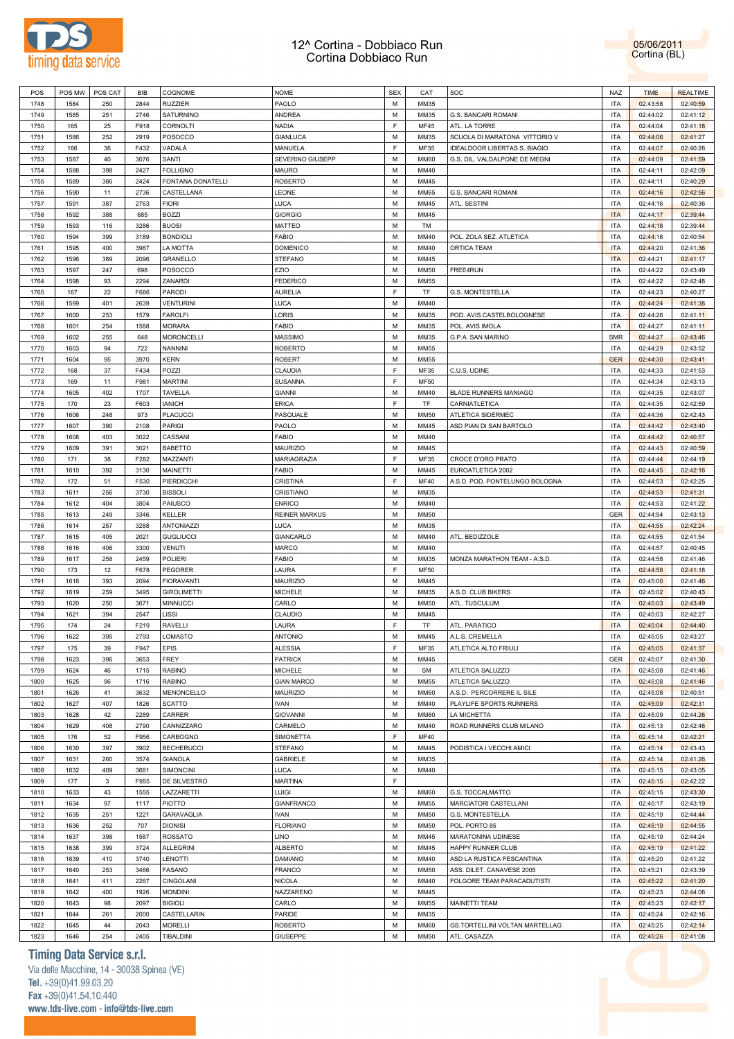# 12^ Cortina - Dobbiaco Run
## Cortina Dobbiaco Run

05/06/2011
Cortina (BL)

| POS | POS MW | POS CAT | BIB | COGNOME | NOME | SEX | CAT | SOC | NAZ | TIME | REALTIME |
|---|---|---|---|---|---|---|---|---|---|---|---|
| 1748 | 1584 | 250 | 2844 | RUZZIER | PAOLO | M | MM35 | | ITA | 02:43:58 | 02:40:59 |
| 1749 | 1585 | 251 | 2746 | SATURNINO | ANDREA | M | MM35 | G.S. BANCARI ROMANI | ITA | 02:44:02 | 02:41:12 |
| 1750 | 165 | 25 | F918 | CORNOLTI | NADIA | F | MF45 | ATL. LA TORRE | ITA | 02:44:04 | 02:41:18 |
| 1751 | 1586 | 252 | 2919 | POSOCCO | GIANLUCA | M | MM35 | SCUOLA DI MARATONA VITTORIO V | ITA | 02:44:06 | 02:41:27 |
| 1752 | 166 | 36 | F432 | VADALÀ | MANUELA | F | MF35 | IDEALDOOR LIBERTAS S. BIAGIO | ITA | 02:44:07 | 02:40:26 |
| 1753 | 1587 | 40 | 3076 | SANTI | SEVERINO GIUSEPP | M | MM60 | G.S. DIL. VALDALPONE DE MEGNI | ITA | 02:44:09 | 02:41:59 |
| 1754 | 1588 | 398 | 2427 | FOLLIGNO | MAURO | M | MM40 | | ITA | 02:44:11 | 02:42:09 |
| 1755 | 1589 | 386 | 2424 | FONTANA DONATELLI | ROBERTO | M | MM45 | | ITA | 02:44:11 | 02:40:29 |
| 1756 | 1590 | 11 | 2736 | CASTELLANA | LEONE | M | MM65 | G.S. BANCARI ROMANI | ITA | 02:44:16 | 02:42:56 |
| 1757 | 1591 | 387 | 2763 | FIORI | LUCA | M | MM45 | ATL. SESTINI | ITA | 02:44:16 | 02:40:36 |
| 1758 | 1592 | 388 | 685 | BOZZI | GIORGIO | M | MM45 | | ITA | 02:44:17 | 02:39:44 |
| 1759 | 1593 | 116 | 3286 | BUOSI | MATTEO | M | TM | | ITA | 02:44:18 | 02:39:44 |
| 1760 | 1594 | 399 | 3189 | BONDIOLI | FABIO | M | MM40 | POL. ZOLA SEZ. ATLETICA | ITA | 02:44:18 | 02:40:54 |
| 1761 | 1595 | 400 | 3967 | LA MOTTA | DOMENICO | M | MM40 | ORTICA TEAM | ITA | 02:44:20 | 02:41:36 |
| 1762 | 1596 | 389 | 2096 | GRANELLO | STEFANO | M | MM45 | | ITA | 02:44:21 | 02:41:17 |
| 1763 | 1597 | 247 | 698 | POSOCCO | EZIO | M | MM50 | FREE4RUN | ITA | 02:44:22 | 02:43:49 |
| 1764 | 1598 | 93 | 2294 | ZANARDI | FEDERICO | M | MM55 | | ITA | 02:44:22 | 02:42:48 |
| 1765 | 167 | 22 | F686 | PARODI | AURELIA | F | TF | G.S. MONTESTELLA | ITA | 02:44:23 | 02:40:27 |
| 1766 | 1599 | 401 | 2639 | VENTURINI | LUCA | M | MM40 | | ITA | 02:44:24 | 02:41:38 |
| 1767 | 1600 | 253 | 1579 | FAROLFI | LORIS | M | MM35 | POD. AVIS CASTELBOLOGNESE | ITA | 02:44:26 | 02:41:11 |
| 1768 | 1601 | 254 | 1588 | MORARA | FABIO | M | MM35 | POL. AVIS IMOLA | ITA | 02:44:27 | 02:41:11 |
| 1769 | 1602 | 255 | 648 | MORONCELLI | MASSIMO | M | MM35 | G.P.A. SAN MARINO | SMR | 02:44:27 | 02:43:46 |
| 1770 | 1603 | 94 | 722 | NANNINI | ROBERTO | M | MM55 | | ITA | 02:44:29 | 02:43:52 |
| 1771 | 1604 | 95 | 3970 | KERN | ROBERT | M | MM55 | | GER | 02:44:30 | 02:43:41 |
| 1772 | 168 | 37 | F434 | POZZI | CLAUDIA | F | MF35 | C.U.S. UDINE | ITA | 02:44:33 | 02:41:53 |
| 1773 | 169 | 11 | F981 | MARTINI | SUSANNA | F | MF50 | | ITA | 02:44:34 | 02:43:13 |
| 1774 | 1605 | 402 | 1707 | TAVELLA | GIANNI | M | MM40 | BLADE RUNNERS MANIAGO | ITA | 02:44:35 | 02:43:07 |
| 1775 | 170 | 23 | F603 | IANICH | ERICA | F | TF | CARNIATLETICA | ITA | 02:44:35 | 02:42:59 |
| 1776 | 1606 | 248 | 973 | PLACUCCI | PASQUALE | M | MM50 | ATLETICA SIDERMEC | ITA | 02:44:36 | 02:42:43 |
| 1777 | 1607 | 390 | 2108 | PARIGI | PAOLO | M | MM45 | ASD PIAN DI SAN BARTOLO | ITA | 02:44:42 | 02:43:40 |
| 1778 | 1608 | 403 | 3022 | CASSANI | FABIO | M | MM40 | | ITA | 02:44:42 | 02:40:57 |
| 1779 | 1609 | 391 | 3021 | BABETTO | MAURIZIO | M | MM45 | | ITA | 02:44:43 | 02:40:59 |
| 1780 | 171 | 38 | F282 | MAZZANTI | MARIAGRAZIA | F | MF35 | CROCE D'ORO PRATO | ITA | 02:44:44 | 02:44:19 |
| 1781 | 1610 | 392 | 3130 | MAINETTI | FABIO | M | MM45 | EUROATLETICA 2002 | ITA | 02:44:45 | 02:42:16 |
| 1782 | 172 | 51 | F530 | PIERDICCHI | CRISTINA | F | MF40 | A.S.D. POD. PONTELUNGO BOLOGNA | ITA | 02:44:53 | 02:42:25 |
| 1783 | 1611 | 256 | 3730 | BISSOLI | CRISTIANO | M | MM35 | | ITA | 02:44:53 | 02:41:31 |
| 1784 | 1612 | 404 | 3804 | PAIUSCO | ENRICO | M | MM40 | | ITA | 02:44:53 | 02:41:22 |
| 1785 | 1613 | 249 | 3346 | KELLER | REINER MARKUS | M | MM50 | | GER | 02:44:54 | 02:43:13 |
| 1786 | 1614 | 257 | 3288 | ANTONIAZZI | LUCA | M | MM35 | | ITA | 02:44:55 | 02:42:24 |
| 1787 | 1615 | 405 | 2021 | GUGLIUCCI | GIANCARLO | M | MM40 | ATL. BEDIZZOLE | ITA | 02:44:55 | 02:41:54 |
| 1788 | 1616 | 406 | 3300 | VENUTI | MARCO | M | MM40 | | ITA | 02:44:57 | 02:40:45 |
| 1789 | 1617 | 258 | 2459 | POLIERI | FABIO | M | MM35 | MONZA MARATHON TEAM - A.S.D. | ITA | 02:44:58 | 02:41:46 |
| 1790 | 173 | 12 | F678 | PEGORER | LAURA | F | MF50 | | ITA | 02:44:58 | 02:41:18 |
| 1791 | 1618 | 393 | 2094 | FIORAVANTI | MAURIZIO | M | MM45 | | ITA | 02:45:00 | 02:41:46 |
| 1792 | 1619 | 259 | 3495 | GIROLIMETTI | MICHELE | M | MM35 | A.S.D. CLUB BIKERS | ITA | 02:45:02 | 02:40:43 |
| 1793 | 1620 | 250 | 3671 | MINNUCCI | CARLO | M | MM50 | ATL. TUSCULUM | ITA | 02:45:03 | 02:43:49 |
| 1794 | 1621 | 394 | 2547 | LISSI | CLAUDIO | M | MM45 | | ITA | 02:45:03 | 02:42:27 |
| 1795 | 174 | 24 | F219 | RAVELLI | LAURA | F | TF | ATL. PARATICO | ITA | 02:45:04 | 02:44:40 |
| 1796 | 1622 | 395 | 2793 | LOMASTO | ANTONIO | M | MM45 | A.L.S. CREMELLA | ITA | 02:45:05 | 02:43:27 |
| 1797 | 175 | 39 | F947 | EPIS | ALESSIA | F | MF35 | ATLETICA ALTO FRIULI | ITA | 02:45:05 | 02:41:37 |
| 1798 | 1623 | 396 | 3653 | FREY | PATRICK | M | MM45 | | GER | 02:45:07 | 02:41:30 |
| 1799 | 1624 | 46 | 1715 | RABINO | MICHELE | M | SM | ATLETICA SALUZZO | ITA | 02:45:08 | 02:41:46 |
| 1800 | 1625 | 96 | 1716 | RABINO | GIAN MARCO | M | MM55 | ATLETICA SALUZZO | ITA | 02:45:08 | 02:41:46 |
| 1801 | 1626 | 41 | 3632 | MENONCELLO | MAURIZIO | M | MM60 | A.S.D. PERCORRERE IL SILE | ITA | 02:45:08 | 02:40:51 |
| 1802 | 1627 | 407 | 1826 | SCATTO | IVAN | M | MM40 | PLAYLIFE SPORTS RUNNERS | ITA | 02:45:09 | 02:42:31 |
| 1803 | 1628 | 42 | 2289 | CARRER | GIOVANNI | M | MM60 | LA MICHETTA | ITA | 02:45:09 | 02:44:26 |
| 1804 | 1629 | 408 | 2790 | CANNIZZARO | CARMELO | M | MM40 | ROAD RUNNERS CLUB MILANO | ITA | 02:45:13 | 02:42:46 |
| 1805 | 176 | 52 | F956 | CARBOGNO | SIMONETTA | F | MF40 | | ITA | 02:45:14 | 02:42:21 |
| 1806 | 1630 | 397 | 3902 | BECHERUCCI | STEFANO | M | MM45 | PODISTICA I VECCHI AMICI | ITA | 02:45:14 | 02:43:43 |
| 1807 | 1631 | 260 | 3574 | GIANOLA | GABRIELE | M | MM35 | | ITA | 02:45:14 | 02:41:26 |
| 1808 | 1632 | 409 | 3681 | SIMONCINI | LUCA | M | MM40 | | ITA | 02:45:15 | 02:43:05 |
| 1809 | 177 | 3 | F955 | DE SILVESTRO | MARTINA | F | | | ITA | 02:45:15 | 02:42:22 |
| 1810 | 1633 | 43 | 1555 | LAZZARETTI | LUIGI | M | MM60 | G.S. TOCCALMATTO | ITA | 02:45:15 | 02:43:30 |
| 1811 | 1634 | 97 | 1117 | PIOTTO | GIANFRANCO | M | MM55 | MARCIATORI CASTELLANI | ITA | 02:45:17 | 02:43:19 |
| 1812 | 1635 | 251 | 1221 | GARAVAGLIA | IVAN | M | MM50 | G.S. MONTESTELLA | ITA | 02:45:19 | 02:44:44 |
| 1813 | 1636 | 252 | 707 | DIONISI | FLORIANO | M | MM50 | POL. PORTO 85 | ITA | 02:45:19 | 02:44:55 |
| 1814 | 1637 | 398 | 1587 | ROSSATO | LINO | M | MM45 | MARATONINA UDINESE | ITA | 02:45:19 | 02:44:24 |
| 1815 | 1638 | 399 | 3724 | ALLEGRINI | ALBERTO | M | MM45 | HAPPY RUNNER CLUB | ITA | 02:45:19 | 02:41:22 |
| 1816 | 1639 | 410 | 3740 | LENOTTI | DAMIANO | M | MM40 | ASD LA RUSTICA PESCANTINA | ITA | 02:45:20 | 02:41:22 |
| 1817 | 1640 | 253 | 3466 | FASANO | FRANCO | M | MM50 | ASS. DILET. CANAVESE 2005 | ITA | 02:45:21 | 02:43:39 |
| 1818 | 1641 | 411 | 2267 | CINGOLANI | NICOLA | M | MM40 | FOLGORE TEAM PARACADUTISTI | ITA | 02:45:22 | 02:41:20 |
| 1819 | 1642 | 400 | 1926 | MONDINI | NAZZARENO | M | MM45 | | ITA | 02:45:23 | 02:44:06 |
| 1820 | 1643 | 98 | 2097 | BIGIOLI | CARLO | M | MM55 | MAINETTI TEAM | ITA | 02:45:23 | 02:42:17 |
| 1821 | 1644 | 261 | 2000 | CASTELLARIN | PARIDE | M | MM35 | | ITA | 02:45:24 | 02:42:16 |
| 1822 | 1645 | 44 | 2043 | MORELLI | ROBERTO | M | MM60 | GS.TORTELLINI VOLTAN MARTELLAG | ITA | 02:45:25 | 02:42:14 |
| 1823 | 1646 | 254 | 2405 | TIBALDINI | GIUSEPPE | M | MM50 | ATL. CASAZZA | ITA | 02:45:26 | 02:41:08 |

**Timing Data Service s.r.l.**
Via delle Macchine, 14 - 30038 Spinea (VE)
Tel. +39(0)41.99.03.20
Fax +39(0)41.54.10.440
www.tds-live.com - info@tds-live.com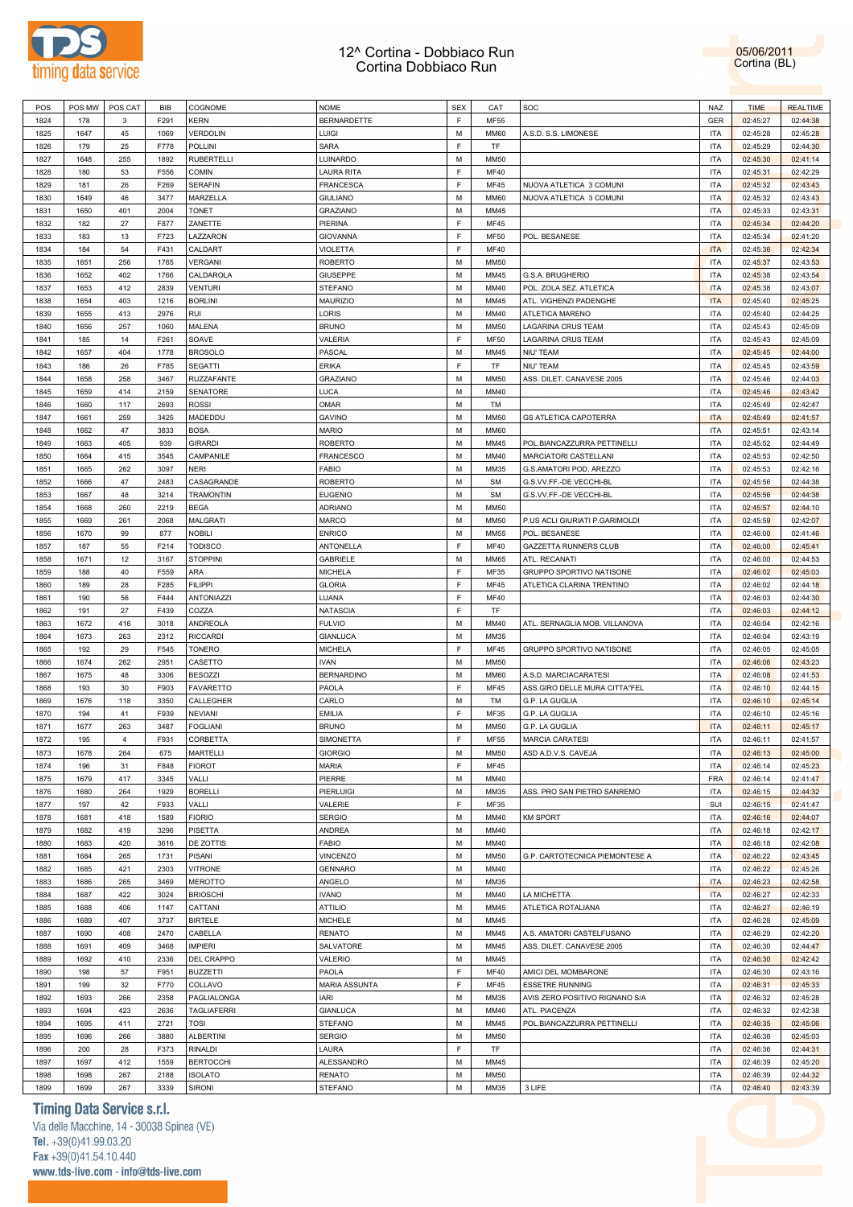# 12^ Cortina - Dobbiaco Run
# Cortina Dobbiaco Run

05/06/2011
Cortina (BL)

| POS | POS MW | POS CAT | BIB | COGNOME | NOME | SEX | CAT | SOC | NAZ | TIME | REALTIME |
|---|---|---|---|---|---|---|---|---|---|---|---|
| 1824 | 178 | 3 | F291 | KERN | BERNARDETTE | F | MF55 | | GER | 02:45:27 | 02:44:38 |
| 1825 | 1647 | 45 | 1069 | VERDOLIN | LUIGI | M | MM60 | A.S.D. S.S. LIMONESE | ITA | 02:45:28 | 02:45:28 |
| 1826 | 179 | 25 | F778 | POLLINI | SARA | F | TF | | ITA | 02:45:29 | 02:44:30 |
| 1827 | 1648 | 255 | 1892 | RUBERTELLI | LUINARDO | M | MM50 | | ITA | 02:45:30 | 02:41:14 |
| 1828 | 180 | 53 | F556 | COMIN | LAURA RITA | F | MF40 | | ITA | 02:45:31 | 02:42:29 |
| 1829 | 181 | 26 | F269 | SERAFIN | FRANCESCA | F | MF45 | NUOVA ATLETICA 3 COMUNI | ITA | 02:45:32 | 02:43:43 |
| 1830 | 1649 | 46 | 3477 | MARZELLA | GIULIANO | M | MM60 | NUOVA ATLETICA 3 COMUNI | ITA | 02:45:32 | 02:43:43 |
| 1831 | 1650 | 401 | 2004 | TONET | GRAZIANO | M | MM45 | | ITA | 02:45:33 | 02:43:31 |
| 1832 | 182 | 27 | F877 | ZANETTE | PIERINA | F | MF45 | | ITA | 02:45:34 | 02:44:20 |
| 1833 | 183 | 13 | F723 | LAZZARON | GIOVANNA | F | MF50 | POL. BESANESE | ITA | 02:45:34 | 02:41:20 |
| 1834 | 184 | 54 | F431 | CALDART | VIOLETTA | F | MF40 | | ITA | 02:45:36 | 02:42:34 |
| 1835 | 1651 | 256 | 1765 | VERGANI | ROBERTO | M | MM50 | | ITA | 02:45:37 | 02:43:53 |
| 1836 | 1652 | 402 | 1766 | CALDAROLA | GIUSEPPE | M | MM45 | G.S.A. BRUGHERIO | ITA | 02:45:38 | 02:43:54 |
| 1837 | 1653 | 412 | 2839 | VENTURI | STEFANO | M | MM40 | POL. ZOLA SEZ. ATLETICA | ITA | 02:45:38 | 02:43:07 |
| 1838 | 1654 | 403 | 1216 | BORLINI | MAURIZIO | M | MM45 | ATL. VIGHENZI PADENGHE | ITA | 02:45:40 | 02:45:25 |
| 1839 | 1655 | 413 | 2976 | RUI | LORIS | M | MM40 | ATLETICA MARENO | ITA | 02:45:40 | 02:44:25 |
| 1840 | 1656 | 257 | 1060 | MALENA | BRUNO | M | MM50 | LAGARINA CRUS TEAM | ITA | 02:45:43 | 02:45:09 |
| 1841 | 185 | 14 | F261 | SOAVE | VALERIA | F | MF50 | LAGARINA CRUS TEAM | ITA | 02:45:43 | 02:45:09 |
| 1842 | 1657 | 404 | 1778 | BROSOLO | PASCAL | M | MM45 | NIU' TEAM | ITA | 02:45:45 | 02:44:00 |
| 1843 | 186 | 26 | F785 | SEGATTI | ERIKA | F | TF | NIU' TEAM | ITA | 02:45:45 | 02:43:59 |
| 1844 | 1658 | 258 | 3467 | RUZZAFANTE | GRAZIANO | M | MM50 | ASS. DILET. CANAVESE 2005 | ITA | 02:45:46 | 02:44:03 |
| 1845 | 1659 | 414 | 2159 | SENATORE | LUCA | M | MM40 | | ITA | 02:45:46 | 02:43:42 |
| 1846 | 1660 | 117 | 2693 | ROSSI | OMAR | M | TM | | ITA | 02:45:49 | 02:42:47 |
| 1847 | 1661 | 259 | 3425 | MADEDDU | GAVINO | M | MM50 | GS ATLETICA CAPOTERRA | ITA | 02:45:49 | 02:41:57 |
| 1848 | 1662 | 47 | 3833 | BOSA | MARIO | M | MM60 | | ITA | 02:45:51 | 02:43:14 |
| 1849 | 1663 | 405 | 939 | GIRARDI | ROBERTO | M | MM45 | POL.BIANCAZZURRA PETTINELLI | ITA | 02:45:52 | 02:44:49 |
| 1850 | 1664 | 415 | 3545 | CAMPANILE | FRANCESCO | M | MM40 | MARCIATORI CASTELLANI | ITA | 02:45:53 | 02:42:50 |
| 1851 | 1665 | 262 | 3097 | NERI | FABIO | M | MM35 | G.S.AMATORI POD. AREZZO | ITA | 02:45:53 | 02:42:16 |
| 1852 | 1666 | 47 | 2483 | CASAGRANDE | ROBERTO | M | SM | G.S.VV.FF.-DE VECCHI-BL | ITA | 02:45:56 | 02:44:38 |
| 1853 | 1667 | 48 | 3214 | TRAMONTIN | EUGENIO | M | SM | G.S.VV.FF.-DE VECCHI-BL | ITA | 02:45:56 | 02:44:38 |
| 1854 | 1668 | 260 | 2219 | BEGA | ADRIANO | M | MM50 | | ITA | 02:45:57 | 02:44:10 |
| 1855 | 1669 | 261 | 2068 | MALGRATI | MARCO | M | MM50 | P.US ACLI GIURIATI P.GARIMOLDI | ITA | 02:45:59 | 02:42:07 |
| 1856 | 1670 | 99 | 877 | NOBILI | ENRICO | M | MM55 | POL. BESANESE | ITA | 02:46:00 | 02:41:46 |
| 1857 | 187 | 55 | F214 | TODISCO | ANTONELLA | F | MF40 | GAZZETTA RUNNERS CLUB | ITA | 02:46:00 | 02:45:41 |
| 1858 | 1671 | 12 | 3167 | STOPPINI | GABRIELE | M | MM65 | ATL. RECANATI | ITA | 02:46:00 | 02:44:53 |
| 1859 | 188 | 40 | F559 | ARA | MICHELA | F | MF35 | GRUPPO SPORTIVO NATISONE | ITA | 02:46:02 | 02:45:03 |
| 1860 | 189 | 28 | F285 | FILIPPI | GLORIA | F | MF45 | ATLETICA CLARINA TRENTINO | ITA | 02:46:02 | 02:44:18 |
| 1861 | 190 | 56 | F444 | ANTONIAZZI | LUANA | F | MF40 | | ITA | 02:46:03 | 02:44:30 |
| 1862 | 191 | 27 | F439 | COZZA | NATASCIA | F | TF | | ITA | 02:46:03 | 02:44:12 |
| 1863 | 1672 | 416 | 3018 | ANDREOLA | FULVIO | M | MM40 | ATL. SERNAGLIA MOB. VILLANOVA | ITA | 02:46:04 | 02:42:16 |
| 1864 | 1673 | 263 | 2312 | RICCARDI | GIANLUCA | M | MM35 | | ITA | 02:46:04 | 02:43:19 |
| 1865 | 192 | 29 | F545 | TONERO | MICHELA | F | MF45 | GRUPPO SPORTIVO NATISONE | ITA | 02:46:05 | 02:45:05 |
| 1866 | 1674 | 262 | 2951 | CASETTO | IVAN | M | MM50 | | ITA | 02:46:06 | 02:43:23 |
| 1867 | 1675 | 48 | 3306 | BESOZZI | BERNARDINO | M | MM60 | A.S.D. MARCIACARATESI | ITA | 02:46:08 | 02:41:53 |
| 1868 | 193 | 30 | F903 | FAVARETTO | PAOLA | F | MF45 | ASS.GIRO DELLE MURA CITTA"FEL | ITA | 02:46:10 | 02:44:15 |
| 1869 | 1676 | 118 | 3350 | CALLEGHER | CARLO | M | TM | G.P. LA GUGLIA | ITA | 02:46:10 | 02:45:14 |
| 1870 | 194 | 41 | F939 | NEVIANI | EMILIA | F | MF35 | G.P. LA GUGLIA | ITA | 02:46:10 | 02:45:16 |
| 1871 | 1677 | 263 | 3487 | FOGLIANI | BRUNO | M | MM50 | G.P. LA GUGLIA | ITA | 02:46:11 | 02:45:17 |
| 1872 | 195 | 4 | F931 | CORBETTA | SIMONETTA | F | MF55 | MARCIA CARATESI | ITA | 02:46:11 | 02:41:57 |
| 1873 | 1678 | 264 | 675 | MARTELLI | GIORGIO | M | MM50 | ASD A.D.V.S. CAVEJA | ITA | 02:46:13 | 02:45:00 |
| 1874 | 196 | 31 | F848 | FIOROT | MARIA | F | MF45 | | ITA | 02:46:14 | 02:45:23 |
| 1875 | 1679 | 417 | 3345 | VALLI | PIERRE | M | MM40 | | FRA | 02:46:14 | 02:41:47 |
| 1876 | 1680 | 264 | 1929 | BORELLI | PIERLUIGI | M | MM35 | ASS. PRO SAN PIETRO SANREMO | ITA | 02:46:15 | 02:44:32 |
| 1877 | 197 | 42 | F933 | VALLI | VALERIE | F | MF35 | | SUI | 02:46:15 | 02:41:47 |
| 1878 | 1681 | 418 | 1589 | FIORIO | SERGIO | M | MM40 | KM SPORT | ITA | 02:46:16 | 02:44:07 |
| 1879 | 1682 | 419 | 3296 | PISETTA | ANDREA | M | MM40 | | ITA | 02:46:18 | 02:42:17 |
| 1880 | 1683 | 420 | 3616 | DE ZOTTIS | FABIO | M | MM40 | | ITA | 02:46:18 | 02:42:08 |
| 1881 | 1684 | 265 | 1731 | PISANI | VINCENZO | M | MM50 | G.P. CARTOTECNICA PIEMONTESE A | ITA | 02:46:22 | 02:43:45 |
| 1882 | 1685 | 421 | 2303 | VITRONE | GENNARO | M | MM40 | | ITA | 02:46:22 | 02:45:26 |
| 1883 | 1686 | 265 | 3469 | MEROTTO | ANGELO | M | MM35 | | ITA | 02:46:23 | 02:42:58 |
| 1884 | 1687 | 422 | 3024 | BRIOSCHI | IVANO | M | MM40 | LA MICHETTA | ITA | 02:46:27 | 02:42:33 |
| 1885 | 1688 | 406 | 1147 | CATTANI | ATTILIO | M | MM45 | ATLETICA ROTALIANA | ITA | 02:46:27 | 02:46:19 |
| 1886 | 1689 | 407 | 3737 | BIRTELE | MICHELE | M | MM45 | | ITA | 02:46:28 | 02:45:09 |
| 1887 | 1690 | 408 | 2470 | CABELLA | RENATO | M | MM45 | A.S. AMATORI CASTELFUSANO | ITA | 02:46:29 | 02:42:20 |
| 1888 | 1691 | 409 | 3468 | IMPIERI | SALVATORE | M | MM45 | ASS. DILET. CANAVESE 2005 | ITA | 02:46:30 | 02:44:47 |
| 1889 | 1692 | 410 | 2336 | DEL CRAPPO | VALERIO | M | MM45 | | ITA | 02:46:30 | 02:42:42 |
| 1890 | 198 | 57 | F951 | BUZZETTI | PAOLA | F | MF40 | AMICI DEL MOMBARONE | ITA | 02:46:30 | 02:43:16 |
| 1891 | 199 | 32 | F770 | COLLAVO | MARIA ASSUNTA | F | MF45 | ESSETRE RUNNING | ITA | 02:46:31 | 02:45:33 |
| 1892 | 1693 | 266 | 2358 | PAGLIALONGA | IARI | M | MM35 | AVIS ZERO POSITIVO RIGNANO S/A | ITA | 02:46:32 | 02:45:28 |
| 1893 | 1694 | 423 | 2636 | TAGLIAFERRI | GIANLUCA | M | MM40 | ATL. PIACENZA | ITA | 02:46:32 | 02:42:38 |
| 1894 | 1695 | 411 | 2721 | TOSI | STEFANO | M | MM45 | POL.BIANCAZZURRA PETTINELLI | ITA | 02:46:35 | 02:45:06 |
| 1895 | 1696 | 266 | 3880 | ALBERTINI | SERGIO | M | MM50 | | ITA | 02:46:36 | 02:45:03 |
| 1896 | 200 | 28 | F373 | RINALDI | LAURA | F | TF | | ITA | 02:46:36 | 02:44:31 |
| 1897 | 1697 | 412 | 1559 | BERTOCCHI | ALESSANDRO | M | MM45 | | ITA | 02:46:39 | 02:45:20 |
| 1898 | 1698 | 267 | 2188 | ISOLATO | RENATO | M | MM50 | | ITA | 02:46:39 | 02:44:32 |
| 1899 | 1699 | 267 | 3339 | SIRONI | STEFANO | M | MM35 | 3 LIFE | ITA | 02:46:40 | 02:43:39 |

**Timing Data Service s.r.l.**
Via delle Macchine, 14 - 30038 Spinea (VE)
Tel. +39(0)41.99.03.20
Fax +39(0)41.54.10.440
www.tds-live.com - info@tds-live.com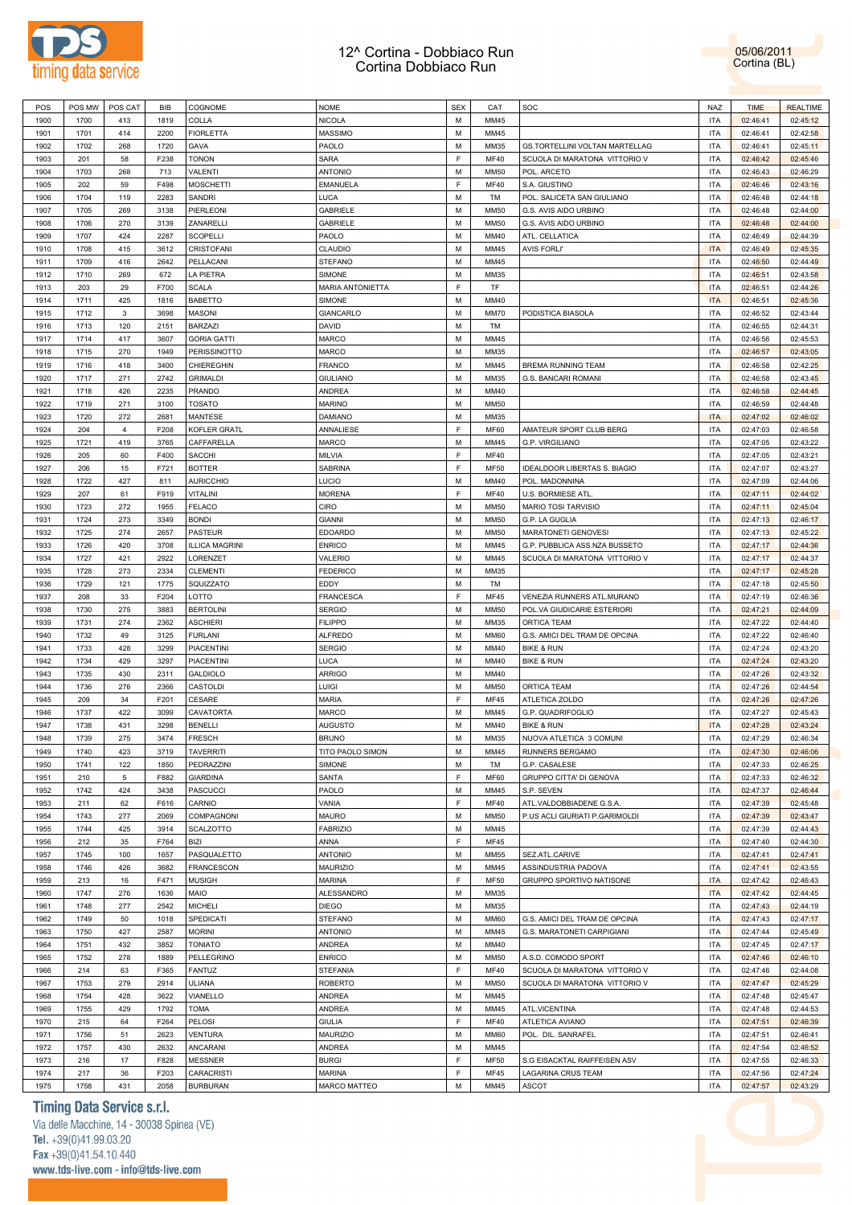# 12^ Cortina - Dobbiaco Run
# Cortina Dobbiaco Run

05/06/2011
Cortina (BL)

| POS | POS MW | POS CAT | BIB | COGNOME | NOME | SEX | CAT | SOC | NAZ | TIME | REALTIME |
|---|---|---|---|---|---|---|---|---|---|---|---|
| 1900 | 1700 | 413 | 1819 | COLLA | NICOLA | M | MM45 | | ITA | 02:46:41 | 02:45:12 |
| 1901 | 1701 | 414 | 2200 | FIORLETTA | MASSIMO | M | MM45 | | ITA | 02:46:41 | 02:42:58 |
| 1902 | 1702 | 268 | 1720 | GAVA | PAOLO | M | MM35 | GS.TORTELLINI VOLTAN MARTELLAG | ITA | 02:46:41 | 02:45:11 |
| 1903 | 201 | 58 | F238 | TONON | SARA | F | MF40 | SCUOLA DI MARATONA VITTORIO V | ITA | 02:46:42 | 02:45:46 |
| 1904 | 1703 | 268 | 713 | VALENTI | ANTONIO | M | MM50 | POL. ARCETO | ITA | 02:46:43 | 02:46:29 |
| 1905 | 202 | 59 | F498 | MOSCHETTI | EMANUELA | F | MF40 | S.A. GIUSTINO | ITA | 02:46:46 | 02:43:16 |
| 1906 | 1704 | 119 | 2283 | SANDRI | LUCA | M | TM | POL. SALICETA SAN GIULIANO | ITA | 02:46:48 | 02:44:18 |
| 1907 | 1705 | 269 | 3138 | PIERLEONI | GABRIELE | M | MM50 | G.S. AVIS AIDO URBINO | ITA | 02:46:48 | 02:44:00 |
| 1908 | 1706 | 270 | 3139 | ZANARELLI | GABRIELE | M | MM50 | G.S. AVIS AIDO URBINO | ITA | 02:46:48 | 02:44:00 |
| 1909 | 1707 | 424 | 2287 | SCOPELLI | PAOLO | M | MM40 | ATL. CELLATICA | ITA | 02:46:49 | 02:44:39 |
| 1910 | 1708 | 415 | 3612 | CRISTOFANI | CLAUDIO | M | MM45 | AVIS FORLI' | ITA | 02:46:49 | 02:45:35 |
| 1911 | 1709 | 416 | 2642 | PELLACANI | STEFANO | M | MM45 | | ITA | 02:46:50 | 02:44:49 |
| 1912 | 1710 | 269 | 672 | LA PIETRA | SIMONE | M | MM35 | | ITA | 02:46:51 | 02:43:58 |
| 1913 | 203 | 29 | F700 | SCALA | MARIA ANTONIETTA | F | TF | | ITA | 02:46:51 | 02:44:26 |
| 1914 | 1711 | 425 | 1816 | BABETTO | SIMONE | M | MM40 | | ITA | 02:46:51 | 02:45:36 |
| 1915 | 1712 | 3 | 3698 | MASONI | GIANCARLO | M | MM70 | PODISTICA BIASOLA | ITA | 02:46:52 | 02:43:44 |
| 1916 | 1713 | 120 | 2151 | BARZAZI | DAVID | M | TM | | ITA | 02:46:55 | 02:44:31 |
| 1917 | 1714 | 417 | 3607 | GORIA GATTI | MARCO | M | MM45 | | ITA | 02:46:56 | 02:45:53 |
| 1918 | 1715 | 270 | 1949 | PERISSINOTTO | MARCO | M | MM35 | | ITA | 02:46:57 | 02:43:05 |
| 1919 | 1716 | 418 | 3400 | CHIEREGHIN | FRANCO | M | MM45 | BREMA RUNNING TEAM | ITA | 02:46:58 | 02:42:25 |
| 1920 | 1717 | 271 | 2742 | GRIMALDI | GIULIANO | M | MM35 | G.S. BANCARI ROMANI | ITA | 02:46:58 | 02:43:45 |
| 1921 | 1718 | 426 | 2235 | PRANDO | ANDREA | M | MM40 | | ITA | 02:46:58 | 02:44:45 |
| 1922 | 1719 | 271 | 3100 | TOSATO | MARINO | M | MM50 | | ITA | 02:46:59 | 02:44:48 |
| 1923 | 1720 | 272 | 2681 | MANTESE | DAMIANO | M | MM35 | | ITA | 02:47:02 | 02:46:02 |
| 1924 | 204 | 4 | F208 | KOFLER GRATL | ANNALIESE | F | MF60 | AMATEUR SPORT CLUB BERG | ITA | 02:47:03 | 02:46:58 |
| 1925 | 1721 | 419 | 3765 | CAFFARELLA | MARCO | M | MM45 | G.P. VIRGILIANO | ITA | 02:47:05 | 02:43:22 |
| 1926 | 205 | 60 | F400 | SACCHI | MILVIA | F | MF40 | | ITA | 02:47:05 | 02:43:21 |
| 1927 | 206 | 15 | F721 | BOTTER | SABRINA | F | MF50 | IDEALDOOR LIBERTAS S. BIAGIO | ITA | 02:47:07 | 02:43:27 |
| 1928 | 1722 | 427 | 811 | AURICCHIO | LUCIO | M | MM40 | POL. MADONNINA | ITA | 02:47:09 | 02:44:06 |
| 1929 | 207 | 61 | F919 | VITALINI | MORENA | F | MF40 | U.S. BORMIESE ATL. | ITA | 02:47:11 | 02:44:02 |
| 1930 | 1723 | 272 | 1955 | FELACO | CIRO | M | MM50 | MARIO TOSI TARVISIO | ITA | 02:47:11 | 02:45:04 |
| 1931 | 1724 | 273 | 3349 | BONDI | GIANNI | M | MM50 | G.P. LA GUGLIA | ITA | 02:47:13 | 02:46:17 |
| 1932 | 1725 | 274 | 2657 | PASTEUR | EDOARDO | M | MM50 | MARATONETI GENOVESI | ITA | 02:47:13 | 02:45:22 |
| 1933 | 1726 | 420 | 3708 | ILLICA MAGRINI | ENRICO | M | MM45 | G.P. PUBBLICA ASS.NZA BUSSETO | ITA | 02:47:17 | 02:44:36 |
| 1934 | 1727 | 421 | 2922 | LORENZET | VALERIO | M | MM45 | SCUOLA DI MARATONA VITTORIO V | ITA | 02:47:17 | 02:44:37 |
| 1935 | 1728 | 273 | 2334 | CLEMENTI | FEDERICO | M | MM35 | | ITA | 02:47:17 | 02:45:28 |
| 1936 | 1729 | 121 | 1775 | SQUIZZATO | EDDY | M | TM | | ITA | 02:47:18 | 02:45:50 |
| 1937 | 208 | 33 | F204 | LOTTO | FRANCESCA | F | MF45 | VENEZIA RUNNERS ATL.MURANO | ITA | 02:47:19 | 02:46:36 |
| 1938 | 1730 | 275 | 3883 | BERTOLINI | SERGIO | M | MM50 | POL.VA GIUDICARIE ESTERIORI | ITA | 02:47:21 | 02:44:09 |
| 1939 | 1731 | 274 | 2362 | ASCHIERI | FILIPPO | M | MM35 | ORTICA TEAM | ITA | 02:47:22 | 02:44:40 |
| 1940 | 1732 | 49 | 3125 | FURLANI | ALFREDO | M | MM60 | G.S. AMICI DEL TRAM DE OPCINA | ITA | 02:47:22 | 02:46:40 |
| 1941 | 1733 | 428 | 3299 | PIACENTINI | SERGIO | M | MM40 | BIKE & RUN | ITA | 02:47:24 | 02:43:20 |
| 1942 | 1734 | 429 | 3297 | PIACENTINI | LUCA | M | MM40 | BIKE & RUN | ITA | 02:47:24 | 02:43:20 |
| 1943 | 1735 | 430 | 2311 | GALDIOLO | ARRIGO | M | MM40 | | ITA | 02:47:26 | 02:43:32 |
| 1944 | 1736 | 276 | 2366 | CASTOLDI | LUIGI | M | MM50 | ORTICA TEAM | ITA | 02:47:26 | 02:44:54 |
| 1945 | 209 | 34 | F201 | CESARE | MARIA | F | MF45 | ATLETICA ZOLDO | ITA | 02:47:26 | 02:47:26 |
| 1946 | 1737 | 422 | 3099 | CAVATORTA | MARCO | M | MM45 | G.P. QUADRIFOGLIO | ITA | 02:47:27 | 02:45:43 |
| 1947 | 1738 | 431 | 3298 | BENELLI | AUGUSTO | M | MM40 | BIKE & RUN | ITA | 02:47:28 | 02:43:24 |
| 1948 | 1739 | 275 | 3474 | FRESCH | BRUNO | M | MM35 | NUOVA ATLETICA 3 COMUNI | ITA | 02:47:29 | 02:46:34 |
| 1949 | 1740 | 423 | 3719 | TAVERRITI | TITO PAOLO SIMON | M | MM45 | RUNNERS BERGAMO | ITA | 02:47:30 | 02:46:06 |
| 1950 | 1741 | 122 | 1850 | PEDRAZZINI | SIMONE | M | TM | G.P. CASALESE | ITA | 02:47:33 | 02:46:25 |
| 1951 | 210 | 5 | F882 | GIARDINA | SANTA | F | MF60 | GRUPPO CITTA' DI GENOVA | ITA | 02:47:33 | 02:46:32 |
| 1952 | 1742 | 424 | 3438 | PASCUCCI | PAOLO | M | MM45 | S.P. SEVEN | ITA | 02:47:37 | 02:46:44 |
| 1953 | 211 | 62 | F616 | CARNIO | VANIA | F | MF40 | ATL.VALDOBBIADENE G.S.A. | ITA | 02:47:39 | 02:45:48 |
| 1954 | 1743 | 277 | 2069 | COMPAGNONI | MAURO | M | MM50 | P.US ACLI GIURIATI P.GARIMOLDI | ITA | 02:47:39 | 02:43:47 |
| 1955 | 1744 | 425 | 3914 | SCALZOTTO | FABRIZIO | M | MM45 | | ITA | 02:47:39 | 02:44:43 |
| 1956 | 212 | 35 | F764 | BIZI | ANNA | F | MF45 | | ITA | 02:47:40 | 02:44:30 |
| 1957 | 1745 | 100 | 1657 | PASQUALETTO | ANTONIO | M | MM55 | SEZ.ATL.CARIVE | ITA | 02:47:41 | 02:47:41 |
| 1958 | 1746 | 426 | 3682 | FRANCESCON | MAURIZIO | M | MM45 | ASSINDUSTRIA PADOVA | ITA | 02:47:41 | 02:43:55 |
| 1959 | 213 | 16 | F471 | MUSIGH | MARINA | F | MF50 | GRUPPO SPORTIVO NATISONE | ITA | 02:47:42 | 02:46:43 |
| 1960 | 1747 | 276 | 1636 | MAIO | ALESSANDRO | M | MM35 | | ITA | 02:47:42 | 02:44:45 |
| 1961 | 1748 | 277 | 2542 | MICHELI | DIEGO | M | MM35 | | ITA | 02:47:43 | 02:44:19 |
| 1962 | 1749 | 50 | 1018 | SPEDICATI | STEFANO | M | MM60 | G.S. AMICI DEL TRAM DE OPCINA | ITA | 02:47:43 | 02:47:17 |
| 1963 | 1750 | 427 | 2587 | MORINI | ANTONIO | M | MM45 | G.S. MARATONETI CARPIGIANI | ITA | 02:47:44 | 02:45:49 |
| 1964 | 1751 | 432 | 3852 | TONIATO | ANDREA | M | MM40 | | ITA | 02:47:45 | 02:47:17 |
| 1965 | 1752 | 278 | 1889 | PELLEGRINO | ENRICO | M | MM50 | A.S.D. COMODO SPORT | ITA | 02:47:46 | 02:46:10 |
| 1966 | 214 | 63 | F365 | FANTUZ | STEFANIA | F | MF40 | SCUOLA DI MARATONA VITTORIO V | ITA | 02:47:46 | 02:44:08 |
| 1967 | 1753 | 279 | 2914 | ULIANA | ROBERTO | M | MM50 | SCUOLA DI MARATONA VITTORIO V | ITA | 02:47:47 | 02:45:29 |
| 1968 | 1754 | 428 | 3622 | VIANELLO | ANDREA | M | MM45 | | ITA | 02:47:48 | 02:45:47 |
| 1969 | 1755 | 429 | 1792 | TOMA | ANDREA | M | MM45 | ATL.VICENTINA | ITA | 02:47:48 | 02:44:53 |
| 1970 | 215 | 64 | F264 | PELOSI | GIULIA | F | MF40 | ATLETICA AVIANO | ITA | 02:47:51 | 02:46:39 |
| 1971 | 1756 | 51 | 2623 | VENTURA | MAURIZIO | M | MM60 | POL. DIL. SANRAFEL | ITA | 02:47:51 | 02:46:41 |
| 1972 | 1757 | 430 | 2632 | ANCARANI | ANDREA | M | MM45 | | ITA | 02:47:54 | 02:46:52 |
| 1973 | 216 | 17 | F828 | MESSNER | BURGI | F | MF50 | S.G EISACKTAL RAIFFEISEN ASV | ITA | 02:47:55 | 02:46:33 |
| 1974 | 217 | 36 | F203 | CARACRISTI | MARINA | F | MF45 | LAGARINA CRUS TEAM | ITA | 02:47:56 | 02:47:24 |
| 1975 | 1758 | 431 | 2058 | BURBURAN | MARCO MATTEO | M | MM45 | ASCOT | ITA | 02:47:57 | 02:43:29 |

**Timing Data Service s.r.l.**
Via delle Macchine, 14 - 30038 Spinea (VE)
Tel. +39(0)41.99.03.20
Fax +39(0)41.54.10.440
www.tds-live.com - info@tds-live.com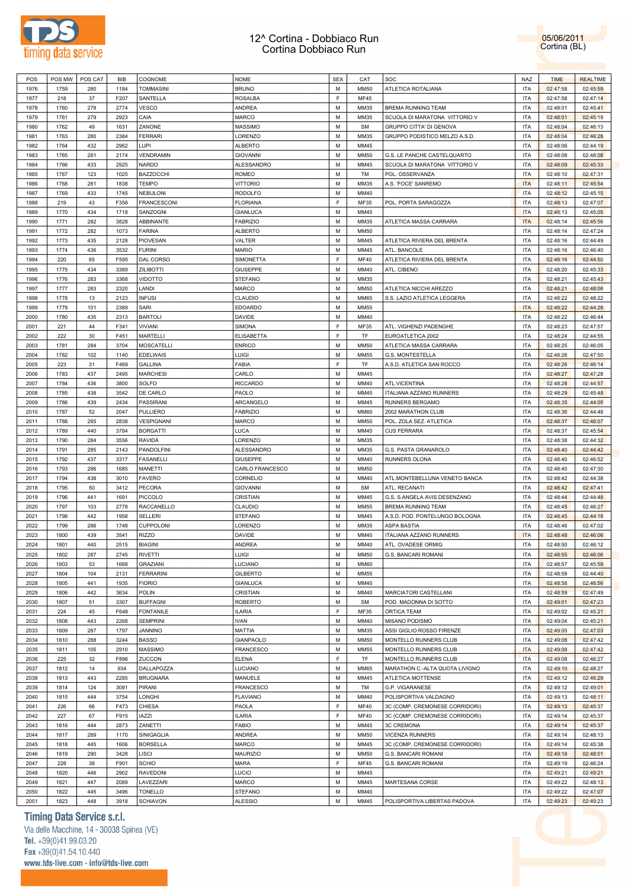# 12^ Cortina - Dobbiaco Run
## Cortina Dobbiaco Run

05/06/2011
Cortina (BL)

| POS | POS MW | POS CAT | BIB | COGNOME | NOME | SEX | CAT | SOC | NAZ | TIME | REALTIME |
|---|---|---|---|---|---|---|---|---|---|---|---|
| 1976 | 1759 | 280 | 1184 | TOMMASINI | BRUNO | M | MM50 | ATLETICA ROTALIANA | ITA | 02:47:58 | 02:45:59 |
| 1977 | 218 | 37 | F207 | SANTELLA | ROSALBA | F | MF45 | | ITA | 02:47:58 | 02:47:14 |
| 1978 | 1760 | 278 | 2774 | VESCO | ANDREA | M | MM35 | BREMA RUNNING TEAM | ITA | 02:48:01 | 02:45:41 |
| 1979 | 1761 | 279 | 2923 | CAIA | MARCO | M | MM35 | SCUOLA DI MARATONA VITTORIO V | ITA | 02:48:01 | 02:45:19 |
| 1980 | 1762 | 49 | 1631 | ZANONE | MASSIMO | M | SM | GRUPPO CITTA' DI GENOVA | ITA | 02:48:04 | 02:46:13 |
| 1981 | 1763 | 280 | 2384 | FERRARI | LORENZO | M | MM35 | GRUPPO PODISTICO MELZO A.S.D. | ITA | 02:48:04 | 02:46:28 |
| 1982 | 1764 | 432 | 2962 | LUPI | ALBERTO | M | MM45 | | ITA | 02:48:06 | 02:44:19 |
| 1983 | 1765 | 281 | 2174 | VENDRAMIN | GIOVANNI | M | MM50 | G.S. LE PANCHE CASTELQUARTO | ITA | 02:48:08 | 02:48:08 |
| 1984 | 1766 | 433 | 2925 | NARDO | ALESSANDRO | M | MM45 | SCUOLA DI MARATONA VITTORIO V | ITA | 02:48:09 | 02:45:33 |
| 1985 | 1767 | 123 | 1025 | BAZZOCCHI | ROMEO | M | TM | POL. OSSERVANZA | ITA | 02:48:10 | 02:47:31 |
| 1986 | 1768 | 281 | 1838 | TEMPO | VITTORIO | M | MM35 | A.S. 'FOCE' SANREMO | ITA | 02:48:11 | 02:45:54 |
| 1987 | 1769 | 433 | 1745 | NEBULONI | RODOLFO | M | MM40 | | ITA | 02:48:12 | 02:45:15 |
| 1988 | 219 | 43 | F356 | FRANCESCONI | FLORIANA | F | MF35 | POL. PORTA SARAGOZZA | ITA | 02:48:13 | 02:47:07 |
| 1989 | 1770 | 434 | 1718 | SANZOGNI | GIANLUCA | M | MM45 | | ITA | 02:48:13 | 02:45:05 |
| 1990 | 1771 | 282 | 3828 | ABBINANTE | FABRIZIO | M | MM35 | ATLETICA MASSA CARRARA | ITA | 02:48:14 | 02:45:56 |
| 1991 | 1772 | 282 | 1073 | FARINA | ALBERTO | M | MM50 | | ITA | 02:48:14 | 02:47:24 |
| 1992 | 1773 | 435 | 2128 | PIOVESAN | VALTER | M | MM45 | ATLETICA RIVIERA DEL BRENTA | ITA | 02:48:16 | 02:44:49 |
| 1993 | 1774 | 436 | 3532 | FURINI | MARIO | M | MM45 | ATL. BANCOLE | ITA | 02:48:16 | 02:46:40 |
| 1994 | 220 | 65 | F595 | DAL CORSO | SIMONETTA | F | MF40 | ATLETICA RIVIERA DEL BRENTA | ITA | 02:48:16 | 02:44:50 |
| 1995 | 1775 | 434 | 3389 | ZILIBOTTI | GIUSEPPE | M | MM40 | ATL. CIBENO | ITA | 02:48:20 | 02:45:33 |
| 1996 | 1776 | 283 | 3368 | VIDOTTO | STEFANO | M | MM35 | | ITA | 02:48:21 | 02:45:43 |
| 1997 | 1777 | 283 | 2320 | LANDI | MARCO | M | MM50 | ATLETICA NICCHI AREZZO | ITA | 02:48:21 | 02:48:08 |
| 1998 | 1778 | 13 | 2123 | INFUSI | CLAUDIO | M | MM65 | S.S. LAZIO ATLETICA LEGGERA | ITA | 02:48:22 | 02:48:22 |
| 1999 | 1779 | 101 | 2389 | SARI | EDOARDO | M | MM55 | | ITA | 02:48:22 | 02:44:28 |
| 2000 | 1780 | 435 | 2313 | BARTOLI | DAVIDE | M | MM40 | | ITA | 02:48:22 | 02:46:44 |
| 2001 | 221 | 44 | F341 | VIVIANI | SIMONA | F | MF35 | ATL. VIGHENZI PADENGHE | ITA | 02:48:23 | 02:47:57 |
| 2002 | 222 | 30 | F451 | MARTELLI | ELISABETTA | F | TF | EUROATLETICA 2002 | ITA | 02:48:24 | 02:44:55 |
| 2003 | 1781 | 284 | 3704 | MOSCATELLI | ENRICO | M | MM50 | ATLETICA MASSA CARRARA | ITA | 02:48:25 | 02:46:05 |
| 2004 | 1782 | 102 | 1140 | EDELWAIS | LUIGI | M | MM55 | G.S. MONTESTELLA | ITA | 02:48:26 | 02:47:50 |
| 2005 | 223 | 31 | F469 | GALLINA | FABIA | F | TF | A.S.D. ATLETICA SAN ROCCO | ITA | 02:48:26 | 02:46:14 |
| 2006 | 1783 | 437 | 2495 | MARCHESI | CARLO | M | MM45 | | ITA | 02:48:27 | 02:47:28 |
| 2007 | 1784 | 436 | 3800 | SOLFO | RICCARDO | M | MM40 | ATL.VICENTINA | ITA | 02:48:28 | 02:44:57 |
| 2008 | 1785 | 438 | 3542 | DE CARLO | PAOLO | M | MM45 | ITALIANA AZZANO RUNNERS | ITA | 02:48:29 | 02:45:48 |
| 2009 | 1786 | 439 | 2434 | PASSIRANI | ARCANGELO | M | MM45 | RUNNERS BERGAMO | ITA | 02:48:35 | 02:44:05 |
| 2010 | 1787 | 52 | 2047 | PULLIERO | FABRIZIO | M | MM60 | 2002 MARATHON CLUB | ITA | 02:48:36 | 02:44:48 |
| 2011 | 1788 | 285 | 2838 | VESPIGNANI | MARCO | M | MM50 | POL. ZOLA SEZ. ATLETICA | ITA | 02:48:37 | 02:46:07 |
| 2012 | 1789 | 440 | 3784 | BORGATTI | LUCA | M | MM45 | CUS FERRARA | ITA | 02:48:37 | 02:45:54 |
| 2013 | 1790 | 284 | 3556 | RAVIDÀ | LORENZO | M | MM35 | | ITA | 02:48:38 | 02:44:32 |
| 2014 | 1791 | 285 | 2143 | PANDOLFINI | ALESSANDRO | M | MM35 | G.S. PASTA GRANAROLO | ITA | 02:48:40 | 02:44:42 |
| 2015 | 1792 | 437 | 3317 | FASANELLI | GIUSEPPE | M | MM40 | RUNNERS OLONA | ITA | 02:48:40 | 02:46:52 |
| 2016 | 1793 | 286 | 1685 | MANETTI | CARLO FRANCESCO | M | MM50 | | ITA | 02:48:40 | 02:47:30 |
| 2017 | 1794 | 438 | 3010 | FAVERO | CORNELIO | M | MM40 | ATL.MONTEBELLUNA VENETO BANCA | ITA | 02:48:42 | 02:44:38 |
| 2018 | 1795 | 50 | 3412 | PECORA | GIOVANNI | M | SM | ATL. RECANATI | ITA | 02:48:42 | 02:47:41 |
| 2019 | 1796 | 441 | 1691 | PICCOLO | CRISTIAN | M | MM45 | G.S. S.ANGELA AVIS DESENZANO | ITA | 02:48:44 | 02:44:48 |
| 2020 | 1797 | 103 | 2778 | RACCANELLO | CLAUDIO | M | MM55 | BREMA RUNNING TEAM | ITA | 02:48:45 | 02:46:27 |
| 2021 | 1798 | 442 | 1958 | SELLERI | STEFANO | M | MM45 | A.S.D. POD. PONTELUNGO BOLOGNA | ITA | 02:48:45 | 02:44:18 |
| 2022 | 1799 | 286 | 1748 | CUPPOLONI | LORENZO | M | MM35 | ASPA BASTIA | ITA | 02:48:46 | 02:47:02 |
| 2023 | 1800 | 439 | 3541 | RIZZO | DAVIDE | M | MM40 | ITALIANA AZZANO RUNNERS | ITA | 02:48:48 | 02:46:06 |
| 2024 | 1801 | 440 | 2515 | BIAGINI | ANDREA | M | MM40 | ATL. OVADESE ORMIG | ITA | 02:48:50 | 02:46:12 |
| 2025 | 1802 | 287 | 2745 | RIVETTI | LUIGI | M | MM50 | G.S. BANCARI ROMANI | ITA | 02:48:55 | 02:46:06 |
| 2026 | 1803 | 53 | 1668 | GRAZIANI | LUCIANO | M | MM60 | | ITA | 02:48:57 | 02:45:59 |
| 2027 | 1804 | 104 | 2131 | FERRARINI | GILBERTO | M | MM55 | | ITA | 02:48:58 | 02:44:40 |
| 2028 | 1805 | 441 | 1935 | FIORIO | GIANLUCA | M | MM40 | | ITA | 02:48:58 | 02:46:56 |
| 2029 | 1806 | 442 | 3634 | POLIN | CRISTIAN | M | MM40 | MARCIATORI CASTELLANI | ITA | 02:48:59 | 02:47:49 |
| 2030 | 1807 | 51 | 3307 | BUFFAGNI | ROBERTO | M | SM | POD. MADONNA DI SOTTO | ITA | 02:49:01 | 02:47:23 |
| 2031 | 224 | 45 | F648 | FONTANILE | ILARIA | F | MF35 | ORTICA TEAM | ITA | 02:49:02 | 02:45:21 |
| 2032 | 1808 | 443 | 2268 | SEMPRINI | IVAN | M | MM40 | MISANO PODISMO | ITA | 02:49:04 | 02:45:21 |
| 2033 | 1809 | 287 | 1797 | JANNINO | MATTIA | M | MM35 | ASSI GIGLIO ROSSO FIRENZE | ITA | 02:49:05 | 02:47:03 |
| 2034 | 1810 | 288 | 3244 | BASSO | GIANPAOLO | M | MM50 | MONTELLO RUNNERS CLUB | ITA | 02:49:08 | 02:47:42 |
| 2035 | 1811 | 105 | 2910 | MASSIMO | FRANCESCO | M | MM55 | MONTELLO RUNNERS CLUB | ITA | 02:49:08 | 02:47:42 |
| 2036 | 225 | 32 | F896 | ZUCCON | ELENA | F | TF | MONTELLO RUNNERS CLUB | ITA | 02:49:08 | 02:46:27 |
| 2037 | 1812 | 14 | 934 | DALLAPOZZA | LUCIANO | M | MM65 | MARATHON C.-ALTA QUOTA LIVIGNO | ITA | 02:49:10 | 02:48:27 |
| 2038 | 1813 | 443 | 2285 | BRUGNARA | MANUELE | M | MM45 | ATLETICA MOTTENSE | ITA | 02:49:12 | 02:46:29 |
| 2039 | 1814 | 124 | 3091 | PIRANI | FRANCESCO | M | TM | G.P. VIGARANESE | ITA | 02:49:12 | 02:49:01 |
| 2040 | 1815 | 444 | 3754 | LONGHI | FLAVIANO | M | MM40 | POLISPORTIVA VALDAGNO | ITA | 02:49:13 | 02:48:11 |
| 2041 | 226 | 66 | F473 | CHIESA | PAOLA | F | MF40 | 3C (COMP. CREMONESE CORRIDORI) | ITA | 02:49:13 | 02:45:37 |
| 2042 | 227 | 67 | F915 | IAZZI | ILARIA | F | MF40 | 3C (COMP. CREMONESE CORRIDORI) | ITA | 02:49:14 | 02:45:37 |
| 2043 | 1816 | 444 | 2873 | ZANETTI | FABIO | M | MM45 | 3C CREMONA | ITA | 02:49:14 | 02:45:37 |
| 2044 | 1817 | 289 | 1170 | SINIGAGLIA | ANDREA | M | MM50 | VICENZA RUNNERS | ITA | 02:49:14 | 02:48:13 |
| 2045 | 1818 | 445 | 1606 | BORSELLA | MARCO | M | MM45 | 3C (COMP. CREMONESE CORRIDORI) | ITA | 02:49:14 | 02:45:38 |
| 2046 | 1819 | 290 | 3428 | LISCI | MAURIZIO | M | MM50 | G.S. BANCARI ROMANI | ITA | 02:49:18 | 02:48:01 |
| 2047 | 228 | 38 | F901 | SCHIO | MARA | F | MF45 | G.S. BANCARI ROMANI | ITA | 02:49:19 | 02:46:24 |
| 2048 | 1820 | 446 | 2902 | RAVEDONI | LUCIO | M | MM45 | | ITA | 02:49:21 | 02:49:21 |
| 2049 | 1821 | 447 | 2089 | LAVEZZARI | MARCO | M | MM45 | MARTESANA CORSE | ITA | 02:49:22 | 02:48:13 |
| 2050 | 1822 | 445 | 3496 | TONELLO | STEFANO | M | MM40 | | ITA | 02:49:22 | 02:47:07 |
| 2051 | 1823 | 448 | 3918 | SCHIAVON | ALESSIO | M | MM45 | POLISPORTIVA LIBERTAS PADOVA | ITA | 02:49:23 | 02:49:23 |

**Timing Data Service s.r.l.**
Via delle Macchine, 14 - 30038 Spinea (VE)
Tel. +39(0)41.99.03.20
Fax +39(0)41.54.10.440
www.tds-live.com - info@tds-live.com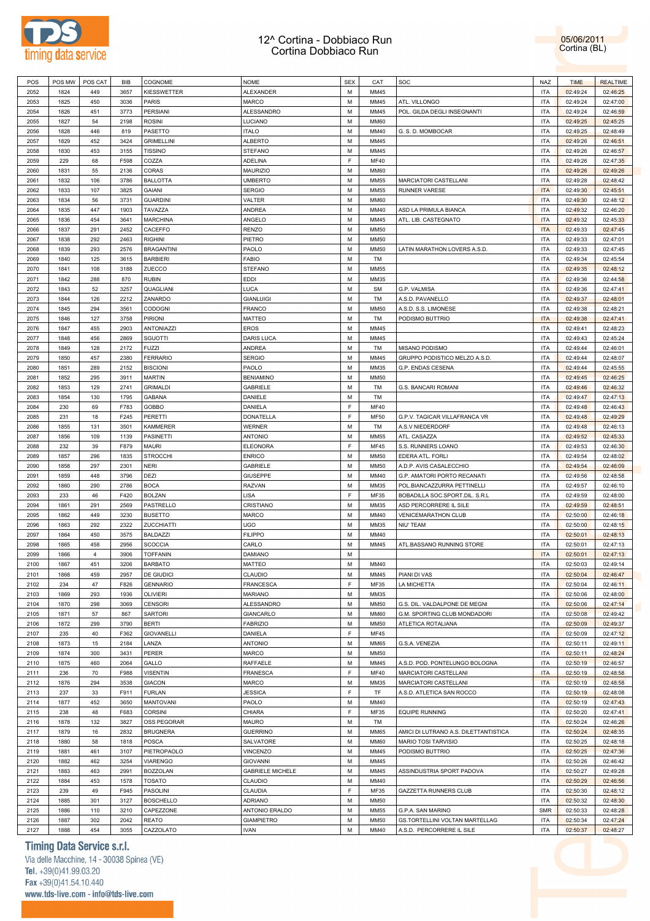# 12^ Cortina - Dobbiaco Run
## Cortina Dobbiaco Run

05/06/2011
Cortina (BL)

| POS | POS MW | POS CAT | BIB | COGNOME | NOME | SEX | CAT | SOC | NAZ | TIME | REALTIME |
|---|---|---|---|---|---|---|---|---|---|---|---|
| 2052 | 1824 | 449 | 3657 | KIESSWETTER | ALEXANDER | M | MM45 | | ITA | 02:49:24 | 02:46:25 |
| 2053 | 1825 | 450 | 3036 | PARIS | MARCO | M | MM45 | ATL. VILLONGO | ITA | 02:49:24 | 02:47:00 |
| 2054 | 1826 | 451 | 3773 | PERSIANI | ALESSANDRO | M | MM45 | POL. GILDA DEGLI INSEGNANTI | ITA | 02:49:24 | 02:46:59 |
| 2055 | 1827 | 54 | 2198 | ROSINI | LUCIANO | M | MM60 | | ITA | 02:49:25 | 02:45:25 |
| 2056 | 1828 | 446 | 819 | PASETTO | ITALO | M | MM40 | G. S. D. MOMBOCAR | ITA | 02:49:25 | 02:48:49 |
| 2057 | 1829 | 452 | 3424 | GRIMELLINI | ALBERTO | M | MM45 | | ITA | 02:49:26 | 02:46:51 |
| 2058 | 1830 | 453 | 3155 | TISSINO | STEFANO | M | MM45 | | ITA | 02:49:26 | 02:46:57 |
| 2059 | 229 | 68 | F598 | COZZA | ADELINA | F | MF40 | | ITA | 02:49:26 | 02:47:35 |
| 2060 | 1831 | 55 | 2136 | CORAS | MAURIZIO | M | MM60 | | ITA | 02:49:26 | 02:49:26 |
| 2061 | 1832 | 106 | 3786 | BALLOTTA | UMBERTO | M | MM55 | MARCIATORI CASTELLANI | ITA | 02:49:28 | 02:48:42 |
| 2062 | 1833 | 107 | 3825 | GAIANI | SERGIO | M | MM55 | RUNNER VARESE | ITA | 02:49:30 | 02:45:51 |
| 2063 | 1834 | 56 | 3731 | GUARDINI | VALTER | M | MM60 | | ITA | 02:49:30 | 02:48:12 |
| 2064 | 1835 | 447 | 1903 | TAVAZZA | ANDREA | M | MM40 | ASD LA PRIMULA BIANCA | ITA | 02:49:32 | 02:46:20 |
| 2065 | 1836 | 454 | 3641 | MARCHINA | ANGELO | M | MM45 | ATL. LIB. CASTEGNATO | ITA | 02:49:32 | 02:45:33 |
| 2066 | 1837 | 291 | 2452 | CACEFFO | RENZO | M | MM50 | | ITA | 02:49:33 | 02:47:45 |
| 2067 | 1838 | 292 | 2463 | RIGHINI | PIETRO | M | MM50 | | ITA | 02:49:33 | 02:47:01 |
| 2068 | 1839 | 293 | 2576 | BRAGANTINI | PAOLO | M | MM50 | LATIN MARATHON LOVERS A.S.D. | ITA | 02:49:33 | 02:47:45 |
| 2069 | 1840 | 125 | 3615 | BARBIERI | FABIO | M | TM | | ITA | 02:49:34 | 02:45:54 |
| 2070 | 1841 | 108 | 3188 | ZUECCO | STEFANO | M | MM55 | | ITA | 02:49:35 | 02:48:12 |
| 2071 | 1842 | 288 | 870 | RUBIN | EDDI | M | MM35 | | ITA | 02:49:36 | 02:44:58 |
| 2072 | 1843 | 52 | 3257 | QUAGLIANI | LUCA | M | SM | G.P. VALMISA | ITA | 02:49:36 | 02:47:41 |
| 2073 | 1844 | 126 | 2212 | ZANARDO | GIANLUIGI | M | TM | A.S.D. PAVANELLO | ITA | 02:49:37 | 02:48:01 |
| 2074 | 1845 | 294 | 3561 | CODOGNI | FRANCO | M | MM50 | A.S.D. S.S. LIMONESE | ITA | 02:49:38 | 02:48:21 |
| 2075 | 1846 | 127 | 3758 | PIRIONI | MATTEO | M | TM | PODISMO BUTTRIO | ITA | 02:49:38 | 02:47:41 |
| 2076 | 1847 | 455 | 2903 | ANTONIAZZI | EROS | M | MM45 | | ITA | 02:49:41 | 02:48:23 |
| 2077 | 1848 | 456 | 2869 | SGUOTTI | DARIS LUCA | M | MM45 | | ITA | 02:49:43 | 02:45:24 |
| 2078 | 1849 | 128 | 2172 | FUZZI | ANDREA | M | TM | MISANO PODISMO | ITA | 02:49:44 | 02:46:01 |
| 2079 | 1850 | 457 | 2380 | FERRARIO | SERGIO | M | MM45 | GRUPPO PODISTICO MELZO A.S.D. | ITA | 02:49:44 | 02:48:07 |
| 2080 | 1851 | 289 | 2152 | BISCIONI | PAOLO | M | MM35 | G.P. ENDAS CESENA | ITA | 02:49:44 | 02:45:55 |
| 2081 | 1852 | 295 | 3911 | MARTIN | BENIAMINO | M | MM50 | | ITA | 02:49:45 | 02:46:25 |
| 2082 | 1853 | 129 | 2741 | GRIMALDI | GABRIELE | M | TM | G.S. BANCARI ROMANI | ITA | 02:49:46 | 02:46:32 |
| 2083 | 1854 | 130 | 1795 | GABANA | DANIELE | M | TM | | ITA | 02:49:47 | 02:47:13 |
| 2084 | 230 | 69 | F783 | GOBBO | DANIELA | F | MF40 | | ITA | 02:49:48 | 02:46:43 |
| 2085 | 231 | 18 | F245 | PERETTI | DONATELLA | F | MF50 | G.P.V. TAGICAR VILLAFRANCA VR | ITA | 02:49:48 | 02:49:29 |
| 2086 | 1855 | 131 | 3501 | KAMMERER | WERNER | M | TM | A.S.V NIEDERDORF | ITA | 02:49:48 | 02:46:13 |
| 2087 | 1856 | 109 | 1139 | PASINETTI | ANTONIO | M | MM55 | ATL. CASAZZA | ITA | 02:49:52 | 02:45:33 |
| 2088 | 232 | 39 | F879 | MAURI | ELEONORA | F | MF45 | S.S. RUNNERS LOANO | ITA | 02:49:53 | 02:46:30 |
| 2089 | 1857 | 296 | 1835 | STROCCHI | ENRICO | M | MM50 | EDERA ATL. FORLI | ITA | 02:49:54 | 02:48:02 |
| 2090 | 1858 | 297 | 2301 | NERI | GABRIELE | M | MM50 | A.D.P. AVIS CASALECCHIO | ITA | 02:49:54 | 02:46:09 |
| 2091 | 1859 | 448 | 3796 | DEZI | GIUSEPPE | M | MM40 | G.P. AMATORI PORTO RECANATI | ITA | 02:49:56 | 02:48:58 |
| 2092 | 1860 | 290 | 2786 | BOCA | RAZVAN | M | MM35 | POL.BIANCAZZURRA PETTINELLI | ITA | 02:49:57 | 02:46:10 |
| 2093 | 233 | 46 | F420 | BOLZAN | LISA | F | MF35 | BOBADILLA SOC.SPORT.DIL. S.R.L | ITA | 02:49:59 | 02:48:00 |
| 2094 | 1861 | 291 | 2569 | PASTRELLO | CRISTIANO | M | MM35 | ASD PERCORRERE IL SILE | ITA | 02:49:59 | 02:48:51 |
| 2095 | 1862 | 449 | 3230 | BUSETTO | MARCO | M | MM40 | VENICEMARATHON CLUB | ITA | 02:50:00 | 02:46:18 |
| 2096 | 1863 | 292 | 2322 | ZUCCHIATTI | UGO | M | MM35 | NIU' TEAM | ITA | 02:50:00 | 02:48:15 |
| 2097 | 1864 | 450 | 3575 | BALDAZZI | FILIPPO | M | MM40 | | ITA | 02:50:01 | 02:48:13 |
| 2098 | 1865 | 458 | 2956 | SCOCCIA | CARLO | M | MM45 | ATL.BASSANO RUNNING STORE | ITA | 02:50:01 | 02:47:13 |
| 2099 | 1866 | 4 | 3906 | TOFFANIN | DAMIANO | M | | | ITA | 02:50:01 | 02:47:13 |
| 2100 | 1867 | 451 | 3206 | BARBATO | MATTEO | M | MM40 | | ITA | 02:50:03 | 02:49:14 |
| 2101 | 1868 | 459 | 2957 | DE GIUDICI | CLAUDIO | M | MM45 | PIANI DI VAS | ITA | 02:50:04 | 02:46:47 |
| 2102 | 234 | 47 | F826 | GENNARIO | FRANCESCA | F | MF35 | LA MICHETTA | ITA | 02:50:04 | 02:46:11 |
| 2103 | 1869 | 293 | 1936 | OLIVIERI | MARIANO | M | MM35 | | ITA | 02:50:06 | 02:48:00 |
| 2104 | 1870 | 298 | 3069 | CENSORI | ALESSANDRO | M | MM50 | G.S. DIL. VALDALPONE DE MEGNI | ITA | 02:50:06 | 02:47:14 |
| 2105 | 1871 | 57 | 867 | SARTORI | GIANCARLO | M | MM60 | G.M. SPORTING CLUB MONDADORI | ITA | 02:50:08 | 02:49:42 |
| 2106 | 1872 | 299 | 3790 | BERTI | FABRIZIO | M | MM50 | ATLETICA ROTALIANA | ITA | 02:50:09 | 02:49:37 |
| 2107 | 235 | 40 | F362 | GIOVANELLI | DANIELA | F | MF45 | | ITA | 02:50:09 | 02:47:12 |
| 2108 | 1873 | 15 | 2184 | LANZA | ANTONIO | M | MM65 | G.S.A. VENEZIA | ITA | 02:50:11 | 02:49:11 |
| 2109 | 1874 | 300 | 3431 | PERER | MARCO | M | MM50 | | ITA | 02:50:11 | 02:48:24 |
| 2110 | 1875 | 460 | 2064 | GALLO | RAFFAELE | M | MM45 | A.S.D. POD. PONTELUNGO BOLOGNA | ITA | 02:50:19 | 02:46:57 |
| 2111 | 236 | 70 | F988 | VISENTIN | FRANESCA | F | MF40 | MARCIATORI CASTELLANI | ITA | 02:50:19 | 02:48:58 |
| 2112 | 1876 | 294 | 3538 | GIACON | MARCO | M | MM35 | MARCIATORI CASTELLANI | ITA | 02:50:19 | 02:48:58 |
| 2113 | 237 | 33 | F911 | FURLAN | JESSICA | F | TF | A.S.D. ATLETICA SAN ROCCO | ITA | 02:50:19 | 02:48:08 |
| 2114 | 1877 | 452 | 3650 | MANTOVANI | PAOLO | M | MM40 | | ITA | 02:50:19 | 02:47:43 |
| 2115 | 238 | 48 | F683 | CORSINI | CHIARA | F | MF35 | EQUIPE RUNNING | ITA | 02:50:20 | 02:47:41 |
| 2116 | 1878 | 132 | 3827 | OSS PEGORAR | MAURO | M | TM | | ITA | 02:50:24 | 02:46:26 |
| 2117 | 1879 | 16 | 2832 | BRUGNERA | GUERRINO | M | MM65 | AMICI DI LUTRANO A.S. DILETTANTISTICA | ITA | 02:50:24 | 02:48:35 |
| 2118 | 1880 | 58 | 1818 | POSCA | SALVATORE | M | MM60 | MARIO TOSI TARVISIO | ITA | 02:50:25 | 02:48:18 |
| 2119 | 1881 | 461 | 3107 | PIETROPAOLO | VINCENZO | M | MM45 | PODISMO BUTTRIO | ITA | 02:50:25 | 02:47:36 |
| 2120 | 1882 | 462 | 3254 | VIARENGO | GIOVANNI | M | MM45 | | ITA | 02:50:26 | 02:46:42 |
| 2121 | 1883 | 463 | 2991 | BOZZOLAN | GABRIELE MICHELE | M | MM45 | ASSINDUSTRIA SPORT PADOVA | ITA | 02:50:27 | 02:49:28 |
| 2122 | 1884 | 453 | 1578 | TOSATO | CLAUDIO | M | MM40 | | ITA | 02:50:29 | 02:46:56 |
| 2123 | 239 | 49 | F945 | PASOLINI | CLAUDIA | F | MF35 | GAZZETTA RUNNERS CLUB | ITA | 02:50:30 | 02:48:12 |
| 2124 | 1885 | 301 | 3127 | BOSCHELLO | ADRIANO | M | MM50 | | ITA | 02:50:32 | 02:48:30 |
| 2125 | 1886 | 110 | 3210 | CAPEZZONE | ANTONIO ERALDO | M | MM55 | G.P.A. SAN MARINO | SMR | 02:50:33 | 02:48:28 |
| 2126 | 1887 | 302 | 2042 | REATO | GIAMPIETRO | M | MM50 | GS.TORTELLINI VOLTAN MARTELLAG | ITA | 02:50:34 | 02:47:24 |
| 2127 | 1888 | 454 | 3055 | CAZZOLATO | IVAN | M | MM40 | A.S.D. PERCORRERE IL SILE | ITA | 02:50:37 | 02:48:27 |

**Timing Data Service s.r.l.**
Via delle Macchine, 14 - 30038 Spinea (VE)
Tel. +39(0)41.99.03.20
Fax +39(0)41.54.10.440
www.tds-live.com - info@tds-live.com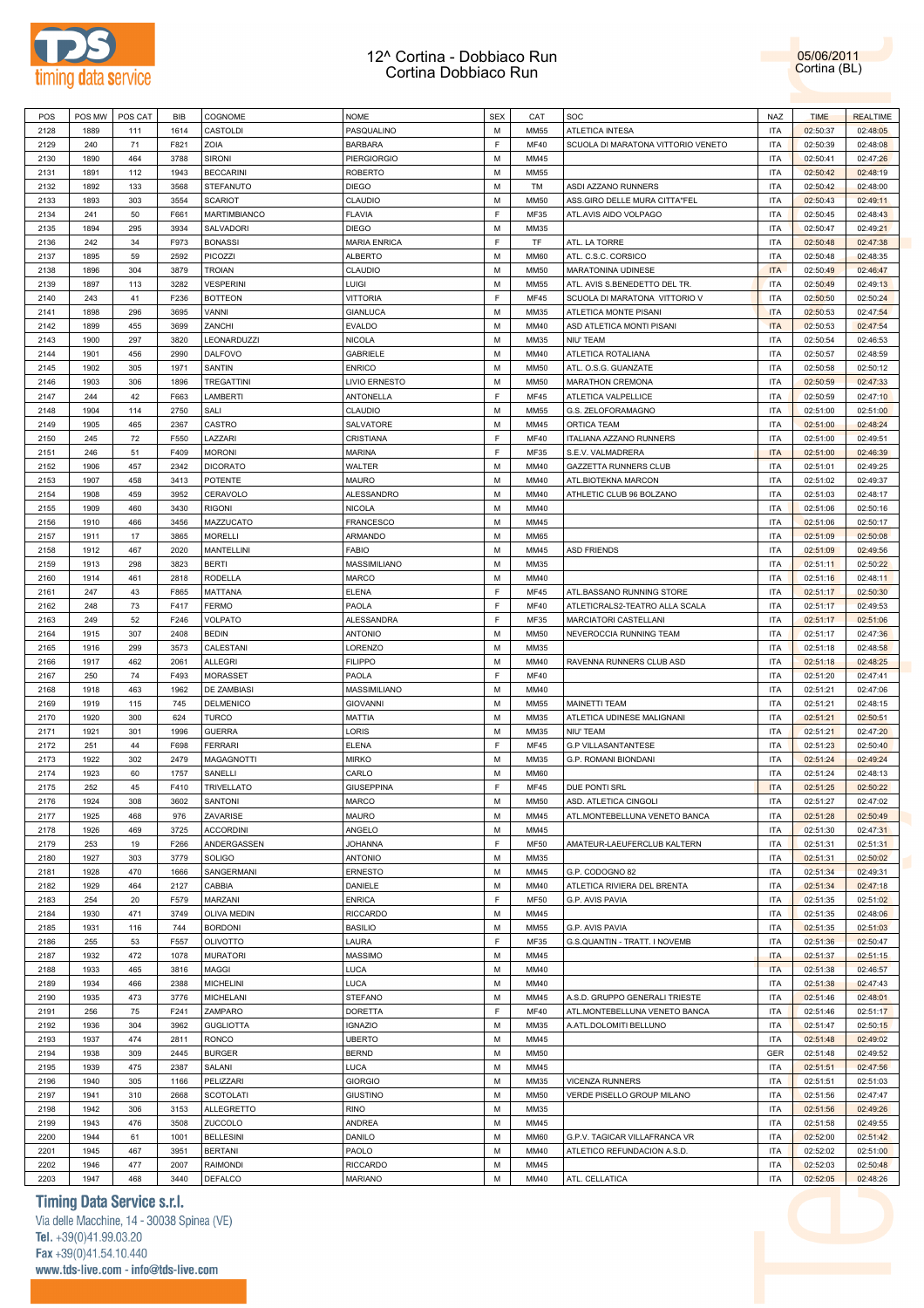# 12^ Cortina - Dobbiaco Run
# Cortina Dobbiaco Run

05/06/2011
Cortina (BL)

| POS | POS MW | POS CAT | BIB | COGNOME | NOME | SEX | CAT | SOC | NAZ | TIME | REALTIME |
|---|---|---|---|---|---|---|---|---|---|---|---|
| 2128 | 1889 | 111 | 1614 | CASTOLDI | PASQUALINO | M | MM55 | ATLETICA INTESA | ITA | 02:50:37 | 02:48:05 |
| 2129 | 240 | 71 | F821 | ZOIA | BARBARA | F | MF40 | SCUOLA DI MARATONA VITTORIO VENETO | ITA | 02:50:39 | 02:48:08 |
| 2130 | 1890 | 464 | 3788 | SIRONI | PIERGIORGIO | M | MM45 | | ITA | 02:50:41 | 02:47:26 |
| 2131 | 1891 | 112 | 1943 | BECCARINI | ROBERTO | M | MM55 | | ITA | 02:50:42 | 02:48:19 |
| 2132 | 1892 | 133 | 3568 | STEFANUTO | DIEGO | M | TM | ASDI AZZANO RUNNERS | ITA | 02:50:42 | 02:48:00 |
| 2133 | 1893 | 303 | 3554 | SCARIOT | CLAUDIO | M | MM50 | ASS.GIRO DELLE MURA CITTA'FEL | ITA | 02:50:43 | 02:49:11 |
| 2134 | 241 | 50 | F661 | MARTIMBIANCO | FLAVIA | F | MF35 | ATL.AVIS AIDO VOLPAGO | ITA | 02:50:45 | 02:48:43 |
| 2135 | 1894 | 295 | 3934 | SALVADORI | DIEGO | M | MM35 | | ITA | 02:50:47 | 02:49:21 |
| 2136 | 242 | 34 | F973 | BONASSI | MARIA ENRICA | F | TF | ATL. LA TORRE | ITA | 02:50:48 | 02:47:38 |
| 2137 | 1895 | 59 | 2592 | PICOZZI | ALBERTO | M | MM60 | ATL. C.S.C. CORSICO | ITA | 02:50:48 | 02:48:35 |
| 2138 | 1896 | 304 | 3879 | TROIAN | CLAUDIO | M | MM50 | MARATONINA UDINESE | ITA | 02:50:49 | 02:46:47 |
| 2139 | 1897 | 113 | 3282 | VESPERINI | LUIGI | M | MM55 | ATL. AVIS S.BENEDETTO DEL TR. | ITA | 02:50:49 | 02:49:13 |
| 2140 | 243 | 41 | F236 | BOTTEON | VITTORIA | F | MF45 | SCUOLA DI MARATONA VITTORIO V | ITA | 02:50:50 | 02:50:24 |
| 2141 | 1898 | 296 | 3695 | VANNI | GIANLUCA | M | MM35 | ATLETICA MONTE PISANI | ITA | 02:50:53 | 02:47:54 |
| 2142 | 1899 | 455 | 3699 | ZANCHI | EVALDO | M | MM40 | ASD ATLETICA MONTI PISANI | ITA | 02:50:53 | 02:47:54 |
| 2143 | 1900 | 297 | 3820 | LEONARDUZZI | NICOLA | M | MM35 | NIU' TEAM | ITA | 02:50:54 | 02:46:53 |
| 2144 | 1901 | 456 | 2990 | DALFOVO | GABRIELE | M | MM40 | ATLETICA ROTALIANA | ITA | 02:50:57 | 02:48:59 |
| 2145 | 1902 | 305 | 1971 | SANTIN | ENRICO | M | MM50 | ATL. O.S.G. GUANZATE | ITA | 02:50:58 | 02:50:12 |
| 2146 | 1903 | 306 | 1896 | TREGATTINI | LIVIO ERNESTO | M | MM50 | MARATHON CREMONA | ITA | 02:50:59 | 02:47:33 |
| 2147 | 244 | 42 | F663 | LAMBERTI | ANTONELLA | F | MF45 | ATLETICA VALPELLICE | ITA | 02:50:59 | 02:47:10 |
| 2148 | 1904 | 114 | 2750 | SALI | CLAUDIO | M | MM55 | G.S. ZELOFORAMAGNO | ITA | 02:51:00 | 02:51:00 |
| 2149 | 1905 | 465 | 2367 | CASTRO | SALVATORE | M | MM45 | ORTICA TEAM | ITA | 02:51:00 | 02:48:24 |
| 2150 | 245 | 72 | F550 | LAZZARI | CRISTIANA | F | MF40 | ITALIANA AZZANO RUNNERS | ITA | 02:51:00 | 02:49:51 |
| 2151 | 246 | 51 | F409 | MORONI | MARINA | F | MF35 | S.E.V. VALMADRERA | ITA | 02:51:00 | 02:46:39 |
| 2152 | 1906 | 457 | 2342 | DICORATO | WALTER | M | MM40 | GAZZETTA RUNNERS CLUB | ITA | 02:51:01 | 02:49:25 |
| 2153 | 1907 | 458 | 3413 | POTENTE | MAURO | M | MM40 | ATL.BIOTEKNA MARCON | ITA | 02:51:02 | 02:49:37 |
| 2154 | 1908 | 459 | 3952 | CERAVOLO | ALESSANDRO | M | MM40 | ATHLETIC CLUB 96 BOLZANO | ITA | 02:51:03 | 02:48:17 |
| 2155 | 1909 | 460 | 3430 | RIGONI | NICOLA | M | MM40 | | ITA | 02:51:06 | 02:50:16 |
| 2156 | 1910 | 466 | 3456 | MAZZUCATO | FRANCESCO | M | MM45 | | ITA | 02:51:06 | 02:50:17 |
| 2157 | 1911 | 17 | 3865 | MORELLI | ARMANDO | M | MM65 | | ITA | 02:51:09 | 02:50:08 |
| 2158 | 1912 | 467 | 2020 | MANTELLINI | FABIO | M | MM45 | ASD FRIENDS | ITA | 02:51:09 | 02:49:56 |
| 2159 | 1913 | 298 | 3823 | BERTI | MASSIMILIANO | M | MM35 | | ITA | 02:51:11 | 02:50:22 |
| 2160 | 1914 | 461 | 2818 | RODELLA | MARCO | M | MM40 | | ITA | 02:51:16 | 02:48:11 |
| 2161 | 247 | 43 | F865 | MATTANA | ELENA | F | MF45 | ATL.BASSANO RUNNING STORE | ITA | 02:51:17 | 02:50:30 |
| 2162 | 248 | 73 | F417 | FERMO | PAOLA | F | MF40 | ATLETICRALS2-TEATRO ALLA SCALA | ITA | 02:51:17 | 02:49:53 |
| 2163 | 249 | 52 | F246 | VOLPATO | ALESSANDRA | F | MF35 | MARCIATORI CASTELLANI | ITA | 02:51:17 | 02:51:06 |
| 2164 | 1915 | 307 | 2408 | BEDIN | ANTONIO | M | MM50 | NEVEROCCIA RUNNING TEAM | ITA | 02:51:17 | 02:47:36 |
| 2165 | 1916 | 299 | 3573 | CALESTANI | LORENZO | M | MM35 | | ITA | 02:51:18 | 02:48:58 |
| 2166 | 1917 | 462 | 2061 | ALLEGRI | FILIPPO | M | MM40 | RAVENNA RUNNERS CLUB ASD | ITA | 02:51:18 | 02:48:25 |
| 2167 | 250 | 74 | F493 | MORASSET | PAOLA | F | MF40 | | ITA | 02:51:20 | 02:47:41 |
| 2168 | 1918 | 463 | 1962 | DE ZAMBIASI | MASSIMILIANO | M | MM40 | | ITA | 02:51:21 | 02:47:06 |
| 2169 | 1919 | 115 | 745 | DELMENICO | GIOVANNI | M | MM55 | MAINETTI TEAM | ITA | 02:51:21 | 02:48:15 |
| 2170 | 1920 | 300 | 624 | TURCO | MATTIA | M | MM35 | ATLETICA UDINESE MALIGNANI | ITA | 02:51:21 | 02:50:51 |
| 2171 | 1921 | 301 | 1996 | GUERRA | LORIS | M | MM35 | NIU' TEAM | ITA | 02:51:21 | 02:47:20 |
| 2172 | 251 | 44 | F698 | FERRARI | ELENA | F | MF45 | G.P VILLASANTANTESE | ITA | 02:51:23 | 02:50:40 |
| 2173 | 1922 | 302 | 2479 | MAGAGNOTTI | MIRKO | M | MM35 | G.P. ROMANI BIONDANI | ITA | 02:51:24 | 02:49:24 |
| 2174 | 1923 | 60 | 1757 | SANELLI | CARLO | M | MM60 | | ITA | 02:51:24 | 02:48:13 |
| 2175 | 252 | 45 | F410 | TRIVELLATO | GIUSEPPINA | F | MF45 | DUE PONTI SRL | ITA | 02:51:25 | 02:50:22 |
| 2176 | 1924 | 308 | 3602 | SANTONI | MARCO | M | MM50 | ASD. ATLETICA CINGOLI | ITA | 02:51:27 | 02:47:02 |
| 2177 | 1925 | 468 | 976 | ZAVARISE | MAURO | M | MM45 | ATL.MONTEBELLUNA VENETO BANCA | ITA | 02:51:28 | 02:50:49 |
| 2178 | 1926 | 469 | 3725 | ACCORDINI | ANGELO | M | MM45 | | ITA | 02:51:30 | 02:47:31 |
| 2179 | 253 | 19 | F266 | ANDERGASSEN | JOHANNA | F | MF50 | AMATEUR-LAEUFERCLUB KALTERN | ITA | 02:51:31 | 02:51:31 |
| 2180 | 1927 | 303 | 3779 | SOLIGO | ANTONIO | M | MM35 | | ITA | 02:51:31 | 02:50:02 |
| 2181 | 1928 | 470 | 1666 | SANGERMANI | ERNESTO | M | MM45 | G.P. CODOGNO 82 | ITA | 02:51:34 | 02:49:31 |
| 2182 | 1929 | 464 | 2127 | CABBIA | DANIELE | M | MM40 | ATLETICA RIVIERA DEL BRENTA | ITA | 02:51:34 | 02:47:18 |
| 2183 | 254 | 20 | F579 | MARZANI | ENRICA | F | MF50 | G.P. AVIS PAVIA | ITA | 02:51:35 | 02:51:02 |
| 2184 | 1930 | 471 | 3749 | OLIVA MEDIN | RICCARDO | M | MM45 | | ITA | 02:51:35 | 02:48:06 |
| 2185 | 1931 | 116 | 744 | BORDONI | BASILIO | M | MM55 | G.P. AVIS PAVIA | ITA | 02:51:35 | 02:51:03 |
| 2186 | 255 | 53 | F557 | OLIVOTTO | LAURA | F | MF35 | G.S.QUANTIN - TRATT. I NOVEMB | ITA | 02:51:36 | 02:50:47 |
| 2187 | 1932 | 472 | 1078 | MURATORI | MASSIMO | M | MM45 | | ITA | 02:51:37 | 02:51:15 |
| 2188 | 1933 | 465 | 3816 | MAGGI | LUCA | M | MM40 | | ITA | 02:51:38 | 02:46:57 |
| 2189 | 1934 | 466 | 2388 | MICHELINI | LUCA | M | MM40 | | ITA | 02:51:38 | 02:47:43 |
| 2190 | 1935 | 473 | 3776 | MICHELANI | STEFANO | M | MM45 | A.S.D. GRUPPO GENERALI TRIESTE | ITA | 02:51:46 | 02:48:01 |
| 2191 | 256 | 75 | F241 | ZAMPARO | DORETTA | F | MF40 | ATL.MONTEBELLUNA VENETO BANCA | ITA | 02:51:46 | 02:51:17 |
| 2192 | 1936 | 304 | 3962 | GUGLIOTTA | IGNAZIO | M | MM35 | A.ATL.DOLOMITI BELLUNO | ITA | 02:51:47 | 02:50:15 |
| 2193 | 1937 | 474 | 2811 | RONCO | UBERTO | M | MM45 | | ITA | 02:51:48 | 02:49:02 |
| 2194 | 1938 | 309 | 2445 | BURGER | BERND | M | MM50 | | GER | 02:51:48 | 02:49:52 |
| 2195 | 1939 | 475 | 2387 | SALANI | LUCA | M | MM45 | | ITA | 02:51:51 | 02:47:56 |
| 2196 | 1940 | 305 | 1166 | PELIZZARI | GIORGIO | M | MM35 | VICENZA RUNNERS | ITA | 02:51:51 | 02:51:03 |
| 2197 | 1941 | 310 | 2668 | SCOTOLATI | GIUSTINO | M | MM50 | VERDE PISELLO GROUP MILANO | ITA | 02:51:56 | 02:47:47 |
| 2198 | 1942 | 306 | 3153 | ALLEGRETTO | RINO | M | MM35 | | ITA | 02:51:56 | 02:49:26 |
| 2199 | 1943 | 476 | 3508 | ZUCCOLO | ANDREA | M | MM45 | | ITA | 02:51:58 | 02:49:55 |
| 2200 | 1944 | 61 | 1001 | BELLESINI | DANILO | M | MM60 | G.P.V. TAGICAR VILLAFRANCA VR | ITA | 02:52:00 | 02:51:42 |
| 2201 | 1945 | 467 | 3951 | BERTANI | PAOLO | M | MM40 | ATLETICO REFUNDACION A.S.D. | ITA | 02:52:02 | 02:51:00 |
| 2202 | 1946 | 477 | 2007 | RAIMONDI | RICCARDO | M | MM45 | | ITA | 02:52:03 | 02:50:48 |
| 2203 | 1947 | 468 | 3440 | DEFALCO | MARIANO | M | MM40 | ATL. CELLATICA | ITA | 02:52:05 | 02:48:26 |

**Timing Data Service s.r.l.**
Via delle Macchine, 14 - 30038 Spinea (VE)
Tel. +39(0)41.99.03.20
Fax +39(0)41.54.10.440
www.tds-live.com - info@tds-live.com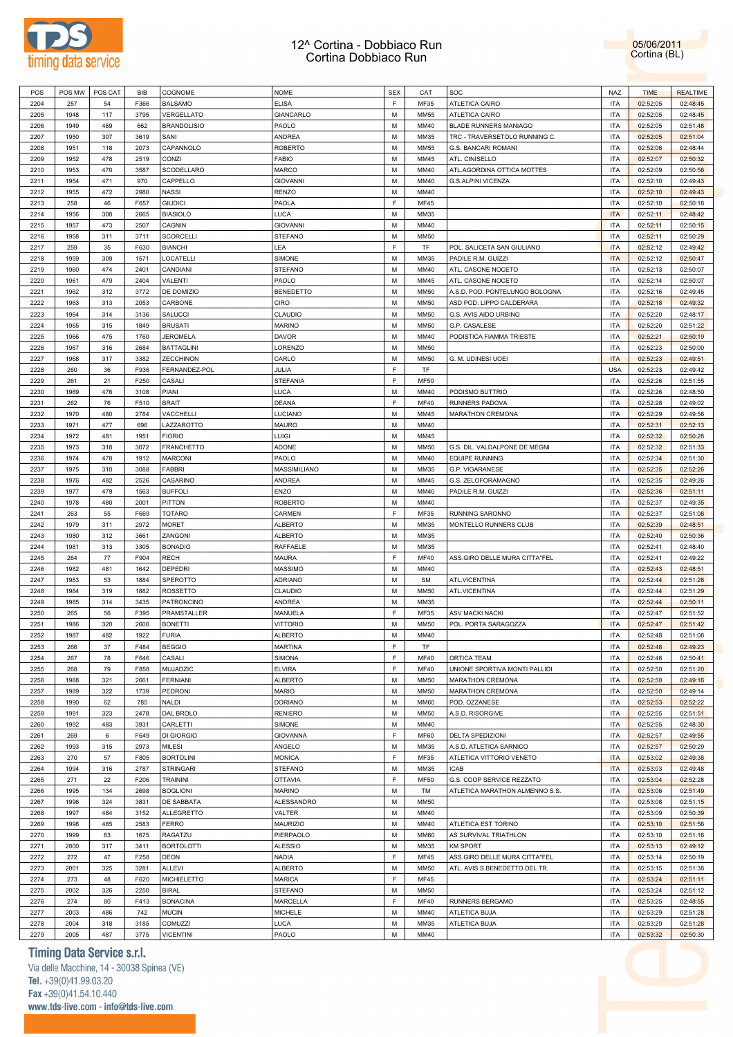# 12^ Cortina - Dobbiaco Run
Cortina Dobbiaco Run

05/06/2011
Cortina (BL)

| POS | POS MW | POS CAT | BIB | COGNOME | NOME | SEX | CAT | SOC | NAZ | TIME | REALTIME |
|---|---|---|---|---|---|---|---|---|---|---|---|
| 2204 | 257 | 54 | F366 | BALSAMO | ELISA | F | MF35 | ATLETICA CAIRO | ITA | 02:52:05 | 02:48:45 |
| 2205 | 1948 | 117 | 3795 | VERGELLATO | GIANCARLO | M | MM55 | ATLETICA CAIRO | ITA | 02:52:05 | 02:48:45 |
| 2206 | 1949 | 469 | 662 | BRANDOLISIO | PAOLO | M | MM40 | BLADE RUNNERS MANIAGO | ITA | 02:52:05 | 02:51:48 |
| 2207 | 1950 | 307 | 3619 | SANI | ANDREA | M | MM35 | TRC - TRAVERSETOLO RUNNING C. | ITA | 02:52:05 | 02:51:04 |
| 2208 | 1951 | 118 | 2073 | CAPANNOLO | ROBERTO | M | MM55 | G.S. BANCARI ROMANI | ITA | 02:52:06 | 02:48:44 |
| 2209 | 1952 | 478 | 2519 | CONZI | FABIO | M | MM45 | ATL. CINISELLO | ITA | 02:52:07 | 02:50:32 |
| 2210 | 1953 | 470 | 3587 | SCODELLARO | MARCO | M | MM40 | ATL.AGORDINA OTTICA MOTTES | ITA | 02:52:09 | 02:50:56 |
| 2211 | 1954 | 471 | 970 | CAPPELLO | GIOVANNI | M | MM40 | G.S.ALPINI VICENZA | ITA | 02:52:10 | 02:49:43 |
| 2212 | 1955 | 472 | 2980 | NASSI | RENZO | M | MM40 | | ITA | 02:52:10 | 02:49:43 |
| 2213 | 258 | 46 | F657 | GIUDICI | PAOLA | F | MF45 | | ITA | 02:52:10 | 02:50:18 |
| 2214 | 1956 | 308 | 2665 | BIASIOLO | LUCA | M | MM35 | | ITA | 02:52:11 | 02:48:42 |
| 2215 | 1957 | 473 | 2507 | CAGNIN | GIOVANNI | M | MM40 | | ITA | 02:52:11 | 02:50:15 |
| 2216 | 1958 | 311 | 3711 | SCORCELLI | STEFANO | M | MM50 | | ITA | 02:52:11 | 02:50:29 |
| 2217 | 259 | 35 | F630 | BIANCHI | LEA | F | TF | POL. SALICETA SAN GIULIANO | ITA | 02:52:12 | 02:49:42 |
| 2218 | 1959 | 309 | 1571 | LOCATELLI | SIMONE | M | MM35 | PADILE R.M. GUIZZI | ITA | 02:52:12 | 02:50:47 |
| 2219 | 1960 | 474 | 2401 | CANDIANI | STEFANO | M | MM40 | ATL. CASONE NOCETO | ITA | 02:52:13 | 02:50:07 |
| 2220 | 1961 | 479 | 2404 | VALENTI | PAOLO | M | MM45 | ATL. CASONE NOCETO | ITA | 02:52:14 | 02:50:07 |
| 2221 | 1962 | 312 | 3772 | DE DOMIZIO | BENEDETTO | M | MM50 | A.S.D. POD. PONTELUNGO BOLOGNA | ITA | 02:52:16 | 02:49:45 |
| 2222 | 1963 | 313 | 2053 | CARBONE | CIRO | M | MM50 | ASD POD. LIPPO CALDERARA | ITA | 02:52:18 | 02:49:32 |
| 2223 | 1964 | 314 | 3136 | SALUCCI | CLAUDIO | M | MM50 | G.S. AVIS AIDO URBINO | ITA | 02:52:20 | 02:48:17 |
| 2224 | 1965 | 315 | 1849 | BRUSATI | MARINO | M | MM50 | G.P. CASALESE | ITA | 02:52:20 | 02:51:22 |
| 2225 | 1966 | 475 | 1760 | JEROMELA | DAVOR | M | MM40 | PODISTICA FIAMMA TRIESTE | ITA | 02:52:21 | 02:50:19 |
| 2226 | 1967 | 316 | 2684 | BATTAGLINI | LORENZO | M | MM50 | | ITA | 02:52:23 | 02:50:00 |
| 2227 | 1968 | 317 | 3382 | ZECCHINON | CARLO | M | MM50 | G. M. UDINESI UOEI | ITA | 02:52:23 | 02:49:51 |
| 2228 | 260 | 36 | F936 | FERNANDEZ-POL | JULIA | F | TF | | USA | 02:52:23 | 02:49:42 |
| 2229 | 261 | 21 | F250 | CASALI | STEFANIA | F | MF50 | | ITA | 02:52:26 | 02:51:55 |
| 2230 | 1969 | 476 | 3108 | PIANI | LUCA | M | MM40 | PODISMO BUTTRIO | ITA | 02:52:26 | 02:48:50 |
| 2231 | 262 | 76 | F510 | BRAIT | DEANA | F | MF40 | RUNNERS PADOVA | ITA | 02:52:28 | 02:49:02 |
| 2232 | 1970 | 480 | 2784 | VACCHELLI | LUCIANO | M | MM45 | MARATHON CREMONA | ITA | 02:52:29 | 02:49:56 |
| 2233 | 1971 | 477 | 696 | LAZZAROTTO | MAURO | M | MM40 | | ITA | 02:52:31 | 02:52:13 |
| 2234 | 1972 | 481 | 1951 | FIORIO | LUIGI | M | MM45 | | ITA | 02:52:32 | 02:50:28 |
| 2235 | 1973 | 318 | 3072 | FRANCHETTO | ADONE | M | MM50 | G.S. DIL. VALDALPONE DE MEGNI | ITA | 02:52:32 | 02:51:33 |
| 2236 | 1974 | 478 | 1912 | MARCONI | PAOLO | M | MM40 | EQUIPE RUNNING | ITA | 02:52:34 | 02:51:30 |
| 2237 | 1975 | 310 | 3088 | FABBRI | MASSIMILIANO | M | MM35 | G.P. VIGARANESE | ITA | 02:52:35 | 02:52:26 |
| 2238 | 1976 | 482 | 2526 | CASARINO | ANDREA | M | MM45 | G.S. ZELOFORAMAGNO | ITA | 02:52:35 | 02:49:26 |
| 2239 | 1977 | 479 | 1563 | BUFFOLI | ENZO | M | MM40 | PADILE R.M. GUIZZI | ITA | 02:52:36 | 02:51:11 |
| 2240 | 1978 | 480 | 2001 | PITTON | ROBERTO | M | MM40 | | ITA | 02:52:37 | 02:49:35 |
| 2241 | 263 | 55 | F669 | TOTARO | CARMEN | F | MF35 | RUNNING SARONNO | ITA | 02:52:37 | 02:51:08 |
| 2242 | 1979 | 311 | 2972 | MORET | ALBERTO | M | MM35 | MONTELLO RUNNERS CLUB | ITA | 02:52:39 | 02:48:51 |
| 2243 | 1980 | 312 | 3661 | ZANGONI | ALBERTO | M | MM35 | | ITA | 02:52:40 | 02:50:36 |
| 2244 | 1981 | 313 | 3305 | BONADIO | RAFFAELE | M | MM35 | | ITA | 02:52:41 | 02:48:40 |
| 2245 | 264 | 77 | F904 | RECH | MAURA | F | MF40 | ASS.GIRO DELLE MURA CITTA"FEL | ITA | 02:52:41 | 02:49:22 |
| 2246 | 1982 | 481 | 1642 | DEPEDRI | MASSIMO | M | MM40 | | ITA | 02:52:43 | 02:48:51 |
| 2247 | 1983 | 53 | 1884 | SPEROTTO | ADRIANO | M | SM | ATL.VICENTINA | ITA | 02:52:44 | 02:51:28 |
| 2248 | 1984 | 319 | 1882 | ROSSETTO | CLAUDIO | M | MM50 | ATL.VICENTINA | ITA | 02:52:44 | 02:51:29 |
| 2249 | 1985 | 314 | 3435 | PATRONCINO | ANDREA | M | MM35 | | ITA | 02:52:44 | 02:50:11 |
| 2250 | 265 | 56 | F395 | PRAMSTALLER | MANUELA | F | MF35 | ASV MACKI NACKI | ITA | 02:52:47 | 02:51:52 |
| 2251 | 1986 | 320 | 2600 | BONETTI | VITTORIO | M | MM50 | POL. PORTA SARAGOZZA | ITA | 02:52:47 | 02:51:42 |
| 2252 | 1987 | 482 | 1922 | FURIA | ALBERTO | M | MM40 | | ITA | 02:52:48 | 02:51:08 |
| 2253 | 266 | 37 | F484 | BEGGIO | MARTINA | F | TF | | ITA | 02:52:48 | 02:49:23 |
| 2254 | 267 | 78 | F646 | CASALI | SIMONA | F | MF40 | ORTICA TEAM | ITA | 02:52:48 | 02:50:41 |
| 2255 | 268 | 79 | F858 | MUJADZIC | ELVIRA | F | MF40 | UNIONE SPORTIVA MONTI PALLIDI | ITA | 02:52:50 | 02:51:20 |
| 2256 | 1988 | 321 | 2661 | FERNIANI | ALBERTO | M | MM50 | MARATHON CREMONA | ITA | 02:52:50 | 02:49:16 |
| 2257 | 1989 | 322 | 1739 | PEDRONI | MARIO | M | MM50 | MARATHON CREMONA | ITA | 02:52:50 | 02:49:14 |
| 2258 | 1990 | 62 | 785 | NALDI | DORIANO | M | MM60 | POD. OZZANESE | ITA | 02:52:53 | 02:52:22 |
| 2259 | 1991 | 323 | 2478 | DAL BROLO | RENIERO | M | MM50 | A.S.D. RISORGIVE | ITA | 02:52:55 | 02:51:51 |
| 2260 | 1992 | 483 | 3931 | CARLETTI | SIMONE | M | MM40 | | ITA | 02:52:55 | 02:48:30 |
| 2261 | 269 | 6 | F649 | DI GIORGIO | GIOVANNA | F | MF60 | DELTA SPEDIZIONI | ITA | 02:52:57 | 02:49:55 |
| 2262 | 1993 | 315 | 2973 | MILESI | ANGELO | M | MM35 | A.S.D. ATLETICA SARNICO | ITA | 02:52:57 | 02:50:29 |
| 2263 | 270 | 57 | F805 | BORTOLINI | MONICA | F | MF35 | ATLETICA VITTORIO VENETO | ITA | 02:53:02 | 02:49:38 |
| 2264 | 1994 | 316 | 2787 | STRINGARI | STEFANO | M | MM35 | ICAB | ITA | 02:53:03 | 02:49:48 |
| 2265 | 271 | 22 | F206 | TRAININI | OTTAVIA | F | MF50 | G.S. COOP SERVICE REZZATO | ITA | 02:53:04 | 02:52:28 |
| 2266 | 1995 | 134 | 2698 | BOGLIONI | MARINO | M | TM | ATLETICA MARATHON ALMENNO S.S. | ITA | 02:53:06 | 02:51:49 |
| 2267 | 1996 | 324 | 3831 | DE SABBATA | ALESSANDRO | M | MM50 | | ITA | 02:53:08 | 02:51:15 |
| 2268 | 1997 | 484 | 3152 | ALLEGRETTO | VALTER | M | MM40 | | ITA | 02:53:09 | 02:50:39 |
| 2269 | 1998 | 485 | 2583 | FERRO | MAURIZIO | M | MM40 | ATLETICA EST TORINO | ITA | 02:53:10 | 02:51:56 |
| 2270 | 1999 | 63 | 1675 | RAGATZU | PIERPAOLO | M | MM60 | AS SURVIVAL TRIATHLON | ITA | 02:53:10 | 02:51:16 |
| 2271 | 2000 | 317 | 3411 | BORTOLOTTI | ALESSIO | M | MM35 | KM SPORT | ITA | 02:53:13 | 02:49:12 |
| 2272 | 272 | 47 | F258 | DEON | NADIA | F | MF45 | ASS.GIRO DELLE MURA CITTA"FEL | ITA | 02:53:14 | 02:50:19 |
| 2273 | 2001 | 325 | 3281 | ALLEVI | ALBERTO | M | MM50 | ATL. AVIS S.BENEDETTO DEL TR. | ITA | 02:53:15 | 02:51:38 |
| 2274 | 273 | 48 | F620 | MICHIELETTO | MARICA | F | MF45 | | ITA | 02:53:24 | 02:51:11 |
| 2275 | 2002 | 326 | 2250 | BIRAL | STEFANO | M | MM50 | | ITA | 02:53:24 | 02:51:12 |
| 2276 | 274 | 80 | F413 | BONACINA | MARCELLA | F | MF40 | RUNNERS BERGAMO | ITA | 02:53:25 | 02:48:55 |
| 2277 | 2003 | 486 | 742 | MUCIN | MICHELE | M | MM40 | ATLETICA BUJA | ITA | 02:53:29 | 02:51:28 |
| 2278 | 2004 | 318 | 3185 | COMUZZI | LUCA | M | MM35 | ATLETICA BUJA | ITA | 02:53:29 | 02:51:28 |
| 2279 | 2005 | 487 | 3775 | VICENTINI | PAOLO | M | MM40 | | ITA | 02:53:32 | 02:50:30 |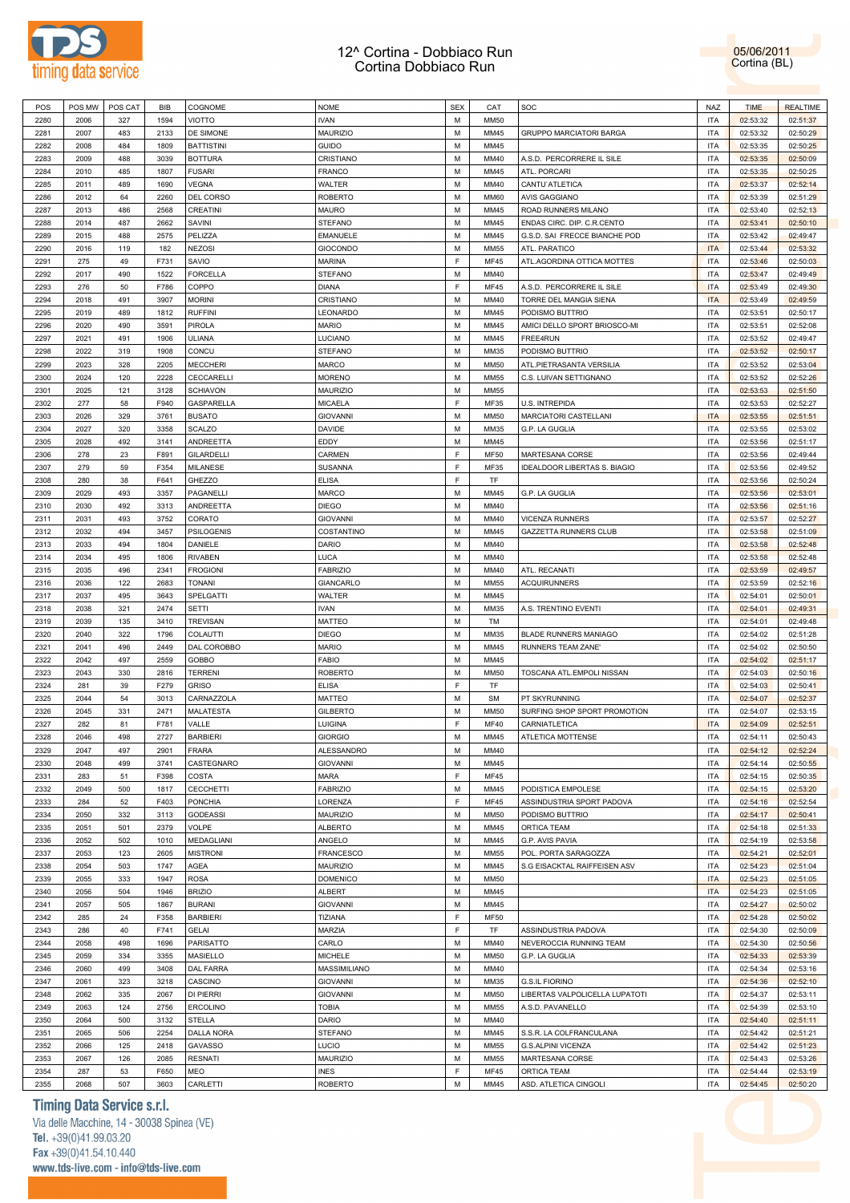# 12^ Cortina - Dobbiaco Run
# Cortina Dobbiaco Run

05/06/2011
Cortina (BL)

| POS | POS MW | POS CAT | BIB | COGNOME | NOME | SEX | CAT | SOC | NAZ | TIME | REALTIME |
|---|---|---|---|---|---|---|---|---|---|---|---|
| 2280 | 2006 | 327 | 1594 | VIOTTO | IVAN | M | MM50 | | ITA | 02:53:32 | 02:51:37 |
| 2281 | 2007 | 483 | 2133 | DE SIMONE | MAURIZIO | M | MM45 | GRUPPO MARCIATORI BARGA | ITA | 02:53:32 | 02:50:29 |
| 2282 | 2008 | 484 | 1809 | BATTISTINI | GUIDO | M | MM45 | | ITA | 02:53:35 | 02:50:25 |
| 2283 | 2009 | 488 | 3039 | BOTTURA | CRISTIANO | M | MM40 | A.S.D. PERCORRERE IL SILE | ITA | 02:53:35 | 02:50:09 |
| 2284 | 2010 | 485 | 1807 | FUSARI | FRANCO | M | MM45 | ATL. PORCARI | ITA | 02:53:35 | 02:50:25 |
| 2285 | 2011 | 489 | 1690 | VEGNA | WALTER | M | MM40 | CANTU'ATLETICA | ITA | 02:53:37 | 02:52:14 |
| 2286 | 2012 | 64 | 2260 | DEL CORSO | ROBERTO | M | MM60 | AVIS GAGGIANO | ITA | 02:53:39 | 02:51:29 |
| 2287 | 2013 | 486 | 2568 | CREATINI | MAURO | M | MM45 | ROAD RUNNERS MILANO | ITA | 02:53:40 | 02:52:13 |
| 2288 | 2014 | 487 | 2662 | SAVINI | STEFANO | M | MM45 | ENDAS CIRC. DIP. C.R.CENTO | ITA | 02:53:41 | 02:50:10 |
| 2289 | 2015 | 488 | 2575 | PELIZZA | EMANUELE | M | MM45 | G.S.D. SAI FRECCE BIANCHE POD | ITA | 02:53:42 | 02:49:47 |
| 2290 | 2016 | 119 | 182 | NEZOSI | GIOCONDO | M | MM55 | ATL. PARATICO | ITA | 02:53:44 | 02:53:32 |
| 2291 | 275 | 49 | F731 | SAVIO | MARINA | F | MF45 | ATL.AGORDINA OTTICA MOTTES | ITA | 02:53:46 | 02:50:03 |
| 2292 | 2017 | 490 | 1522 | FORCELLA | STEFANO | M | MM40 | | ITA | 02:53:47 | 02:49:49 |
| 2293 | 276 | 50 | F786 | COPPO | DIANA | F | MF45 | A.S.D. PERCORRERE IL SILE | ITA | 02:53:49 | 02:49:30 |
| 2294 | 2018 | 491 | 3907 | MORINI | CRISTIANO | M | MM40 | TORRE DEL MANGIA SIENA | ITA | 02:53:49 | 02:49:59 |
| 2295 | 2019 | 489 | 1812 | RUFFINI | LEONARDO | M | MM45 | PODISMO BUTTRIO | ITA | 02:53:51 | 02:50:17 |
| 2296 | 2020 | 490 | 3591 | PIROLA | MARIO | M | MM45 | AMICI DELLO SPORT BRIOSCO-MI | ITA | 02:53:51 | 02:52:08 |
| 2297 | 2021 | 491 | 1906 | ULIANA | LUCIANO | M | MM45 | FREE4RUN | ITA | 02:53:52 | 02:49:47 |
| 2298 | 2022 | 319 | 1908 | CONCU | STEFANO | M | MM35 | PODISMO BUTTRIO | ITA | 02:53:52 | 02:50:17 |
| 2299 | 2023 | 328 | 2205 | MECCHERI | MARCO | M | MM50 | ATL.PIETRASANTA VERSILIA | ITA | 02:53:52 | 02:53:04 |
| 2300 | 2024 | 120 | 2228 | CECCARELLI | MORENO | M | MM55 | C.S. LUIVAN SETTIGNANO | ITA | 02:53:52 | 02:52:26 |
| 2301 | 2025 | 121 | 3128 | SCHIAVON | MAURIZIO | M | MM55 | | ITA | 02:53:53 | 02:51:50 |
| 2302 | 277 | 58 | F940 | GASPARELLA | MICAELA | F | MF35 | U.S. INTREPIDA | ITA | 02:53:53 | 02:52:27 |
| 2303 | 2026 | 329 | 3761 | BUSATO | GIOVANNI | M | MM50 | MARCIATORI CASTELLANI | ITA | 02:53:55 | 02:51:51 |
| 2304 | 2027 | 320 | 3358 | SCALZO | DAVIDE | M | MM35 | G.P. LA GUGLIA | ITA | 02:53:55 | 02:53:02 |
| 2305 | 2028 | 492 | 3141 | ANDREETTA | EDDY | M | MM45 | | ITA | 02:53:56 | 02:51:17 |
| 2306 | 278 | 23 | F891 | GILARDELLI | CARMEN | F | MF50 | MARTESANA CORSE | ITA | 02:53:56 | 02:49:44 |
| 2307 | 279 | 59 | F354 | MILANESE | SUSANNA | F | MF35 | IDEALDOOR LIBERTAS S. BIAGIO | ITA | 02:53:56 | 02:49:52 |
| 2308 | 280 | 38 | F641 | GHEZZO | ELISA | F | TF | | ITA | 02:53:56 | 02:50:24 |
| 2309 | 2029 | 493 | 3357 | PAGANELLI | MARCO | M | MM45 | G.P. LA GUGLIA | ITA | 02:53:56 | 02:53:01 |
| 2310 | 2030 | 492 | 3313 | ANDREETTA | DIEGO | M | MM40 | | ITA | 02:53:56 | 02:51:16 |
| 2311 | 2031 | 493 | 3752 | CORATO | GIOVANNI | M | MM40 | VICENZA RUNNERS | ITA | 02:53:57 | 02:52:27 |
| 2312 | 2032 | 494 | 3457 | PSILOGENIS | COSTANTINO | M | MM45 | GAZZETTA RUNNERS CLUB | ITA | 02:53:58 | 02:51:09 |
| 2313 | 2033 | 494 | 1804 | DANIELE | DARIO | M | MM40 | | ITA | 02:53:58 | 02:52:48 |
| 2314 | 2034 | 495 | 1806 | RIVABEN | LUCA | M | MM40 | | ITA | 02:53:58 | 02:52:48 |
| 2315 | 2035 | 496 | 2341 | FROGIONI | FABRIZIO | M | MM40 | ATL. RECANATI | ITA | 02:53:59 | 02:49:57 |
| 2316 | 2036 | 122 | 2683 | TONANI | GIANCARLO | M | MM55 | ACQUIRUNNERS | ITA | 02:53:59 | 02:52:16 |
| 2317 | 2037 | 495 | 3643 | SPELGATTI | WALTER | M | MM45 | | ITA | 02:54:01 | 02:50:01 |
| 2318 | 2038 | 321 | 2474 | SETTI | IVAN | M | MM35 | A.S. TRENTINO EVENTI | ITA | 02:54:01 | 02:49:31 |
| 2319 | 2039 | 135 | 3410 | TREVISAN | MATTEO | M | TM | | ITA | 02:54:01 | 02:49:48 |
| 2320 | 2040 | 322 | 1796 | COLAUTTI | DIEGO | M | MM35 | BLADE RUNNERS MANIAGO | ITA | 02:54:02 | 02:51:28 |
| 2321 | 2041 | 496 | 2449 | DAL COROBBO | MARIO | M | MM45 | RUNNERS TEAM ZANE' | ITA | 02:54:02 | 02:50:50 |
| 2322 | 2042 | 497 | 2559 | GOBBO | FABIO | M | MM45 | | ITA | 02:54:02 | 02:51:17 |
| 2323 | 2043 | 330 | 2816 | TERRENI | ROBERTO | M | MM50 | TOSCANA ATL.EMPOLI NISSAN | ITA | 02:54:03 | 02:50:16 |
| 2324 | 281 | 39 | F279 | GRISO | ELISA | F | TF | | ITA | 02:54:03 | 02:50:41 |
| 2325 | 2044 | 54 | 3013 | CARNAZZOLA | MATTEO | M | SM | PT SKYRUNNING | ITA | 02:54:07 | 02:52:37 |
| 2326 | 2045 | 331 | 2471 | MALATESTA | GILBERTO | M | MM50 | SURFING SHOP SPORT PROMOTION | ITA | 02:54:07 | 02:53:15 |
| 2327 | 282 | 81 | F781 | VALLE | LUIGINA | F | MF40 | CARNIATLETICA | ITA | 02:54:09 | 02:52:51 |
| 2328 | 2046 | 498 | 2727 | BARBIERI | GIORGIO | M | MM45 | ATLETICA MOTTENSE | ITA | 02:54:11 | 02:50:43 |
| 2329 | 2047 | 497 | 2901 | FRARA | ALESSANDRO | M | MM40 | | ITA | 02:54:12 | 02:52:24 |
| 2330 | 2048 | 499 | 3741 | CASTEGNARO | GIOVANNI | M | MM45 | | ITA | 02:54:14 | 02:50:55 |
| 2331 | 283 | 51 | F398 | COSTA | MARA | F | MF45 | | ITA | 02:54:15 | 02:50:35 |
| 2332 | 2049 | 500 | 1817 | CECCHETTI | FABRIZIO | M | MM45 | PODISTICA EMPOLESE | ITA | 02:54:15 | 02:53:20 |
| 2333 | 284 | 52 | F403 | PONCHIA | LORENZA | F | MF45 | ASSINDUSTRIA SPORT PADOVA | ITA | 02:54:16 | 02:52:54 |
| 2334 | 2050 | 332 | 3113 | GODEASSI | MAURIZIO | M | MM50 | PODISMO BUTTRIO | ITA | 02:54:17 | 02:50:41 |
| 2335 | 2051 | 501 | 2379 | VOLPE | ALBERTO | M | MM45 | ORTICA TEAM | ITA | 02:54:18 | 02:51:33 |
| 2336 | 2052 | 502 | 1010 | MEDAGLIANI | ANGELO | M | MM45 | G.P. AVIS PAVIA | ITA | 02:54:19 | 02:53:58 |
| 2337 | 2053 | 123 | 2605 | MISTRONI | FRANCESCO | M | MM55 | POL. PORTA SARAGOZZA | ITA | 02:54:21 | 02:52:01 |
| 2338 | 2054 | 503 | 1747 | AGEA | MAURIZIO | M | MM45 | S.G EISACKTAL RAIFFEISEN ASV | ITA | 02:54:23 | 02:51:04 |
| 2339 | 2055 | 333 | 1947 | ROSA | DOMENICO | M | MM50 | | ITA | 02:54:23 | 02:51:05 |
| 2340 | 2056 | 504 | 1946 | BRIZIO | ALBERT | M | MM45 | | ITA | 02:54:23 | 02:51:05 |
| 2341 | 2057 | 505 | 1867 | BURANI | GIOVANNI | M | MM45 | | ITA | 02:54:27 | 02:50:02 |
| 2342 | 285 | 24 | F358 | BARBIERI | TIZIANA | F | MF50 | | ITA | 02:54:28 | 02:50:02 |
| 2343 | 286 | 40 | F741 | GELAI | MARZIA | F | TF | ASSINDUSTRIA PADOVA | ITA | 02:54:30 | 02:50:09 |
| 2344 | 2058 | 498 | 1696 | PARISATTO | CARLO | M | MM40 | NEVEROCCIA RUNNING TEAM | ITA | 02:54:30 | 02:50:56 |
| 2345 | 2059 | 334 | 3355 | MASIELLO | MICHELE | M | MM50 | G.P. LA GUGLIA | ITA | 02:54:33 | 02:53:39 |
| 2346 | 2060 | 499 | 3408 | DAL FARRA | MASSIMILIANO | M | MM40 | | ITA | 02:54:34 | 02:53:16 |
| 2347 | 2061 | 323 | 3218 | CASCINO | GIOVANNI | M | MM35 | G.S.IL FIORINO | ITA | 02:54:36 | 02:52:10 |
| 2348 | 2062 | 335 | 2067 | DI PIERRI | GIOVANNI | M | MM50 | LIBERTAS VALPOLICELLA LUPATOTI | ITA | 02:54:37 | 02:53:11 |
| 2349 | 2063 | 124 | 2756 | ERCOLINO | TOBIA | M | MM55 | A.S.D. PAVANELLO | ITA | 02:54:39 | 02:53:10 |
| 2350 | 2064 | 500 | 3132 | STELLA | DARIO | M | MM40 | | ITA | 02:54:40 | 02:51:11 |
| 2351 | 2065 | 506 | 2254 | DALLA NORA | STEFANO | M | MM45 | S.S.R. LA COLFRANCULANA | ITA | 02:54:42 | 02:51:21 |
| 2352 | 2066 | 125 | 2418 | GAVASSO | LUCIO | M | MM55 | G.S.ALPINI VICENZA | ITA | 02:54:42 | 02:51:23 |
| 2353 | 2067 | 126 | 2085 | RESNATI | MAURIZIO | M | MM55 | MARTESANA CORSE | ITA | 02:54:43 | 02:53:26 |
| 2354 | 287 | 53 | F650 | MEO | INES | F | MF45 | ORTICA TEAM | ITA | 02:54:44 | 02:53:19 |
| 2355 | 2068 | 507 | 3603 | CARLETTI | ROBERTO | M | MM45 | ASD. ATLETICA CINGOLI | ITA | 02:54:45 | 02:50:20 |

**Timing Data Service s.r.l.**
Via delle Macchine, 14 - 30038 Spinea (VE)
Tel. +39(0)41.99.03.20
Fax +39(0)41.54.10.440
www.tds-live.com - info@tds-live.com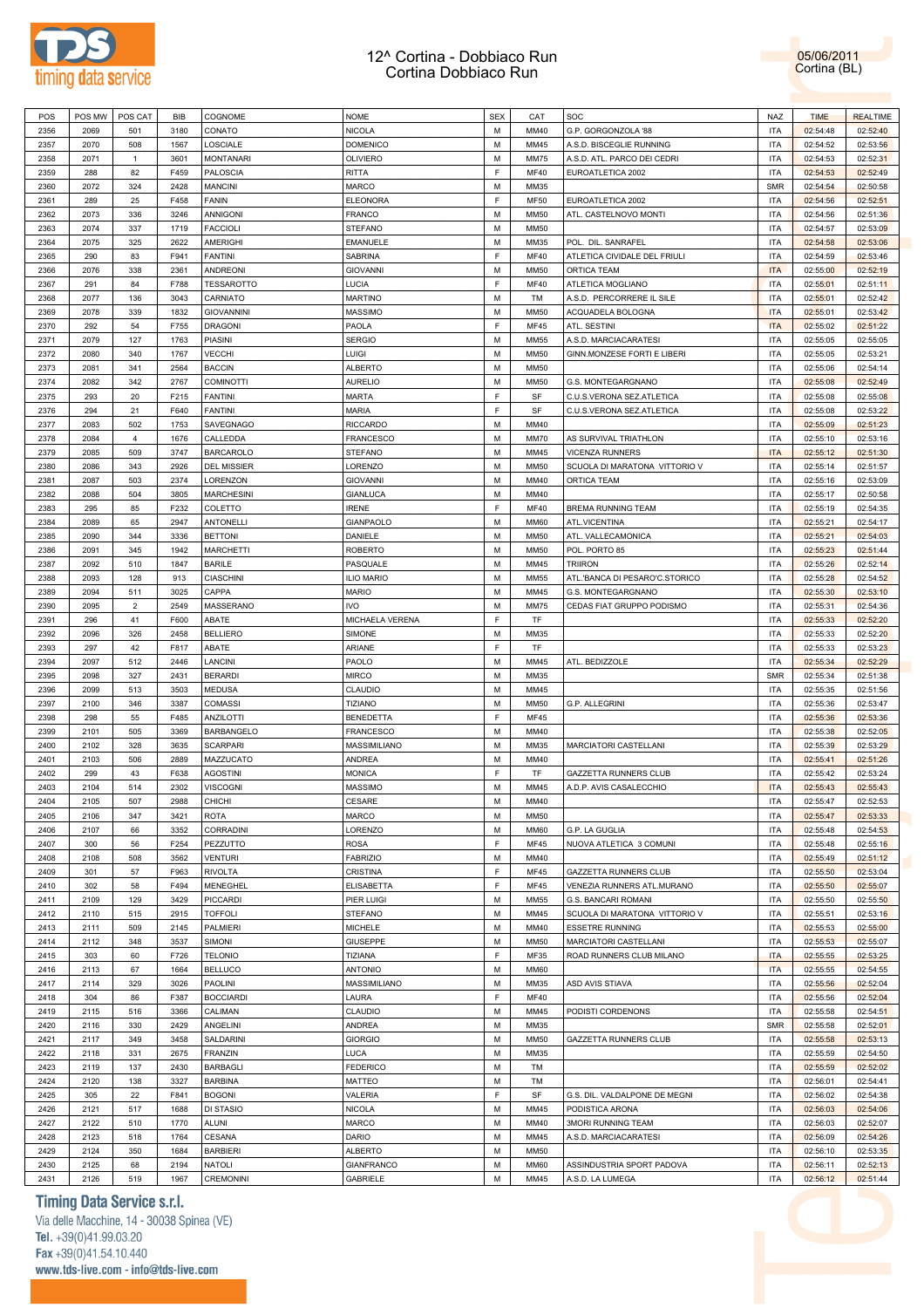# 12^ Cortina - Dobbiaco Run
## Cortina Dobbiaco Run

05/06/2011
Cortina (BL)

| POS | POS MW | POS CAT | BIB | COGNOME | NOME | SEX | CAT | SOC | NAZ | TIME | REALTIME |
|---|---|---|---|---|---|---|---|---|---|---|---|
| 2356 | 2069 | 501 | 3180 | CONATO | NICOLA | M | MM40 | G.P. GORGONZOLA '88 | ITA | 02:54:48 | 02:52:40 |
| 2357 | 2070 | 508 | 1567 | LOSCIALE | DOMENICO | M | MM45 | A.S.D. BISCEGLIE RUNNING | ITA | 02:54:52 | 02:53:56 |
| 2358 | 2071 | 1 | 3601 | MONTANARI | OLIVIERO | M | MM75 | A.S.D. ATL. PARCO DEI CEDRI | ITA | 02:54:53 | 02:52:31 |
| 2359 | 288 | 82 | F459 | PALOSCIA | RITTA | F | MF40 | EUROATLETICA 2002 | ITA | 02:54:53 | 02:52:49 |
| 2360 | 2072 | 324 | 2428 | MANCINI | MARCO | M | MM35 | | SMR | 02:54:54 | 02:50:58 |
| 2361 | 289 | 25 | F458 | FANIN | ELEONORA | F | MF50 | EUROATLETICA 2002 | ITA | 02:54:56 | 02:52:51 |
| 2362 | 2073 | 336 | 3246 | ANNIGONI | FRANCO | M | MM50 | ATL. CASTELNOVO MONTI | ITA | 02:54:56 | 02:51:36 |
| 2363 | 2074 | 337 | 1719 | FACCIOLI | STEFANO | M | MM50 | | ITA | 02:54:57 | 02:53:09 |
| 2364 | 2075 | 325 | 2622 | AMERIGHI | EMANUELE | M | MM35 | POL. DIL. SANRAFEL | ITA | 02:54:58 | 02:53:06 |
| 2365 | 290 | 83 | F941 | FANTINI | SABRINA | F | MF40 | ATLETICA CIVIDALE DEL FRIULI | ITA | 02:54:59 | 02:53:46 |
| 2366 | 2076 | 338 | 2361 | ANDREONI | GIOVANNI | M | MM50 | ORTICA TEAM | ITA | 02:55:00 | 02:52:19 |
| 2367 | 291 | 84 | F788 | TESSAROTTO | LUCIA | F | MF40 | ATLETICA MOGLIANO | ITA | 02:55:01 | 02:51:11 |
| 2368 | 2077 | 136 | 3043 | CARNIATO | MARTINO | M | TM | A.S.D. PERCORRERE IL SILE | ITA | 02:55:01 | 02:52:42 |
| 2369 | 2078 | 339 | 1832 | GIOVANNINI | MASSIMO | M | MM50 | ACQUADELA BOLOGNA | ITA | 02:55:01 | 02:53:42 |
| 2370 | 292 | 54 | F755 | DRAGONI | PAOLA | F | MF45 | ATL. SESTINI | ITA | 02:55:02 | 02:51:22 |
| 2371 | 2079 | 127 | 1763 | PIASINI | SERGIO | M | MM55 | A.S.D. MARCIACARATESI | ITA | 02:55:05 | 02:55:05 |
| 2372 | 2080 | 340 | 1767 | VECCHI | LUIGI | M | MM50 | GINN.MONZESE FORTI E LIBERI | ITA | 02:55:05 | 02:53:21 |
| 2373 | 2081 | 341 | 2564 | BACCIN | ALBERTO | M | MM50 | | ITA | 02:55:06 | 02:54:14 |
| 2374 | 2082 | 342 | 2767 | COMINOTTI | AURELIO | M | MM50 | G.S. MONTEGARGNANO | ITA | 02:55:08 | 02:52:49 |
| 2375 | 293 | 20 | F215 | FANTINI | MARTA | F | SF | C.U.S.VERONA SEZ.ATLETICA | ITA | 02:55:08 | 02:55:08 |
| 2376 | 294 | 21 | F640 | FANTINI | MARIA | F | SF | C.U.S.VERONA SEZ.ATLETICA | ITA | 02:55:08 | 02:53:22 |
| 2377 | 2083 | 502 | 1753 | SAVEGNAGO | RICCARDO | M | MM40 | | ITA | 02:55:09 | 02:51:23 |
| 2378 | 2084 | 4 | 1676 | CALLEDDA | FRANCESCO | M | MM70 | AS SURVIVAL TRIATHLON | ITA | 02:55:10 | 02:53:16 |
| 2379 | 2085 | 509 | 3747 | BARCAROLO | STEFANO | M | MM45 | VICENZA RUNNERS | ITA | 02:55:12 | 02:51:30 |
| 2380 | 2086 | 343 | 2926 | DEL MISSIER | LORENZO | M | MM50 | SCUOLA DI MARATONA VITTORIO V | ITA | 02:55:14 | 02:51:57 |
| 2381 | 2087 | 503 | 2374 | LORENZON | GIOVANNI | M | MM40 | ORTICA TEAM | ITA | 02:55:16 | 02:53:09 |
| 2382 | 2088 | 504 | 3805 | MARCHESINI | GIANLUCA | M | MM40 | | ITA | 02:55:17 | 02:50:58 |
| 2383 | 295 | 85 | F232 | COLETTO | IRENE | F | MF40 | BREMA RUNNING TEAM | ITA | 02:55:19 | 02:54:35 |
| 2384 | 2089 | 65 | 2947 | ANTONELLI | GIANPAOLO | M | MM60 | ATL.VICENTINA | ITA | 02:55:21 | 02:54:17 |
| 2385 | 2090 | 344 | 3336 | BETTONI | DANIELE | M | MM50 | ATL. VALLECAMONICA | ITA | 02:55:21 | 02:54:03 |
| 2386 | 2091 | 345 | 1942 | MARCHETTI | ROBERTO | M | MM50 | POL. PORTO 85 | ITA | 02:55:23 | 02:51:44 |
| 2387 | 2092 | 510 | 1847 | BARILE | PASQUALE | M | MM45 | TRIIRON | ITA | 02:55:26 | 02:52:14 |
| 2388 | 2093 | 128 | 913 | CIASCHINI | ILIO MARIO | M | MM55 | ATL.'BANCA DI PESARO'C.STORICO | ITA | 02:55:28 | 02:54:52 |
| 2389 | 2094 | 511 | 3025 | CAPPA | MARIO | M | MM45 | G.S. MONTEGARGNANO | ITA | 02:55:30 | 02:53:10 |
| 2390 | 2095 | 2 | 2549 | MASSERANO | IVO | M | MM75 | CEDAS FIAT GRUPPO PODISMO | ITA | 02:55:31 | 02:54:36 |
| 2391 | 296 | 41 | F600 | ABATE | MICHAELA VERENA | F | TF | | ITA | 02:55:33 | 02:52:20 |
| 2392 | 2096 | 326 | 2458 | BELLIERO | SIMONE | M | MM35 | | ITA | 02:55:33 | 02:52:20 |
| 2393 | 297 | 42 | F817 | ABATE | ARIANE | F | TF | | ITA | 02:55:33 | 02:53:23 |
| 2394 | 2097 | 512 | 2446 | LANCINI | PAOLO | M | MM45 | ATL. BEDIZZOLE | ITA | 02:55:34 | 02:52:29 |
| 2395 | 2098 | 327 | 2431 | BERARDI | MIRCO | M | MM35 | | SMR | 02:55:34 | 02:51:38 |
| 2396 | 2099 | 513 | 3503 | MEDUSA | CLAUDIO | M | MM45 | | ITA | 02:55:35 | 02:51:56 |
| 2397 | 2100 | 346 | 3387 | COMASSI | TIZIANO | M | MM50 | G.P. ALLEGRINI | ITA | 02:55:36 | 02:53:47 |
| 2398 | 298 | 55 | F485 | ANZILOTTI | BENEDETTA | F | MF45 | | ITA | 02:55:36 | 02:53:36 |
| 2399 | 2101 | 505 | 3369 | BARBANGELO | FRANCESCO | M | MM40 | | ITA | 02:55:38 | 02:52:05 |
| 2400 | 2102 | 328 | 3635 | SCARPARI | MASSIMILIANO | M | MM35 | MARCIATORI CASTELLANI | ITA | 02:55:39 | 02:53:29 |
| 2401 | 2103 | 506 | 2889 | MAZZUCATO | ANDREA | M | MM40 | | ITA | 02:55:41 | 02:51:26 |
| 2402 | 299 | 43 | F638 | AGOSTINI | MONICA | F | TF | GAZZETTA RUNNERS CLUB | ITA | 02:55:42 | 02:53:24 |
| 2403 | 2104 | 514 | 2302 | VISCOGNI | MASSIMO | M | MM45 | A.D.P. AVIS CASALECCHIO | ITA | 02:55:43 | 02:55:43 |
| 2404 | 2105 | 507 | 2988 | CHICHI | CESARE | M | MM40 | | ITA | 02:55:47 | 02:52:53 |
| 2405 | 2106 | 347 | 3421 | ROTA | MARCO | M | MM50 | | ITA | 02:55:47 | 02:53:33 |
| 2406 | 2107 | 66 | 3352 | CORRADINI | LORENZO | M | MM60 | G.P. LA GUGLIA | ITA | 02:55:48 | 02:54:53 |
| 2407 | 300 | 56 | F254 | PEZZUTTO | ROSA | F | MF45 | NUOVA ATLETICA 3 COMUNI | ITA | 02:55:48 | 02:55:16 |
| 2408 | 2108 | 508 | 3562 | VENTURI | FABRIZIO | M | MM40 | | ITA | 02:55:49 | 02:51:12 |
| 2409 | 301 | 57 | F963 | RIVOLTA | CRISTINA | F | MF45 | GAZZETTA RUNNERS CLUB | ITA | 02:55:50 | 02:53:04 |
| 2410 | 302 | 58 | F494 | MENEGHEL | ELISABETTA | F | MF45 | VENEZIA RUNNERS ATL.MURANO | ITA | 02:55:50 | 02:55:07 |
| 2411 | 2109 | 129 | 3429 | PICCARDI | PIER LUIGI | M | MM55 | G.S. BANCARI ROMANI | ITA | 02:55:50 | 02:55:50 |
| 2412 | 2110 | 515 | 2915 | TOFFOLI | STEFANO | M | MM45 | SCUOLA DI MARATONA VITTORIO V | ITA | 02:55:51 | 02:53:16 |
| 2413 | 2111 | 509 | 2145 | PALMIERI | MICHELE | M | MM40 | ESSETRE RUNNING | ITA | 02:55:53 | 02:55:00 |
| 2414 | 2112 | 348 | 3537 | SIMONI | GIUSEPPE | M | MM50 | MARCIATORI CASTELLANI | ITA | 02:55:53 | 02:55:07 |
| 2415 | 303 | 60 | F726 | TELONIO | TIZIANA | F | MF35 | ROAD RUNNERS CLUB MILANO | ITA | 02:55:55 | 02:53:25 |
| 2416 | 2113 | 67 | 1664 | BELLUCO | ANTONIO | M | MM60 | | ITA | 02:55:55 | 02:54:55 |
| 2417 | 2114 | 329 | 3026 | PAOLINI | MASSIMILIANO | M | MM35 | ASD AVIS STIAVA | ITA | 02:55:56 | 02:52:04 |
| 2418 | 304 | 86 | F387 | BOCCIARDI | LAURA | F | MF40 | | ITA | 02:55:56 | 02:52:04 |
| 2419 | 2115 | 516 | 3366 | CALIMAN | CLAUDIO | M | MM45 | PODISTI CORDENONS | ITA | 02:55:58 | 02:54:51 |
| 2420 | 2116 | 330 | 2429 | ANGELINI | ANDREA | M | MM35 | | SMR | 02:55:58 | 02:52:01 |
| 2421 | 2117 | 349 | 3458 | SALDARINI | GIORGIO | M | MM50 | GAZZETTA RUNNERS CLUB | ITA | 02:55:58 | 02:53:13 |
| 2422 | 2118 | 331 | 2675 | FRANZIN | LUCA | M | MM35 | | ITA | 02:55:59 | 02:54:50 |
| 2423 | 2119 | 137 | 2430 | BARBAGLI | FEDERICO | M | TM | | ITA | 02:55:59 | 02:52:02 |
| 2424 | 2120 | 138 | 3327 | BARBINA | MATTEO | M | TM | | ITA | 02:56:01 | 02:54:41 |
| 2425 | 305 | 22 | F841 | BOGONI | VALERIA | F | SF | G.S. DIL. VALDALPONE DE MEGNI | ITA | 02:56:02 | 02:54:38 |
| 2426 | 2121 | 517 | 1688 | DI STASIO | NICOLA | M | MM45 | PODISTICA ARONA | ITA | 02:56:03 | 02:54:06 |
| 2427 | 2122 | 510 | 1770 | ALUNI | MARCO | M | MM40 | 3MORI RUNNING TEAM | ITA | 02:56:03 | 02:52:07 |
| 2428 | 2123 | 518 | 1764 | CESANA | DARIO | M | MM45 | A.S.D. MARCIACARATESI | ITA | 02:56:09 | 02:54:26 |
| 2429 | 2124 | 350 | 1684 | BARBIERI | ALBERTO | M | MM50 | | ITA | 02:56:10 | 02:53:35 |
| 2430 | 2125 | 68 | 2194 | NATOLI | GIANFRANCO | M | MM60 | ASSINDUSTRIA SPORT PADOVA | ITA | 02:56:11 | 02:52:13 |
| 2431 | 2126 | 519 | 1967 | CREMONINI | GABRIELE | M | MM45 | A.S.D. LA LUMEGA | ITA | 02:56:12 | 02:51:44 |

**Timing Data Service s.r.l.**
Via delle Macchine, 14 - 30038 Spinea (VE)
Tel. +39(0)41.99.03.20
Fax +39(0)41.54.10.440
www.tds-live.com - info@tds-live.com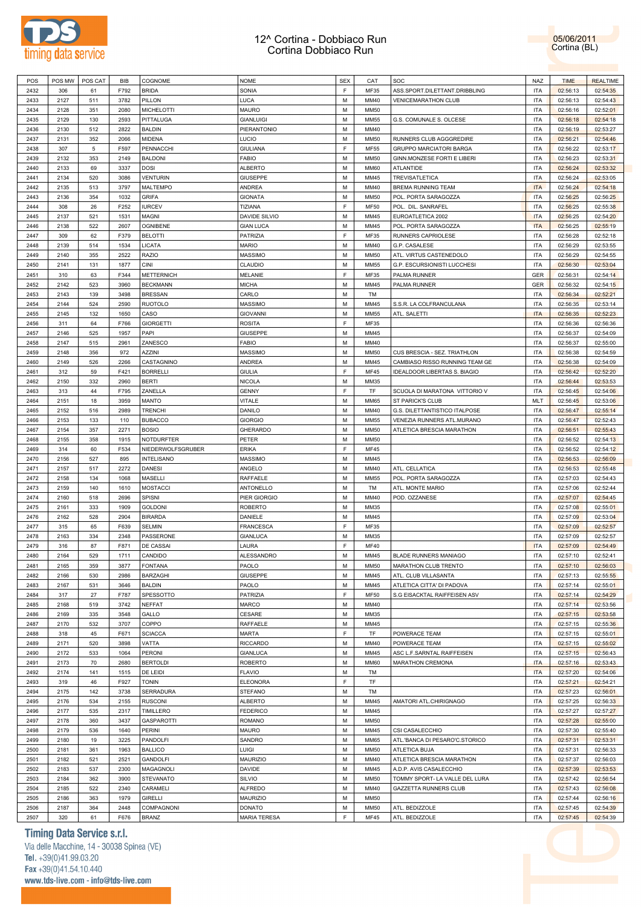# 12^ Cortina - Dobbiaco Run
# Cortina Dobbiaco Run

05/06/2011
Cortina (BL)

| POS | POS MW | POS CAT | BIB | COGNOME | NOME | SEX | CAT | SOC | NAZ | TIME | REALTIME |
|---|---|---|---|---|---|---|---|---|---|---|---|
| 2432 | 306 | 61 | F792 | BRIDA | SONIA | F | MF35 | ASS.SPORT.DILETTANT.DRIBBLING | ITA | 02:56:13 | 02:54:35 |
| 2433 | 2127 | 511 | 3782 | PILLON | LUCA | M | MM40 | VENICEMARATHON CLUB | ITA | 02:56:13 | 02:54:43 |
| 2434 | 2128 | 351 | 2080 | MICHELOTTI | MAURO | M | MM50 | | ITA | 02:56:16 | 02:52:01 |
| 2435 | 2129 | 130 | 2593 | PITTALUGA | GIANLUIGI | M | MM55 | G.S. COMUNALE S. OLCESE | ITA | 02:56:18 | 02:54:18 |
| 2436 | 2130 | 512 | 2822 | BALDIN | PIERANTONIO | M | MM40 | | ITA | 02:56:19 | 02:53:27 |
| 2437 | 2131 | 352 | 2066 | MIDENA | LUCIO | M | MM50 | RUNNERS CLUB AGGGREDIRE | ITA | 02:56:21 | 02:54:46 |
| 2438 | 307 | 5 | F597 | PENNACCHI | GIULIANA | F | MF55 | GRUPPO MARCIATORI BARGA | ITA | 02:56:22 | 02:53:17 |
| 2439 | 2132 | 353 | 2149 | BALDONI | FABIO | M | MM50 | GINN.MONZESE FORTI E LIBERI | ITA | 02:56:23 | 02:53:31 |
| 2440 | 2133 | 69 | 3337 | DOSI | ALBERTO | M | MM60 | ATLANTIDE | ITA | 02:56:24 | 02:53:32 |
| 2441 | 2134 | 520 | 3086 | VENTURIN | GIUSEPPE | M | MM45 | TREVISATLETICA | ITA | 02:56:24 | 02:53:05 |
| 2442 | 2135 | 513 | 3797 | MALTEMPO | ANDREA | M | MM40 | BREMA RUNNING TEAM | ITA | 02:56:24 | 02:54:18 |
| 2443 | 2136 | 354 | 1032 | GRIFA | GIONATA | M | MM50 | POL. PORTA SARAGOZZA | ITA | 02:56:25 | 02:56:25 |
| 2444 | 308 | 26 | F252 | IURCEV | TIZIANA | F | MF50 | POL. DIL. SANRAFEL | ITA | 02:56:25 | 02:55:38 |
| 2445 | 2137 | 521 | 1531 | MAGNI | DAVIDE SILVIO | M | MM45 | EUROATLETICA 2002 | ITA | 02:56:25 | 02:54:20 |
| 2446 | 2138 | 522 | 2607 | OGNIBENE | GIAN LUCA | M | MM45 | POL. PORTA SARAGOZZA | ITA | 02:56:25 | 02:55:19 |
| 2447 | 309 | 62 | F379 | BELOTTI | PATRIZIA | F | MF35 | RUNNERS CAPRIOLESE | ITA | 02:56:28 | 02:52:18 |
| 2448 | 2139 | 514 | 1534 | LICATA | MARIO | M | MM40 | G.P. CASALESE | ITA | 02:56:29 | 02:53:55 |
| 2449 | 2140 | 355 | 2522 | RAZIO | MASSIMO | M | MM50 | ATL. VIRTUS CASTENEDOLO | ITA | 02:56:29 | 02:54:55 |
| 2450 | 2141 | 131 | 1877 | CINI | CLAUDIO | M | MM55 | G.P. ESCURSIONISTI LUCCHESI | ITA | 02:56:30 | 02:53:04 |
| 2451 | 310 | 63 | F344 | METTERNICH | MELANIE | F | MF35 | PALMA RUNNER | GER | 02:56:31 | 02:54:14 |
| 2452 | 2142 | 523 | 3960 | BECKMANN | MICHA | M | MM45 | PALMA RUNNER | GER | 02:56:32 | 02:54:15 |
| 2453 | 2143 | 139 | 3498 | BRESSAN | CARLO | M | TM | | ITA | 02:56:34 | 02:52:21 |
| 2454 | 2144 | 524 | 2590 | RUOTOLO | MASSIMO | M | MM45 | S.S.R. LA COLFRANCULANA | ITA | 02:56:35 | 02:53:14 |
| 2455 | 2145 | 132 | 1650 | CASO | GIOVANNI | M | MM55 | ATL. SALETTI | ITA | 02:56:35 | 02:52:23 |
| 2456 | 311 | 64 | F766 | GIORGETTI | ROSITA | F | MF35 | | ITA | 02:56:36 | 02:56:36 |
| 2457 | 2146 | 525 | 1957 | PAPI | GIUSEPPE | M | MM45 | | ITA | 02:56:37 | 02:54:09 |
| 2458 | 2147 | 515 | 2961 | ZANESCO | FABIO | M | MM40 | | ITA | 02:56:37 | 02:55:00 |
| 2459 | 2148 | 356 | 972 | AZZINI | MASSIMO | M | MM50 | CUS BRESCIA - SEZ. TRIATHLON | ITA | 02:56:38 | 02:54:59 |
| 2460 | 2149 | 526 | 2266 | CASTAGNINO | ANDREA | M | MM45 | CAMBIASO RISSO RUNNING TEAM GE | ITA | 02:56:38 | 02:54:09 |
| 2461 | 312 | 59 | F421 | BORRELLI | GIULIA | F | MF45 | IDEALDOOR LIBERTAS S. BIAGIO | ITA | 02:56:42 | 02:52:20 |
| 2462 | 2150 | 332 | 2960 | BERTI | NICOLA | M | MM35 | | ITA | 02:56:44 | 02:53:53 |
| 2463 | 313 | 44 | F795 | ZANELLA | GENNY | F | TF | SCUOLA DI MARATONA VITTORIO V | ITA | 02:56:45 | 02:54:06 |
| 2464 | 2151 | 18 | 3959 | MANTO | VITALE | M | MM65 | ST PARICK'S CLUB | MLT | 02:56:45 | 02:53:06 |
| 2465 | 2152 | 516 | 2989 | TRENCHI | DANILO | M | MM40 | G.S. DILETTANTISTICO ITALPOSE | ITA | 02:56:47 | 02:55:14 |
| 2466 | 2153 | 133 | 110 | BUBACCO | GIORGIO | M | MM55 | VENEZIA RUNNERS ATL.MURANO | ITA | 02:56:47 | 02:52:43 |
| 2467 | 2154 | 357 | 2271 | BOSIO | GHERARDO | M | MM50 | ATLETICA BRESCIA MARATHON | ITA | 02:56:51 | 02:55:43 |
| 2468 | 2155 | 358 | 1915 | NOTDURFTER | PETER | M | MM50 | | ITA | 02:56:52 | 02:54:13 |
| 2469 | 314 | 60 | F534 | NIEDERWOLFSGRUBER | ERIKA | F | MF45 | | ITA | 02:56:52 | 02:54:12 |
| 2470 | 2156 | 527 | 895 | INTELISANO | MASSIMO | M | MM45 | | ITA | 02:56:53 | 02:56:09 |
| 2471 | 2157 | 517 | 2272 | DANESI | ANGELO | M | MM40 | ATL. CELLATICA | ITA | 02:56:53 | 02:55:48 |
| 2472 | 2158 | 134 | 1068 | MASELLI | RAFFAELE | M | MM55 | POL. PORTA SARAGOZZA | ITA | 02:57:03 | 02:54:43 |
| 2473 | 2159 | 140 | 1610 | MOSTACCI | ANTONELLO | M | TM | ATL. MONTE MARIO | ITA | 02:57:06 | 02:52:44 |
| 2474 | 2160 | 518 | 2696 | SPISNI | PIER GIORGIO | M | MM40 | POD. OZZANESE | ITA | 02:57:07 | 02:54:45 |
| 2475 | 2161 | 333 | 1909 | GOLDONI | ROBERTO | M | MM35 | | ITA | 02:57:08 | 02:55:01 |
| 2476 | 2162 | 528 | 2904 | BIRARDA | DANIELE | M | MM45 | | ITA | 02:57:09 | 02:53:04 |
| 2477 | 315 | 65 | F639 | SELMIN | FRANCESCA | F | MF35 | | ITA | 02:57:09 | 02:52:57 |
| 2478 | 2163 | 334 | 2348 | PASSERONE | GIANLUCA | M | MM35 | | ITA | 02:57:09 | 02:52:57 |
| 2479 | 316 | 87 | F871 | DE CASSAI | LAURA | F | MF40 | | ITA | 02:57:09 | 02:54:49 |
| 2480 | 2164 | 529 | 1711 | CANDIDO | ALESSANDRO | M | MM45 | BLADE RUNNERS MANIAGO | ITA | 02:57:10 | 02:52:41 |
| 2481 | 2165 | 359 | 3877 | FONTANA | PAOLO | M | MM50 | MARATHON CLUB TRENTO | ITA | 02:57:10 | 02:56:03 |
| 2482 | 2166 | 530 | 2986 | BARZAGHI | GIUSEPPE | M | MM45 | ATL. CLUB VILLASANTA | ITA | 02:57:13 | 02:55:55 |
| 2483 | 2167 | 531 | 3646 | BALDIN | PAOLO | M | MM45 | ATLETICA CITTA' DI PADOVA | ITA | 02:57:14 | 02:55:01 |
| 2484 | 317 | 27 | F787 | SPESSOTTO | PATRIZIA | F | MF50 | S.G EISACKTAL RAIFFEISEN ASV | ITA | 02:57:14 | 02:54:29 |
| 2485 | 2168 | 519 | 3742 | NEFFAT | MARCO | M | MM40 | | ITA | 02:57:14 | 02:53:56 |
| 2486 | 2169 | 335 | 3548 | GALLO | CESARE | M | MM35 | | ITA | 02:57:15 | 02:53:58 |
| 2487 | 2170 | 532 | 3707 | COPPO | RAFFAELE | M | MM45 | | ITA | 02:57:15 | 02:55:36 |
| 2488 | 318 | 45 | F671 | SCIACCA | MARTA | F | TF | POWERACE TEAM | ITA | 02:57:15 | 02:55:01 |
| 2489 | 2171 | 520 | 3898 | VATTA | RICCARDO | M | MM40 | POWERACE TEAM | ITA | 02:57:15 | 02:55:02 |
| 2490 | 2172 | 533 | 1064 | PERONI | GIANLUCA | M | MM45 | ASC L.F.SARNTAL RAIFFEISEN | ITA | 02:57:15 | 02:56:43 |
| 2491 | 2173 | 70 | 2680 | BERTOLDI | ROBERTO | M | MM60 | MARATHON CREMONA | ITA | 02:57:16 | 02:53:43 |
| 2492 | 2174 | 141 | 1515 | DE LEIDI | FLAVIO | M | TM | | ITA | 02:57:20 | 02:54:06 |
| 2493 | 319 | 46 | F927 | TONIN | ELEONORA | F | TF | | ITA | 02:57:21 | 02:54:21 |
| 2494 | 2175 | 142 | 3738 | SERRADURA | STEFANO | M | TM | | ITA | 02:57:23 | 02:56:01 |
| 2495 | 2176 | 534 | 2155 | RUSCONI | ALBERTO | M | MM45 | AMATORI ATL.CHIRIGNAGO | ITA | 02:57:25 | 02:56:33 |
| 2496 | 2177 | 535 | 2317 | TIMILLERO | FEDERICO | M | MM45 | | ITA | 02:57:27 | 02:57:27 |
| 2497 | 2178 | 360 | 3437 | GASPAROTTI | ROMANO | M | MM50 | | ITA | 02:57:28 | 02:55:00 |
| 2498 | 2179 | 536 | 1640 | PERINI | MAURO | M | MM45 | CSI CASALECCHIO | ITA | 02:57:30 | 02:55:40 |
| 2499 | 2180 | 19 | 3225 | PANDOLFI | SANDRO | M | MM65 | ATL.'BANCA DI PESARO'C.STORICO | ITA | 02:57:31 | 02:53:31 |
| 2500 | 2181 | 361 | 1963 | BALLICO | LUIGI | M | MM50 | ATLETICA BUJA | ITA | 02:57:31 | 02:56:33 |
| 2501 | 2182 | 521 | 2521 | GANDOLFI | MAURIZIO | M | MM40 | ATLETICA BRESCIA MARATHON | ITA | 02:57:37 | 02:56:03 |
| 2502 | 2183 | 537 | 2300 | MAGAGNOLI | DAVIDE | M | MM45 | A.D.P. AVIS CASALECCHIO | ITA | 02:57:39 | 02:53:53 |
| 2503 | 2184 | 362 | 3900 | STEVANATO | SILVIO | M | MM50 | TOMMY SPORT- LA VALLE DEL LURA | ITA | 02:57:42 | 02:56:54 |
| 2504 | 2185 | 522 | 2340 | CARAMELI | ALFREDO | M | MM40 | GAZZETTA RUNNERS CLUB | ITA | 02:57:43 | 02:56:08 |
| 2505 | 2186 | 363 | 1979 | GIRELLI | MAURIZIO | M | MM50 | | ITA | 02:57:44 | 02:56:16 |
| 2506 | 2187 | 364 | 2448 | COMPAGNONI | DONATO | M | MM50 | ATL. BEDIZZOLE | ITA | 02:57:45 | 02:54:39 |
| 2507 | 320 | 61 | F676 | BRANZ | MARIA TERESA | F | MF45 | ATL. BEDIZZOLE | ITA | 02:57:45 | 02:54:39 |

**Timing Data Service s.r.l.**
Via delle Macchine, 14 - 30038 Spinea (VE)
Tel. +39(0)41.99.03.20
Fax +39(0)41.54.10.440
www.tds-live.com - info@tds-live.com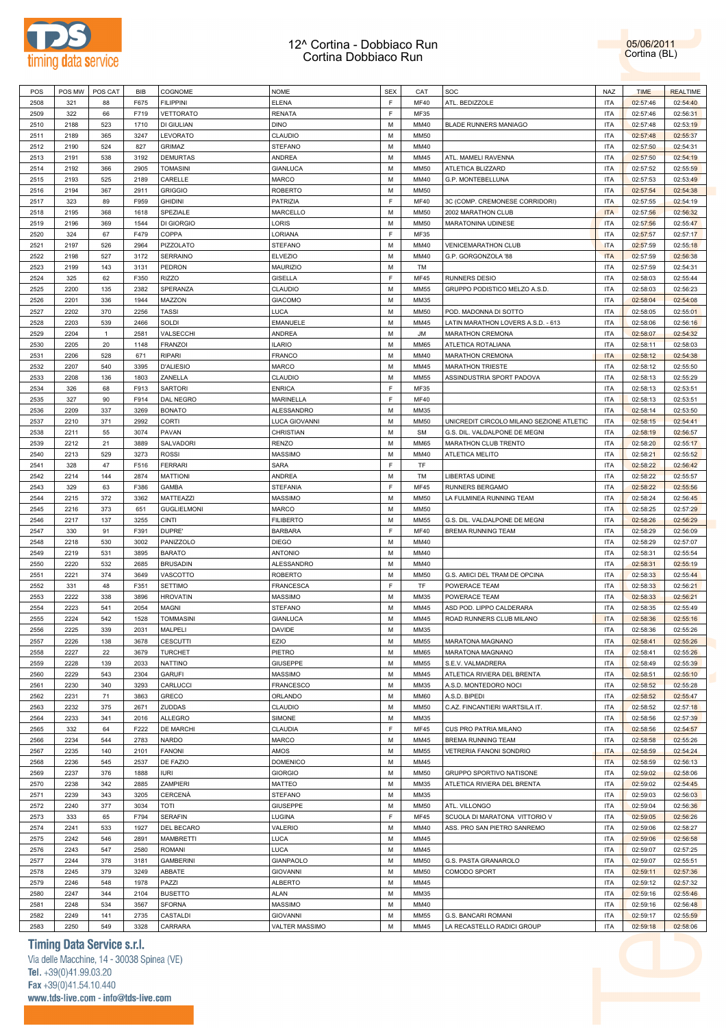# 12^ Cortina - Dobbiaco Run
# Cortina Dobbiaco Run

05/06/2011
Cortina (BL)

| POS | POS MW | POS CAT | BIB | COGNOME | NOME | SEX | CAT | SOC | NAZ | TIME | REALTIME |
|---|---|---|---|---|---|---|---|---|---|---|---|
| 2508 | 321 | 88 | F675 | FILIPPINI | ELENA | F | MF40 | ATL. BEDIZZOLE | ITA | 02:57:46 | 02:54:40 |
| 2509 | 322 | 66 | F719 | VETTORATO | RENATA | F | MF35 | | ITA | 02:57:46 | 02:56:31 |
| 2510 | 2188 | 523 | 1710 | DI GIULIAN | DINO | M | MM40 | BLADE RUNNERS MANIAGO | ITA | 02:57:48 | 02:53:19 |
| 2511 | 2189 | 365 | 3247 | LEVORATO | CLAUDIO | M | MM50 | | ITA | 02:57:48 | 02:55:37 |
| 2512 | 2190 | 524 | 827 | GRIMAZ | STEFANO | M | MM40 | | ITA | 02:57:50 | 02:54:31 |
| 2513 | 2191 | 538 | 3192 | DEMURTAS | ANDREA | M | MM45 | ATL. MAMELI RAVENNA | ITA | 02:57:50 | 02:54:19 |
| 2514 | 2192 | 366 | 2905 | TOMASINI | GIANLUCA | M | MM50 | ATLETICA BLIZZARD | ITA | 02:57:52 | 02:55:59 |
| 2515 | 2193 | 525 | 2189 | CARELLE | MARCO | M | MM40 | G.P. MONTEBELLUNA | ITA | 02:57:53 | 02:53:49 |
| 2516 | 2194 | 367 | 2911 | GRIGGIO | ROBERTO | M | MM50 | | ITA | 02:57:54 | 02:54:38 |
| 2517 | 323 | 89 | F959 | GHIDINI | PATRIZIA | F | MF40 | 3C (COMP. CREMONESE CORRIDORI) | ITA | 02:57:55 | 02:54:19 |
| 2518 | 2195 | 368 | 1618 | SPEZIALE | MARCELLO | M | MM50 | 2002 MARATHON CLUB | ITA | 02:57:56 | 02:56:32 |
| 2519 | 2196 | 369 | 1544 | DI GIORGIO | LORIS | M | MM50 | MARATONINA UDINESE | ITA | 02:57:56 | 02:55:47 |
| 2520 | 324 | 67 | F479 | COPPA | LORIANA | F | MF35 | | ITA | 02:57:57 | 02:57:17 |
| 2521 | 2197 | 526 | 2964 | PIZZOLATO | STEFANO | M | MM40 | VENICEMARATHON CLUB | ITA | 02:57:59 | 02:55:18 |
| 2522 | 2198 | 527 | 3172 | SERRAINO | ELVEZIO | M | MM40 | G.P. GORGONZOLA '88 | ITA | 02:57:59 | 02:56:38 |
| 2523 | 2199 | 143 | 3131 | PEDRON | MAURIZIO | M | TM | | ITA | 02:57:59 | 02:54:31 |
| 2524 | 325 | 62 | F350 | RIZZO | GISELLA | F | MF45 | RUNNERS DESIO | ITA | 02:58:03 | 02:55:44 |
| 2525 | 2200 | 135 | 2382 | SPERANZA | CLAUDIO | M | MM55 | GRUPPO PODISTICO MELZO A.S.D. | ITA | 02:58:03 | 02:56:23 |
| 2526 | 2201 | 336 | 1944 | MAZZON | GIACOMO | M | MM35 | | ITA | 02:58:04 | 02:54:08 |
| 2527 | 2202 | 370 | 2256 | TASSI | LUCA | M | MM50 | POD. MADONNA DI SOTTO | ITA | 02:58:05 | 02:55:01 |
| 2528 | 2203 | 539 | 2466 | SOLDI | EMANUELE | M | MM45 | LATIN MARATHON LOVERS A.S.D. - 613 | ITA | 02:58:06 | 02:56:16 |
| 2529 | 2204 | 1 | 2581 | VALSECCHI | ANDREA | M | JM | MARATHON CREMONA | ITA | 02:58:07 | 02:54:32 |
| 2530 | 2205 | 20 | 1148 | FRANZOI | ILARIO | M | MM65 | ATLETICA ROTALIANA | ITA | 02:58:11 | 02:58:03 |
| 2531 | 2206 | 528 | 671 | RIPARI | FRANCO | M | MM40 | MARATHON CREMONA | ITA | 02:58:12 | 02:54:38 |
| 2532 | 2207 | 540 | 3395 | D'ALIESIO | MARCO | M | MM45 | MARATHON TRIESTE | ITA | 02:58:12 | 02:55:50 |
| 2533 | 2208 | 136 | 1803 | ZANELLA | CLAUDIO | M | MM55 | ASSINDUSTRIA SPORT PADOVA | ITA | 02:58:13 | 02:55:29 |
| 2534 | 326 | 68 | F913 | SARTORI | ENRICA | F | MF35 | | ITA | 02:58:13 | 02:53:51 |
| 2535 | 327 | 90 | F914 | DAL NEGRO | MARINELLA | F | MF40 | | ITA | 02:58:13 | 02:53:51 |
| 2536 | 2209 | 337 | 3269 | BONATO | ALESSANDRO | M | MM35 | | ITA | 02:58:14 | 02:53:50 |
| 2537 | 2210 | 371 | 2992 | CORTI | LUCA GIOVANNI | M | MM50 | UNICREDIT CIRCOLO MILANO SEZIONE ATLETIC | ITA | 02:58:15 | 02:54:41 |
| 2538 | 2211 | 55 | 3074 | PAVAN | CHRISTIAN | M | SM | G.S. DIL. VALDALPONE DE MEGNI | ITA | 02:58:19 | 02:56:57 |
| 2539 | 2212 | 21 | 3889 | SALVADORI | RENZO | M | MM65 | MARATHON CLUB TRENTO | ITA | 02:58:20 | 02:55:17 |
| 2540 | 2213 | 529 | 3273 | ROSSI | MASSIMO | M | MM40 | ATLETICA MELITO | ITA | 02:58:21 | 02:55:52 |
| 2541 | 328 | 47 | F516 | FERRARI | SARA | F | TF | | ITA | 02:58:22 | 02:56:42 |
| 2542 | 2214 | 144 | 2874 | MATTIONI | ANDREA | M | TM | LIBERTAS UDINE | ITA | 02:58:22 | 02:55:57 |
| 2543 | 329 | 63 | F386 | GAMBA | STEFANIA | F | MF45 | RUNNERS BERGAMO | ITA | 02:58:22 | 02:55:56 |
| 2544 | 2215 | 372 | 3362 | MATTEAZZI | MASSIMO | M | MM50 | LA FULMINEA RUNNING TEAM | ITA | 02:58:24 | 02:56:45 |
| 2545 | 2216 | 373 | 651 | GUGLIELMONI | MARCO | M | MM50 | | ITA | 02:58:25 | 02:57:29 |
| 2546 | 2217 | 137 | 3255 | CINTI | FILIBERTO | M | MM55 | G.S. DIL. VALDALPONE DE MEGNI | ITA | 02:58:26 | 02:56:29 |
| 2547 | 330 | 91 | F391 | DUPRE' | BARBARA | F | MF40 | BREMA RUNNING TEAM | ITA | 02:58:29 | 02:56:09 |
| 2548 | 2218 | 530 | 3002 | PANIZZOLO | DIEGO | M | MM40 | | ITA | 02:58:29 | 02:57:07 |
| 2549 | 2219 | 531 | 3895 | BARATO | ANTONIO | M | MM40 | | ITA | 02:58:31 | 02:55:54 |
| 2550 | 2220 | 532 | 2685 | BRUSADIN | ALESSANDRO | M | MM40 | | ITA | 02:58:31 | 02:55:19 |
| 2551 | 2221 | 374 | 3649 | VASCOTTO | ROBERTO | M | MM50 | G.S. AMICI DEL TRAM DE OPCINA | ITA | 02:58:33 | 02:55:44 |
| 2552 | 331 | 48 | F351 | SETTIMO | FRANCESCA | F | TF | POWERACE TEAM | ITA | 02:58:33 | 02:56:21 |
| 2553 | 2222 | 338 | 3896 | HROVATIN | MASSIMO | M | MM35 | POWERACE TEAM | ITA | 02:58:33 | 02:56:21 |
| 2554 | 2223 | 541 | 2054 | MAGNI | STEFANO | M | MM45 | ASD POD. LIPPO CALDERARA | ITA | 02:58:35 | 02:55:49 |
| 2555 | 2224 | 542 | 1528 | TOMMASINI | GIANLUCA | M | MM45 | ROAD RUNNERS CLUB MILANO | ITA | 02:58:36 | 02:55:16 |
| 2556 | 2225 | 339 | 2031 | MALPELI | DAVIDE | M | MM35 | | ITA | 02:58:36 | 02:55:26 |
| 2557 | 2226 | 138 | 3678 | CESCUTTI | EZIO | M | MM55 | MARATONA MAGNANO | ITA | 02:58:41 | 02:55:26 |
| 2558 | 2227 | 22 | 3679 | TURCHET | PIETRO | M | MM65 | MARATONA MAGNANO | ITA | 02:58:41 | 02:55:26 |
| 2559 | 2228 | 139 | 2033 | NATTINO | GIUSEPPE | M | MM55 | S.E.V. VALMADRERA | ITA | 02:58:49 | 02:55:39 |
| 2560 | 2229 | 543 | 2304 | GARUFI | MASSIMO | M | MM45 | ATLETICA RIVIERA DEL BRENTA | ITA | 02:58:51 | 02:55:10 |
| 2561 | 2230 | 340 | 3293 | CARLUCCI | FRANCESCO | M | MM35 | A.S.D. MONTEDORO NOCI | ITA | 02:58:52 | 02:55:28 |
| 2562 | 2231 | 71 | 3863 | GRECO | ORLANDO | M | MM60 | A.S.D. BIPEDI | ITA | 02:58:52 | 02:55:47 |
| 2563 | 2232 | 375 | 2671 | ZUDDAS | CLAUDIO | M | MM50 | C.AZ. FINCANTIERI WARTSILA IT. | ITA | 02:58:52 | 02:57:18 |
| 2564 | 2233 | 341 | 2016 | ALLEGRO | SIMONE | M | MM35 | | ITA | 02:58:56 | 02:57:39 |
| 2565 | 332 | 64 | F222 | DE MARCHI | CLAUDIA | F | MF45 | CUS PRO PATRIA MILANO | ITA | 02:58:56 | 02:54:57 |
| 2566 | 2234 | 544 | 2783 | NARDO | MARCO | M | MM45 | BREMA RUNNING TEAM | ITA | 02:58:58 | 02:55:26 |
| 2567 | 2235 | 140 | 2101 | FANONI | AMOS | M | MM55 | VETRERIA FANONI SONDRIO | ITA | 02:58:59 | 02:54:24 |
| 2568 | 2236 | 545 | 2537 | DE FAZIO | DOMENICO | M | MM45 | | ITA | 02:58:59 | 02:56:13 |
| 2569 | 2237 | 376 | 1888 | IURI | GIORGIO | M | MM50 | GRUPPO SPORTIVO NATISONE | ITA | 02:59:02 | 02:58:06 |
| 2570 | 2238 | 342 | 2885 | ZAMPIERI | MATTEO | M | MM35 | ATLETICA RIVIERA DEL BRENTA | ITA | 02:59:02 | 02:54:45 |
| 2571 | 2239 | 343 | 3205 | CERCENÀ | STEFANO | M | MM35 | | ITA | 02:59:03 | 02:56:03 |
| 2572 | 2240 | 377 | 3034 | TOTI | GIUSEPPE | M | MM50 | ATL. VILLONGO | ITA | 02:59:04 | 02:56:36 |
| 2573 | 333 | 65 | F794 | SERAFIN | LUGINA | F | MF45 | SCUOLA DI MARATONA VITTORIO V | ITA | 02:59:05 | 02:56:26 |
| 2574 | 2241 | 533 | 1927 | DEL BECARO | VALERIO | M | MM40 | ASS. PRO SAN PIETRO SANREMO | ITA | 02:59:06 | 02:58:27 |
| 2575 | 2242 | 546 | 2891 | MAMBRETTI | LUCA | M | MM45 | | ITA | 02:59:06 | 02:56:58 |
| 2576 | 2243 | 547 | 2580 | ROMANI | LUCA | M | MM45 | | ITA | 02:59:07 | 02:57:25 |
| 2577 | 2244 | 378 | 3181 | GAMBERINI | GIANPAOLO | M | MM50 | G.S. PASTA GRANAROLO | ITA | 02:59:07 | 02:55:51 |
| 2578 | 2245 | 379 | 3249 | ABBATE | GIOVANNI | M | MM50 | COMODO SPORT | ITA | 02:59:11 | 02:57:36 |
| 2579 | 2246 | 548 | 1978 | PAZZI | ALBERTO | M | MM45 | | ITA | 02:59:12 | 02:57:32 |
| 2580 | 2247 | 344 | 2104 | BUSETTO | ALAN | M | MM35 | | ITA | 02:59:16 | 02:55:46 |
| 2581 | 2248 | 534 | 3567 | SFORNA | MASSIMO | M | MM40 | | ITA | 02:59:16 | 02:56:48 |
| 2582 | 2249 | 141 | 2735 | CASTALDI | GIOVANNI | M | MM55 | G.S. BANCARI ROMANI | ITA | 02:59:17 | 02:55:59 |
| 2583 | 2250 | 549 | 3328 | CARRARA | VALTER MASSIMO | M | MM45 | LA RECASTELLO RADICI GROUP | ITA | 02:59:18 | 02:58:06 |

**Timing Data Service s.r.l.**
Via delle Macchine, 14 - 30038 Spinea (VE)
Tel. +39(0)41.99.03.20
Fax +39(0)41.54.10.440
www.tds-live.com - info@tds-live.com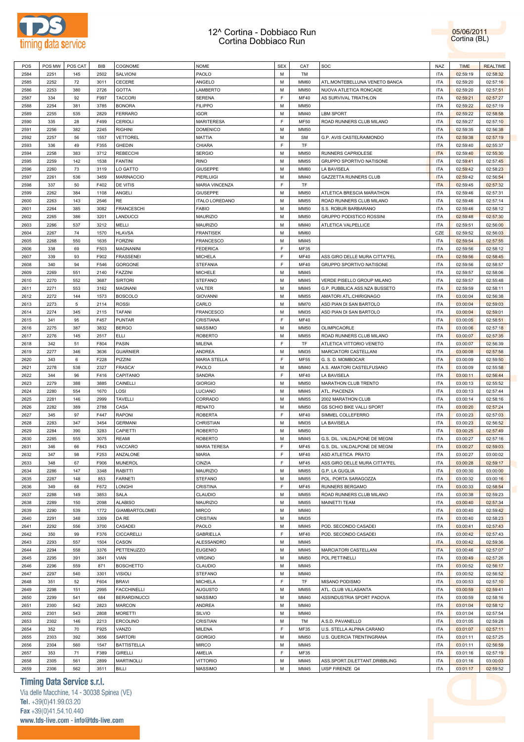# 12^ Cortina - Dobbiaco Run
Cortina Dobbiaco Run

05/06/2011
Cortina (BL)

| POS | POS MW | POS CAT | BIB | COGNOME | NOME | SEX | CAT | SOC | NAZ | TIME | REALTIME |
|---|---|---|---|---|---|---|---|---|---|---|---|
| 2584 | 2251 | 145 | 2502 | SALVIONI | PAOLO | M | TM | | ITA | 02:59:19 | 02:58:32 |
| 2585 | 2252 | 72 | 3011 | CECERE | ANGELO | M | MM60 | ATL.MONTEBELLUNA VENETO BANCA | ITA | 02:59:20 | 02:57:16 |
| 2586 | 2253 | 380 | 2726 | GOTTA | LAMBERTO | M | MM50 | NUOVA ATLETICA RONCADE | ITA | 02:59:20 | 02:57:51 |
| 2587 | 334 | 92 | F997 | TACCORI | SERENA | F | MF40 | AS SURVIVAL TRIATHLON | ITA | 02:59:21 | 02:57:27 |
| 2588 | 2254 | 381 | 3785 | BONORA | FILIPPO | M | MM50 | | ITA | 02:59:22 | 02:57:19 |
| 2589 | 2255 | 535 | 2829 | FERRARO | IGOR | M | MM40 | LBM SPORT | ITA | 02:59:22 | 02:58:58 |
| 2590 | 335 | 28 | F499 | CERIOLI | MARITERESA | F | MF50 | ROAD RUNNERS CLUB MILANO | ITA | 02:59:27 | 02:57:10 |
| 2591 | 2256 | 382 | 2245 | RIGHINI | DOMENICO | M | MM50 | | ITA | 02:59:35 | 02:56:38 |
| 2592 | 2257 | 56 | 1557 | VETTOREL | MATTIA | M | SM | G.P. AVIS CASTELRAIMONDO | ITA | 02:59:38 | 02:57:19 |
| 2593 | 336 | 49 | F355 | GHEDIN | CHIARA | F | TF | | ITA | 02:59:40 | 02:55:37 |
| 2594 | 2258 | 383 | 3712 | REBECCHI | SERGIO | M | MM50 | RUNNERS CAPRIOLESE | ITA | 02:59:40 | 02:55:30 |
| 2595 | 2259 | 142 | 1538 | FANTINI | RINO | M | MM55 | GRUPPO SPORTIVO NATISONE | ITA | 02:59:41 | 02:57:45 |
| 2596 | 2260 | 73 | 3119 | LO GATTO | GIUSEPPE | M | MM60 | LA BAVISELA | ITA | 02:59:42 | 02:58:23 |
| 2597 | 2261 | 536 | 3459 | MARINACCIO | PIERLUIGI | M | MM40 | GAZZETTA RUNNERS CLUB | ITA | 02:59:42 | 02:56:54 |
| 2598 | 337 | 50 | F402 | DE VITIS | MARIA VINCENZA | F | TF | | ITA | 02:59:45 | 02:57:32 |
| 2599 | 2262 | 384 | 1108 | ANGELI | GIUSEPPE | M | MM50 | ATLETICA BRESCIA MARATHON | ITA | 02:59:46 | 02:57:31 |
| 2600 | 2263 | 143 | 2546 | RE | ITALO LOREDANO | M | MM55 | ROAD RUNNERS CLUB MILANO | ITA | 02:59:46 | 02:57:14 |
| 2601 | 2264 | 385 | 3082 | FRANCESCHI | FABIO | M | MM50 | S.S. ROBUR BARBARANO | ITA | 02:59:46 | 02:58:12 |
| 2602 | 2265 | 386 | 3201 | LANDUCCI | MAURIZIO | M | MM50 | GRUPPO PODISTICO ROSSINI | ITA | 02:59:48 | 02:57:30 |
| 2603 | 2266 | 537 | 3212 | MELLI | MAURIZIO | M | MM40 | ATLETICA VALPELLICE | ITA | 02:59:51 | 02:56:00 |
| 2604 | 2267 | 74 | 1570 | HLAVSA | FRANTISEK | M | MM60 | | CZE | 02:59:52 | 02:56:03 |
| 2605 | 2268 | 550 | 1635 | FORZINI | FRANCESCO | M | MM45 | | ITA | 02:59:54 | 02:57:55 |
| 2606 | 338 | 69 | F503 | MAGNANINI | FEDERICA | F | MF35 | | ITA | 02:59:56 | 02:58:12 |
| 2607 | 339 | 93 | F902 | FRASSENEI | MICHELA | F | MF40 | ASS.GIRO DELLE MURA CITTA"FEL | ITA | 02:59:56 | 02:58:45 |
| 2608 | 340 | 94 | F546 | GORGONE | STEFANIA | F | MF40 | GRUPPO SPORTIVO NATISONE | ITA | 02:59:56 | 02:58:57 |
| 2609 | 2269 | 551 | 2140 | FAZZINI | MICHELE | M | MM45 | | ITA | 02:59:57 | 02:58:06 |
| 2610 | 2270 | 552 | 3687 | SIRTORI | STEFANO | M | MM45 | VERDE PISELLO GROUP MILANO | ITA | 02:59:57 | 02:55:48 |
| 2611 | 2271 | 553 | 3162 | MAGNANI | VALTER | M | MM45 | G.P. PUBBLICA ASS.NZA BUSSETO | ITA | 02:59:59 | 02:58:11 |
| 2612 | 2272 | 144 | 1573 | BOSCOLO | GIOVANNI | M | MM55 | AMATORI ATL.CHIRIGNAGO | ITA | 03:00:04 | 02:56:38 |
| 2613 | 2273 | 5 | 2114 | ROSSI | CARLO | M | MM70 | ASD PIAN DI SAN BARTOLO | ITA | 03:00:04 | 02:59:03 |
| 2614 | 2274 | 345 | 2115 | TAFANI | FRANCESCO | M | MM35 | ASD PIAN DI SAN BARTOLO | ITA | 03:00:04 | 02:59:01 |
| 2615 | 341 | 95 | F457 | PUNTAR | CRISTIANA | F | MF40 | | ITA | 03:00:05 | 02:58:51 |
| 2616 | 2275 | 387 | 3832 | BERGO | MASSIMO | M | MM50 | OLIMPICAORLE | ITA | 03:00:06 | 02:57:18 |
| 2617 | 2276 | 145 | 2517 | ELLI | ROBERTO | M | MM55 | ROAD RUNNERS CLUB MILANO | ITA | 03:00:07 | 02:57:35 |
| 2618 | 342 | 51 | F804 | PASIN | MILENA | F | TF | ATLETICA VITTORIO VENETO | ITA | 03:00:07 | 02:56:39 |
| 2619 | 2277 | 346 | 3636 | GUARNIER | ANDREA | M | MM35 | MARCIATORI CASTELLANI | ITA | 03:00:08 | 02:57:58 |
| 2620 | 343 | 6 | F228 | PIZZINI | MARIA STELLA | F | MF55 | G. S. D. MOMBOCAR | ITA | 03:00:09 | 02:59:50 |
| 2621 | 2278 | 538 | 2327 | FRASCA' | PAOLO | M | MM40 | A.S. AMATORI CASTELFUSANO | ITA | 03:00:09 | 02:55:58 |
| 2622 | 344 | 96 | F416 | CAPITANIO | SANDRA | F | MF40 | LA BAVISELA | ITA | 03:00:11 | 02:56:44 |
| 2623 | 2279 | 388 | 3885 | CAINELLI | GIORGIO | M | MM50 | MARATHON CLUB TRENTO | ITA | 03:00:13 | 02:55:52 |
| 2624 | 2280 | 554 | 1670 | LOSI | LUCIANO | M | MM45 | ATL. PIACENZA | ITA | 03:00:13 | 02:57:44 |
| 2625 | 2281 | 146 | 2999 | TAVELLI | CORRADO | M | MM55 | 2002 MARATHON CLUB | ITA | 03:00:14 | 02:58:16 |
| 2626 | 2282 | 389 | 2788 | CASA | RENATO | M | MM50 | GS SCHIO BIKE VALLI SPORT | ITA | 03:00:20 | 02:57:24 |
| 2627 | 345 | 97 | F447 | RAPONI | ROBERTA | F | MF40 | SIMMEL COLLEFERRO | ITA | 03:00:23 | 02:57:03 |
| 2628 | 2283 | 347 | 3454 | GERMANI | CHRISTIAN | M | MM35 | LA BAVISELA | ITA | 03:00:23 | 02:56:52 |
| 2629 | 2284 | 390 | 3283 | CAPIETTI | ROBERTO | M | MM50 | | ITA | 03:00:25 | 02:57:49 |
| 2630 | 2285 | 555 | 3075 | REAMI | ROBERTO | M | MM45 | G.S. DIL. VALDALPONE DE MEGNI | ITA | 03:00:27 | 02:57:16 |
| 2631 | 346 | 66 | F843 | VACCARO | MARIA TERESA | F | MF45 | G.S. DIL. VALDALPONE DE MEGNI | ITA | 03:00:27 | 02:59:03 |
| 2632 | 347 | 98 | F253 | ANZALONE | MARIA | F | MF40 | ASD ATLETICA PRATO | ITA | 03:00:27 | 03:00:02 |
| 2633 | 348 | 67 | F906 | MUNEROL | CINZIA | F | MF45 | ASS.GIRO DELLE MURA CITTA"FEL | ITA | 03:00:28 | 02:59:17 |
| 2634 | 2286 | 147 | 3348 | RABITTI | MAURIZIO | M | MM55 | G.P. LA GUGLIA | ITA | 03:00:30 | 03:00:00 |
| 2635 | 2287 | 148 | 853 | FARNETI | STEFANO | M | MM55 | POL. PORTA SARAGOZZA | ITA | 03:00:32 | 03:00:16 |
| 2636 | 349 | 68 | F672 | LONGHI | CRISTINA | F | MF45 | RUNNERS BERGAMO | ITA | 03:00:33 | 02:58:54 |
| 2637 | 2288 | 149 | 3853 | SALA | CLAUDIO | M | MM55 | ROAD RUNNERS CLUB MILANO | ITA | 03:00:38 | 02:59:23 |
| 2638 | 2289 | 150 | 2098 | ALABISO | MAURIZIO | M | MM55 | MAINETTI TEAM | ITA | 03:00:40 | 02:57:34 |
| 2639 | 2290 | 539 | 1772 | GIAMBARTOLOMEI | MIRCO | M | MM40 | | ITA | 03:00:40 | 02:59:42 |
| 2640 | 2291 | 348 | 3309 | DA RE | CRISTIAN | M | MM35 | | ITA | 03:00:40 | 02:58:23 |
| 2641 | 2292 | 556 | 3700 | CASADEI | PAOLO | M | MM45 | POD. SECONDO CASADEI | ITA | 03:00:41 | 02:57:43 |
| 2642 | 350 | 99 | F376 | CICCARELLI | GABRIELLA | F | MF40 | POD. SECONDO CASADEI | ITA | 03:00:42 | 02:57:43 |
| 2643 | 2293 | 557 | 1504 | CASON | ALESSANDRO | M | MM45 | | ITA | 03:00:42 | 02:59:36 |
| 2644 | 2294 | 558 | 3376 | PETTENUZZO | EUGENIO | M | MM45 | MARCIATORI CASTELLANI | ITA | 03:00:46 | 02:57:07 |
| 2645 | 2295 | 391 | 3841 | VIAN | VIRGINO | M | MM50 | POL.PETTINELLI | ITA | 03:00:49 | 02:57:26 |
| 2646 | 2296 | 559 | 871 | BOSCHETTO | CLAUDIO | M | MM45 | | ITA | 03:00:52 | 02:56:17 |
| 2647 | 2297 | 540 | 3301 | VISIOLI | STEFANO | M | MM40 | | ITA | 03:00:52 | 02:56:52 |
| 2648 | 351 | 52 | F604 | BRAVI | MICHELA | F | TF | MISANO PODISMO | ITA | 03:00:53 | 02:57:10 |
| 2649 | 2298 | 151 | 2995 | FACCHINELLI | AUGUSTO | M | MM55 | ATL. CLUB VILLASANTA | ITA | 03:00:59 | 02:59:41 |
| 2650 | 2299 | 541 | 684 | BERARDINUCCI | MASSIMO | M | MM40 | ASSINDUSTRIA SPORT PADOVA | ITA | 03:00:59 | 02:58:16 |
| 2651 | 2300 | 542 | 2823 | MARCON | ANDREA | M | MM40 | | ITA | 03:01:04 | 02:58:12 |
| 2652 | 2301 | 543 | 2808 | MORETTI | SILVIO | M | MM40 | | ITA | 03:01:04 | 02:57:54 |
| 2653 | 2302 | 146 | 2213 | ERCOLINO | CRISTIAN | M | TM | A.S.D. PAVANELLO | ITA | 03:01:05 | 02:59:28 |
| 2654 | 352 | 70 | F925 | VANZO | MILENA | F | MF35 | U.S. STELLA ALPINA CARANO | ITA | 03:01:07 | 02:57:11 |
| 2655 | 2303 | 392 | 3656 | SARTORI | GIORGIO | M | MM50 | U.S. QUERCIA TRENTINGRANA | ITA | 03:01:11 | 02:57:25 |
| 2656 | 2304 | 560 | 1547 | BATTISTELLA | MIRCO | M | MM45 | | ITA | 03:01:11 | 02:56:59 |
| 2657 | 353 | 71 | F389 | GIRELLI | AMELIA | F | MF35 | | ITA | 03:01:16 | 02:57:19 |
| 2658 | 2305 | 561 | 2899 | MARTINOLLI | VITTORIO | M | MM45 | ASS.SPORT.DILETTANT.DRIBBLING | ITA | 03:01:16 | 03:00:03 |
| 2659 | 2306 | 562 | 3511 | BILLI | MASSIMO | M | MM45 | UISP FIRENZE Q4 | ITA | 03:01:17 | 02:59:52 |

**Timing Data Service s.r.l.**
Via delle Macchine, 14 - 30038 Spinea (VE)
Tel. +39(0)41.99.03.20
Fax +39(0)41.54.10.440
www.tds-live.com - info@tds-live.com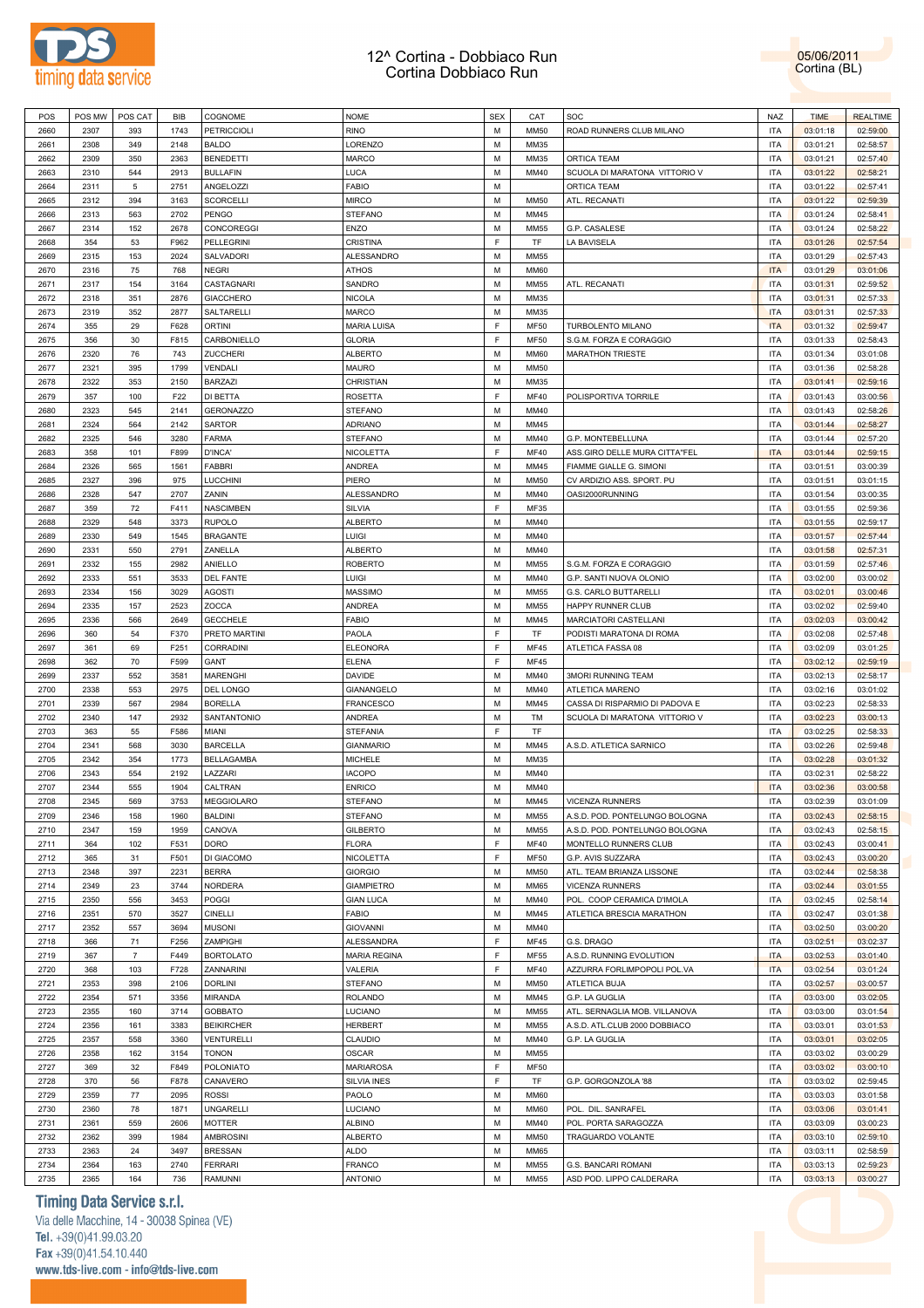# 12^ Cortina - Dobbiaco Run
## Cortina Dobbiaco Run

05/06/2011
Cortina (BL)

| POS | POS MW | POS CAT | BIB | COGNOME | NOME | SEX | CAT | SOC | NAZ | TIME | REALTIME |
|---|---|---|---|---|---|---|---|---|---|---|---|
| 2660 | 2307 | 393 | 1743 | PETRICCIOLI | RINO | M | MM50 | ROAD RUNNERS CLUB MILANO | ITA | 03:01:18 | 02:59:00 |
| 2661 | 2308 | 349 | 2148 | BALDO | LORENZO | M | MM35 | | ITA | 03:01:21 | 02:58:57 |
| 2662 | 2309 | 350 | 2363 | BENEDETTI | MARCO | M | MM35 | ORTICA TEAM | ITA | 03:01:21 | 02:57:40 |
| 2663 | 2310 | 544 | 2913 | BULLAFIN | LUCA | M | MM40 | SCUOLA DI MARATONA VITTORIO V | ITA | 03:01:22 | 02:58:21 |
| 2664 | 2311 | 5 | 2751 | ANGELOZZI | FABIO | M | | ORTICA TEAM | ITA | 03:01:22 | 02:57:41 |
| 2665 | 2312 | 394 | 3163 | SCORCELLI | MIRCO | M | MM50 | ATL. RECANATI | ITA | 03:01:22 | 02:59:39 |
| 2666 | 2313 | 563 | 2702 | PENGO | STEFANO | M | MM45 | | ITA | 03:01:24 | 02:58:41 |
| 2667 | 2314 | 152 | 2678 | CONCOREGGI | ENZO | M | MM55 | G.P. CASALESE | ITA | 03:01:24 | 02:58:22 |
| 2668 | 354 | 53 | F962 | PELLEGRINI | CRISTINA | F | TF | LA BAVISELA | ITA | 03:01:26 | 02:57:54 |
| 2669 | 2315 | 153 | 2024 | SALVADORI | ALESSANDRO | M | MM55 | | ITA | 03:01:29 | 02:57:43 |
| 2670 | 2316 | 75 | 768 | NEGRI | ATHOS | M | MM60 | | ITA | 03:01:29 | 03:01:06 |
| 2671 | 2317 | 154 | 3164 | CASTAGNARI | SANDRO | M | MM55 | ATL. RECANATI | ITA | 03:01:31 | 02:59:52 |
| 2672 | 2318 | 351 | 2876 | GIACCHERO | NICOLA | M | MM35 | | ITA | 03:01:31 | 02:57:33 |
| 2673 | 2319 | 352 | 2877 | SALTARELLI | MARCO | M | MM35 | | ITA | 03:01:31 | 02:57:33 |
| 2674 | 355 | 29 | F628 | ORTINI | MARIA LUISA | F | MF50 | TURBOLENTO MILANO | ITA | 03:01:32 | 02:59:47 |
| 2675 | 356 | 30 | F815 | CARBONIELLO | GLORIA | F | MF50 | S.G.M. FORZA E CORAGGIO | ITA | 03:01:33 | 02:58:43 |
| 2676 | 2320 | 76 | 743 | ZUCCHERI | ALBERTO | M | MM60 | MARATHON TRIESTE | ITA | 03:01:34 | 03:01:08 |
| 2677 | 2321 | 395 | 1799 | VENDALI | MAURO | M | MM50 | | ITA | 03:01:36 | 02:58:28 |
| 2678 | 2322 | 353 | 2150 | BARZAZI | CHRISTIAN | M | MM35 | | ITA | 03:01:41 | 02:59:16 |
| 2679 | 357 | 100 | F22 | DI BETTA | ROSETTA | F | MF40 | POLISPORTIVA TORRILE | ITA | 03:01:43 | 03:00:56 |
| 2680 | 2323 | 545 | 2141 | GERONAZZO | STEFANO | M | MM40 | | ITA | 03:01:43 | 02:58:26 |
| 2681 | 2324 | 564 | 2142 | SARTOR | ADRIANO | M | MM45 | | ITA | 03:01:44 | 02:58:27 |
| 2682 | 2325 | 546 | 3280 | FARMA | STEFANO | M | MM40 | G.P. MONTEBELLUNA | ITA | 03:01:44 | 02:57:20 |
| 2683 | 358 | 101 | F899 | D'INCA' | NICOLETTA | F | MF40 | ASS.GIRO DELLE MURA CITTA"FEL | ITA | 03:01:44 | 02:59:15 |
| 2684 | 2326 | 565 | 1561 | FABBRI | ANDREA | M | MM45 | FIAMME GIALLE G. SIMONI | ITA | 03:01:51 | 03:00:39 |
| 2685 | 2327 | 396 | 975 | LUCCHINI | PIERO | M | MM50 | CV ARDIZIO ASS. SPORT. PU | ITA | 03:01:51 | 03:01:15 |
| 2686 | 2328 | 547 | 2707 | ZANIN | ALESSANDRO | M | MM40 | OASI2000RUNNING | ITA | 03:01:54 | 03:00:35 |
| 2687 | 359 | 72 | F411 | NASCIMBEN | SILVIA | F | MF35 | | ITA | 03:01:55 | 02:59:36 |
| 2688 | 2329 | 548 | 3373 | RUPOLO | ALBERTO | M | MM40 | | ITA | 03:01:55 | 02:59:17 |
| 2689 | 2330 | 549 | 1545 | BRAGANTE | LUIGI | M | MM40 | | ITA | 03:01:57 | 02:57:44 |
| 2690 | 2331 | 550 | 2791 | ZANELLA | ALBERTO | M | MM40 | | ITA | 03:01:58 | 02:57:31 |
| 2691 | 2332 | 155 | 2982 | ANIELLO | ROBERTO | M | MM55 | S.G.M. FORZA E CORAGGIO | ITA | 03:01:59 | 02:57:46 |
| 2692 | 2333 | 551 | 3533 | DEL FANTE | LUIGI | M | MM40 | G.P. SANTI NUOVA OLONIO | ITA | 03:02:00 | 03:00:02 |
| 2693 | 2334 | 156 | 3029 | AGOSTI | MASSIMO | M | MM55 | G.S. CARLO BUTTARELLI | ITA | 03:02:01 | 03:00:46 |
| 2694 | 2335 | 157 | 2523 | ZOCCA | ANDREA | M | MM55 | HAPPY RUNNER CLUB | ITA | 03:02:02 | 02:59:40 |
| 2695 | 2336 | 566 | 2649 | GECCHELE | FABIO | M | MM45 | MARCIATORI CASTELLANI | ITA | 03:02:03 | 03:00:42 |
| 2696 | 360 | 54 | F370 | PRETO MARTINI | PAOLA | F | TF | PODISTI MARATONA DI ROMA | ITA | 03:02:08 | 02:57:48 |
| 2697 | 361 | 69 | F251 | CORRADINI | ELEONORA | F | MF45 | ATLETICA FASSA 08 | ITA | 03:02:09 | 03:01:25 |
| 2698 | 362 | 70 | F599 | GANT | ELENA | F | MF45 | | ITA | 03:02:12 | 02:59:19 |
| 2699 | 2337 | 552 | 3581 | MARENGHI | DAVIDE | M | MM40 | 3MORI RUNNING TEAM | ITA | 03:02:13 | 02:58:17 |
| 2700 | 2338 | 553 | 2975 | DEL LONGO | GIANANGELO | M | MM40 | ATLETICA MARENO | ITA | 03:02:16 | 03:01:02 |
| 2701 | 2339 | 567 | 2984 | BORELLA | FRANCESCO | M | MM45 | CASSA DI RISPARMIO DI PADOVA E | ITA | 03:02:23 | 02:58:33 |
| 2702 | 2340 | 147 | 2932 | SANTANTONIO | ANDREA | M | TM | SCUOLA DI MARATONA VITTORIO V | ITA | 03:02:23 | 03:00:13 |
| 2703 | 363 | 55 | F586 | MIANI | STEFANIA | F | TF | | ITA | 03:02:25 | 02:58:33 |
| 2704 | 2341 | 568 | 3030 | BARCELLA | GIANMARIO | M | MM45 | A.S.D. ATLETICA SARNICO | ITA | 03:02:26 | 02:59:48 |
| 2705 | 2342 | 354 | 1773 | BELLAGAMBA | MICHELE | M | MM35 | | ITA | 03:02:28 | 03:01:32 |
| 2706 | 2343 | 554 | 2192 | LAZZARI | IACOPO | M | MM40 | | ITA | 03:02:31 | 02:58:22 |
| 2707 | 2344 | 555 | 1904 | CALTRAN | ENRICO | M | MM40 | | ITA | 03:02:36 | 03:00:58 |
| 2708 | 2345 | 569 | 3753 | MEGGIOLARO | STEFANO | M | MM45 | VICENZA RUNNERS | ITA | 03:02:39 | 03:01:09 |
| 2709 | 2346 | 158 | 1960 | BALDINI | STEFANO | M | MM55 | A.S.D. POD. PONTELUNGO BOLOGNA | ITA | 03:02:43 | 02:58:15 |
| 2710 | 2347 | 159 | 1959 | CANOVA | GILBERTO | M | MM55 | A.S.D. POD. PONTELUNGO BOLOGNA | ITA | 03:02:43 | 02:58:15 |
| 2711 | 364 | 102 | F531 | DORO | FLORA | F | MF40 | MONTELLO RUNNERS CLUB | ITA | 03:02:43 | 03:00:41 |
| 2712 | 365 | 31 | F501 | DI GIACOMO | NICOLETTA | F | MF50 | G.P. AVIS SUZZARA | ITA | 03:02:43 | 03:00:20 |
| 2713 | 2348 | 397 | 2231 | BERRA | GIORGIO | M | MM50 | ATL. TEAM BRIANZA LISSONE | ITA | 03:02:44 | 02:58:38 |
| 2714 | 2349 | 23 | 3744 | NORDERA | GIAMPIETRO | M | MM65 | VICENZA RUNNERS | ITA | 03:02:44 | 03:01:55 |
| 2715 | 2350 | 556 | 3453 | POGGI | GIAN LUCA | M | MM40 | POL. COOP CERAMICA D'IMOLA | ITA | 03:02:45 | 02:58:14 |
| 2716 | 2351 | 570 | 3527 | CINELLI | FABIO | M | MM45 | ATLETICA BRESCIA MARATHON | ITA | 03:02:47 | 03:01:38 |
| 2717 | 2352 | 557 | 3694 | MUSONI | GIOVANNI | M | MM40 | | ITA | 03:02:50 | 03:00:20 |
| 2718 | 366 | 71 | F256 | ZAMPIGHI | ALESSANDRA | F | MF45 | G.S. DRAGO | ITA | 03:02:51 | 03:02:37 |
| 2719 | 367 | 7 | F449 | BORTOLATO | MARIA REGINA | F | MF55 | A.S.D. RUNNING EVOLUTION | ITA | 03:02:53 | 03:01:40 |
| 2720 | 368 | 103 | F728 | ZANNARINI | VALERIA | F | MF40 | AZZURRA FORLIMPOPOLI POL.VA | ITA | 03:02:54 | 03:01:24 |
| 2721 | 2353 | 398 | 2106 | DORLINI | STEFANO | M | MM50 | ATLETICA BUJA | ITA | 03:02:57 | 03:00:57 |
| 2722 | 2354 | 571 | 3356 | MIRANDA | ROLANDO | M | MM45 | G.P. LA GUGLIA | ITA | 03:03:00 | 03:02:05 |
| 2723 | 2355 | 160 | 3714 | GOBBATO | LUCIANO | M | MM55 | ATL. SERNAGLIA MOB. VILLANOVA | ITA | 03:03:00 | 03:01:54 |
| 2724 | 2356 | 161 | 3383 | BEIKIRCHER | HERBERT | M | MM55 | A.S.D. ATL.CLUB 2000 DOBBIACO | ITA | 03:03:01 | 03:01:53 |
| 2725 | 2357 | 558 | 3360 | VENTURELLI | CLAUDIO | M | MM40 | G.P. LA GUGLIA | ITA | 03:03:01 | 03:02:05 |
| 2726 | 2358 | 162 | 3154 | TONON | OSCAR | M | MM55 | | ITA | 03:03:02 | 03:00:29 |
| 2727 | 369 | 32 | F849 | POLONIATO | MARIAROSA | F | MF50 | | ITA | 03:03:02 | 03:00:10 |
| 2728 | 370 | 56 | F878 | CANAVERO | SILVIA INES | F | TF | G.P. GORGONZOLA '88 | ITA | 03:03:02 | 02:59:45 |
| 2729 | 2359 | 77 | 2095 | ROSSI | PAOLO | M | MM60 | | ITA | 03:03:03 | 03:01:58 |
| 2730 | 2360 | 78 | 1871 | UNGARELLI | LUCIANO | M | MM60 | POL. DIL. SANRAFEL | ITA | 03:03:06 | 03:01:41 |
| 2731 | 2361 | 559 | 2606 | MOTTER | ALBINO | M | MM40 | POL. PORTA SARAGOZZA | ITA | 03:03:09 | 03:00:23 |
| 2732 | 2362 | 399 | 1984 | AMBROSINI | ALBERTO | M | MM50 | TRAGUARDO VOLANTE | ITA | 03:03:10 | 02:59:10 |
| 2733 | 2363 | 24 | 3497 | BRESSAN | ALDO | M | MM65 | | ITA | 03:03:11 | 02:58:59 |
| 2734 | 2364 | 163 | 2740 | FERRARI | FRANCO | M | MM55 | G.S. BANCARI ROMANI | ITA | 03:03:13 | 02:59:23 |
| 2735 | 2365 | 164 | 736 | RAMUNNI | ANTONIO | M | MM55 | ASD POD. LIPPO CALDERARA | ITA | 03:03:13 | 03:00:27 |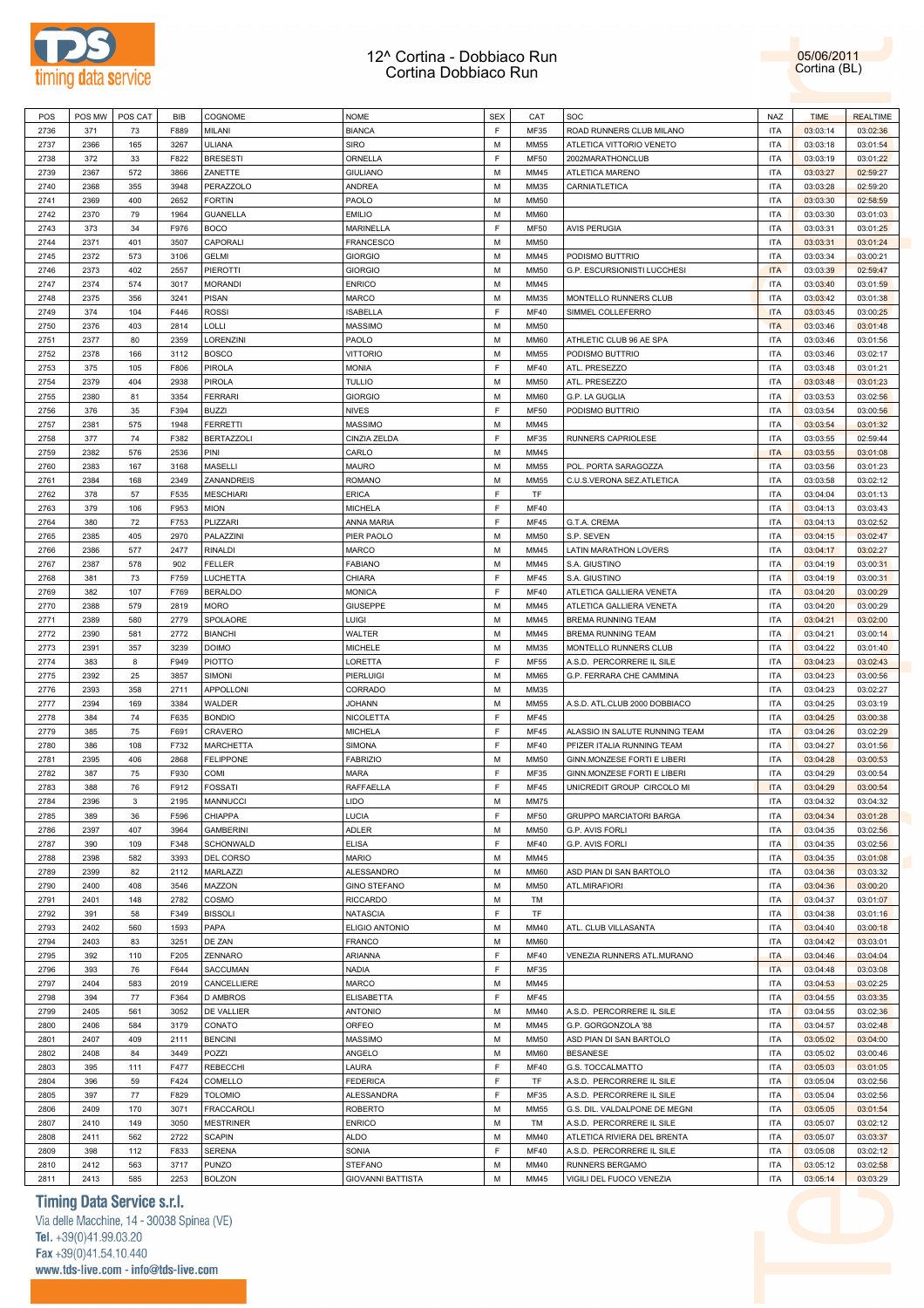# 12^ Cortina - Dobbiaco Run
## Cortina Dobbiaco Run

05/06/2011
Cortina (BL)

| POS | POS MW | POS CAT | BIB | COGNOME | NOME | SEX | CAT | SOC | NAZ | TIME | REALTIME |
|---|---|---|---|---|---|---|---|---|---|---|---|
| 2736 | 371 | 73 | F889 | MILANI | BIANCA | F | MF35 | ROAD RUNNERS CLUB MILANO | ITA | 03:03:14 | 03:02:36 |
| 2737 | 2366 | 165 | 3267 | ULIANA | SIRO | M | MM55 | ATLETICA VITTORIO VENETO | ITA | 03:03:18 | 03:01:54 |
| 2738 | 372 | 33 | F822 | BRESESTI | ORNELLA | F | MF50 | 2002MARATHONCLUB | ITA | 03:03:19 | 03:01:22 |
| 2739 | 2367 | 572 | 3866 | ZANETTE | GIULIANO | M | MM45 | ATLETICA MARENO | ITA | 03:03:27 | 02:59:27 |
| 2740 | 2368 | 355 | 3948 | PERAZZOLO | ANDREA | M | MM35 | CARNIATLETICA | ITA | 03:03:28 | 02:59:20 |
| 2741 | 2369 | 400 | 2652 | FORTIN | PAOLO | M | MM50 | | ITA | 03:03:30 | 02:58:59 |
| 2742 | 2370 | 79 | 1964 | GUANELLA | EMILIO | M | MM60 | | ITA | 03:03:30 | 03:01:03 |
| 2743 | 373 | 34 | F976 | BOCO | MARINELLA | F | MF50 | AVIS PERUGIA | ITA | 03:03:31 | 03:01:25 |
| 2744 | 2371 | 401 | 3507 | CAPORALI | FRANCESCO | M | MM50 | | ITA | 03:03:31 | 03:01:24 |
| 2745 | 2372 | 573 | 3106 | GELMI | GIORGIO | M | MM45 | PODISMO BUTTRIO | ITA | 03:03:34 | 03:00:21 |
| 2746 | 2373 | 402 | 2557 | PIEROTTI | GIORGIO | M | MM50 | G.P. ESCURSIONISTI LUCCHESI | ITA | 03:03:39 | 02:59:47 |
| 2747 | 2374 | 574 | 3017 | MORANDI | ENRICO | M | MM45 | | ITA | 03:03:40 | 03:01:59 |
| 2748 | 2375 | 356 | 3241 | PISAN | MARCO | M | MM35 | MONTELLO RUNNERS CLUB | ITA | 03:03:42 | 03:01:38 |
| 2749 | 374 | 104 | F446 | ROSSI | ISABELLA | F | MF40 | SIMMEL COLLEFERRO | ITA | 03:03:45 | 03:00:25 |
| 2750 | 2376 | 403 | 2814 | LOLLI | MASSIMO | M | MM50 | | ITA | 03:03:46 | 03:01:48 |
| 2751 | 2377 | 80 | 2359 | LORENZINI | PAOLO | M | MM60 | ATHLETIC CLUB 96 AE SPA | ITA | 03:03:46 | 03:01:56 |
| 2752 | 2378 | 166 | 3112 | BOSCO | VITTORIO | M | MM55 | PODISMO BUTTRIO | ITA | 03:03:46 | 03:02:17 |
| 2753 | 375 | 105 | F806 | PIROLA | MONIA | F | MF40 | ATL. PRESEZZO | ITA | 03:03:48 | 03:01:21 |
| 2754 | 2379 | 404 | 2938 | PIROLA | TULLIO | M | MM50 | ATL. PRESEZZO | ITA | 03:03:48 | 03:01:23 |
| 2755 | 2380 | 81 | 3354 | FERRARI | GIORGIO | M | MM60 | G.P. LA GUGLIA | ITA | 03:03:53 | 03:02:56 |
| 2756 | 376 | 35 | F394 | BUZZI | NIVES | F | MF50 | PODISMO BUTTRIO | ITA | 03:03:54 | 03:00:56 |
| 2757 | 2381 | 575 | 1948 | FERRETTI | MASSIMO | M | MM45 | | ITA | 03:03:54 | 03:01:32 |
| 2758 | 377 | 74 | F382 | BERTAZZOLI | CINZIA ZELDA | F | MF35 | RUNNERS CAPRIOLESE | ITA | 03:03:55 | 02:59:44 |
| 2759 | 2382 | 576 | 2536 | PINI | CARLO | M | MM45 | | ITA | 03:03:55 | 03:01:08 |
| 2760 | 2383 | 167 | 3168 | MASELLI | MAURO | M | MM55 | POL. PORTA SARAGOZZA | ITA | 03:03:56 | 03:01:23 |
| 2761 | 2384 | 168 | 2349 | ZANANDREIS | ROMANO | M | MM55 | C.U.S.VERONA SEZ.ATLETICA | ITA | 03:03:58 | 03:02:12 |
| 2762 | 378 | 57 | F535 | MESCHIARI | ERICA | F | TF | | ITA | 03:04:04 | 03:01:13 |
| 2763 | 379 | 106 | F953 | MION | MICHELA | F | MF40 | | ITA | 03:04:13 | 03:03:43 |
| 2764 | 380 | 72 | F753 | PLIZZARI | ANNA MARIA | F | MF45 | G.T.A. CREMA | ITA | 03:04:13 | 03:02:52 |
| 2765 | 2385 | 405 | 2970 | PALAZZINI | PIER PAOLO | M | MM50 | S.P. SEVEN | ITA | 03:04:15 | 03:02:47 |
| 2766 | 2386 | 577 | 2477 | RINALDI | MARCO | M | MM45 | LATIN MARATHON LOVERS | ITA | 03:04:17 | 03:02:27 |
| 2767 | 2387 | 578 | 902 | FELLER | FABIANO | M | MM45 | S.A. GIUSTINO | ITA | 03:04:19 | 03:00:31 |
| 2768 | 381 | 73 | F759 | LUCHETTA | CHIARA | F | MF45 | S.A. GIUSTINO | ITA | 03:04:19 | 03:00:31 |
| 2769 | 382 | 107 | F769 | BERALDO | MONICA | F | MF40 | ATLETICA GALLIERA VENETA | ITA | 03:04:20 | 03:00:29 |
| 2770 | 2388 | 579 | 2819 | MORO | GIUSEPPE | M | MM45 | ATLETICA GALLIERA VENETA | ITA | 03:04:20 | 03:00:29 |
| 2771 | 2389 | 580 | 2779 | SPOLAORE | LUIGI | M | MM45 | BREMA RUNNING TEAM | ITA | 03:04:21 | 03:02:00 |
| 2772 | 2390 | 581 | 2772 | BIANCHI | WALTER | M | MM45 | BREMA RUNNING TEAM | ITA | 03:04:21 | 03:00:14 |
| 2773 | 2391 | 357 | 3239 | DOIMO | MICHELE | M | MM35 | MONTELLO RUNNERS CLUB | ITA | 03:04:22 | 03:01:40 |
| 2774 | 383 | 8 | F949 | PIOTTO | LORETTA | F | MF55 | A.S.D. PERCORRERE IL SILE | ITA | 03:04:23 | 03:02:43 |
| 2775 | 2392 | 25 | 3857 | SIMONI | PIERLUIGI | M | MM65 | G.P. FERRARA CHE CAMMINA | ITA | 03:04:23 | 03:00:56 |
| 2776 | 2393 | 358 | 2711 | APPOLLONI | CORRADO | M | MM35 | | ITA | 03:04:23 | 03:02:27 |
| 2777 | 2394 | 169 | 3384 | WALDER | JOHANN | M | MM55 | A.S.D. ATL.CLUB 2000 DOBBIACO | ITA | 03:04:25 | 03:03:19 |
| 2778 | 384 | 74 | F635 | BONDIO | NICOLETTA | F | MF45 | | ITA | 03:04:25 | 03:00:38 |
| 2779 | 385 | 75 | F691 | CRAVERO | MICHELA | F | MF45 | ALASSIO IN SALUTE RUNNING TEAM | ITA | 03:04:26 | 03:02:29 |
| 2780 | 386 | 108 | F732 | MARCHETTA | SIMONA | F | MF40 | PFIZER ITALIA RUNNING TEAM | ITA | 03:04:27 | 03:01:56 |
| 2781 | 2395 | 406 | 2868 | FELIPPONE | FABRIZIO | M | MM50 | GINN.MONZESE FORTI E LIBERI | ITA | 03:04:28 | 03:00:53 |
| 2782 | 387 | 75 | F930 | COMI | MARA | F | MF35 | GINN.MONZESE FORTI E LIBERI | ITA | 03:04:29 | 03:00:54 |
| 2783 | 388 | 76 | F912 | FOSSATI | RAFFAELLA | F | MF45 | UNICREDIT GROUP CIRCOLO MI | ITA | 03:04:29 | 03:00:54 |
| 2784 | 2396 | 3 | 2195 | MANNUCCI | LIDO | M | MM75 | | ITA | 03:04:32 | 03:04:32 |
| 2785 | 389 | 36 | F596 | CHIAPPA | LUCIA | F | MF50 | GRUPPO MARCIATORI BARGA | ITA | 03:04:34 | 03:01:28 |
| 2786 | 2397 | 407 | 3964 | GAMBERINI | ADLER | M | MM50 | G.P. AVIS FORLI | ITA | 03:04:35 | 03:02:56 |
| 2787 | 390 | 109 | F348 | SCHONWALD | ELISA | F | MF40 | G.P. AVIS FORLI | ITA | 03:04:35 | 03:02:56 |
| 2788 | 2398 | 582 | 3393 | DEL CORSO | MARIO | M | MM45 | | ITA | 03:04:35 | 03:01:08 |
| 2789 | 2399 | 82 | 2112 | MARLAZZI | ALESSANDRO | M | MM60 | ASD PIAN DI SAN BARTOLO | ITA | 03:04:36 | 03:03:32 |
| 2790 | 2400 | 408 | 3546 | MAZZON | GINO STEFANO | M | MM50 | ATL.MIRAFIORI | ITA | 03:04:36 | 03:00:20 |
| 2791 | 2401 | 148 | 2782 | COSMO | RICCARDO | M | TM | | ITA | 03:04:37 | 03:01:07 |
| 2792 | 391 | 58 | F349 | BISSOLI | NATASCIA | F | TF | | ITA | 03:04:38 | 03:01:16 |
| 2793 | 2402 | 560 | 1593 | PAPA | ELIGIO ANTONIO | M | MM40 | ATL. CLUB VILLASANTA | ITA | 03:04:40 | 03:00:18 |
| 2794 | 2403 | 83 | 3251 | DE ZAN | FRANCO | M | MM60 | | ITA | 03:04:42 | 03:03:01 |
| 2795 | 392 | 110 | F205 | ZENNARO | ARIANNA | F | MF40 | VENEZIA RUNNERS ATL.MURANO | ITA | 03:04:46 | 03:04:04 |
| 2796 | 393 | 76 | F644 | SACCUMAN | NADIA | F | MF35 | | ITA | 03:04:48 | 03:03:08 |
| 2797 | 2404 | 583 | 2019 | CANCELLIERE | MARCO | M | MM45 | | ITA | 03:04:53 | 03:02:25 |
| 2798 | 394 | 77 | F364 | D AMBROS | ELISABETTA | F | MF45 | | ITA | 03:04:55 | 03:03:35 |
| 2799 | 2405 | 561 | 3052 | DE VALLIER | ANTONIO | M | MM40 | A.S.D. PERCORRERE IL SILE | ITA | 03:04:55 | 03:02:36 |
| 2800 | 2406 | 584 | 3179 | CONATO | ORFEO | M | MM45 | G.P. GORGONZOLA '88 | ITA | 03:04:57 | 03:02:48 |
| 2801 | 2407 | 409 | 2111 | BENCINI | MASSIMO | M | MM50 | ASD PIAN DI SAN BARTOLO | ITA | 03:05:02 | 03:04:00 |
| 2802 | 2408 | 84 | 3449 | POZZI | ANGELO | M | MM60 | BESANESE | ITA | 03:05:02 | 03:00:46 |
| 2803 | 395 | 111 | F477 | REBECCHI | LAURA | F | MF40 | G.S. TOCCALMATTO | ITA | 03:05:03 | 03:01:05 |
| 2804 | 396 | 59 | F424 | COMELLO | FEDERICA | F | TF | A.S.D. PERCORRERE IL SILE | ITA | 03:05:04 | 03:02:56 |
| 2805 | 397 | 77 | F829 | TOLOMIO | ALESSANDRA | F | MF35 | A.S.D. PERCORRERE IL SILE | ITA | 03:05:04 | 03:02:56 |
| 2806 | 2409 | 170 | 3071 | FRACCAROLI | ROBERTO | M | MM55 | G.S. DIL. VALDALPONE DE MEGNI | ITA | 03:05:05 | 03:01:54 |
| 2807 | 2410 | 149 | 3050 | MESTRINER | ENRICO | M | TM | A.S.D. PERCORRERE IL SILE | ITA | 03:05:07 | 03:02:12 |
| 2808 | 2411 | 562 | 2722 | SCAPIN | ALDO | M | MM40 | ATLETICA RIVIERA DEL BRENTA | ITA | 03:05:07 | 03:03:37 |
| 2809 | 398 | 112 | F833 | SERENA | SONIA | F | MF40 | A.S.D. PERCORRERE IL SILE | ITA | 03:05:08 | 03:02:12 |
| 2810 | 2412 | 563 | 3717 | PUNZO | STEFANO | M | MM40 | RUNNERS BERGAMO | ITA | 03:05:12 | 03:02:58 |
| 2811 | 2413 | 585 | 2253 | BOLZON | GIOVANNI BATTISTA | M | MM45 | VIGILI DEL FUOCO VENEZIA | ITA | 03:05:14 | 03:03:29 |

**Timing Data Service s.r.l.**
Via delle Macchine, 14 - 30038 Spinea (VE)
Tel. +39(0)41.99.03.20
Fax +39(0)41.54.10.440
www.tds-live.com - info@tds-live.com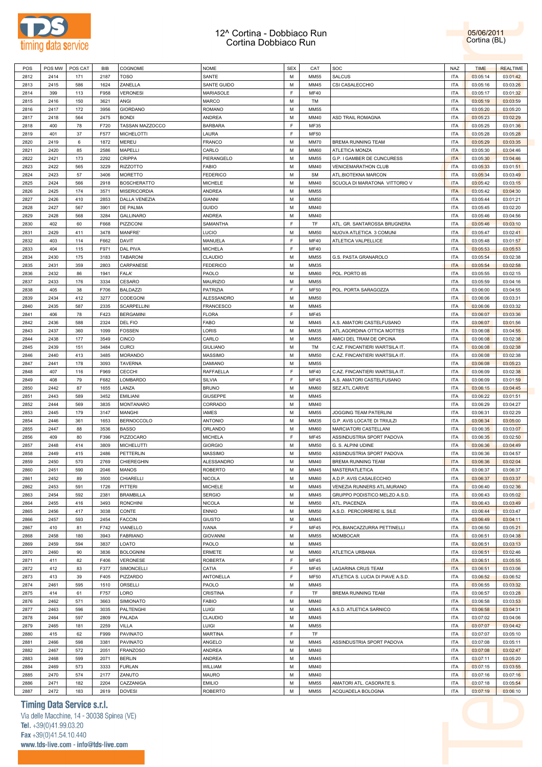# 12^ Cortina - Dobbiaco Run
## Cortina Dobbiaco Run

05/06/2011
Cortina (BL)

| POS | POS MW | POS CAT | BIB | COGNOME | NOME | SEX | CAT | SOC | NAZ | TIME | REALTIME |
|---|---|---|---|---|---|---|---|---|---|---|---|
| 2812 | 2414 | 171 | 2187 | TOSO | SANTE | M | MM55 | SALCUS | ITA | 03:05:14 | 03:01:42 |
| 2813 | 2415 | 586 | 1624 | ZANELLA | SANTE GUIDO | M | MM45 | CSI CASALECCHIO | ITA | 03:05:16 | 03:03:26 |
| 2814 | 399 | 113 | F958 | VERONESI | MARIASOLE | F | MF40 | | ITA | 03:05:17 | 03:01:32 |
| 2815 | 2416 | 150 | 3621 | ANGI | MARCO | M | TM | | ITA | 03:05:19 | 03:03:59 |
| 2816 | 2417 | 172 | 3956 | GIORDANO | ROMANO | M | MM55 | | ITA | 03:05:20 | 03:05:20 |
| 2817 | 2418 | 564 | 2475 | BONDI | ANDREA | M | MM40 | ASD TRAIL ROMAGNA | ITA | 03:05:23 | 03:02:29 |
| 2818 | 400 | 78 | F720 | TASSAN MAZZOCCO | BARBARA | F | MF35 | | ITA | 03:05:25 | 03:01:36 |
| 2819 | 401 | 37 | F577 | MICHELOTTI | LAURA | F | MF50 | | ITA | 03:05:28 | 03:05:28 |
| 2820 | 2419 | 6 | 1872 | MEREU | FRANCO | M | MM70 | BREMA RUNNING TEAM | ITA | 03:05:29 | 03:03:35 |
| 2821 | 2420 | 85 | 2586 | MAPELLI | CARLO | M | MM60 | ATLETICA MONZA | ITA | 03:05:30 | 03:04:46 |
| 2822 | 2421 | 173 | 2292 | CRIPPA | PIERANGELO | M | MM55 | G.P. I GAMBER DE CUNCURESS | ITA | 03:05:30 | 03:04:46 |
| 2823 | 2422 | 565 | 3229 | RIZZOTTO | FABIO | M | MM40 | VENICEMARATHON CLUB | ITA | 03:05:33 | 03:01:51 |
| 2824 | 2423 | 57 | 3406 | MORETTO | FEDERICO | M | SM | ATL.BIOTEKNA MARCON | ITA | 03:05:34 | 03:03:49 |
| 2825 | 2424 | 566 | 2918 | BOSCHERATTO | MICHELE | M | MM40 | SCUOLA DI MARATONA VITTORIO V | ITA | 03:05:42 | 03:03:15 |
| 2826 | 2425 | 174 | 3571 | MISERICORDIA | ANDREA | M | MM55 | | ITA | 03:05:42 | 03:04:30 |
| 2827 | 2426 | 410 | 2853 | DALLA VENEZIA | GIANNI | M | MM50 | | ITA | 03:05:44 | 03:01:21 |
| 2828 | 2427 | 567 | 3901 | DE PALMA | GUIDO | M | MM40 | | ITA | 03:05:45 | 03:02:20 |
| 2829 | 2428 | 568 | 3284 | GALLINARO | ANDREA | M | MM40 | | ITA | 03:05:46 | 03:04:56 |
| 2830 | 402 | 60 | F668 | PIZZICONI | SAMANTHA | F | TF | ATL. GR. SANTAROSSA BRUGNERA | ITA | 03:05:46 | 03:03:10 |
| 2831 | 2429 | 411 | 3478 | MANFRE' | LUCIO | M | MM50 | NUOVA ATLETICA 3 COMUNI | ITA | 03:05:47 | 03:02:41 |
| 2832 | 403 | 114 | F662 | DAVIT | MANUELA | F | MF40 | ATLETICA VALPELLICE | ITA | 03:05:48 | 03:01:57 |
| 2833 | 404 | 115 | F971 | DAL PIVA | MICHELA | F | MF40 | | ITA | 03:05:53 | 03:05:53 |
| 2834 | 2430 | 175 | 3183 | TABARONI | CLAUDIO | M | MM55 | G.S. PASTA GRANAROLO | ITA | 03:05:54 | 03:02:38 |
| 2835 | 2431 | 359 | 2803 | CARPANESE | FEDERICO | M | MM35 | | ITA | 03:05:54 | 03:02:58 |
| 2836 | 2432 | 86 | 1941 | FALA' | PAOLO | M | MM60 | POL. PORTO 85 | ITA | 03:05:55 | 03:02:15 |
| 2837 | 2433 | 176 | 3334 | CESARO | MAURIZIO | M | MM55 | | ITA | 03:05:59 | 03:04:16 |
| 2838 | 405 | 38 | F706 | BALDAZZI | PATRIZIA | F | MF50 | POL. PORTA SARAGOZZA | ITA | 03:06:00 | 03:04:55 |
| 2839 | 2434 | 412 | 3277 | CODEGONI | ALESSANDRO | M | MM50 | | ITA | 03:06:06 | 03:03:31 |
| 2840 | 2435 | 587 | 2335 | SCARPELLINI | FRANCESCO | M | MM45 | | ITA | 03:06:06 | 03:03:32 |
| 2841 | 406 | 78 | F423 | BERGAMINI | FLORA | F | MF45 | | ITA | 03:06:07 | 03:03:36 |
| 2842 | 2436 | 588 | 2324 | DEL FIO | FABO | M | MM45 | A.S. AMATORI CASTELFUSANO | ITA | 03:06:07 | 03:01:56 |
| 2843 | 2437 | 360 | 1099 | FOSSEN | LORIS | M | MM35 | ATL.AGORDINA OTTICA MOTTES | ITA | 03:06:08 | 03:04:55 |
| 2844 | 2438 | 177 | 3549 | CINCO | CARLO | M | MM55 | AMICI DEL TRAM DE OPCINA | ITA | 03:06:08 | 03:02:38 |
| 2845 | 2439 | 151 | 3484 | CURCI | GIULIANO | M | TM | C.AZ. FINCANTIERI WARTSILA IT. | ITA | 03:06:08 | 03:02:38 |
| 2846 | 2440 | 413 | 3485 | MORANDO | MASSIMO | M | MM50 | C.AZ. FINCANTIERI WARTSILA IT. | ITA | 03:06:08 | 03:02:38 |
| 2847 | 2441 | 178 | 3093 | TAVERNA | DAMIANO | M | MM55 | | ITA | 03:06:08 | 03:05:23 |
| 2848 | 407 | 116 | F969 | CECCHI | RAFFAELLA | F | MF40 | C.AZ. FINCANTIERI WARTSILA IT. | ITA | 03:06:09 | 03:02:38 |
| 2849 | 408 | 79 | F682 | LOMBARDO | SILVIA | F | MF45 | A.S. AMATORI CASTELFUSANO | ITA | 03:06:09 | 03:01:59 |
| 2850 | 2442 | 87 | 1655 | LANZA | BRUNO | M | MM60 | SEZ.ATL.CARIVE | ITA | 03:06:15 | 03:04:45 |
| 2851 | 2443 | 589 | 3452 | EMILIANI | GIUSEPPE | M | MM45 | | ITA | 03:06:22 | 03:01:51 |
| 2852 | 2444 | 569 | 3835 | MONTANARO | CORRADO | M | MM40 | | ITA | 03:06:29 | 03:04:27 |
| 2853 | 2445 | 179 | 3147 | MANGHI | IAMES | M | MM55 | JOGGING TEAM PATERLINI | ITA | 03:06:31 | 03:02:29 |
| 2854 | 2446 | 361 | 1653 | BERNOCCOLO | ANTONIO | M | MM35 | G.P. AVIS LOCATE DI TRIULZI | ITA | 03:06:34 | 03:05:00 |
| 2855 | 2447 | 88 | 3536 | BASSO | ORLANDO | M | MM60 | MARCIATORI CASTELLANI | ITA | 03:06:35 | 03:03:07 |
| 2856 | 409 | 80 | F396 | PIZZOCARO | MICHELA | F | MF45 | ASSINDUSTRIA SPORT PADOVA | ITA | 03:06:35 | 03:02:50 |
| 2857 | 2448 | 414 | 3809 | MICHELUTTI | GIORGIO | M | MM50 | G. S. ALPINI UDINE | ITA | 03:06:36 | 03:04:49 |
| 2858 | 2449 | 415 | 2486 | PETTERLIN | MASSIMO | M | MM50 | ASSINDUSTRIA SPORT PADOVA | ITA | 03:06:36 | 03:04:57 |
| 2859 | 2450 | 570 | 2769 | CHIEREGHIN | ALESSANDRO | M | MM40 | BREMA RUNNING TEAM | ITA | 03:06:36 | 03:02:04 |
| 2860 | 2451 | 590 | 2046 | MANOS | ROBERTO | M | MM45 | MASTERATLETICA | ITA | 03:06:37 | 03:06:37 |
| 2861 | 2452 | 89 | 3500 | CHIARELLI | NICOLA | M | MM60 | A.D.P. AVIS CASALECCHIO | ITA | 03:06:37 | 03:03:37 |
| 2862 | 2453 | 591 | 1726 | PITTERI | MICHELE | M | MM45 | VENEZIA RUNNERS ATL.MURANO | ITA | 03:06:40 | 03:02:36 |
| 2863 | 2454 | 592 | 2381 | BRAMBILLA | SERGIO | M | MM45 | GRUPPO PODISTICO MELZO A.S.D. | ITA | 03:06:43 | 03:05:02 |
| 2864 | 2455 | 416 | 3493 | RONCHINI | NICOLA | M | MM50 | ATL. PIACENZA | ITA | 03:06:43 | 03:03:49 |
| 2865 | 2456 | 417 | 3038 | CONTE | ENNIO | M | MM50 | A.S.D. PERCORRERE IL SILE | ITA | 03:06:44 | 03:03:47 |
| 2866 | 2457 | 593 | 2454 | FACCIN | GIUSTO | M | MM45 | | ITA | 03:06:49 | 03:04:11 |
| 2867 | 410 | 81 | F742 | VIANELLO | IVANA | F | MF45 | POL.BIANCAZZURRA PETTINELLI | ITA | 03:06:50 | 03:05:21 |
| 2868 | 2458 | 180 | 3943 | FABRIANO | GIOVANNI | M | MM55 | MOMBOCAR | ITA | 03:06:51 | 03:04:38 |
| 2869 | 2459 | 594 | 3837 | LOATO | PAOLO | M | MM45 | | ITA | 03:06:51 | 03:03:13 |
| 2870 | 2460 | 90 | 3836 | BOLOGNINI | ERMETE | M | MM60 | ATLETICA URBANIA | ITA | 03:06:51 | 03:02:46 |
| 2871 | 411 | 82 | F406 | VERONESE | ROBERTA | F | MF45 | | ITA | 03:06:51 | 03:05:55 |
| 2872 | 412 | 83 | F377 | SIMONCELLI | CATIA | F | MF45 | LAGARINA CRUS TEAM | ITA | 03:06:51 | 03:03:06 |
| 2873 | 413 | 39 | F405 | PIZZARDO | ANTONELLA | F | MF50 | ATLETICA S. LUCIA DI PIAVE A.S.D. | ITA | 03:06:52 | 03:06:52 |
| 2874 | 2461 | 595 | 1510 | ORSELLI | PAOLO | M | MM45 | | ITA | 03:06:55 | 03:03:32 |
| 2875 | 414 | 61 | F757 | LORO | CRISTINA | F | TF | BREMA RUNNING TEAM | ITA | 03:06:57 | 03:03:28 |
| 2876 | 2462 | 571 | 3663 | SIMIONATO | FABIO | M | MM40 | | ITA | 03:06:58 | 03:03:53 |
| 2877 | 2463 | 596 | 3035 | PALTENGHI | LUIGI | M | MM45 | A.S.D. ATLETICA SARNICO | ITA | 03:06:58 | 03:04:31 |
| 2878 | 2464 | 597 | 2809 | PALADA | CLAUDIO | M | MM45 | | ITA | 03:07:02 | 03:04:06 |
| 2879 | 2465 | 181 | 2259 | VILLA | LUIGI | M | MM55 | | ITA | 03:07:07 | 03:04:42 |
| 2880 | 415 | 62 | F999 | PAVINATO | MARTINA | F | TF | | ITA | 03:07:07 | 03:05:10 |
| 2881 | 2466 | 598 | 3381 | PAVINATO | ANGELO | M | MM45 | ASSINDUSTRIA SPORT PADOVA | ITA | 03:07:08 | 03:05:11 |
| 2882 | 2467 | 572 | 2051 | FRANZOSO | ANDREA | M | MM40 | | ITA | 03:07:08 | 03:02:47 |
| 2883 | 2468 | 599 | 2071 | BERLIN | ANDREA | M | MM45 | | ITA | 03:07:11 | 03:05:20 |
| 2884 | 2469 | 573 | 3333 | FURLAN | WILLIAM | M | MM40 | | ITA | 03:07:15 | 03:03:55 |
| 2885 | 2470 | 574 | 2177 | ZANUTO | MAURO | M | MM40 | | ITA | 03:07:16 | 03:07:16 |
| 2886 | 2471 | 182 | 2204 | CAZZANIGA | EMILIO | M | MM55 | AMATORI ATL. CASORATE S. | ITA | 03:07:18 | 03:05:54 |
| 2887 | 2472 | 183 | 2619 | DOVESI | ROBERTO | M | MM55 | ACQUADELA BOLOGNA | ITA | 03:07:19 | 03:06:10 |

**Timing Data Service s.r.l.**
Via delle Macchine, 14 - 30038 Spinea (VE)
Tel. +39(0)41.99.03.20
Fax +39(0)41.54.10.440
www.tds-live.com - info@tds-live.com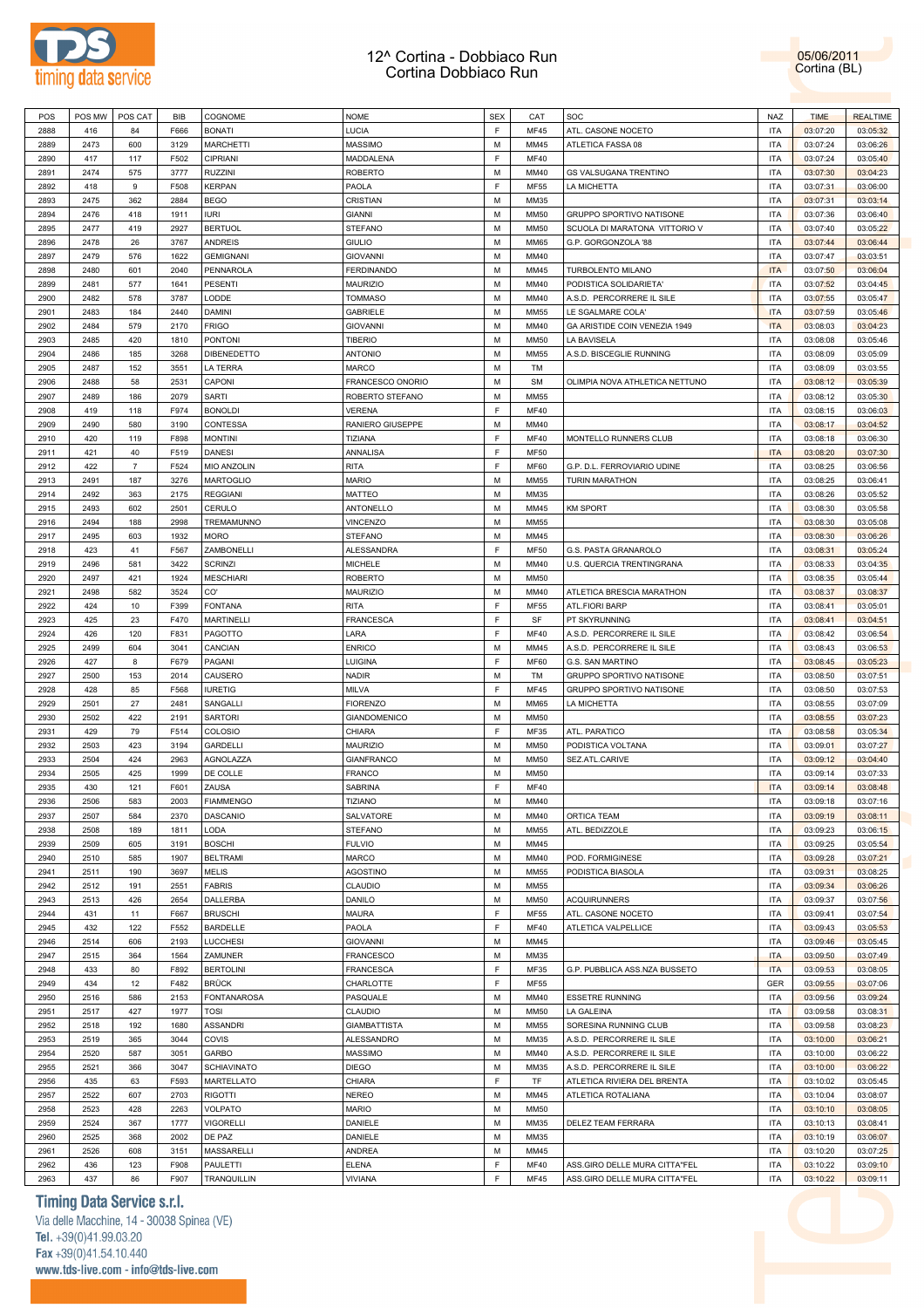# 12^ Cortina - Dobbiaco Run
## Cortina Dobbiaco Run

05/06/2011
Cortina (BL)

| POS | POS MW | POS CAT | BIB | COGNOME | NOME | SEX | CAT | SOC | NAZ | TIME | REALTIME |
|---|---|---|---|---|---|---|---|---|---|---|---|
| 2888 | 416 | 84 | F666 | BONATI | LUCIA | F | MF45 | ATL. CASONE NOCETO | ITA | 03:07:20 | 03:05:32 |
| 2889 | 2473 | 600 | 3129 | MARCHETTI | MASSIMO | M | MM45 | ATLETICA FASSA 08 | ITA | 03:07:24 | 03:06:26 |
| 2890 | 417 | 117 | F502 | CIPRIANI | MADDALENA | F | MF40 | | ITA | 03:07:24 | 03:05:40 |
| 2891 | 2474 | 575 | 3777 | RUZZINI | ROBERTO | M | MM40 | GS VALSUGANA TRENTINO | ITA | 03:07:30 | 03:04:23 |
| 2892 | 418 | 9 | F508 | KERPAN | PAOLA | F | MF55 | LA MICHETTA | ITA | 03:07:31 | 03:06:00 |
| 2893 | 2475 | 362 | 2884 | BEGO | CRISTIAN | M | MM35 | | ITA | 03:07:31 | 03:03:14 |
| 2894 | 2476 | 418 | 1911 | IURI | GIANNI | M | MM50 | GRUPPO SPORTIVO NATISONE | ITA | 03:07:36 | 03:06:40 |
| 2895 | 2477 | 419 | 2927 | BERTUOL | STEFANO | M | MM50 | SCUOLA DI MARATONA VITTORIO V | ITA | 03:07:40 | 03:05:22 |
| 2896 | 2478 | 26 | 3767 | ANDREIS | GIULIO | M | MM65 | G.P. GORGONZOLA '88 | ITA | 03:07:44 | 03:06:44 |
| 2897 | 2479 | 576 | 1622 | GEMIGNANI | GIOVANNI | M | MM40 | | ITA | 03:07:47 | 03:03:51 |
| 2898 | 2480 | 601 | 2040 | PENNAROLA | FERDINANDO | M | MM45 | TURBOLENTO MILANO | ITA | 03:07:50 | 03:06:04 |
| 2899 | 2481 | 577 | 1641 | PESENTI | MAURIZIO | M | MM40 | PODISTICA SOLIDARIETA' | ITA | 03:07:52 | 03:04:45 |
| 2900 | 2482 | 578 | 3787 | LODDE | TOMMASO | M | MM40 | A.S.D. PERCORRERE IL SILE | ITA | 03:07:55 | 03:05:47 |
| 2901 | 2483 | 184 | 2440 | DAMINI | GABRIELE | M | MM55 | LE SGALMARE COLA' | ITA | 03:07:59 | 03:05:46 |
| 2902 | 2484 | 579 | 2170 | FRIGO | GIOVANNI | M | MM40 | GA ARISTIDE COIN VENEZIA 1949 | ITA | 03:08:03 | 03:04:23 |
| 2903 | 2485 | 420 | 1810 | PONTONI | TIBERIO | M | MM50 | LA BAVISELA | ITA | 03:08:08 | 03:05:46 |
| 2904 | 2486 | 185 | 3268 | DIBENEDETTO | ANTONIO | M | MM55 | A.S.D. BISCEGLIE RUNNING | ITA | 03:08:09 | 03:05:09 |
| 2905 | 2487 | 152 | 3551 | LA TERRA | MARCO | M | TM | | ITA | 03:08:09 | 03:03:55 |
| 2906 | 2488 | 58 | 2531 | CAPONI | FRANCESCO ONORIO | M | SM | OLIMPIA NOVA ATHLETICA NETTUNO | ITA | 03:08:12 | 03:05:39 |
| 2907 | 2489 | 186 | 2079 | SARTI | ROBERTO STEFANO | M | MM55 | | ITA | 03:08:12 | 03:05:30 |
| 2908 | 419 | 118 | F974 | BONOLDI | VERENA | F | MF40 | | ITA | 03:08:15 | 03:06:03 |
| 2909 | 2490 | 580 | 3190 | CONTESSA | RANIERO GIUSEPPE | M | MM40 | | ITA | 03:08:17 | 03:04:52 |
| 2910 | 420 | 119 | F898 | MONTINI | TIZIANA | F | MF40 | MONTELLO RUNNERS CLUB | ITA | 03:08:18 | 03:06:30 |
| 2911 | 421 | 40 | F519 | DANESI | ANNALISA | F | MF50 | | ITA | 03:08:20 | 03:07:30 |
| 2912 | 422 | 7 | F524 | MIO ANZOLIN | RITA | F | MF60 | G.P. D.L. FERROVIARIO UDINE | ITA | 03:08:25 | 03:06:56 |
| 2913 | 2491 | 187 | 3276 | MARTOGLIO | MARIO | M | MM55 | TURIN MARATHON | ITA | 03:08:25 | 03:06:41 |
| 2914 | 2492 | 363 | 2175 | REGGIANI | MATTEO | M | MM35 | | ITA | 03:08:26 | 03:05:52 |
| 2915 | 2493 | 602 | 2501 | CERULO | ANTONELLO | M | MM45 | KM SPORT | ITA | 03:08:30 | 03:05:58 |
| 2916 | 2494 | 188 | 2998 | TREMAMUNNO | VINCENZO | M | MM55 | | ITA | 03:08:30 | 03:05:08 |
| 2917 | 2495 | 603 | 1932 | MORO | STEFANO | M | MM45 | | ITA | 03:08:30 | 03:06:26 |
| 2918 | 423 | 41 | F567 | ZAMBONELLI | ALESSANDRA | F | MF50 | G.S. PASTA GRANAROLO | ITA | 03:08:31 | 03:05:24 |
| 2919 | 2496 | 581 | 3422 | SCRINZI | MICHELE | M | MM40 | U.S. QUERCIA TRENTINGRANA | ITA | 03:08:33 | 03:04:35 |
| 2920 | 2497 | 421 | 1924 | MESCHIARI | ROBERTO | M | MM50 | | ITA | 03:08:35 | 03:05:44 |
| 2921 | 2498 | 582 | 3524 | CO' | MAURIZIO | M | MM40 | ATLETICA BRESCIA MARATHON | ITA | 03:08:37 | 03:08:37 |
| 2922 | 424 | 10 | F399 | FONTANA | RITA | F | MF55 | ATL.FIORI BARP | ITA | 03:08:41 | 03:05:01 |
| 2923 | 425 | 23 | F470 | MARTINELLI | FRANCESCA | F | SF | PT SKYRUNNING | ITA | 03:08:41 | 03:04:51 |
| 2924 | 426 | 120 | F831 | PAGOTTO | LARA | F | MF40 | A.S.D. PERCORRERE IL SILE | ITA | 03:08:42 | 03:06:54 |
| 2925 | 2499 | 604 | 3041 | CANCIAN | ENRICO | M | MM45 | A.S.D. PERCORRERE IL SILE | ITA | 03:08:43 | 03:06:53 |
| 2926 | 427 | 8 | F679 | PAGANI | LUIGINA | F | MF60 | G.S. SAN MARTINO | ITA | 03:08:45 | 03:05:23 |
| 2927 | 2500 | 153 | 2014 | CAUSERO | NADIR | M | TM | GRUPPO SPORTIVO NATISONE | ITA | 03:08:50 | 03:07:51 |
| 2928 | 428 | 85 | F568 | IURETIG | MILVA | F | MF45 | GRUPPO SPORTIVO NATISONE | ITA | 03:08:50 | 03:07:53 |
| 2929 | 2501 | 27 | 2481 | SANGALLI | FIORENZO | M | MM65 | LA MICHETTA | ITA | 03:08:55 | 03:07:09 |
| 2930 | 2502 | 422 | 2191 | SARTORI | GIANDOMENICO | M | MM50 | | ITA | 03:08:55 | 03:07:23 |
| 2931 | 429 | 79 | F514 | COLOSIO | CHIARA | F | MF35 | ATL. PARATICO | ITA | 03:08:58 | 03:05:34 |
| 2932 | 2503 | 423 | 3194 | GARDELLI | MAURIZIO | M | MM50 | PODISTICA VOLTANA | ITA | 03:09:01 | 03:07:27 |
| 2933 | 2504 | 424 | 2963 | AGNOLAZZA | GIANFRANCO | M | MM50 | SEZ.ATL.CARIVE | ITA | 03:09:12 | 03:04:40 |
| 2934 | 2505 | 425 | 1999 | DE COLLE | FRANCO | M | MM50 | | ITA | 03:09:14 | 03:07:33 |
| 2935 | 430 | 121 | F601 | ZAUSA | SABRINA | F | MF40 | | ITA | 03:09:14 | 03:08:48 |
| 2936 | 2506 | 583 | 2003 | FIAMMENGO | TIZIANO | M | MM40 | | ITA | 03:09:18 | 03:07:16 |
| 2937 | 2507 | 584 | 2370 | DASCANIO | SALVATORE | M | MM40 | ORTICA TEAM | ITA | 03:09:19 | 03:08:11 |
| 2938 | 2508 | 189 | 1811 | LODA | STEFANO | M | MM55 | ATL. BEDIZZOLE | ITA | 03:09:23 | 03:06:15 |
| 2939 | 2509 | 605 | 3191 | BOSCHI | FULVIO | M | MM45 | | ITA | 03:09:25 | 03:05:54 |
| 2940 | 2510 | 585 | 1907 | BELTRAMI | MARCO | M | MM40 | POD. FORMIGINESE | ITA | 03:09:28 | 03:07:21 |
| 2941 | 2511 | 190 | 3697 | MELIS | AGOSTINO | M | MM55 | PODISTICA BIASOLA | ITA | 03:09:31 | 03:08:25 |
| 2942 | 2512 | 191 | 2551 | FABRIS | CLAUDIO | M | MM55 | | ITA | 03:09:34 | 03:06:26 |
| 2943 | 2513 | 426 | 2654 | DALLERBA | DANILO | M | MM50 | ACQUIRUNNERS | ITA | 03:09:37 | 03:07:56 |
| 2944 | 431 | 11 | F667 | BRUSCHI | MAURA | F | MF55 | ATL. CASONE NOCETO | ITA | 03:09:41 | 03:07:54 |
| 2945 | 432 | 122 | F552 | BARDELLE | PAOLA | F | MF40 | ATLETICA VALPELLICE | ITA | 03:09:43 | 03:05:53 |
| 2946 | 2514 | 606 | 2193 | LUCCHESI | GIOVANNI | M | MM45 | | ITA | 03:09:46 | 03:05:45 |
| 2947 | 2515 | 364 | 1564 | ZAMUNER | FRANCESCO | M | MM35 | | ITA | 03:09:50 | 03:07:49 |
| 2948 | 433 | 80 | F892 | BERTOLINI | FRANCESCA | F | MF35 | G.P. PUBBLICA ASS.NZA BUSSETO | ITA | 03:09:53 | 03:08:05 |
| 2949 | 434 | 12 | F482 | BRÜCK | CHARLOTTE | F | MF55 | | GER | 03:09:55 | 03:07:06 |
| 2950 | 2516 | 586 | 2153 | FONTANAROSA | PASQUALE | M | MM40 | ESSETRE RUNNING | ITA | 03:09:56 | 03:09:24 |
| 2951 | 2517 | 427 | 1977 | TOSI | CLAUDIO | M | MM50 | LA GALEINA | ITA | 03:09:58 | 03:08:31 |
| 2952 | 2518 | 192 | 1680 | ASSANDRI | GIAMBATTISTA | M | MM55 | SORESINA RUNNING CLUB | ITA | 03:09:58 | 03:08:23 |
| 2953 | 2519 | 365 | 3044 | COVIS | ALESSANDRO | M | MM35 | A.S.D. PERCORRERE IL SILE | ITA | 03:10:00 | 03:06:21 |
| 2954 | 2520 | 587 | 3051 | GARBO | MASSIMO | M | MM40 | A.S.D. PERCORRERE IL SILE | ITA | 03:10:00 | 03:06:22 |
| 2955 | 2521 | 366 | 3047 | SCHIAVINATO | DIEGO | M | MM35 | A.S.D. PERCORRERE IL SILE | ITA | 03:10:00 | 03:06:22 |
| 2956 | 435 | 63 | F593 | MARTELLATO | CHIARA | F | TF | ATLETICA RIVIERA DEL BRENTA | ITA | 03:10:02 | 03:05:45 |
| 2957 | 2522 | 607 | 2703 | RIGOTTI | NEREO | M | MM45 | ATLETICA ROTALIANA | ITA | 03:10:04 | 03:08:07 |
| 2958 | 2523 | 428 | 2263 | VOLPATO | MARIO | M | MM50 | | ITA | 03:10:10 | 03:08:05 |
| 2959 | 2524 | 367 | 1777 | VIGORELLI | DANIELE | M | MM35 | DELEZ TEAM FERRARA | ITA | 03:10:13 | 03:08:41 |
| 2960 | 2525 | 368 | 2002 | DE PAZ | DANIELE | M | MM35 | | ITA | 03:10:19 | 03:06:07 |
| 2961 | 2526 | 608 | 3151 | MASSARELLI | ANDREA | M | MM45 | | ITA | 03:10:20 | 03:07:25 |
| 2962 | 436 | 123 | F908 | PAULETTI | ELENA | F | MF40 | ASS.GIRO DELLE MURA CITTA'FEL | ITA | 03:10:22 | 03:09:10 |
| 2963 | 437 | 86 | F907 | TRANQUILLIN | VIVIANA | F | MF45 | ASS.GIRO DELLE MURA CITTA'FEL | ITA | 03:10:22 | 03:09:11 |

**Timing Data Service s.r.l.**
Via delle Macchine, 14 - 30038 Spinea (VE)
Tel. +39(0)41.99.03.20
Fax +39(0)41.54.10.440
www.tds-live.com - info@tds-live.com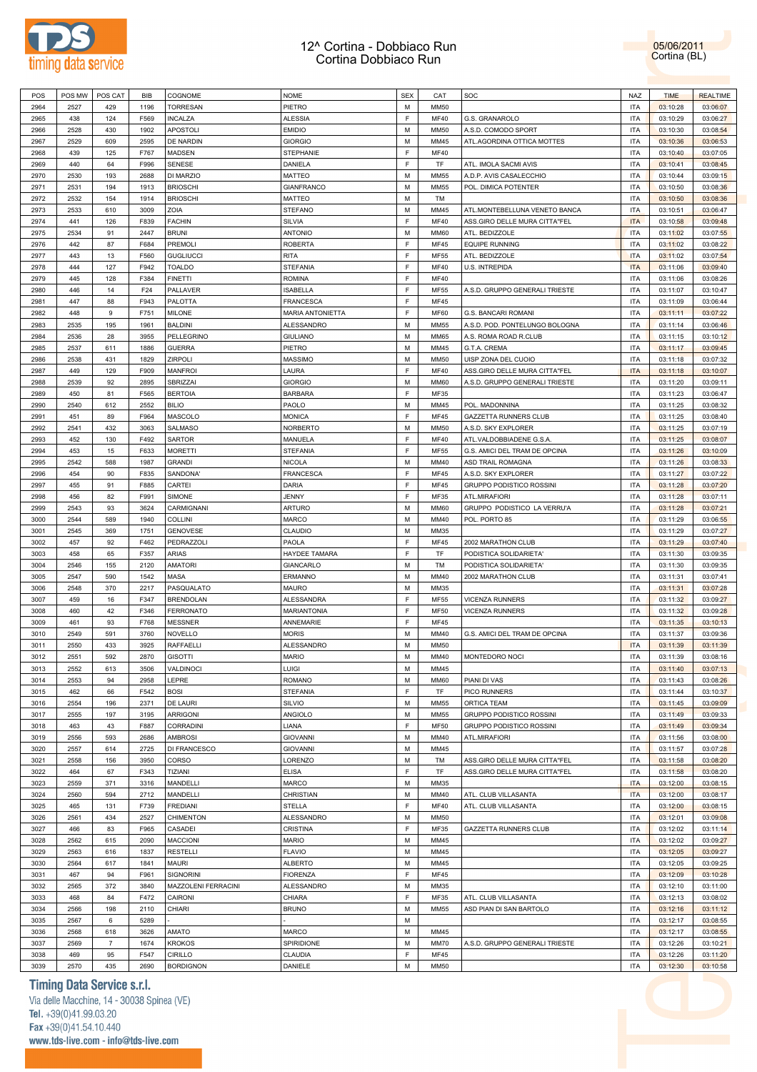# 12^ Cortina - Dobbiaco Run
## Cortina Dobbiaco Run

05/06/2011
Cortina (BL)

| POS | POS MW | POS CAT | BIB | COGNOME | NOME | SEX | CAT | SOC | NAZ | TIME | REALTIME |
|---|---|---|---|---|---|---|---|---|---|---|---|
| 2964 | 2527 | 429 | 1196 | TORRESAN | PIETRO | M | MM50 | | ITA | 03:10:28 | 03:06:07 |
| 2965 | 438 | 124 | F569 | INCALZA | ALESSIA | F | MF40 | G.S. GRANAROLO | ITA | 03:10:29 | 03:06:27 |
| 2966 | 2528 | 430 | 1902 | APOSTOLI | EMIDIO | M | MM50 | A.S.D. COMODO SPORT | ITA | 03:10:30 | 03:08:54 |
| 2967 | 2529 | 609 | 2595 | DE NARDIN | GIORGIO | M | MM45 | ATL.AGORDINA OTTICA MOTTES | ITA | 03:10:36 | 03:06:53 |
| 2968 | 439 | 125 | F767 | MADSEN | STEPHANIE | F | MF40 | | ITA | 03:10:40 | 03:07:05 |
| 2969 | 440 | 64 | F996 | SENESE | DANIELA | F | TF | ATL. IMOLA SACMI AVIS | ITA | 03:10:41 | 03:08:45 |
| 2970 | 2530 | 193 | 2688 | DI MARZIO | MATTEO | M | MM55 | A.D.P. AVIS CASALECCHIO | ITA | 03:10:44 | 03:09:15 |
| 2971 | 2531 | 194 | 1913 | BRIOSCHI | GIANFRANCO | M | MM55 | POL. DIMICA POTENTER | ITA | 03:10:50 | 03:08:36 |
| 2972 | 2532 | 154 | 1914 | BRIOSCHI | MATTEO | M | TM | | ITA | 03:10:50 | 03:08:36 |
| 2973 | 2533 | 610 | 3009 | ZOIA | STEFANO | M | MM45 | ATL.MONTEBELLUNA VENETO BANCA | ITA | 03:10:51 | 03:06:47 |
| 2974 | 441 | 126 | F839 | FACHIN | SILVIA | F | MF40 | ASS.GIRO DELLE MURA CITTA"FEL | ITA | 03:10:58 | 03:09:48 |
| 2975 | 2534 | 91 | 2447 | BRUNI | ANTONIO | M | MM60 | ATL. BEDIZZOLE | ITA | 03:11:02 | 03:07:55 |
| 2976 | 442 | 87 | F684 | PREMOLI | ROBERTA | F | MF45 | EQUIPE RUNNING | ITA | 03:11:02 | 03:08:22 |
| 2977 | 443 | 13 | F560 | GUGLIUCCI | RITA | F | MF55 | ATL. BEDIZZOLE | ITA | 03:11:02 | 03:07:54 |
| 2978 | 444 | 127 | F942 | TOALDO | STEFANIA | F | MF40 | U.S. INTREPIDA | ITA | 03:11:06 | 03:09:40 |
| 2979 | 445 | 128 | F384 | FINETTI | ROMINA | F | MF40 | | ITA | 03:11:06 | 03:08:26 |
| 2980 | 446 | 14 | F24 | PALLAVER | ISABELLA | F | MF55 | A.S.D. GRUPPO GENERALI TRIESTE | ITA | 03:11:07 | 03:10:47 |
| 2981 | 447 | 88 | F943 | PALOTTA | FRANCESCA | F | MF45 | | ITA | 03:11:09 | 03:06:44 |
| 2982 | 448 | 9 | F751 | MILONE | MARIA ANTONIETTA | F | MF60 | G.S. BANCARI ROMANI | ITA | 03:11:11 | 03:07:22 |
| 2983 | 2535 | 195 | 1961 | BALDINI | ALESSANDRO | M | MM55 | A.S.D. POD. PONTELUNGO BOLOGNA | ITA | 03:11:14 | 03:06:46 |
| 2984 | 2536 | 28 | 3955 | PELLEGRINO | GIULIANO | M | MM65 | A.S. ROMA ROAD R.CLUB | ITA | 03:11:15 | 03:10:12 |
| 2985 | 2537 | 611 | 1886 | GUERRA | PIETRO | M | MM45 | G.T.A. CREMA | ITA | 03:11:17 | 03:09:45 |
| 2986 | 2538 | 431 | 1829 | ZIRPOLI | MASSIMO | M | MM50 | UISP ZONA DEL CUOIO | ITA | 03:11:18 | 03:07:32 |
| 2987 | 449 | 129 | F909 | MANFROI | LAURA | F | MF40 | ASS.GIRO DELLE MURA CITTA"FEL | ITA | 03:11:18 | 03:10:07 |
| 2988 | 2539 | 92 | 2895 | SBRIZZAI | GIORGIO | M | MM60 | A.S.D. GRUPPO GENERALI TRIESTE | ITA | 03:11:20 | 03:09:11 |
| 2989 | 450 | 81 | F565 | BERTOIA | BARBARA | F | MF35 | | ITA | 03:11:23 | 03:06:47 |
| 2990 | 2540 | 612 | 2552 | BILIO | PAOLO | M | MM45 | POL. MADONNINA | ITA | 03:11:25 | 03:08:32 |
| 2991 | 451 | 89 | F964 | MASCOLO | MONICA | F | MF45 | GAZZETTA RUNNERS CLUB | ITA | 03:11:25 | 03:08:40 |
| 2992 | 2541 | 432 | 3063 | SALMASO | NORBERTO | M | MM50 | A.S.D. SKY EXPLORER | ITA | 03:11:25 | 03:07:19 |
| 2993 | 452 | 130 | F492 | SARTOR | MANUELA | F | MF40 | ATL.VALDOBBIADENE G.S.A. | ITA | 03:11:25 | 03:08:07 |
| 2994 | 453 | 15 | F633 | MORETTI | STEFANIA | F | MF55 | G.S. AMICI DEL TRAM DE OPCINA | ITA | 03:11:26 | 03:10:09 |
| 2995 | 2542 | 588 | 1987 | GRANDI | NICOLA | M | MM40 | ASD TRAIL ROMAGNA | ITA | 03:11:26 | 03:08:33 |
| 2996 | 454 | 90 | F835 | SANDONA' | FRANCESCA | F | MF45 | A.S.D. SKY EXPLORER | ITA | 03:11:27 | 03:07:22 |
| 2997 | 455 | 91 | F885 | CARTEI | DARIA | F | MF45 | GRUPPO PODISTICO ROSSINI | ITA | 03:11:28 | 03:07:20 |
| 2998 | 456 | 82 | F991 | SIMONE | JENNY | F | MF35 | ATL.MIRAFIORI | ITA | 03:11:28 | 03:07:11 |
| 2999 | 2543 | 93 | 3624 | CARMIGNANI | ARTURO | M | MM60 | GRUPPO PODISTICO LA VERRU'A | ITA | 03:11:28 | 03:07:21 |
| 3000 | 2544 | 589 | 1940 | COLLINI | MARCO | M | MM40 | POL. PORTO 85 | ITA | 03:11:29 | 03:06:55 |
| 3001 | 2545 | 369 | 1751 | GENOVESE | CLAUDIO | M | MM35 | | ITA | 03:11:29 | 03:07:27 |
| 3002 | 457 | 92 | F462 | PEDRAZZOLI | PAOLA | F | MF45 | 2002 MARATHON CLUB | ITA | 03:11:29 | 03:07:40 |
| 3003 | 458 | 65 | F357 | ARIAS | HAYDEE TAMARA | F | TF | PODISTICA SOLIDARIETA' | ITA | 03:11:30 | 03:09:35 |
| 3004 | 2546 | 155 | 2120 | AMATORI | GIANCARLO | M | TM | PODISTICA SOLIDARIETA' | ITA | 03:11:30 | 03:09:35 |
| 3005 | 2547 | 590 | 1542 | MASA | ERMANNO | M | MM40 | 2002 MARATHON CLUB | ITA | 03:11:31 | 03:07:41 |
| 3006 | 2548 | 370 | 2217 | PASQUALATO | MAURO | M | MM35 | | ITA | 03:11:31 | 03:07:28 |
| 3007 | 459 | 16 | F347 | BRENDOLAN | ALESSANDRA | F | MF55 | VICENZA RUNNERS | ITA | 03:11:32 | 03:09:27 |
| 3008 | 460 | 42 | F346 | FERRONATO | MARIANTONIA | F | MF50 | VICENZA RUNNERS | ITA | 03:11:32 | 03:09:28 |
| 3009 | 461 | 93 | F768 | MESSNER | ANNEMARIE | F | MF45 | | ITA | 03:11:35 | 03:10:13 |
| 3010 | 2549 | 591 | 3760 | NOVELLO | MORIS | M | MM40 | G.S. AMICI DEL TRAM DE OPCINA | ITA | 03:11:37 | 03:09:36 |
| 3011 | 2550 | 433 | 3925 | RAFFAELLI | ALESSANDRO | M | MM50 | | ITA | 03:11:39 | 03:11:39 |
| 3012 | 2551 | 592 | 2870 | GISOTTI | MARIO | M | MM40 | MONTEDORO NOCI | ITA | 03:11:39 | 03:08:16 |
| 3013 | 2552 | 613 | 3506 | VALDINOCI | LUIGI | M | MM45 | | ITA | 03:11:40 | 03:07:13 |
| 3014 | 2553 | 94 | 2958 | LEPRE | ROMANO | M | MM60 | PIANI DI VAS | ITA | 03:11:43 | 03:08:26 |
| 3015 | 462 | 66 | F542 | BOSI | STEFANIA | F | TF | PICO RUNNERS | ITA | 03:11:44 | 03:10:37 |
| 3016 | 2554 | 196 | 2371 | DE LAURI | SILVIO | M | MM55 | ORTICA TEAM | ITA | 03:11:45 | 03:09:09 |
| 3017 | 2555 | 197 | 3195 | ARRIGONI | ANGIOLO | M | MM55 | GRUPPO PODISTICO ROSSINI | ITA | 03:11:49 | 03:09:33 |
| 3018 | 463 | 43 | F887 | CORRADINI | LIANA | F | MF50 | GRUPPO PODISTICO ROSSINI | ITA | 03:11:49 | 03:09:34 |
| 3019 | 2556 | 593 | 2686 | AMBROSI | GIOVANNI | M | MM40 | ATL.MIRAFIORI | ITA | 03:11:56 | 03:08:00 |
| 3020 | 2557 | 614 | 2725 | DI FRANCESCO | GIOVANNI | M | MM45 | | ITA | 03:11:57 | 03:07:28 |
| 3021 | 2558 | 156 | 3950 | CORSO | LORENZO | M | TM | ASS.GIRO DELLE MURA CITTA"FEL | ITA | 03:11:58 | 03:08:20 |
| 3022 | 464 | 67 | F343 | TIZIANI | ELISA | F | TF | ASS.GIRO DELLE MURA CITTA"FEL | ITA | 03:11:58 | 03:08:20 |
| 3023 | 2559 | 371 | 3316 | MANDELLI | MARCO | M | MM35 | | ITA | 03:12:00 | 03:08:15 |
| 3024 | 2560 | 594 | 2712 | MANDELLI | CHRISTIAN | M | MM40 | ATL. CLUB VILLASANTA | ITA | 03:12:00 | 03:08:17 |
| 3025 | 465 | 131 | F739 | FREDIANI | STELLA | F | MF40 | ATL. CLUB VILLASANTA | ITA | 03:12:00 | 03:08:15 |
| 3026 | 2561 | 434 | 2527 | CHIMENTON | ALESSANDRO | M | MM50 | | ITA | 03:12:01 | 03:09:08 |
| 3027 | 466 | 83 | F965 | CASADEI | CRISTINA | F | MF35 | GAZZETTA RUNNERS CLUB | ITA | 03:12:02 | 03:11:14 |
| 3028 | 2562 | 615 | 2090 | MACCIONI | MARIO | M | MM45 | | ITA | 03:12:02 | 03:09:27 |
| 3029 | 2563 | 616 | 1837 | RESTELLI | FLAVIO | M | MM45 | | ITA | 03:12:05 | 03:09:27 |
| 3030 | 2564 | 617 | 1841 | MAURI | ALBERTO | M | MM45 | | ITA | 03:12:05 | 03:09:25 |
| 3031 | 467 | 94 | F961 | SIGNORINI | FIORENZA | F | MF45 | | ITA | 03:12:09 | 03:10:28 |
| 3032 | 2565 | 372 | 3840 | MAZZOLENI FERRACINI | ALESSANDRO | M | MM35 | | ITA | 03:12:10 | 03:11:00 |
| 3033 | 468 | 84 | F472 | CAIRONI | CHIARA | F | MF35 | ATL. CLUB VILLASANTA | ITA | 03:12:13 | 03:08:02 |
| 3034 | 2566 | 198 | 2110 | CHIARI | BRUNO | M | MM55 | ASD PIAN DI SAN BARTOLO | ITA | 03:12:16 | 03:11:12 |
| 3035 | 2567 | 6 | 5289 | - | - | M | | | ITA | 03:12:17 | 03:08:55 |
| 3036 | 2568 | 618 | 3626 | AMATO | MARCO | M | MM45 | | ITA | 03:12:17 | 03:08:55 |
| 3037 | 2569 | 7 | 1674 | KROKOS | SPIRIDIONE | M | MM70 | A.S.D. GRUPPO GENERALI TRIESTE | ITA | 03:12:26 | 03:10:21 |
| 3038 | 469 | 95 | F547 | CIRILLO | CLAUDIA | F | MF45 | | ITA | 03:12:26 | 03:11:20 |
| 3039 | 2570 | 435 | 2690 | BORDIGNON | DANIELE | M | MM50 | | ITA | 03:12:30 | 03:10:58 |

**Timing Data Service s.r.l.**
Via delle Macchine, 14 - 30038 Spinea (VE)
Tel. +39(0)41.99.03.20
Fax +39(0)41.54.10.440
www.tds-live.com - info@tds-live.com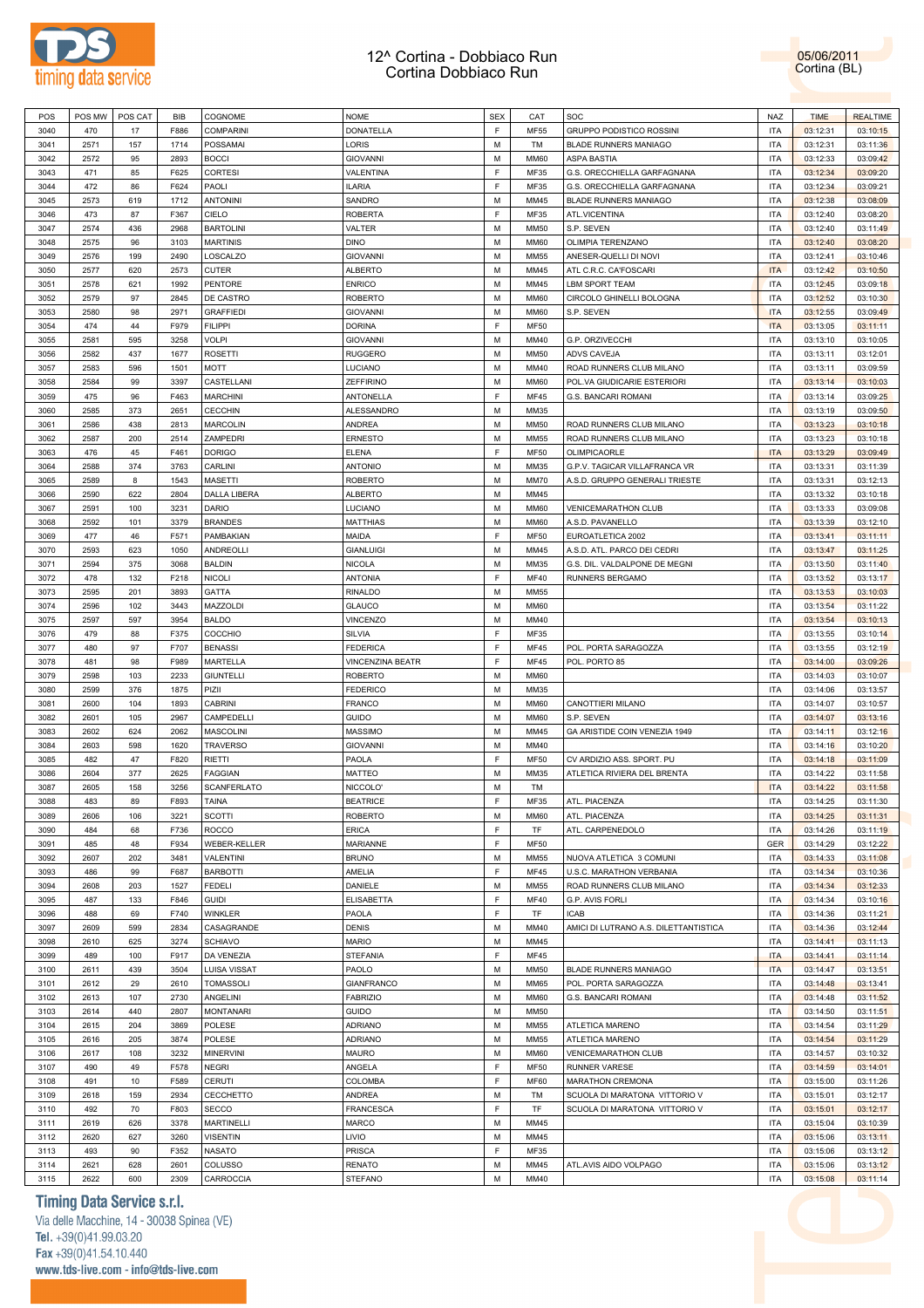# 12^ Cortina - Dobbiaco Run
## Cortina Dobbiaco Run

05/06/2011
Cortina (BL)

| POS | POS MW | POS CAT | BIB | COGNOME | NOME | SEX | CAT | SOC | NAZ | TIME | REALTIME |
|---|---|---|---|---|---|---|---|---|---|---|---|
| 3040 | 470 | 17 | F886 | COMPARINI | DONATELLA | F | MF55 | GRUPPO PODISTICO ROSSINI | ITA | 03:12:31 | 03:10:15 |
| 3041 | 2571 | 157 | 1714 | POSSAMAI | LORIS | M | TM | BLADE RUNNERS MANIAGO | ITA | 03:12:31 | 03:11:36 |
| 3042 | 2572 | 95 | 2893 | BOCCI | GIOVANNI | M | MM60 | ASPA BASTIA | ITA | 03:12:33 | 03:09:42 |
| 3043 | 471 | 85 | F625 | CORTESI | VALENTINA | F | MF35 | G.S. ORECCHIELLA GARFAGNANA | ITA | 03:12:34 | 03:09:20 |
| 3044 | 472 | 86 | F624 | PAOLI | ILARIA | F | MF35 | G.S. ORECCHIELLA GARFAGNANA | ITA | 03:12:34 | 03:09:21 |
| 3045 | 2573 | 619 | 1712 | ANTONINI | SANDRO | M | MM45 | BLADE RUNNERS MANIAGO | ITA | 03:12:38 | 03:08:09 |
| 3046 | 473 | 87 | F367 | CIELO | ROBERTA | F | MF35 | ATL.VICENTINA | ITA | 03:12:40 | 03:08:20 |
| 3047 | 2574 | 436 | 2968 | BARTOLINI | VALTER | M | MM50 | S.P. SEVEN | ITA | 03:12:40 | 03:11:49 |
| 3048 | 2575 | 96 | 3103 | MARTINIS | DINO | M | MM60 | OLIMPIA TERENZANO | ITA | 03:12:40 | 03:08:20 |
| 3049 | 2576 | 199 | 2490 | LOSCALZO | GIOVANNI | M | MM55 | ANESER-QUELLI DI NOVI | ITA | 03:12:41 | 03:10:46 |
| 3050 | 2577 | 620 | 2573 | CUTER | ALBERTO | M | MM45 | ATL C.R.C. CA'FOSCARI | ITA | 03:12:42 | 03:10:50 |
| 3051 | 2578 | 621 | 1992 | PENTORE | ENRICO | M | MM45 | LBM SPORT TEAM | ITA | 03:12:45 | 03:09:18 |
| 3052 | 2579 | 97 | 2845 | DE CASTRO | ROBERTO | M | MM60 | CIRCOLO GHINELLI BOLOGNA | ITA | 03:12:52 | 03:10:30 |
| 3053 | 2580 | 98 | 2971 | GRAFFIEDI | GIOVANNI | M | MM60 | S.P. SEVEN | ITA | 03:12:55 | 03:09:49 |
| 3054 | 474 | 44 | F979 | FILIPPI | DORINA | F | MF50 | | ITA | 03:13:05 | 03:11:11 |
| 3055 | 2581 | 595 | 3258 | VOLPI | GIOVANNI | M | MM40 | G.P. ORZIVECCHI | ITA | 03:13:10 | 03:10:05 |
| 3056 | 2582 | 437 | 1677 | ROSETTI | RUGGERO | M | MM50 | ADVS CAVEJA | ITA | 03:13:11 | 03:12:01 |
| 3057 | 2583 | 596 | 1501 | MOTT | LUCIANO | M | MM40 | ROAD RUNNERS CLUB MILANO | ITA | 03:13:11 | 03:09:59 |
| 3058 | 2584 | 99 | 3397 | CASTELLANI | ZEFFIRINO | M | MM60 | POL.VA GIUDICARIE ESTERIORI | ITA | 03:13:14 | 03:10:03 |
| 3059 | 475 | 96 | F463 | MARCHINI | ANTONELLA | F | MF45 | G.S. BANCARI ROMANI | ITA | 03:13:14 | 03:09:25 |
| 3060 | 2585 | 373 | 2651 | CECCHIN | ALESSANDRO | M | MM35 | | ITA | 03:13:19 | 03:09:50 |
| 3061 | 2586 | 438 | 2813 | MARCOLIN | ANDREA | M | MM50 | ROAD RUNNERS CLUB MILANO | ITA | 03:13:23 | 03:10:18 |
| 3062 | 2587 | 200 | 2514 | ZAMPEDRI | ERNESTO | M | MM55 | ROAD RUNNERS CLUB MILANO | ITA | 03:13:23 | 03:10:18 |
| 3063 | 476 | 45 | F461 | DORIGO | ELENA | F | MF50 | OLIMPICAORLE | ITA | 03:13:29 | 03:09:49 |
| 3064 | 2588 | 374 | 3763 | CARLINI | ANTONIO | M | MM35 | G.P.V. TAGICAR VILLAFRANCA VR | ITA | 03:13:31 | 03:11:39 |
| 3065 | 2589 | 8 | 1543 | MASETTI | ROBERTO | M | MM70 | A.S.D. GRUPPO GENERALI TRIESTE | ITA | 03:13:31 | 03:12:13 |
| 3066 | 2590 | 622 | 2804 | DALLA LIBERA | ALBERTO | M | MM45 | | ITA | 03:13:32 | 03:10:18 |
| 3067 | 2591 | 100 | 3231 | DARIO | LUCIANO | M | MM60 | VENICEMARATHON CLUB | ITA | 03:13:33 | 03:09:08 |
| 3068 | 2592 | 101 | 3379 | BRANDES | MATTHIAS | M | MM60 | A.S.D. PAVANELLO | ITA | 03:13:39 | 03:12:10 |
| 3069 | 477 | 46 | F571 | PAMBAKIAN | MAIDA | F | MF50 | EUROATLETICA 2002 | ITA | 03:13:41 | 03:11:11 |
| 3070 | 2593 | 623 | 1050 | ANDREOLLI | GIANLUIGI | M | MM45 | A.S.D. ATL. PARCO DEI CEDRI | ITA | 03:13:47 | 03:11:25 |
| 3071 | 2594 | 375 | 3068 | BALDIN | NICOLA | M | MM35 | G.S. DIL. VALDALPONE DE MEGNI | ITA | 03:13:50 | 03:11:40 |
| 3072 | 478 | 132 | F218 | NICOLI | ANTONIA | F | MF40 | RUNNERS BERGAMO | ITA | 03:13:52 | 03:13:17 |
| 3073 | 2595 | 201 | 3893 | GATTA | RINALDO | M | MM55 | | ITA | 03:13:53 | 03:10:03 |
| 3074 | 2596 | 102 | 3443 | MAZZOLDI | GLAUCO | M | MM60 | | ITA | 03:13:54 | 03:11:22 |
| 3075 | 2597 | 597 | 3954 | BALDO | VINCENZO | M | MM40 | | ITA | 03:13:54 | 03:10:13 |
| 3076 | 479 | 88 | F375 | COCCHIO | SILVIA | F | MF35 | | ITA | 03:13:55 | 03:10:14 |
| 3077 | 480 | 97 | F707 | BENASSI | FEDERICA | F | MF45 | POL. PORTA SARAGOZZA | ITA | 03:13:55 | 03:12:19 |
| 3078 | 481 | 98 | F989 | MARTELLA | VINCENZINA BEATR | F | MF45 | POL. PORTO 85 | ITA | 03:14:00 | 03:09:26 |
| 3079 | 2598 | 103 | 2233 | GIUNTELLI | ROBERTO | M | MM60 | | ITA | 03:14:03 | 03:10:07 |
| 3080 | 2599 | 376 | 1875 | PIZII | FEDERICO | M | MM35 | | ITA | 03:14:06 | 03:13:57 |
| 3081 | 2600 | 104 | 1893 | CABRINI | FRANCO | M | MM60 | CANOTTIERI MILANO | ITA | 03:14:07 | 03:10:57 |
| 3082 | 2601 | 105 | 2967 | CAMPEDELLI | GUIDO | M | MM60 | S.P. SEVEN | ITA | 03:14:07 | 03:13:16 |
| 3083 | 2602 | 624 | 2062 | MASCOLINI | MASSIMO | M | MM45 | GA ARISTIDE COIN VENEZIA 1949 | ITA | 03:14:11 | 03:12:16 |
| 3084 | 2603 | 598 | 1620 | TRAVERSO | GIOVANNI | M | MM40 | | ITA | 03:14:16 | 03:10:20 |
| 3085 | 482 | 47 | F820 | RIETTI | PAOLA | F | MF50 | CV ARDIZIO ASS. SPORT. PU | ITA | 03:14:18 | 03:11:09 |
| 3086 | 2604 | 377 | 2625 | FAGGIAN | MATTEO | M | MM35 | ATLETICA RIVIERA DEL BRENTA | ITA | 03:14:22 | 03:11:58 |
| 3087 | 2605 | 158 | 3256 | SCANFERLATO | NICCOLO' | M | TM | | ITA | 03:14:22 | 03:11:58 |
| 3088 | 483 | 89 | F893 | TAINA | BEATRICE | F | MF35 | ATL. PIACENZA | ITA | 03:14:25 | 03:11:30 |
| 3089 | 2606 | 106 | 3221 | SCOTTI | ROBERTO | M | MM60 | ATL. PIACENZA | ITA | 03:14:25 | 03:11:31 |
| 3090 | 484 | 68 | F736 | ROCCO | ERICA | F | TF | ATL. CARPENEDOLO | ITA | 03:14:26 | 03:11:19 |
| 3091 | 485 | 48 | F934 | WEBER-KELLER | MARIANNE | F | MF50 | | GER | 03:14:29 | 03:12:22 |
| 3092 | 2607 | 202 | 3481 | VALENTINI | BRUNO | M | MM55 | NUOVA ATLETICA 3 COMUNI | ITA | 03:14:33 | 03:11:08 |
| 3093 | 486 | 99 | F687 | BARBOTTI | AMELIA | F | MF45 | U.S.C. MARATHON VERBANIA | ITA | 03:14:34 | 03:10:36 |
| 3094 | 2608 | 203 | 1527 | FEDELI | DANIELE | M | MM55 | ROAD RUNNERS CLUB MILANO | ITA | 03:14:34 | 03:12:33 |
| 3095 | 487 | 133 | F846 | GUIDI | ELISABETTA | F | MF40 | G.P. AVIS FORLI | ITA | 03:14:34 | 03:10:16 |
| 3096 | 488 | 69 | F740 | WINKLER | PAOLA | F | TF | ICAB | ITA | 03:14:36 | 03:11:21 |
| 3097 | 2609 | 599 | 2834 | CASAGRANDE | DENIS | M | MM40 | AMICI DI LUTRANO A.S. DILETTANTISTICA | ITA | 03:14:36 | 03:12:44 |
| 3098 | 2610 | 625 | 3274 | SCHIAVO | MARIO | M | MM45 | | ITA | 03:14:41 | 03:11:13 |
| 3099 | 489 | 100 | F917 | DA VENEZIA | STEFANIA | F | MF45 | | ITA | 03:14:41 | 03:11:14 |
| 3100 | 2611 | 439 | 3504 | LUISA VISSAT | PAOLO | M | MM50 | BLADE RUNNERS MANIAGO | ITA | 03:14:47 | 03:13:51 |
| 3101 | 2612 | 29 | 2610 | TOMASSOLI | GIANFRANCO | M | MM65 | POL. PORTA SARAGOZZA | ITA | 03:14:48 | 03:13:41 |
| 3102 | 2613 | 107 | 2730 | ANGELINI | FABRIZIO | M | MM60 | G.S. BANCARI ROMANI | ITA | 03:14:48 | 03:11:52 |
| 3103 | 2614 | 440 | 2807 | MONTANARI | GUIDO | M | MM50 | | ITA | 03:14:50 | 03:11:51 |
| 3104 | 2615 | 204 | 3869 | POLESE | ADRIANO | M | MM55 | ATLETICA MARENO | ITA | 03:14:54 | 03:11:29 |
| 3105 | 2616 | 205 | 3874 | POLESE | ADRIANO | M | MM55 | ATLETICA MARENO | ITA | 03:14:54 | 03:11:29 |
| 3106 | 2617 | 108 | 3232 | MINERVINI | MAURO | M | MM60 | VENICEMARATHON CLUB | ITA | 03:14:57 | 03:10:32 |
| 3107 | 490 | 49 | F578 | NEGRI | ANGELA | F | MF50 | RUNNER VARESE | ITA | 03:14:59 | 03:14:01 |
| 3108 | 491 | 10 | F589 | CERUTI | COLOMBA | F | MF60 | MARATHON CREMONA | ITA | 03:15:00 | 03:11:26 |
| 3109 | 2618 | 159 | 2934 | CECCHETTO | ANDREA | M | TM | SCUOLA DI MARATONA VITTORIO V | ITA | 03:15:01 | 03:12:17 |
| 3110 | 492 | 70 | F803 | SECCO | FRANCESCA | F | TF | SCUOLA DI MARATONA VITTORIO V | ITA | 03:15:01 | 03:12:17 |
| 3111 | 2619 | 626 | 3378 | MARTINELLI | MARCO | M | MM45 | | ITA | 03:15:04 | 03:10:39 |
| 3112 | 2620 | 627 | 3260 | VISENTIN | LIVIO | M | MM45 | | ITA | 03:15:06 | 03:13:11 |
| 3113 | 493 | 90 | F352 | NASATO | PRISCA | F | MF35 | | ITA | 03:15:06 | 03:13:12 |
| 3114 | 2621 | 628 | 2601 | COLUSSO | RENATO | M | MM45 | ATL.AVIS AIDO VOLPAGO | ITA | 03:15:06 | 03:13:12 |
| 3115 | 2622 | 600 | 2309 | CARROCCIA | STEFANO | M | MM40 | | ITA | 03:15:08 | 03:11:14 |

**Timing Data Service s.r.l.**
Via delle Macchine, 14 - 30038 Spinea (VE)
Tel. +39(0)41.99.03.20
Fax +39(0)41.54.10.440
www.tds-live.com - info@tds-live.com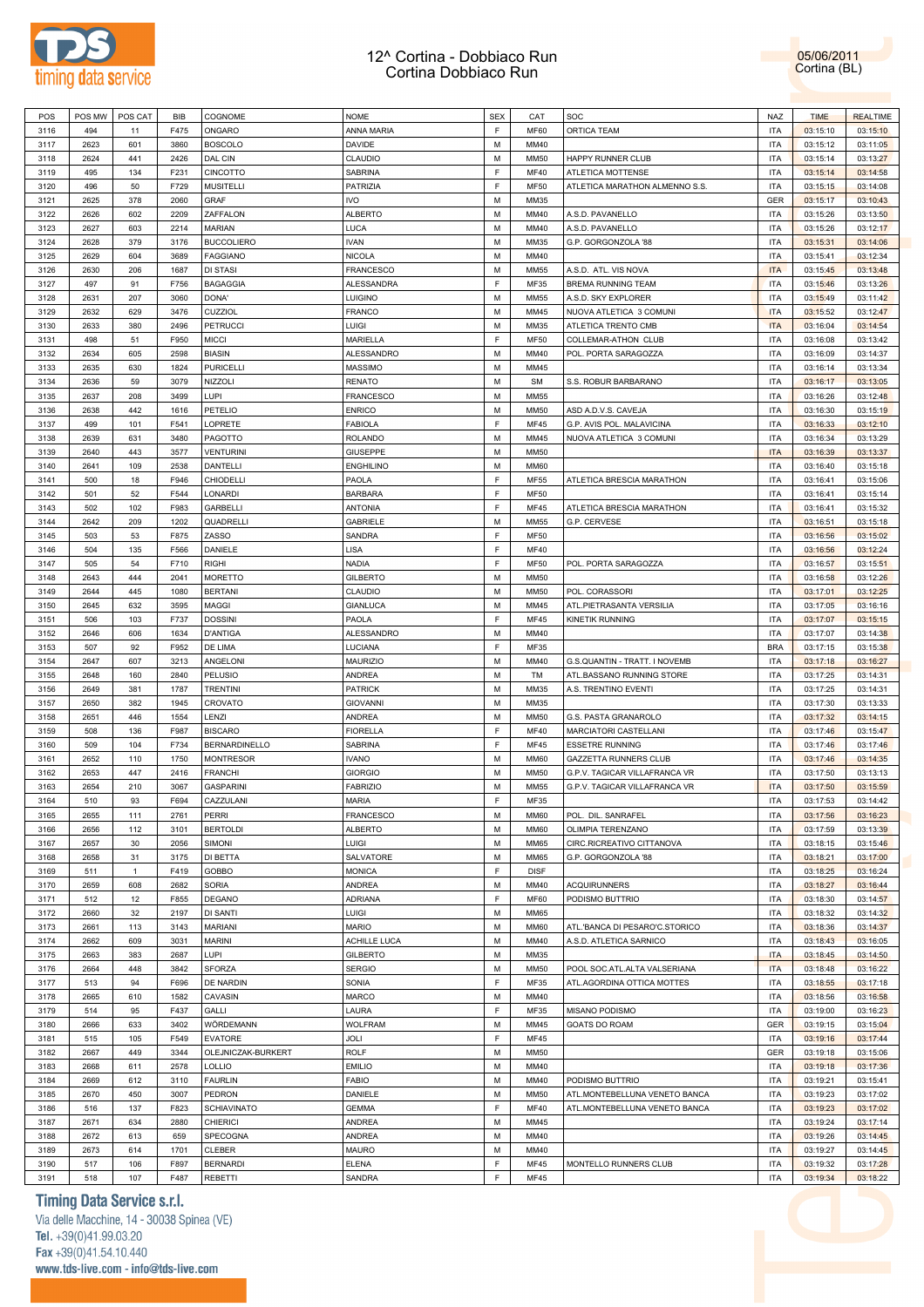# 12^ Cortina - Dobbiaco Run
# Cortina Dobbiaco Run

05/06/2011
Cortina (BL)

| POS | POS MW | POS CAT | BIB | COGNOME | NOME | SEX | CAT | SOC | NAZ | TIME | REALTIME |
|---|---|---|---|---|---|---|---|---|---|---|---|
| 3116 | 494 | 11 | F475 | ONGARO | ANNA MARIA | F | MF60 | ORTICA TEAM | ITA | 03:15:10 | 03:15:10 |
| 3117 | 2623 | 601 | 3860 | BOSCOLO | DAVIDE | M | MM40 | | ITA | 03:15:12 | 03:11:05 |
| 3118 | 2624 | 441 | 2426 | DAL CIN | CLAUDIO | M | MM50 | HAPPY RUNNER CLUB | ITA | 03:15:14 | 03:13:27 |
| 3119 | 495 | 134 | F231 | CINCOTTO | SABRINA | F | MF40 | ATLETICA MOTTENSE | ITA | 03:15:14 | 03:14:58 |
| 3120 | 496 | 50 | F729 | MUSITELLI | PATRIZIA | F | MF50 | ATLETICA MARATHON ALMENNO S.S. | ITA | 03:15:15 | 03:14:08 |
| 3121 | 2625 | 378 | 2060 | GRAF | IVO | M | MM35 | | GER | 03:15:17 | 03:10:43 |
| 3122 | 2626 | 602 | 2209 | ZAFFALON | ALBERTO | M | MM40 | A.S.D. PAVANELLO | ITA | 03:15:26 | 03:13:50 |
| 3123 | 2627 | 603 | 2214 | MARIAN | LUCA | M | MM40 | A.S.D. PAVANELLO | ITA | 03:15:26 | 03:12:17 |
| 3124 | 2628 | 379 | 3176 | BUCCOLIERO | IVAN | M | MM35 | G.P. GORGONZOLA '88 | ITA | 03:15:31 | 03:14:06 |
| 3125 | 2629 | 604 | 3689 | FAGGIANO | NICOLA | M | MM40 | | ITA | 03:15:41 | 03:12:34 |
| 3126 | 2630 | 206 | 1687 | DI STASI | FRANCESCO | M | MM55 | A.S.D. ATL. VIS NOVA | ITA | 03:15:45 | 03:13:48 |
| 3127 | 497 | 91 | F756 | BAGAGGIA | ALESSANDRA | F | MF35 | BREMA RUNNING TEAM | ITA | 03:15:46 | 03:13:26 |
| 3128 | 2631 | 207 | 3060 | DONA' | LUIGINO | M | MM55 | A.S.D. SKY EXPLORER | ITA | 03:15:49 | 03:11:42 |
| 3129 | 2632 | 629 | 3476 | CUZZIOL | FRANCO | M | MM45 | NUOVA ATLETICA 3 COMUNI | ITA | 03:15:52 | 03:12:47 |
| 3130 | 2633 | 380 | 2496 | PETRUCCI | LUIGI | M | MM35 | ATLETICA TRENTO CMB | ITA | 03:16:04 | 03:14:54 |
| 3131 | 498 | 51 | F950 | MICCI | MARIELLA | F | MF50 | COLLEMAR-ATHON CLUB | ITA | 03:16:08 | 03:13:42 |
| 3132 | 2634 | 605 | 2598 | BIASIN | ALESSANDRO | M | MM40 | POL. PORTA SARAGOZZA | ITA | 03:16:09 | 03:14:37 |
| 3133 | 2635 | 630 | 1824 | PURICELLI | MASSIMO | M | MM45 | | ITA | 03:16:14 | 03:13:34 |
| 3134 | 2636 | 59 | 3079 | NIZZOLI | RENATO | M | SM | S.S. ROBUR BARBARANO | ITA | 03:16:17 | 03:13:05 |
| 3135 | 2637 | 208 | 3499 | LUPI | FRANCESCO | M | MM55 | | ITA | 03:16:26 | 03:12:48 |
| 3136 | 2638 | 442 | 1616 | PETELIO | ENRICO | M | MM50 | ASD A.D.V.S. CAVEJA | ITA | 03:16:30 | 03:15:19 |
| 3137 | 499 | 101 | F541 | LOPRETE | FABIOLA | F | MF45 | G.P. AVIS POL. MALAVICINA | ITA | 03:16:33 | 03:12:10 |
| 3138 | 2639 | 631 | 3480 | PAGOTTO | ROLANDO | M | MM45 | NUOVA ATLETICA 3 COMUNI | ITA | 03:16:34 | 03:13:29 |
| 3139 | 2640 | 443 | 3577 | VENTURINI | GIUSEPPE | M | MM50 | | ITA | 03:16:39 | 03:13:37 |
| 3140 | 2641 | 109 | 2538 | DANTELLI | ENGHILINO | M | MM60 | | ITA | 03:16:40 | 03:15:18 |
| 3141 | 500 | 18 | F946 | CHIODELLI | PAOLA | F | MF55 | ATLETICA BRESCIA MARATHON | ITA | 03:16:41 | 03:15:06 |
| 3142 | 501 | 52 | F544 | LONARDI | BARBARA | F | MF50 | | ITA | 03:16:41 | 03:15:14 |
| 3143 | 502 | 102 | F983 | GARBELLI | ANTONIA | F | MF45 | ATLETICA BRESCIA MARATHON | ITA | 03:16:41 | 03:15:32 |
| 3144 | 2642 | 209 | 1202 | QUADRELLI | GABRIELE | M | MM55 | G.P. CERVESE | ITA | 03:16:51 | 03:15:18 |
| 3145 | 503 | 53 | F875 | ZASSO | SANDRA | F | MF50 | | ITA | 03:16:56 | 03:15:02 |
| 3146 | 504 | 135 | F566 | DANIELE | LISA | F | MF40 | | ITA | 03:16:56 | 03:12:24 |
| 3147 | 505 | 54 | F710 | RIGHI | NADIA | F | MF50 | POL. PORTA SARAGOZZA | ITA | 03:16:57 | 03:15:51 |
| 3148 | 2643 | 444 | 2041 | MORETTO | GILBERTO | M | MM50 | | ITA | 03:16:58 | 03:12:26 |
| 3149 | 2644 | 445 | 1080 | BERTANI | CLAUDIO | M | MM50 | POL. CORASSORI | ITA | 03:17:01 | 03:12:25 |
| 3150 | 2645 | 632 | 3595 | MAGGI | GIANLUCA | M | MM45 | ATL.PIETRASANTA VERSILIA | ITA | 03:17:05 | 03:16:16 |
| 3151 | 506 | 103 | F737 | DOSSINI | PAOLA | F | MF45 | KINETIK RUNNING | ITA | 03:17:07 | 03:15:15 |
| 3152 | 2646 | 606 | 1634 | D'ANTIGA | ALESSANDRO | M | MM40 | | ITA | 03:17:07 | 03:14:38 |
| 3153 | 507 | 92 | F952 | DE LIMA | LUCIANA | F | MF35 | | BRA | 03:17:15 | 03:15:38 |
| 3154 | 2647 | 607 | 3213 | ANGELONI | MAURIZIO | M | MM40 | G.S.QUANTIN - TRATT. I NOVEMB | ITA | 03:17:18 | 03:16:27 |
| 3155 | 2648 | 160 | 2840 | PELUSIO | ANDREA | M | TM | ATL.BASSANO RUNNING STORE | ITA | 03:17:25 | 03:14:31 |
| 3156 | 2649 | 381 | 1787 | TRENTINI | PATRICK | M | MM35 | A.S. TRENTINO EVENTI | ITA | 03:17:25 | 03:14:31 |
| 3157 | 2650 | 382 | 1945 | CROVATO | GIOVANNI | M | MM35 | | ITA | 03:17:30 | 03:13:33 |
| 3158 | 2651 | 446 | 1554 | LENZI | ANDREA | M | MM50 | G.S. PASTA GRANAROLO | ITA | 03:17:32 | 03:14:15 |
| 3159 | 508 | 136 | F987 | BISCARO | FIORELLA | F | MF40 | MARCIATORI CASTELLANI | ITA | 03:17:46 | 03:15:47 |
| 3160 | 509 | 104 | F734 | BERNARDINELLO | SABRINA | F | MF45 | ESSETRE RUNNING | ITA | 03:17:46 | 03:17:46 |
| 3161 | 2652 | 110 | 1750 | MONTRESOR | IVANO | M | MM60 | GAZZETTA RUNNERS CLUB | ITA | 03:17:46 | 03:14:35 |
| 3162 | 2653 | 447 | 2416 | FRANCHI | GIORGIO | M | MM50 | G.P.V. TAGICAR VILLAFRANCA VR | ITA | 03:17:50 | 03:13:13 |
| 3163 | 2654 | 210 | 3067 | GASPARINI | FABRIZIO | M | MM55 | G.P.V. TAGICAR VILLAFRANCA VR | ITA | 03:17:50 | 03:15:59 |
| 3164 | 510 | 93 | F694 | CAZZULANI | MARIA | F | MF35 | | ITA | 03:17:53 | 03:14:42 |
| 3165 | 2655 | 111 | 2761 | PERRI | FRANCESCO | M | MM60 | POL. DIL. SANRAFEL | ITA | 03:17:56 | 03:16:23 |
| 3166 | 2656 | 112 | 3101 | BERTOLDI | ALBERTO | M | MM60 | OLIMPIA TERENZANO | ITA | 03:17:59 | 03:13:39 |
| 3167 | 2657 | 30 | 2056 | SIMONI | LUIGI | M | MM65 | CIRC.RICREATIVO CITTANOVA | ITA | 03:18:15 | 03:15:46 |
| 3168 | 2658 | 31 | 3175 | DI BETTA | SALVATORE | M | MM65 | G.P. GORGONZOLA '88 | ITA | 03:18:21 | 03:17:00 |
| 3169 | 511 | 1 | F419 | GOBBO | MONICA | F | DISF | | ITA | 03:18:25 | 03:16:24 |
| 3170 | 2659 | 608 | 2682 | SORIA | ANDREA | M | MM40 | ACQUIRUNNERS | ITA | 03:18:27 | 03:16:44 |
| 3171 | 512 | 12 | F855 | DEGANO | ADRIANA | F | MF60 | PODISMO BUTTRIO | ITA | 03:18:30 | 03:14:57 |
| 3172 | 2660 | 32 | 2197 | DI SANTI | LUIGI | M | MM65 | | ITA | 03:18:32 | 03:14:32 |
| 3173 | 2661 | 113 | 3143 | MARIANI | MARIO | M | MM60 | ATL.'BANCA DI PESARO'C.STORICO | ITA | 03:18:36 | 03:14:37 |
| 3174 | 2662 | 609 | 3031 | MARINI | ACHILLE LUCA | M | MM40 | A.S.D. ATLETICA SARNICO | ITA | 03:18:43 | 03:16:05 |
| 3175 | 2663 | 383 | 2687 | LUPI | GILBERTO | M | MM35 | | ITA | 03:18:45 | 03:14:50 |
| 3176 | 2664 | 448 | 3842 | SFORZA | SERGIO | M | MM50 | POOL SOC.ATL.ALTA VALSERIANA | ITA | 03:18:48 | 03:16:22 |
| 3177 | 513 | 94 | F696 | DE NARDIN | SONIA | F | MF35 | ATL.AGORDINA OTTICA MOTTES | ITA | 03:18:55 | 03:17:18 |
| 3178 | 2665 | 610 | 1582 | CAVASIN | MARCO | M | MM40 | | ITA | 03:18:56 | 03:16:58 |
| 3179 | 514 | 95 | F437 | GALLI | LAURA | F | MF35 | MISANO PODISMO | ITA | 03:19:00 | 03:16:23 |
| 3180 | 2666 | 633 | 3402 | WÖRDEMANN | WOLFRAM | M | MM45 | GOATS DO ROAM | GER | 03:19:15 | 03:15:04 |
| 3181 | 515 | 105 | F549 | EVATORE | JOLI | F | MF45 | | ITA | 03:19:16 | 03:17:44 |
| 3182 | 2667 | 449 | 3344 | OLEJNICZAK-BURKERT | ROLF | M | MM50 | | GER | 03:19:18 | 03:15:06 |
| 3183 | 2668 | 611 | 2578 | LOLLIO | EMILIO | M | MM40 | | ITA | 03:19:18 | 03:17:36 |
| 3184 | 2669 | 612 | 3110 | FAURLIN | FABIO | M | MM40 | PODISMO BUTTRIO | ITA | 03:19:21 | 03:15:41 |
| 3185 | 2670 | 450 | 3007 | PEDRON | DANIELE | M | MM50 | ATL.MONTEBELLUNA VENETO BANCA | ITA | 03:19:23 | 03:17:02 |
| 3186 | 516 | 137 | F823 | SCHIAVINATO | GEMMA | F | MF40 | ATL.MONTEBELLUNA VENETO BANCA | ITA | 03:19:23 | 03:17:02 |
| 3187 | 2671 | 634 | 2880 | CHIERICI | ANDREA | M | MM45 | | ITA | 03:19:24 | 03:17:14 |
| 3188 | 2672 | 613 | 659 | SPECOGNA | ANDREA | M | MM40 | | ITA | 03:19:26 | 03:14:45 |
| 3189 | 2673 | 614 | 1701 | CLEBER | MAURO | M | MM40 | | ITA | 03:19:27 | 03:14:45 |
| 3190 | 517 | 106 | F897 | BERNARDI | ELENA | F | MF45 | MONTELLO RUNNERS CLUB | ITA | 03:19:32 | 03:17:28 |
| 3191 | 518 | 107 | F487 | REBETTI | SANDRA | F | MF45 | | ITA | 03:19:34 | 03:18:22 |

**Timing Data Service s.r.l.**
Via delle Macchine, 14 - 30038 Spinea (VE)
Tel. +39(0)41.99.03.20
Fax +39(0)41.54.10.440
www.tds-live.com - info@tds-live.com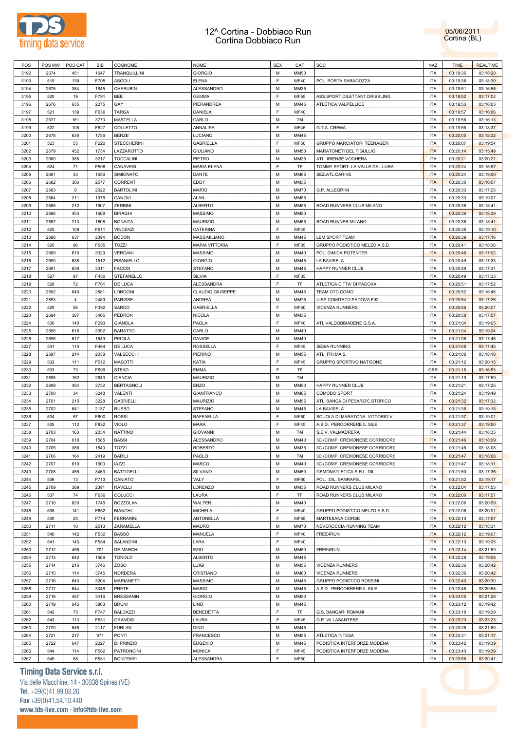# 12^ Cortina - Dobbiaco Run
## Cortina Dobbiaco Run

05/06/2011
Cortina (BL)

| POS | POS MW | POS CAT | BIB | COGNOME | NOME | SEX | CAT | SOC | NAZ | TIME | REALTIME |
|---|---|---|---|---|---|---|---|---|---|---|---|
| 3192 | 2674 | 451 | 1647 | TRANQUILLINI | GIORGIO | M | MM50 | | ITA | 03:19:35 | 03:18:20 |
| 3193 | 519 | 138 | F705 | ASCOLI | ELENA | F | MF40 | POL. PORTA SARAGOZZA | ITA | 03:19:36 | 03:18:30 |
| 3194 | 2675 | 384 | 1845 | CHERUBIN | ALESSANDRO | M | MM35 | | ITA | 03:19:51 | 03:16:58 |
| 3195 | 520 | 19 | F791 | BEE | GEMMA | F | MF55 | ASS.SPORT.DILETTANT.DRIBBLING | ITA | 03:19:52 | 03:17:02 |
| 3196 | 2676 | 635 | 2275 | GAY | PIERANDREA | M | MM45 | ATLETICA VALPELLICE | ITA | 03:19:53 | 03:16:03 |
| 3197 | 521 | 139 | F636 | TARGA | DANIELA | F | MF40 | | ITA | 03:19:57 | 03:16:06 |
| 3198 | 2677 | 161 | 3770 | MASTELLA | CARLO | M | TM | | ITA | 03:19:58 | 03:16:13 |
| 3199 | 522 | 108 | F527 | COLLETTO | ANNALISA | F | MF45 | G.T.A. CREMA | ITA | 03:19:58 | 03:18:37 |
| 3200 | 2678 | 636 | 1756 | BERZE' | LUCIANO | M | MM45 | | ITA | 03:20:05 | 03:18:32 |
| 3201 | 523 | 55 | F220 | STECCHERINI | GABRIELLA | F | MF50 | GRUPPO MARCIATORI TEENAGER | ITA | 03:20:07 | 03:19:54 |
| 3202 | 2679 | 452 | 1734 | LAZZAROTTO | GIULIANO | M | MM50 | MARATONETI DEL TIGULLIO | ITA | 03:20:14 | 03:15:49 |
| 3203 | 2680 | 385 | 3217 | TOCCALINI | PIETRO | M | MM35 | ATL. IRIENSE VOGHERA | ITA | 03:20:21 | 03:20:21 |
| 3204 | 524 | 71 | F506 | CANAVESI | MARIA ELENA | F | TF | TOMMY SPORT- LA VALLE DEL LURA | ITA | 03:20:24 | 03:16:57 |
| 3205 | 2681 | 33 | 1656 | SIMIONATO | DANTE | M | MM65 | SEZ.ATL.CARIVE | ITA | 03:20:24 | 03:19:00 |
| 3206 | 2682 | 386 | 2577 | CORRENT | EDDY | M | MM35 | | ITA | 03:20:30 | 03:16:07 |
| 3207 | 2683 | 9 | 2022 | BARTOLINI | MARIO | M | MM70 | G.P. ALLEGRINI | ITA | 03:20:33 | 03:17:25 |
| 3208 | 2684 | 211 | 1976 | CANOVI | ALAN | M | MM55 | | ITA | 03:20:33 | 03:19:07 |
| 3209 | 2685 | 212 | 1607 | ZERBINI | ALBERTO | M | MM55 | ROAD RUNNERS CLUB MILANO | ITA | 03:20:36 | 03:18:41 |
| 3210 | 2686 | 453 | 1609 | BIRAGHI | MASSIMO | M | MM50 | | ITA | 03:20:36 | 03:18:39 |
| 3211 | 2687 | 213 | 1608 | BONAITA | MAURIZIO | M | MM55 | ROAD RUNNER MILANO | ITA | 03:20:36 | 03:18:41 |
| 3212 | 525 | 109 | F511 | VINCENZI | CATERINA | F | MF45 | | ITA | 03:20:38 | 03:19:10 |
| 3213 | 2688 | 637 | 2394 | BODON | MASSIMILIANO | M | MM45 | LBM SPORT TEAM | ITA | 03:20:39 | 03:17:16 |
| 3214 | 526 | 96 | F655 | TOZZI | MARIA VITTORIA | F | MF35 | GRUPPO PODISTICO MELZO A.S.D. | ITA | 03:20:41 | 03:18:36 |
| 3215 | 2689 | 615 | 3329 | VERGANI | MASSIMO | M | MM40 | POL. DIMICA POTENTER | ITA | 03:20:46 | 03:17:02 |
| 3216 | 2690 | 638 | 1512 | PISANIELLO | GIORGIO | M | MM45 | LA BAVISELA | ITA | 03:20:49 | 03:17:33 |
| 3217 | 2691 | 639 | 3311 | FACCIN | STEFANO | M | MM45 | HAPPY RUNNER CLUB | ITA | 03:20:49 | 03:17:31 |
| 3218 | 527 | 97 | F450 | STEFANELLO | SILVIA | F | MF35 | | ITA | 03:20:49 | 03:17:33 |
| 3219 | 528 | 72 | F761 | DE LUCA | ALESSANDRA | F | TF | ATLETICA CITTA' DI PADOVA | ITA | 03:20:51 | 03:17:52 |
| 3220 | 2692 | 640 | 2881 | LONGONI | CLAUDIO GIUSEPPE | M | MM45 | TEAM OTC COMO | ITA | 03:20:52 | 03:16:46 |
| 3221 | 2693 | 4 | 2489 | PARISSE | ANDREA | M | MM75 | UISP COMITATO PADOVA F02 | ITA | 03:20:54 | 03:17:26 |
| 3222 | 529 | 56 | F392 | SARDO | GABRIELLA | F | MF50 | VICENZA RUNNERS | ITA | 03:20:56 | 03:20:07 |
| 3223 | 2694 | 387 | 3405 | PEDRON | NICOLA | M | MM35 | | ITA | 03:20:58 | 03:17:07 |
| 3224 | 530 | 140 | F293 | GIANOLA | PAOLA | F | MF40 | ATL.VALDOBBIADENE G.S.A. | ITA | 03:21:04 | 03:19:05 |
| 3225 | 2695 | 616 | 3392 | BARATTO | CARLO | M | MM40 | | ITA | 03:21:04 | 03:19:24 |
| 3226 | 2696 | 617 | 1549 | PIROLA | DAVIDE | M | MM40 | | ITA | 03:21:08 | 03:17:45 |
| 3227 | 531 | 110 | F464 | DE LUCA | ROSSELLA | F | MF45 | SESIA RUNNING | ITA | 03:21:08 | 03:17:45 |
| 3228 | 2697 | 214 | 2038 | VALSECCHI | PIERINO | M | MM55 | ATL. FRI.MA.S. | ITA | 03:21:08 | 03:18:18 |
| 3229 | 532 | 111 | F512 | MASOTTI | KATIA | F | MF45 | GRUPPO SPORTIVO NATISONE | ITA | 03:21:12 | 03:20:15 |
| 3230 | 533 | 73 | F699 | STEAD | EMMA | F | TF | | GBR | 03:21:15 | 03:16:53 |
| 3231 | 2698 | 162 | 2643 | CIANCIA | MAURIZIO | M | TM | | ITA | 03:21:19 | 03:17:59 |
| 3232 | 2699 | 454 | 3732 | BERTAGNOLI | ENZO | M | MM50 | HAPPY RUNNER CLUB | ITA | 03:21:21 | 03:17:25 |
| 3233 | 2700 | 34 | 3248 | VALENTI | GIANFRANCO | M | MM65 | COMODO SPORT | ITA | 03:21:24 | 03:19:49 |
| 3234 | 2701 | 215 | 3228 | GABRIELLI | MAURIZIO | M | MM55 | ATL.'BANCA DI PESARO'C.STORICO | ITA | 03:21:32 | 03:17:32 |
| 3235 | 2702 | 641 | 2137 | RUSSO | STEFANO | M | MM45 | LA BAVISELA | ITA | 03:21:35 | 03:19:13 |
| 3236 | 534 | 57 | F800 | ROSSI | RAFFAELLA | F | MF50 | SCUOLA DI MARATONA VITTORIO V | ITA | 03:21:37 | 03:19:01 |
| 3237 | 535 | 112 | F832 | VIOLO | MARA | F | MF45 | A.S.D. PERCORRERE IL SILE | ITA | 03:21:37 | 03:19:50 |
| 3238 | 2703 | 163 | 2034 | NATTINO | GIOVANNI | M | TM | S.E.V. VALMADRERA | ITA | 03:21:44 | 03:18:35 |
| 3239 | 2704 | 618 | 1585 | BASSI | ALESSANDRO | M | MM40 | 3C (COMP. CREMONESE CORRIDORI) | ITA | 03:21:46 | 03:18:09 |
| 3240 | 2705 | 388 | 1840 | TOZZI | ROBERTO | M | MM35 | 3C (COMP. CREMONESE CORRIDORI) | ITA | 03:21:46 | 03:18:08 |
| 3241 | 2706 | 164 | 2419 | BARILI | PAOLO | M | TM | 3C (COMP. CREMONESE CORRIDORI) | ITA | 03:21:47 | 03:18:08 |
| 3242 | 2707 | 619 | 1600 | IAZZI | MARCO | M | MM40 | 3C (COMP. CREMONESE CORRIDORI) | ITA | 03:21:47 | 03:18:11 |
| 3243 | 2708 | 455 | 3463 | BATTIGELLI | SILVANO | M | MM50 | GEMONATLETICA S.R.L. DIL. | ITA | 03:21:50 | 03:17:36 |
| 3244 | 536 | 13 | F713 | CANIATO | VALY | F | MF60 | POL. DIL. SANRAFEL | ITA | 03:21:52 | 03:19:17 |
| 3245 | 2709 | 389 | 2391 | RAVELLI | LORENZO | M | MM35 | ROAD RUNNERS CLUB MILANO | ITA | 03:22:04 | 03:17:55 |
| 3246 | 537 | 74 | F656 | COLUCCI | LAURA | F | TF | ROAD RUNNERS CLUB MILANO | ITA | 03:22:06 | 03:17:57 |
| 3247 | 2710 | 620 | 1746 | BOZZOLAN | WALTER | M | MM40 | | ITA | 03:22:06 | 03:20:09 |
| 3248 | 538 | 141 | F652 | BIANCHI | MICHELA | F | MF40 | GRUPPO PODISTICO MELZO A.S.D. | ITA | 03:22:06 | 03:20:01 |
| 3249 | 539 | 20 | F774 | FERRARINI | ANTONELLA | F | MF55 | MARTESANA CORSE | ITA | 03:22:10 | 03:17:57 |
| 3250 | 2711 | 10 | 2513 | ZARAMELLA | MAURO | M | MM70 | NEVEROCCIA RUNNING TEAM | ITA | 03:22:12 | 03:18:31 |
| 3251 | 540 | 142 | F532 | BASSO | MANUELA | F | MF40 | FREE4RUN | ITA | 03:22:12 | 03:19:07 |
| 3252 | 541 | 143 | F584 | SALANDINI | LARA | F | MF40 | | ITA | 03:22:13 | 03:19:25 |
| 3253 | 2712 | 456 | 701 | DE MARCHI | EZIO | M | MM50 | FREE4RUN | ITA | 03:22:14 | 03:21:59 |
| 3254 | 2713 | 642 | 1566 | TONOLO | ALBERTO | M | MM45 | | ITA | 03:22:29 | 03:19:08 |
| 3255 | 2714 | 216 | 3746 | ZOSO | LUIGI | M | MM55 | VICENZA RUNNERS | ITA | 03:22:36 | 03:20:42 |
| 3256 | 2715 | 114 | 3745 | NORDERA | CRISTIANO | M | MM60 | VICENZA RUNNERS | ITA | 03:22:36 | 03:20:42 |
| 3257 | 2716 | 643 | 3204 | MARIANETTI | MASSIMO | M | MM45 | GRUPPO PODISTICO ROSSINI | ITA | 03:22:43 | 03:20:30 |
| 3258 | 2717 | 644 | 3046 | PRETE | MARIO | M | MM45 | A.S.D. PERCORRERE IL SILE | ITA | 03:22:48 | 03:20:58 |
| 3259 | 2718 | 457 | 3416 | BRESSANIN | GIORGIO | M | MM50 | | ITA | 03:23:05 | 03:21:28 |
| 3260 | 2719 | 645 | 3803 | BRUNI | LINO | M | MM45 | | ITA | 03:23:12 | 03:19:42 |
| 3261 | 542 | 75 | F747 | BALDAZZI | BENEDETTA | F | TF | G.S. BANCARI ROMANI | ITA | 03:23:18 | 03:19:29 |
| 3262 | 543 | 113 | F631 | GRANDIS | LAURA | F | MF45 | G.P. VILLASANTESE | ITA | 03:23:23 | 03:23:23 |
| 3263 | 2720 | 646 | 2117 | FURLAN | DINO | M | MM45 | | ITA | 03:23:26 | 03:21:50 |
| 3264 | 2721 | 217 | 971 | PONTI | FRANCESCO | M | MM55 | ATLETICA INTESA | ITA | 03:23:31 | 03:21:17 |
| 3265 | 2722 | 647 | 2027 | DI PRINZIO | EUGENIO | M | MM45 | PODISTICA INTERFORZE MODENA | ITA | 03:23:42 | 03:19:39 |
| 3266 | 544 | 114 | F562 | PATRONCINI | MONICA | F | MF45 | PODISTICA INTERFORZE MODENA | ITA | 03:23:43 | 03:19:39 |
| 3267 | 545 | 58 | F581 | BONTEMPI | ALESSANDRA | F | MF50 | | ITA | 03:23:55 | 03:20:47 |

**Timing Data Service s.r.l.**
Via delle Macchine, 14 - 30038 Spinea (VE)
Tel. +39(0)41.99.03.20
Fax +39(0)41.54.10.440
www.tds-live.com - info@tds-live.com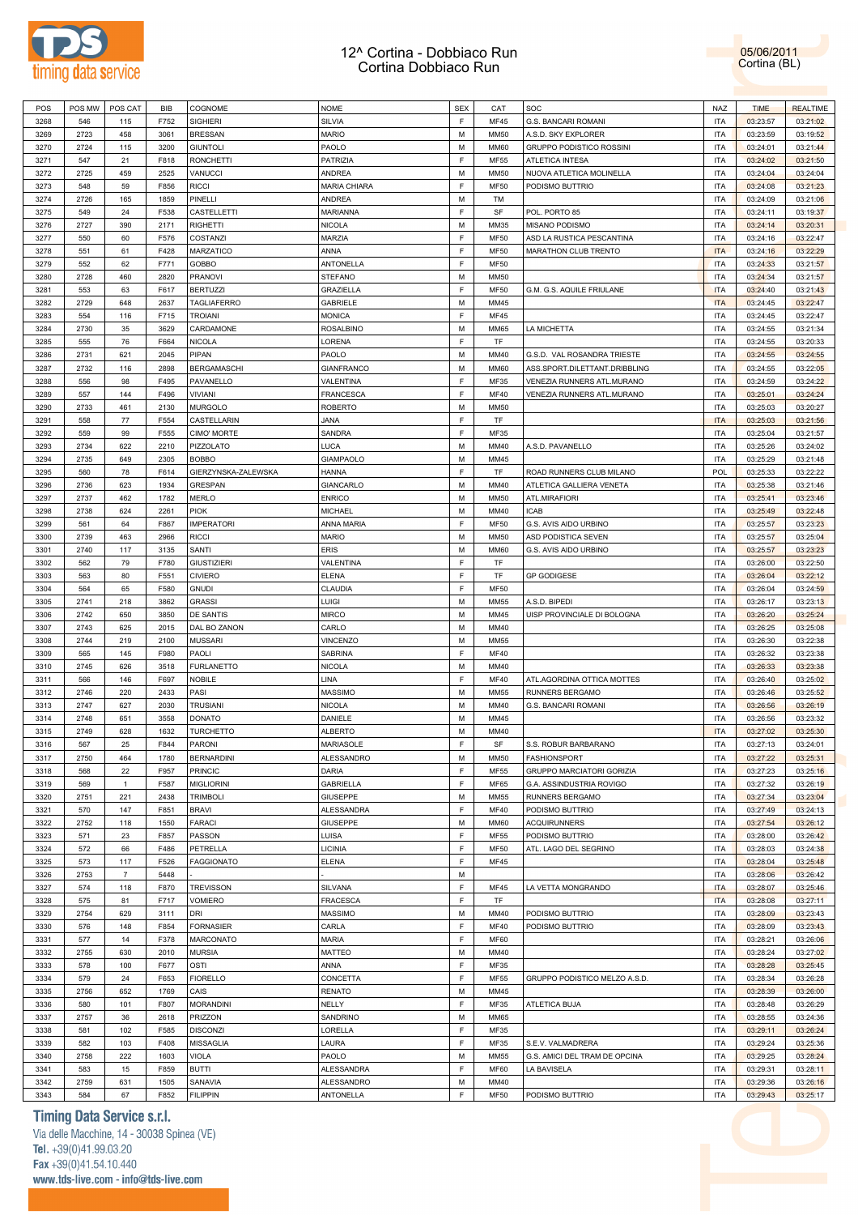# 12^ Cortina - Dobbiaco Run
## Cortina Dobbiaco Run

05/06/2011
Cortina (BL)

| POS | POS MW | POS CAT | BIB | COGNOME | NOME | SEX | CAT | SOC | NAZ | TIME | REALTIME |
|---|---|---|---|---|---|---|---|---|---|---|---|
| 3268 | 546 | 115 | F752 | SIGHIERI | SILVIA | F | MF45 | G.S. BANCARI ROMANI | ITA | 03:23:57 | 03:21:02 |
| 3269 | 2723 | 458 | 3061 | BRESSAN | MARIO | M | MM50 | A.S.D. SKY EXPLORER | ITA | 03:23:59 | 03:19:52 |
| 3270 | 2724 | 115 | 3200 | GIUNTOLI | PAOLO | M | MM60 | GRUPPO PODISTICO ROSSINI | ITA | 03:24:01 | 03:21:44 |
| 3271 | 547 | 21 | F818 | RONCHETTI | PATRIZIA | F | MF55 | ATLETICA INTESA | ITA | 03:24:02 | 03:21:50 |
| 3272 | 2725 | 459 | 2525 | VANUCCI | ANDREA | M | MM50 | NUOVA ATLETICA MOLINELLA | ITA | 03:24:04 | 03:24:04 |
| 3273 | 548 | 59 | F856 | RICCI | MARIA CHIARA | F | MF50 | PODISMO BUTTRIO | ITA | 03:24:08 | 03:21:23 |
| 3274 | 2726 | 165 | 1859 | PINELLI | ANDREA | M | TM |  | ITA | 03:24:09 | 03:21:06 |
| 3275 | 549 | 24 | F538 | CASTELLETTI | MARIANNA | F | SF | POL. PORTO 85 | ITA | 03:24:11 | 03:19:37 |
| 3276 | 2727 | 390 | 2171 | RIGHETTI | NICOLA | M | MM35 | MISANO PODISMO | ITA | 03:24:14 | 03:20:31 |
| 3277 | 550 | 60 | F576 | COSTANZI | MARZIA | F | MF50 | ASD LA RUSTICA PESCANTINA | ITA | 03:24:16 | 03:22:47 |
| 3278 | 551 | 61 | F428 | MARZATICO | ANNA | F | MF50 | MARATHON CLUB TRENTO | ITA | 03:24:16 | 03:22:29 |
| 3279 | 552 | 62 | F771 | GOBBO | ANTONELLA | F | MF50 |  | ITA | 03:24:33 | 03:21:57 |
| 3280 | 2728 | 460 | 2820 | PRANOVI | STEFANO | M | MM50 |  | ITA | 03:24:34 | 03:21:57 |
| 3281 | 553 | 63 | F617 | BERTUZZI | GRAZIELLA | F | MF50 | G.M. G.S. AQUILE FRIULANE | ITA | 03:24:40 | 03:21:43 |
| 3282 | 2729 | 648 | 2637 | TAGLIAFERRO | GABRIELE | M | MM45 |  | ITA | 03:24:45 | 03:22:47 |
| 3283 | 554 | 116 | F715 | TROIANI | MONICA | F | MF45 |  | ITA | 03:24:45 | 03:22:47 |
| 3284 | 2730 | 35 | 3629 | CARDAMONE | ROSALBINO | M | MM65 | LA MICHETTA | ITA | 03:24:55 | 03:21:34 |
| 3285 | 555 | 76 | F664 | NICOLA | LORENA | F | TF |  | ITA | 03:24:55 | 03:20:33 |
| 3286 | 2731 | 621 | 2045 | PIPAN | PAOLO | M | MM40 | G.S.D. VAL ROSANDRA TRIESTE | ITA | 03:24:55 | 03:24:55 |
| 3287 | 2732 | 116 | 2898 | BERGAMASCHI | GIANFRANCO | M | MM60 | ASS.SPORT.DILETTANT.DRIBBLING | ITA | 03:24:55 | 03:22:05 |
| 3288 | 556 | 98 | F495 | PAVANELLO | VALENTINA | F | MF35 | VENEZIA RUNNERS ATL.MURANO | ITA | 03:24:59 | 03:24:22 |
| 3289 | 557 | 144 | F496 | VIVIANI | FRANCESCA | F | MF40 | VENEZIA RUNNERS ATL.MURANO | ITA | 03:25:01 | 03:24:24 |
| 3290 | 2733 | 461 | 2130 | MURGOLO | ROBERTO | M | MM50 |  | ITA | 03:25:03 | 03:20:27 |
| 3291 | 558 | 77 | F554 | CASTELLARIN | JANA | F | TF |  | ITA | 03:25:03 | 03:21:56 |
| 3292 | 559 | 99 | F555 | CIMO' MORTE | SANDRA | F | MF35 |  | ITA | 03:25:04 | 03:21:57 |
| 3293 | 2734 | 622 | 2210 | PIZZOLATO | LUCA | M | MM40 | A.S.D. PAVANELLO | ITA | 03:25:26 | 03:24:02 |
| 3294 | 2735 | 649 | 2305 | BOBBO | GIAMPAOLO | M | MM45 |  | ITA | 03:25:29 | 03:21:48 |
| 3295 | 560 | 78 | F614 | GIERZYNSKA-ZALEWSKA | HANNA | F | TF | ROAD RUNNERS CLUB MILANO | POL | 03:25:33 | 03:22:22 |
| 3296 | 2736 | 623 | 1934 | GRESPAN | GIANCARLO | M | MM40 | ATLETICA GALLIERA VENETA | ITA | 03:25:38 | 03:21:46 |
| 3297 | 2737 | 462 | 1782 | MERLO | ENRICO | M | MM50 | ATL.MIRAFIORI | ITA | 03:25:41 | 03:23:46 |
| 3298 | 2738 | 624 | 2261 | PIOK | MICHAEL | M | MM40 | ICAB | ITA | 03:25:49 | 03:22:48 |
| 3299 | 561 | 64 | F867 | IMPERATORI | ANNA MARIA | F | MF50 | G.S. AVIS AIDO URBINO | ITA | 03:25:57 | 03:23:23 |
| 3300 | 2739 | 463 | 2966 | RICCI | MARIO | M | MM50 | ASD PODISTICA SEVEN | ITA | 03:25:57 | 03:25:04 |
| 3301 | 2740 | 117 | 3135 | SANTI | ERIS | M | MM60 | G.S. AVIS AIDO URBINO | ITA | 03:25:57 | 03:23:23 |
| 3302 | 562 | 79 | F780 | GIUSTIZIERI | VALENTINA | F | TF |  | ITA | 03:26:00 | 03:22:50 |
| 3303 | 563 | 80 | F551 | CIVIERO | ELENA | F | TF | GP GODIGESE | ITA | 03:26:04 | 03:22:12 |
| 3304 | 564 | 65 | F580 | GNUDI | CLAUDIA | F | MF50 |  | ITA | 03:26:04 | 03:24:59 |
| 3305 | 2741 | 218 | 3862 | GRASSI | LUIGI | M | MM55 | A.S.D. BIPEDI | ITA | 03:26:17 | 03:23:13 |
| 3306 | 2742 | 650 | 3850 | DE SANTIS | MIRCO | M | MM45 | UISP PROVINCIALE DI BOLOGNA | ITA | 03:26:20 | 03:25:24 |
| 3307 | 2743 | 625 | 2015 | DAL BO ZANON | CARLO | M | MM40 |  | ITA | 03:26:25 | 03:25:08 |
| 3308 | 2744 | 219 | 2100 | MUSSARI | VINCENZO | M | MM55 |  | ITA | 03:26:30 | 03:22:38 |
| 3309 | 565 | 145 | F980 | PAOLI | SABRINA | F | MF40 |  | ITA | 03:26:32 | 03:23:38 |
| 3310 | 2745 | 626 | 3518 | FURLANETTO | NICOLA | M | MM40 |  | ITA | 03:26:33 | 03:23:38 |
| 3311 | 566 | 146 | F697 | NOBILE | LINA | F | MF40 | ATL.AGORDINA OTTICA MOTTES | ITA | 03:26:40 | 03:25:02 |
| 3312 | 2746 | 220 | 2433 | PASI | MASSIMO | M | MM55 | RUNNERS BERGAMO | ITA | 03:26:46 | 03:25:52 |
| 3313 | 2747 | 627 | 2030 | TRUSIANI | NICOLA | M | MM40 | G.S. BANCARI ROMANI | ITA | 03:26:56 | 03:26:19 |
| 3314 | 2748 | 651 | 3558 | DONATO | DANIELE | M | MM45 |  | ITA | 03:26:56 | 03:23:32 |
| 3315 | 2749 | 628 | 1632 | TURCHETTO | ALBERTO | M | MM40 |  | ITA | 03:27:02 | 03:25:30 |
| 3316 | 567 | 25 | F844 | PARONI | MARIASOLE | F | SF | S.S. ROBUR BARBARANO | ITA | 03:27:13 | 03:24:01 |
| 3317 | 2750 | 464 | 1780 | BERNARDINI | ALESSANDRO | M | MM50 | FASHIONSPORT | ITA | 03:27:22 | 03:25:31 |
| 3318 | 568 | 22 | F957 | PRINCIC | DARIA | F | MF55 | GRUPPO MARCIATORI GORIZIA | ITA | 03:27:23 | 03:25:16 |
| 3319 | 569 | 1 | F587 | MIGLIORINI | GABRIELLA | F | MF65 | G.A. ASSINDUSTRIA ROVIGO | ITA | 03:27:32 | 03:26:19 |
| 3320 | 2751 | 221 | 2438 | TRIMBOLI | GIUSEPPE | M | MM55 | RUNNERS BERGAMO | ITA | 03:27:34 | 03:23:04 |
| 3321 | 570 | 147 | F851 | BRAVI | ALESSANDRA | F | MF40 | PODISMO BUTTRIO | ITA | 03:27:49 | 03:24:13 |
| 3322 | 2752 | 118 | 1550 | FARACI | GIUSEPPE | M | MM60 | ACQUIRUNNERS | ITA | 03:27:54 | 03:26:12 |
| 3323 | 571 | 23 | F857 | PASSON | LUISA | F | MF55 | PODISMO BUTTRIO | ITA | 03:28:00 | 03:26:42 |
| 3324 | 572 | 66 | F486 | PETRELLA | LICINIA | F | MF50 | ATL. LAGO DEL SEGRINO | ITA | 03:28:03 | 03:24:38 |
| 3325 | 573 | 117 | F526 | FAGGIONATO | ELENA | F | MF45 |  | ITA | 03:28:04 | 03:25:48 |
| 3326 | 2753 | 7 | 5448 | - | - | M |  |  | ITA | 03:28:06 | 03:26:42 |
| 3327 | 574 | 118 | F870 | TREVISSON | SILVANA | F | MF45 | LA VETTA MONGRANDO | ITA | 03:28:07 | 03:25:46 |
| 3328 | 575 | 81 | F717 | VOMIERO | FRACESCA | F | TF |  | ITA | 03:28:08 | 03:27:11 |
| 3329 | 2754 | 629 | 3111 | DRI | MASSIMO | M | MM40 | PODISMO BUTTRIO | ITA | 03:28:09 | 03:23:43 |
| 3330 | 576 | 148 | F854 | FORNASIER | CARLA | F | MF40 | PODISMO BUTTRIO | ITA | 03:28:09 | 03:23:43 |
| 3331 | 577 | 14 | F378 | MARCONATO | MARIA | F | MF60 |  | ITA | 03:28:21 | 03:26:06 |
| 3332 | 2755 | 630 | 2010 | MURSIA | MATTEO | M | MM40 |  | ITA | 03:28:24 | 03:27:02 |
| 3333 | 578 | 100 | F677 | OSTI | ANNA | F | MF35 |  | ITA | 03:28:28 | 03:25:45 |
| 3334 | 579 | 24 | F653 | FIORELLO | CONCETTA | F | MF55 | GRUPPO PODISTICO MELZO A.S.D. | ITA | 03:28:34 | 03:26:28 |
| 3335 | 2756 | 652 | 1769 | CAIS | RENATO | M | MM45 |  | ITA | 03:28:39 | 03:26:00 |
| 3336 | 580 | 101 | F807 | MORANDINI | NELLY | F | MF35 | ATLETICA BUJA | ITA | 03:28:48 | 03:26:29 |
| 3337 | 2757 | 36 | 2618 | PRIZZON | SANDRINO | M | MM65 |  | ITA | 03:28:55 | 03:24:36 |
| 3338 | 581 | 102 | F585 | DISCONZI | LORELLA | F | MF35 |  | ITA | 03:29:11 | 03:26:24 |
| 3339 | 582 | 103 | F408 | MISSAGLIA | LAURA | F | MF35 | S.E.V. VALMADRERA | ITA | 03:29:24 | 03:25:36 |
| 3340 | 2758 | 222 | 1603 | VIOLA | PAOLO | M | MM55 | G.S. AMICI DEL TRAM DE OPCINA | ITA | 03:29:25 | 03:28:24 |
| 3341 | 583 | 15 | F859 | BUTTI | ALESSANDRA | F | MF60 | LA BAVISELA | ITA | 03:29:31 | 03:28:11 |
| 3342 | 2759 | 631 | 1505 | SANAVIA | ALESSANDRO | M | MM40 |  | ITA | 03:29:36 | 03:26:16 |
| 3343 | 584 | 67 | F852 | FILIPPIN | ANTONELLA | F | MF50 | PODISMO BUTTRIO | ITA | 03:29:43 | 03:25:17 |

**Timing Data Service s.r.l.**
Via delle Macchine, 14 - 30038 Spinea (VE)
Tel. +39(0)41.99.03.20
Fax +39(0)41.54.10.440
www.tds-live.com - info@tds-live.com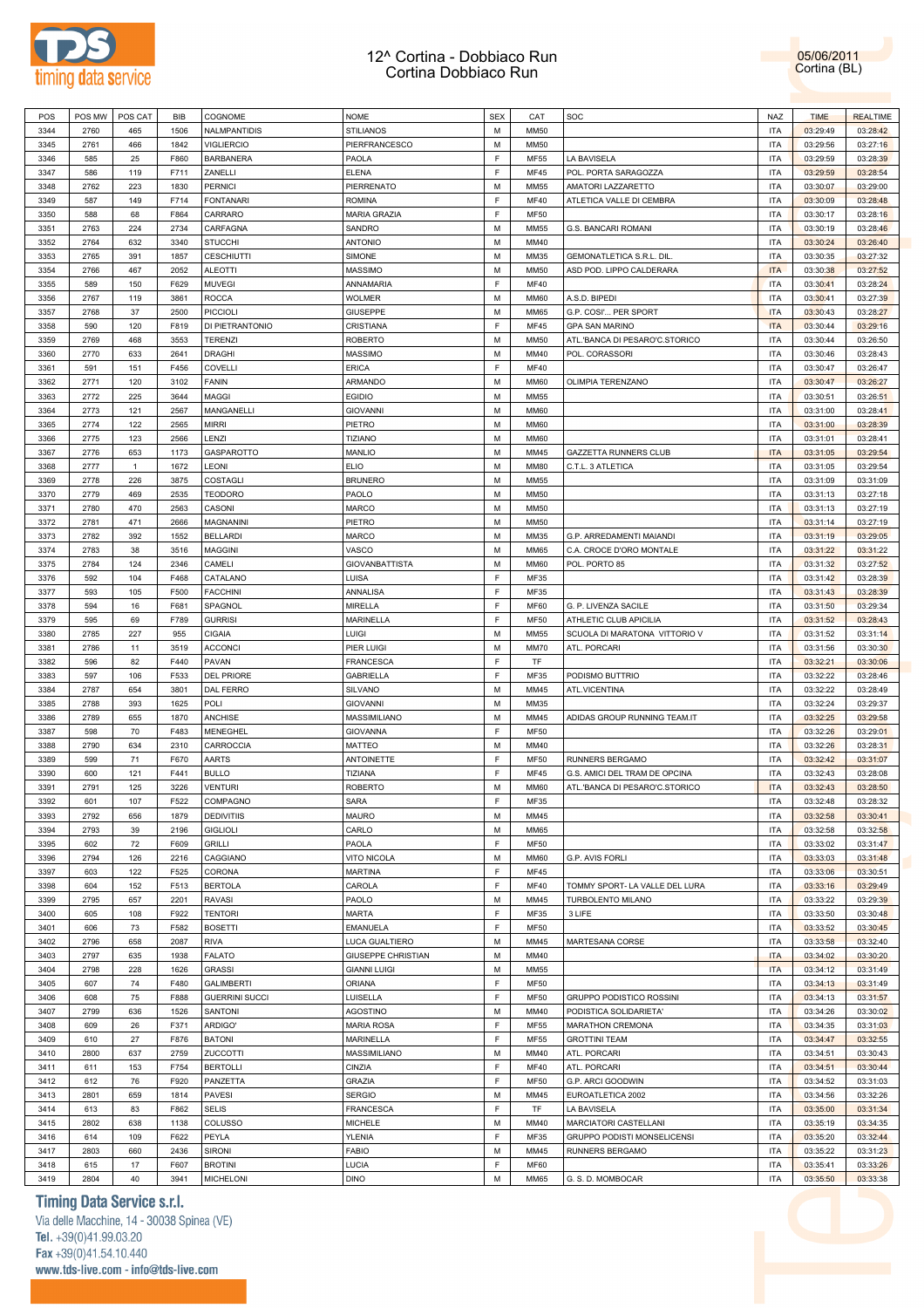# 12^ Cortina - Dobbiaco Run
## Cortina Dobbiaco Run

05/06/2011
Cortina (BL)

| POS | POS MW | POS CAT | BIB | COGNOME | NOME | SEX | CAT | SOC | NAZ | TIME | REALTIME |
|---|---|---|---|---|---|---|---|---|---|---|---|
| 3344 | 2760 | 465 | 1506 | NALMPANTIDIS | STILIANOS | M | MM50 | | ITA | 03:29:49 | 03:28:42 |
| 3345 | 2761 | 466 | 1842 | VIGLIERCIO | PIERFRANCESCO | M | MM50 | | ITA | 03:29:56 | 03:27:16 |
| 3346 | 585 | 25 | F860 | BARBANERA | PAOLA | F | MF55 | LA BAVISELA | ITA | 03:29:59 | 03:28:39 |
| 3347 | 586 | 119 | F711 | ZANELLI | ELENA | F | MF45 | POL. PORTA SARAGOZZA | ITA | 03:29:59 | 03:28:54 |
| 3348 | 2762 | 223 | 1830 | PERNICI | PIERRENATO | M | MM55 | AMATORI LAZZARETTO | ITA | 03:30:07 | 03:29:00 |
| 3349 | 587 | 149 | F714 | FONTANARI | ROMINA | F | MF40 | ATLETICA VALLE DI CEMBRA | ITA | 03:30:09 | 03:28:48 |
| 3350 | 588 | 68 | F864 | CARRARO | MARIA GRAZIA | F | MF50 | | ITA | 03:30:17 | 03:28:16 |
| 3351 | 2763 | 224 | 2734 | CARFAGNA | SANDRO | M | MM55 | G.S. BANCARI ROMANI | ITA | 03:30:19 | 03:28:46 |
| 3352 | 2764 | 632 | 3340 | STUCCHI | ANTONIO | M | MM40 | | ITA | 03:30:24 | 03:26:40 |
| 3353 | 2765 | 391 | 1857 | CESCHIUTTI | SIMONE | M | MM35 | GEMONATLETICA S.R.L. DIL. | ITA | 03:30:35 | 03:27:32 |
| 3354 | 2766 | 467 | 2052 | ALEOTTI | MASSIMO | M | MM50 | ASD POD. LIPPO CALDERARA | ITA | 03:30:38 | 03:27:52 |
| 3355 | 589 | 150 | F629 | MUVEGI | ANNAMARIA | F | MF40 | | ITA | 03:30:41 | 03:28:24 |
| 3356 | 2767 | 119 | 3861 | ROCCA | WOLMER | M | MM60 | A.S.D. BIPEDI | ITA | 03:30:41 | 03:27:39 |
| 3357 | 2768 | 37 | 2500 | PICCIOLI | GIUSEPPE | M | MM65 | G.P. COSI'... PER SPORT | ITA | 03:30:43 | 03:28:27 |
| 3358 | 590 | 120 | F819 | DI PIETRANTONIO | CRISTIANA | F | MF45 | GPA SAN MARINO | ITA | 03:30:44 | 03:29:16 |
| 3359 | 2769 | 468 | 3553 | TERENZI | ROBERTO | M | MM50 | ATL.'BANCA DI PESARO'C.STORICO | ITA | 03:30:44 | 03:26:50 |
| 3360 | 2770 | 633 | 2641 | DRAGHI | MASSIMO | M | MM40 | POL. CORASSORI | ITA | 03:30:46 | 03:28:43 |
| 3361 | 591 | 151 | F456 | COVELLI | ERICA | F | MF40 | | ITA | 03:30:47 | 03:26:47 |
| 3362 | 2771 | 120 | 3102 | FANIN | ARMANDO | M | MM60 | OLIMPIA TERENZANO | ITA | 03:30:47 | 03:26:27 |
| 3363 | 2772 | 225 | 3644 | MAGGI | EGIDIO | M | MM55 | | ITA | 03:30:51 | 03:26:51 |
| 3364 | 2773 | 121 | 2567 | MANGANELLI | GIOVANNI | M | MM60 | | ITA | 03:31:00 | 03:28:41 |
| 3365 | 2774 | 122 | 2565 | MIRRI | PIETRO | M | MM60 | | ITA | 03:31:00 | 03:28:39 |
| 3366 | 2775 | 123 | 2566 | LENZI | TIZIANO | M | MM60 | | ITA | 03:31:01 | 03:28:41 |
| 3367 | 2776 | 653 | 1173 | GASPAROTTO | MANLIO | M | MM45 | GAZZETTA RUNNERS CLUB | ITA | 03:31:05 | 03:29:54 |
| 3368 | 2777 | 1 | 1672 | LEONI | ELIO | M | MM80 | C.T.L. 3 ATLETICA | ITA | 03:31:05 | 03:29:54 |
| 3369 | 2778 | 226 | 3875 | COSTAGLI | BRUNERO | M | MM55 | | ITA | 03:31:09 | 03:31:09 |
| 3370 | 2779 | 469 | 2535 | TEODORO | PAOLO | M | MM50 | | ITA | 03:31:13 | 03:27:18 |
| 3371 | 2780 | 470 | 2563 | CASONI | MARCO | M | MM50 | | ITA | 03:31:13 | 03:27:19 |
| 3372 | 2781 | 471 | 2666 | MAGNANINI | PIETRO | M | MM50 | | ITA | 03:31:14 | 03:27:19 |
| 3373 | 2782 | 392 | 1552 | BELLARDI | MARCO | M | MM35 | G.P. ARREDAMENTI MAIANDI | ITA | 03:31:19 | 03:29:05 |
| 3374 | 2783 | 38 | 3516 | MAGGINI | VASCO | M | MM65 | C.A. CROCE D'ORO MONTALE | ITA | 03:31:22 | 03:31:22 |
| 3375 | 2784 | 124 | 2346 | CAMELI | GIOVANBATTISTA | M | MM60 | POL. PORTO 85 | ITA | 03:31:32 | 03:27:52 |
| 3376 | 592 | 104 | F468 | CATALANO | LUISA | F | MF35 | | ITA | 03:31:42 | 03:28:39 |
| 3377 | 593 | 105 | F500 | FACCHINI | ANNALISA | F | MF35 | | ITA | 03:31:43 | 03:28:39 |
| 3378 | 594 | 16 | F681 | SPAGNOL | MIRELLA | F | MF60 | G. P. LIVENZA SACILE | ITA | 03:31:50 | 03:29:34 |
| 3379 | 595 | 69 | F789 | GURRISI | MARINELLA | F | MF50 | ATHLETIC CLUB APICILIA | ITA | 03:31:52 | 03:28:43 |
| 3380 | 2785 | 227 | 955 | CIGAIA | LUIGI | M | MM55 | SCUOLA DI MARATONA VITTORIO V | ITA | 03:31:52 | 03:31:14 |
| 3381 | 2786 | 11 | 3519 | ACCONCI | PIER LUIGI | M | MM70 | ATL. PORCARI | ITA | 03:31:56 | 03:30:30 |
| 3382 | 596 | 82 | F440 | PAVAN | FRANCESCA | F | TF | | ITA | 03:32:21 | 03:30:06 |
| 3383 | 597 | 106 | F533 | DEL PRIORE | GABRIELLA | F | MF35 | PODISMO BUTTRIO | ITA | 03:32:22 | 03:28:46 |
| 3384 | 2787 | 654 | 3801 | DAL FERRO | SILVANO | M | MM45 | ATL.VICENTINA | ITA | 03:32:22 | 03:28:49 |
| 3385 | 2788 | 393 | 1625 | POLI | GIOVANNI | M | MM35 | | ITA | 03:32:24 | 03:29:37 |
| 3386 | 2789 | 655 | 1870 | ANCHISE | MASSIMILIANO | M | MM45 | ADIDAS GROUP RUNNING TEAM.IT | ITA | 03:32:25 | 03:29:58 |
| 3387 | 598 | 70 | F483 | MENEGHEL | GIOVANNA | F | MF50 | | ITA | 03:32:26 | 03:29:01 |
| 3388 | 2790 | 634 | 2310 | CARROCCIA | MATTEO | M | MM40 | | ITA | 03:32:26 | 03:28:31 |
| 3389 | 599 | 71 | F670 | AARTS | ANTOINETTE | F | MF50 | RUNNERS BERGAMO | ITA | 03:32:42 | 03:31:07 |
| 3390 | 600 | 121 | F441 | BULLO | TIZIANA | F | MF45 | G.S. AMICI DEL TRAM DE OPCINA | ITA | 03:32:43 | 03:28:08 |
| 3391 | 2791 | 125 | 3226 | VENTURI | ROBERTO | M | MM60 | ATL.'BANCA DI PESARO'C.STORICO | ITA | 03:32:43 | 03:28:50 |
| 3392 | 601 | 107 | F522 | COMPAGNO | SARA | F | MF35 | | ITA | 03:32:48 | 03:28:32 |
| 3393 | 2792 | 656 | 1879 | DEDIVITIIS | MAURO | M | MM45 | | ITA | 03:32:58 | 03:30:41 |
| 3394 | 2793 | 39 | 2196 | GIGLIOLI | CARLO | M | MM65 | | ITA | 03:32:58 | 03:32:58 |
| 3395 | 602 | 72 | F609 | GRILLI | PAOLA | F | MF50 | | ITA | 03:33:02 | 03:31:47 |
| 3396 | 2794 | 126 | 2216 | CAGGIANO | VITO NICOLA | M | MM60 | G.P. AVIS FORLI | ITA | 03:33:03 | 03:31:48 |
| 3397 | 603 | 122 | F525 | CORONA | MARTINA | F | MF45 | | ITA | 03:33:06 | 03:30:51 |
| 3398 | 604 | 152 | F513 | BERTOLA | CAROLA | F | MF40 | TOMMY SPORT- LA VALLE DEL LURA | ITA | 03:33:16 | 03:29:49 |
| 3399 | 2795 | 657 | 2201 | RAVASI | PAOLO | M | MM45 | TURBOLENTO MILANO | ITA | 03:33:22 | 03:29:39 |
| 3400 | 605 | 108 | F922 | TENTORI | MARTA | F | MF35 | 3 LIFE | ITA | 03:33:50 | 03:30:48 |
| 3401 | 606 | 73 | F582 | BOSETTI | EMANUELA | F | MF50 | | ITA | 03:33:52 | 03:30:45 |
| 3402 | 2796 | 658 | 2087 | RIVA | LUCA GUALTIERO | M | MM45 | MARTESANA CORSE | ITA | 03:33:58 | 03:32:40 |
| 3403 | 2797 | 635 | 1938 | FALATO | GIUSEPPE CHRISTIAN | M | MM40 | | ITA | 03:34:02 | 03:30:20 |
| 3404 | 2798 | 228 | 1626 | GRASSI | GIANNI LUIGI | M | MM55 | | ITA | 03:34:12 | 03:31:49 |
| 3405 | 607 | 74 | F480 | GALIMBERTI | ORIANA | F | MF50 | | ITA | 03:34:13 | 03:31:49 |
| 3406 | 608 | 75 | F888 | GUERRINI SUCCI | LUISELLA | F | MF50 | GRUPPO PODISTICO ROSSINI | ITA | 03:34:13 | 03:31:57 |
| 3407 | 2799 | 636 | 1526 | SANTONI | AGOSTINO | M | MM40 | PODISTICA SOLIDARIETA' | ITA | 03:34:26 | 03:30:02 |
| 3408 | 609 | 26 | F371 | ARDIGO' | MARIA ROSA | F | MF55 | MARATHON CREMONA | ITA | 03:34:35 | 03:31:03 |
| 3409 | 610 | 27 | F876 | BATONI | MARINELLA | F | MF55 | GROTTINI TEAM | ITA | 03:34:47 | 03:32:55 |
| 3410 | 2800 | 637 | 2759 | ZUCCOTTI | MASSIMILIANO | M | MM40 | ATL. PORCARI | ITA | 03:34:51 | 03:30:43 |
| 3411 | 611 | 153 | F754 | BERTOLLI | CINZIA | F | MF40 | ATL. PORCARI | ITA | 03:34:51 | 03:30:44 |
| 3412 | 612 | 76 | F920 | PANZETTA | GRAZIA | F | MF50 | G.P. ARCI GOODWIN | ITA | 03:34:52 | 03:31:03 |
| 3413 | 2801 | 659 | 1814 | PAVESI | SERGIO | M | MM45 | EUROATLETICA 2002 | ITA | 03:34:56 | 03:32:26 |
| 3414 | 613 | 83 | F862 | SELIS | FRANCESCA | F | TF | LA BAVISELA | ITA | 03:35:00 | 03:31:34 |
| 3415 | 2802 | 638 | 1138 | COLUSSO | MICHELE | M | MM40 | MARCIATORI CASTELLANI | ITA | 03:35:19 | 03:34:35 |
| 3416 | 614 | 109 | F622 | PEYLA | YLENIA | F | MF35 | GRUPPO PODISTI MONSELICENSI | ITA | 03:35:20 | 03:32:44 |
| 3417 | 2803 | 660 | 2436 | SIRONI | FABIO | M | MM45 | RUNNERS BERGAMO | ITA | 03:35:22 | 03:31:23 |
| 3418 | 615 | 17 | F607 | BROTINI | LUCIA | F | MF60 | | ITA | 03:35:41 | 03:33:26 |
| 3419 | 2804 | 40 | 3941 | MICHELONI | DINO | M | MM65 | G. S. D. MOMBOCAR | ITA | 03:35:50 | 03:33:38 |

**Timing Data Service s.r.l.**
Via delle Macchine, 14 - 30038 Spinea (VE)
Tel. +39(0)41.99.03.20
Fax +39(0)41.54.10.440
www.tds-live.com - info@tds-live.com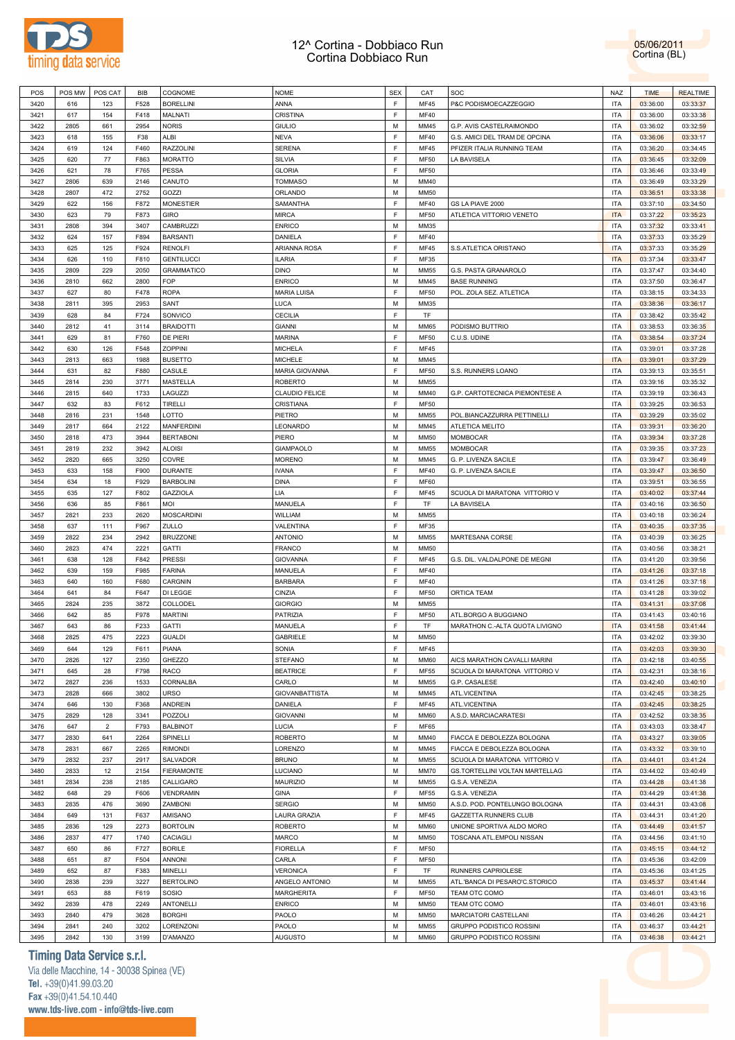# 12^ Cortina - Dobbiaco Run
## Cortina Dobbiaco Run

05/06/2011
Cortina (BL)

| POS | POS MW | POS CAT | BIB | COGNOME | NOME | SEX | CAT | SOC | NAZ | TIME | REALTIME |
|---|---|---|---|---|---|---|---|---|---|---|---|
| 3420 | 616 | 123 | F528 | BORELLINI | ANNA | F | MF45 | P&C PODISMOECAZZEGGIO | ITA | 03:36:00 | 03:33:37 |
| 3421 | 617 | 154 | F418 | MALNATI | CRISTINA | F | MF40 | | ITA | 03:36:00 | 03:33:38 |
| 3422 | 2805 | 661 | 2954 | NORIS | GIULIO | M | MM45 | G.P. AVIS CASTELRAIMONDO | ITA | 03:36:02 | 03:32:59 |
| 3423 | 618 | 155 | F38 | ALBI | NEVA | F | MF40 | G.S. AMICI DEL TRAM DE OPCINA | ITA | 03:36:06 | 03:33:17 |
| 3424 | 619 | 124 | F460 | RAZZOLINI | SERENA | F | MF45 | PFIZER ITALIA RUNNING TEAM | ITA | 03:36:20 | 03:34:45 |
| 3425 | 620 | 77 | F863 | MORATTO | SILVIA | F | MF50 | LA BAVISELA | ITA | 03:36:45 | 03:32:09 |
| 3426 | 621 | 78 | F765 | PESSA | GLORIA | F | MF50 | | ITA | 03:36:46 | 03:33:49 |
| 3427 | 2806 | 639 | 2146 | CANUTO | TOMMASO | M | MM40 | | ITA | 03:36:49 | 03:33:29 |
| 3428 | 2807 | 472 | 2752 | GOZZI | ORLANDO | M | MM50 | | ITA | 03:36:51 | 03:33:38 |
| 3429 | 622 | 156 | F872 | MONESTIER | SAMANTHA | F | MF40 | GS LA PIAVE 2000 | ITA | 03:37:10 | 03:34:50 |
| 3430 | 623 | 79 | F873 | GIRO | MIRCA | F | MF50 | ATLETICA VITTORIO VENETO | ITA | 03:37:22 | 03:35:23 |
| 3431 | 2808 | 394 | 3407 | CAMBRUZZI | ENRICO | M | MM35 | | ITA | 03:37:32 | 03:33:41 |
| 3432 | 624 | 157 | F894 | BARSANTI | DANIELA | F | MF40 | | ITA | 03:37:33 | 03:35:29 |
| 3433 | 625 | 125 | F924 | RENOLFI | ARIANNA ROSA | F | MF45 | S.S.ATLETICA ORISTANO | ITA | 03:37:33 | 03:35:29 |
| 3434 | 626 | 110 | F810 | GENTILUCCI | ILARIA | F | MF35 | | ITA | 03:37:34 | 03:33:47 |
| 3435 | 2809 | 229 | 2050 | GRAMMATICO | DINO | M | MM55 | G.S. PASTA GRANAROLO | ITA | 03:37:47 | 03:34:40 |
| 3436 | 2810 | 662 | 2800 | FOP | ENRICO | M | MM45 | BASE RUNNING | ITA | 03:37:50 | 03:36:47 |
| 3437 | 627 | 80 | F478 | ROPA | MARIA LUISA | F | MF50 | POL. ZOLA SEZ. ATLETICA | ITA | 03:38:15 | 03:34:33 |
| 3438 | 2811 | 395 | 2953 | SANT | LUCA | M | MM35 | | ITA | 03:38:36 | 03:36:17 |
| 3439 | 628 | 84 | F724 | SONVICO | CECILIA | F | TF | | ITA | 03:38:42 | 03:35:42 |
| 3440 | 2812 | 41 | 3114 | BRAIDOTTI | GIANNI | M | MM65 | PODISMO BUTTRIO | ITA | 03:38:53 | 03:36:35 |
| 3441 | 629 | 81 | F760 | DE PIERI | MARINA | F | MF50 | C.U.S. UDINE | ITA | 03:38:54 | 03:37:24 |
| 3442 | 630 | 126 | F548 | ZOPPINI | MICHELA | F | MF45 | | ITA | 03:39:01 | 03:37:28 |
| 3443 | 2813 | 663 | 1988 | BUSETTO | MICHELE | M | MM45 | | ITA | 03:39:01 | 03:37:29 |
| 3444 | 631 | 82 | F880 | CASULE | MARIA GIOVANNA | F | MF50 | S.S. RUNNERS LOANO | ITA | 03:39:13 | 03:35:51 |
| 3445 | 2814 | 230 | 3771 | MASTELLA | ROBERTO | M | MM55 | | ITA | 03:39:16 | 03:35:32 |
| 3446 | 2815 | 640 | 1733 | LAGUZZI | CLAUDIO FELICE | M | MM40 | G.P. CARTOTECNICA PIEMONTESE A | ITA | 03:39:19 | 03:36:43 |
| 3447 | 632 | 83 | F612 | TIRELLI | CRISTIANA | F | MF50 | | ITA | 03:39:25 | 03:36:53 |
| 3448 | 2816 | 231 | 1548 | LOTTO | PIETRO | M | MM55 | POL.BIANCAZZURRA PETTINELLI | ITA | 03:39:29 | 03:35:02 |
| 3449 | 2817 | 664 | 2122 | MANFERDINI | LEONARDO | M | MM45 | ATLETICA MELITO | ITA | 03:39:31 | 03:36:20 |
| 3450 | 2818 | 473 | 3944 | BERTABONI | PIERO | M | MM50 | MOMBOCAR | ITA | 03:39:34 | 03:37:28 |
| 3451 | 2819 | 232 | 3942 | ALOISI | GIAMPAOLO | M | MM55 | MOMBOCAR | ITA | 03:39:35 | 03:37:23 |
| 3452 | 2820 | 665 | 3250 | COVRE | MORENO | M | MM45 | G. P. LIVENZA SACILE | ITA | 03:39:47 | 03:36:49 |
| 3453 | 633 | 158 | F900 | DURANTE | IVANA | F | MF40 | G. P. LIVENZA SACILE | ITA | 03:39:47 | 03:36:50 |
| 3454 | 634 | 18 | F929 | BARBOLINI | DINA | F | MF60 | | ITA | 03:39:51 | 03:36:55 |
| 3455 | 635 | 127 | F802 | GAZZIOLA | LIA | F | MF45 | SCUOLA DI MARATONA VITTORIO V | ITA | 03:40:02 | 03:37:44 |
| 3456 | 636 | 85 | F861 | MOI | MANUELA | F | TF | LA BAVISELA | ITA | 03:40:16 | 03:36:50 |
| 3457 | 2821 | 233 | 2620 | MOSCARDINI | WILLIAM | M | MM55 | | ITA | 03:40:18 | 03:36:24 |
| 3458 | 637 | 111 | F967 | ZULLO | VALENTINA | F | MF35 | | ITA | 03:40:35 | 03:37:35 |
| 3459 | 2822 | 234 | 2942 | BRUZZONE | ANTONIO | M | MM55 | MARTESANA CORSE | ITA | 03:40:39 | 03:36:25 |
| 3460 | 2823 | 474 | 2221 | GATTI | FRANCO | M | MM50 | | ITA | 03:40:56 | 03:38:21 |
| 3461 | 638 | 128 | F842 | PRESSI | GIOVANNA | F | MF45 | G.S. DIL. VALDALPONE DE MEGNI | ITA | 03:41:20 | 03:39:56 |
| 3462 | 639 | 159 | F985 | FARINA | MANUELA | F | MF40 | | ITA | 03:41:26 | 03:37:18 |
| 3463 | 640 | 160 | F680 | CARGNIN | BARBARA | F | MF40 | | ITA | 03:41:26 | 03:37:18 |
| 3464 | 641 | 84 | F647 | DI LEGGE | CINZIA | F | MF50 | ORTICA TEAM | ITA | 03:41:28 | 03:39:02 |
| 3465 | 2824 | 235 | 3872 | COLLODEL | GIORGIO | M | MM55 | | ITA | 03:41:31 | 03:37:08 |
| 3466 | 642 | 85 | F978 | MARTINI | PATRIZIA | F | MF50 | ATL.BORGO A BUGGIANO | ITA | 03:41:43 | 03:40:16 |
| 3467 | 643 | 86 | F233 | GATTI | MANUELA | F | TF | MARATHON C.-ALTA QUOTA LIVIGNO | ITA | 03:41:58 | 03:41:44 |
| 3468 | 2825 | 475 | 2223 | GUALDI | GABRIELE | M | MM50 | | ITA | 03:42:02 | 03:39:30 |
| 3469 | 644 | 129 | F611 | PIANA | SONIA | F | MF45 | | ITA | 03:42:03 | 03:39:30 |
| 3470 | 2826 | 127 | 2350 | GHEZZO | STEFANO | M | MM60 | AICS MARATHON CAVALLI MARINI | ITA | 03:42:18 | 03:40:55 |
| 3471 | 645 | 28 | F798 | RACO | BEATRICE | F | MF55 | SCUOLA DI MARATONA VITTORIO V | ITA | 03:42:31 | 03:38:16 |
| 3472 | 2827 | 236 | 1533 | CORNALBA | CARLO | M | MM55 | G.P. CASALESE | ITA | 03:42:40 | 03:40:10 |
| 3473 | 2828 | 666 | 3802 | URSO | GIOVANBATTISTA | M | MM45 | ATL.VICENTINA | ITA | 03:42:45 | 03:38:25 |
| 3474 | 646 | 130 | F368 | ANDREIN | DANIELA | F | MF45 | ATL.VICENTINA | ITA | 03:42:45 | 03:38:25 |
| 3475 | 2829 | 128 | 3341 | POZZOLI | GIOVANNI | M | MM60 | A.S.D. MARCIACARATESI | ITA | 03:42:52 | 03:38:35 |
| 3476 | 647 | 2 | F793 | BALBINOT | LUCIA | F | MF65 | | ITA | 03:43:03 | 03:38:47 |
| 3477 | 2830 | 641 | 2264 | SPINELLI | ROBERTO | M | MM40 | FIACCA E DEBOLEZZA BOLOGNA | ITA | 03:43:27 | 03:39:05 |
| 3478 | 2831 | 667 | 2265 | RIMONDI | LORENZO | M | MM45 | FIACCA E DEBOLEZZA BOLOGNA | ITA | 03:43:32 | 03:39:10 |
| 3479 | 2832 | 237 | 2917 | SALVADOR | BRUNO | M | MM55 | SCUOLA DI MARATONA VITTORIO V | ITA | 03:44:01 | 03:41:24 |
| 3480 | 2833 | 12 | 2154 | FIERAMONTE | LUCIANO | M | MM70 | GS.TORTELLINI VOLTAN MARTELLAG | ITA | 03:44:02 | 03:40:49 |
| 3481 | 2834 | 238 | 2185 | CALLIGARO | MAURIZIO | M | MM55 | G.S.A. VENEZIA | ITA | 03:44:28 | 03:41:38 |
| 3482 | 648 | 29 | F606 | VENDRAMIN | GINA | F | MF55 | G.S.A. VENEZIA | ITA | 03:44:29 | 03:41:38 |
| 3483 | 2835 | 476 | 3690 | ZAMBONI | SERGIO | M | MM50 | A.S.D. POD. PONTELUNGO BOLOGNA | ITA | 03:44:31 | 03:43:08 |
| 3484 | 649 | 131 | F637 | AMISANO | LAURA GRAZIA | F | MF45 | GAZZETTA RUNNERS CLUB | ITA | 03:44:31 | 03:41:20 |
| 3485 | 2836 | 129 | 2273 | BORTOLIN | ROBERTO | M | MM60 | UNIONE SPORTIVA ALDO MORO | ITA | 03:44:49 | 03:41:57 |
| 3486 | 2837 | 477 | 1740 | CACIAGLI | MARCO | M | MM50 | TOSCANA ATL.EMPOLI NISSAN | ITA | 03:44:56 | 03:41:10 |
| 3487 | 650 | 86 | F727 | BORILE | FIORELLA | F | MF50 | | ITA | 03:45:15 | 03:44:12 |
| 3488 | 651 | 87 | F504 | ANNONI | CARLA | F | MF50 | | ITA | 03:45:36 | 03:42:09 |
| 3489 | 652 | 87 | F383 | MINELLI | VERONICA | F | TF | RUNNERS CAPRIOLESE | ITA | 03:45:36 | 03:41:25 |
| 3490 | 2838 | 239 | 3227 | BERTOLINO | ANGELO ANTONIO | M | MM55 | ATL.'BANCA DI PESARO'C.STORICO | ITA | 03:45:37 | 03:41:44 |
| 3491 | 653 | 88 | F619 | SOSIO | MARGHERITA | F | MF50 | TEAM OTC COMO | ITA | 03:46:01 | 03:43:16 |
| 3492 | 2839 | 478 | 2249 | ANTONELLI | ENRICO | M | MM50 | TEAM OTC COMO | ITA | 03:46:01 | 03:43:16 |
| 3493 | 2840 | 479 | 3628 | BORGHI | PAOLO | M | MM50 | MARCIATORI CASTELLANI | ITA | 03:46:26 | 03:44:21 |
| 3494 | 2841 | 240 | 3202 | LORENZONI | PAOLO | M | MM55 | GRUPPO PODISTICO ROSSINI | ITA | 03:46:37 | 03:44:21 |
| 3495 | 2842 | 130 | 3199 | D'AMANZO | AUGUSTO | M | MM60 | GRUPPO PODISTICO ROSSINI | ITA | 03:46:38 | 03:44:21 |

**Timing Data Service s.r.l.**
Via delle Macchine, 14 - 30038 Spinea (VE)
Tel. +39(0)41.99.03.20
Fax +39(0)41.54.10.440
www.tds-live.com - info@tds-live.com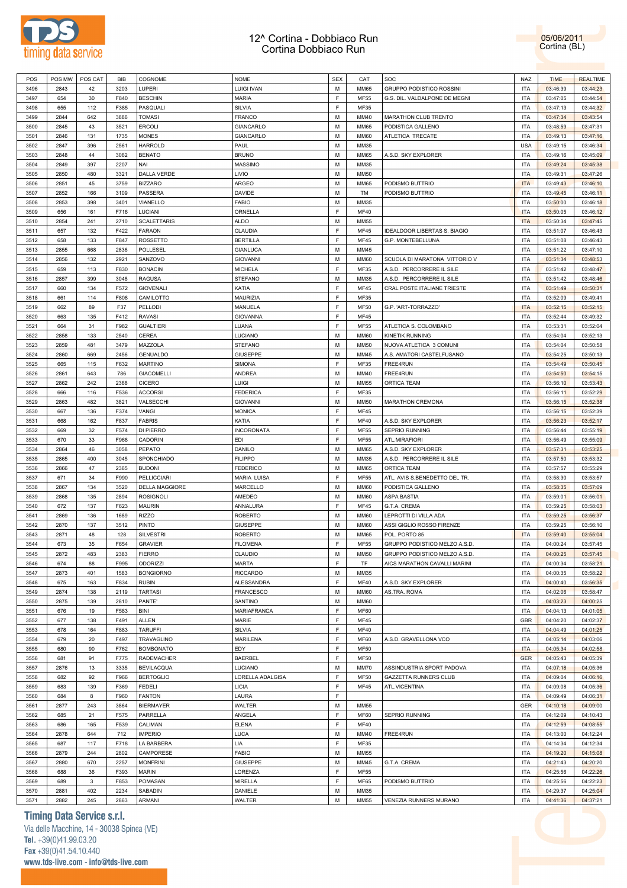# 12^ Cortina - Dobbiaco Run
## Cortina Dobbiaco Run

05/06/2011
Cortina (BL)

| POS | POS MW | POS CAT | BIB | COGNOME | NOME | SEX | CAT | SOC | NAZ | TIME | REALTIME |
|---|---|---|---|---|---|---|---|---|---|---|---|
| 3496 | 2843 | 42 | 3203 | LUPERI | LUIGI IVAN | M | MM65 | GRUPPO PODISTICO ROSSINI | ITA | 03:46:39 | 03:44:23 |
| 3497 | 654 | 30 | F840 | BESCHIN | MARIA | F | MF55 | G.S. DIL. VALDALPONE DE MEGNI | ITA | 03:47:05 | 03:44:54 |
| 3498 | 655 | 112 | F385 | PASQUALI | SILVIA | F | MF35 | | ITA | 03:47:13 | 03:44:32 |
| 3499 | 2844 | 642 | 3886 | TOMASI | FRANCO | M | MM40 | MARATHON CLUB TRENTO | ITA | 03:47:34 | 03:43:54 |
| 3500 | 2845 | 43 | 3521 | ERCOLI | GIANCARLO | M | MM65 | PODISTICA GALLENO | ITA | 03:48:59 | 03:47:31 |
| 3501 | 2846 | 131 | 1735 | MONES | GIANCARLO | M | MM60 | ATLETICA TRECATE | ITA | 03:49:13 | 03:47:16 |
| 3502 | 2847 | 396 | 2561 | HARROLD | PAUL | M | MM35 | | USA | 03:49:15 | 03:46:34 |
| 3503 | 2848 | 44 | 3062 | BENATO | BRUNO | M | MM65 | A.S.D. SKY EXPLORER | ITA | 03:49:16 | 03:45:09 |
| 3504 | 2849 | 397 | 2207 | NAI | MASSIMO | M | MM35 | | ITA | 03:49:24 | 03:45:38 |
| 3505 | 2850 | 480 | 3321 | DALLA VERDE | LIVIO | M | MM50 | | ITA | 03:49:31 | 03:47:26 |
| 3506 | 2851 | 45 | 3759 | BIZZARO | ARGEO | M | MM65 | PODISMO BUTTRIO | ITA | 03:49:43 | 03:46:10 |
| 3507 | 2852 | 166 | 3109 | PASSERA | DAVIDE | M | TM | PODISMO BUTTRIO | ITA | 03:49:45 | 03:46:11 |
| 3508 | 2853 | 398 | 3401 | VIANELLO | FABIO | M | MM35 | | ITA | 03:50:00 | 03:46:18 |
| 3509 | 656 | 161 | F716 | LUCIANI | ORNELLA | F | MF40 | | ITA | 03:50:05 | 03:46:12 |
| 3510 | 2854 | 241 | 2710 | SCALETTARIS | ALDO | M | MM55 | | ITA | 03:50:34 | 03:47:45 |
| 3511 | 657 | 132 | F422 | FARAON | CLAUDIA | F | MF45 | IDEALDOOR LIBERTAS S. BIAGIO | ITA | 03:51:07 | 03:46:43 |
| 3512 | 658 | 133 | F847 | ROSSETTO | BERTILLA | F | MF45 | G.P. MONTEBELLUNA | ITA | 03:51:08 | 03:46:43 |
| 3513 | 2855 | 668 | 2836 | POLLESEL | GIANLUCA | M | MM45 | | ITA | 03:51:22 | 03:47:10 |
| 3514 | 2856 | 132 | 2921 | SANZOVO | GIOVANNI | M | MM60 | SCUOLA DI MARATONA VITTORIO V | ITA | 03:51:34 | 03:48:53 |
| 3515 | 659 | 113 | F830 | BONACIN | MICHELA | F | MF35 | A.S.D. PERCORRERE IL SILE | ITA | 03:51:42 | 03:48:47 |
| 3516 | 2857 | 399 | 3048 | RAGUSA | STEFANO | M | MM35 | A.S.D. PERCORRERE IL SILE | ITA | 03:51:42 | 03:48:46 |
| 3517 | 660 | 134 | F572 | GIOVENALI | KATIA | F | MF45 | CRAL POSTE ITALIANE TRIESTE | ITA | 03:51:49 | 03:50:31 |
| 3518 | 661 | 114 | F808 | CAMILOTTO | MAURIZIA | F | MF35 | | ITA | 03:52:09 | 03:49:41 |
| 3519 | 662 | 89 | F37 | PELLODI | MANUELA | F | MF50 | G.P. 'ART-TORRAZZO' | ITA | 03:52:15 | 03:52:15 |
| 3520 | 663 | 135 | F412 | RAVASI | GIOVANNA | F | MF45 | | ITA | 03:52:44 | 03:49:32 |
| 3521 | 664 | 31 | F982 | GUALTIERI | LUANA | F | MF55 | ATLETICA S. COLOMBANO | ITA | 03:53:31 | 03:52:04 |
| 3522 | 2858 | 133 | 2540 | CEREA | LUCIANO | M | MM60 | KINETIK RUNNING | ITA | 03:54:04 | 03:52:13 |
| 3523 | 2859 | 481 | 3479 | MAZZOLA | STEFANO | M | MM50 | NUOVA ATLETICA 3 COMUNI | ITA | 03:54:04 | 03:50:58 |
| 3524 | 2860 | 669 | 2456 | GENUALDO | GIUSEPPE | M | MM45 | A.S. AMATORI CASTELFUSANO | ITA | 03:54:25 | 03:50:13 |
| 3525 | 665 | 115 | F632 | MARTINO | SIMONA | F | MF35 | FREE4RUN | ITA | 03:54:49 | 03:50:45 |
| 3526 | 2861 | 643 | 786 | GIACOMELLI | ANDREA | M | MM40 | FREE4RUN | ITA | 03:54:50 | 03:54:15 |
| 3527 | 2862 | 242 | 2368 | CICERO | LUIGI | M | MM55 | ORTICA TEAM | ITA | 03:56:10 | 03:53:43 |
| 3528 | 666 | 116 | F536 | ACCORSI | FEDERICA | F | MF35 | | ITA | 03:56:11 | 03:52:29 |
| 3529 | 2863 | 482 | 3821 | VALSECCHI | GIOVANNI | M | MM50 | MARATHON CREMONA | ITA | 03:56:15 | 03:52:38 |
| 3530 | 667 | 136 | F374 | VANGI | MONICA | F | MF45 | | ITA | 03:56:15 | 03:52:39 |
| 3531 | 668 | 162 | F837 | FABRIS | KATIA | F | MF40 | A.S.D. SKY EXPLORER | ITA | 03:56:23 | 03:52:17 |
| 3532 | 669 | 32 | F574 | DI PIERRO | INCORONATA | F | MF55 | SEPRIO RUNNING | ITA | 03:56:44 | 03:55:19 |
| 3533 | 670 | 33 | F968 | CADORIN | EDI | F | MF55 | ATL.MIRAFIORI | ITA | 03:56:49 | 03:55:09 |
| 3534 | 2864 | 46 | 3058 | PEPATO | DANILO | M | MM65 | A.S.D. SKY EXPLORER | ITA | 03:57:31 | 03:53:25 |
| 3535 | 2865 | 400 | 3045 | SPONCHIADO | FILIPPO | M | MM35 | A.S.D. PERCORRERE IL SILE | ITA | 03:57:50 | 03:53:32 |
| 3536 | 2866 | 47 | 2365 | BUDONI | FEDERICO | M | MM65 | ORTICA TEAM | ITA | 03:57:57 | 03:55:29 |
| 3537 | 671 | 34 | F990 | PELLICCIARI | MARIA LUISA | F | MF55 | ATL. AVIS S.BENEDETTO DEL TR. | ITA | 03:58:30 | 03:53:57 |
| 3538 | 2867 | 134 | 3520 | DELLA MAGGIORE | MARCELLO | M | MM60 | PODISTICA GALLENO | ITA | 03:58:35 | 03:57:09 |
| 3539 | 2868 | 135 | 2894 | ROSIGNOLI | AMEDEO | M | MM60 | ASPA BASTIA | ITA | 03:59:01 | 03:56:01 |
| 3540 | 672 | 137 | F623 | MAURIN | ANNALURA | F | MF45 | G.T.A. CREMA | ITA | 03:59:25 | 03:58:03 |
| 3541 | 2869 | 136 | 1689 | RIZZO | ROBERTO | M | MM60 | LEPROTTI DI VILLA ADA | ITA | 03:59:25 | 03:56:37 |
| 3542 | 2870 | 137 | 3512 | PINTO | GIUSEPPE | M | MM60 | ASSI GIGLIO ROSSO FIRENZE | ITA | 03:59:25 | 03:56:10 |
| 3543 | 2871 | 48 | 128 | SILVESTRI | ROBERTO | M | MM65 | POL. PORTO 85 | ITA | 03:59:40 | 03:55:04 |
| 3544 | 673 | 35 | F654 | GRAVIER | FILOMENA | F | MF55 | GRUPPO PODISTICO MELZO A.S.D. | ITA | 04:00:24 | 03:57:45 |
| 3545 | 2872 | 483 | 2383 | FIERRO | CLAUDIO | M | MM50 | GRUPPO PODISTICO MELZO A.S.D. | ITA | 04:00:25 | 03:57:45 |
| 3546 | 674 | 88 | F995 | ODORIZZI | MARTA | F | TF | AICS MARATHON CAVALLI MARINI | ITA | 04:00:34 | 03:58:21 |
| 3547 | 2873 | 401 | 1583 | BONGIORNO | RICCARDO | M | MM35 | | ITA | 04:00:35 | 03:58:22 |
| 3548 | 675 | 163 | F834 | RUBIN | ALESSANDRA | F | MF40 | A.S.D. SKY EXPLORER | ITA | 04:00:40 | 03:56:35 |
| 3549 | 2874 | 138 | 2119 | TARTASI | FRANCESCO | M | MM60 | AS.TRA. ROMA | ITA | 04:02:06 | 03:58:47 |
| 3550 | 2875 | 139 | 2810 | PANTE' | SANTINO | M | MM60 | | ITA | 04:03:23 | 04:00:25 |
| 3551 | 676 | 19 | F583 | BINI | MARIAFRANCA | F | MF60 | | ITA | 04:04:13 | 04:01:05 |
| 3552 | 677 | 138 | F491 | ALLEN | MARIE | F | MF45 | | GBR | 04:04:20 | 04:02:37 |
| 3553 | 678 | 164 | F883 | TARUFFI | SILVIA | F | MF40 | | ITA | 04:04:49 | 04:01:25 |
| 3554 | 679 | 20 | F497 | TRAVAGLINO | MARILENA | F | MF60 | A.S.D. GRAVELLONA VCO | ITA | 04:05:14 | 04:03:06 |
| 3555 | 680 | 90 | F762 | BOMBONATO | EDY | F | MF50 | | ITA | 04:05:34 | 04:02:58 |
| 3556 | 681 | 91 | F775 | RADEMACHER | BAERBEL | F | MF50 | | GER | 04:05:43 | 04:05:39 |
| 3557 | 2876 | 13 | 3335 | BEVILACQUA | LUCIANO | M | MM70 | ASSINDUSTRIA SPORT PADOVA | ITA | 04:07:18 | 04:05:36 |
| 3558 | 682 | 92 | F966 | BERTOGLIO | LORELLA ADALGISA | F | MF50 | GAZZETTA RUNNERS CLUB | ITA | 04:09:04 | 04:06:16 |
| 3559 | 683 | 139 | F369 | FEDELI | LICIA | F | MF45 | ATL.VICENTINA | ITA | 04:09:08 | 04:05:36 |
| 3560 | 684 | 8 | F960 | FANTON | LAURA | F | | | ITA | 04:09:49 | 04:06:31 |
| 3561 | 2877 | 243 | 3864 | BIERMAYER | WALTER | M | MM55 | | GER | 04:10:18 | 04:09:00 |
| 3562 | 685 | 21 | F575 | PARRELLA | ANGELA | F | MF60 | SEPRIO RUNNING | ITA | 04:12:09 | 04:10:43 |
| 3563 | 686 | 165 | F539 | CALIMAN | ELENA | F | MF40 | | ITA | 04:12:59 | 04:08:55 |
| 3564 | 2878 | 644 | 712 | IMPERIO | LUCA | M | MM40 | FREE4RUN | ITA | 04:13:00 | 04:12:24 |
| 3565 | 687 | 117 | F718 | LA BARBERA | LIA | F | MF35 | | ITA | 04:14:34 | 04:12:34 |
| 3566 | 2879 | 244 | 2802 | CAMPORESE | FABIO | M | MM55 | | ITA | 04:19:20 | 04:15:08 |
| 3567 | 2880 | 670 | 2257 | MONFRINI | GIUSEPPE | M | MM45 | G.T.A. CREMA | ITA | 04:21:43 | 04:20:20 |
| 3568 | 688 | 36 | F393 | MARIN | LORENZA | F | MF55 | | ITA | 04:25:56 | 04:22:26 |
| 3569 | 689 | 3 | F853 | POMASAN | MIRELLA | F | MF65 | PODISMO BUTTRIO | ITA | 04:25:56 | 04:22:23 |
| 3570 | 2881 | 402 | 2234 | SABADIN | DANIELE | M | MM35 | | ITA | 04:29:37 | 04:25:04 |
| 3571 | 2882 | 245 | 2863 | ARMANI | WALTER | M | MM55 | VENEZIA RUNNERS MURANO | ITA | 04:41:36 | 04:37:21 |

**Timing Data Service s.r.l.**
Via delle Macchine, 14 - 30038 Spinea (VE)
Tel. +39(0)41.99.03.20
Fax +39(0)41.54.10.440
www.tds-live.com - info@tds-live.com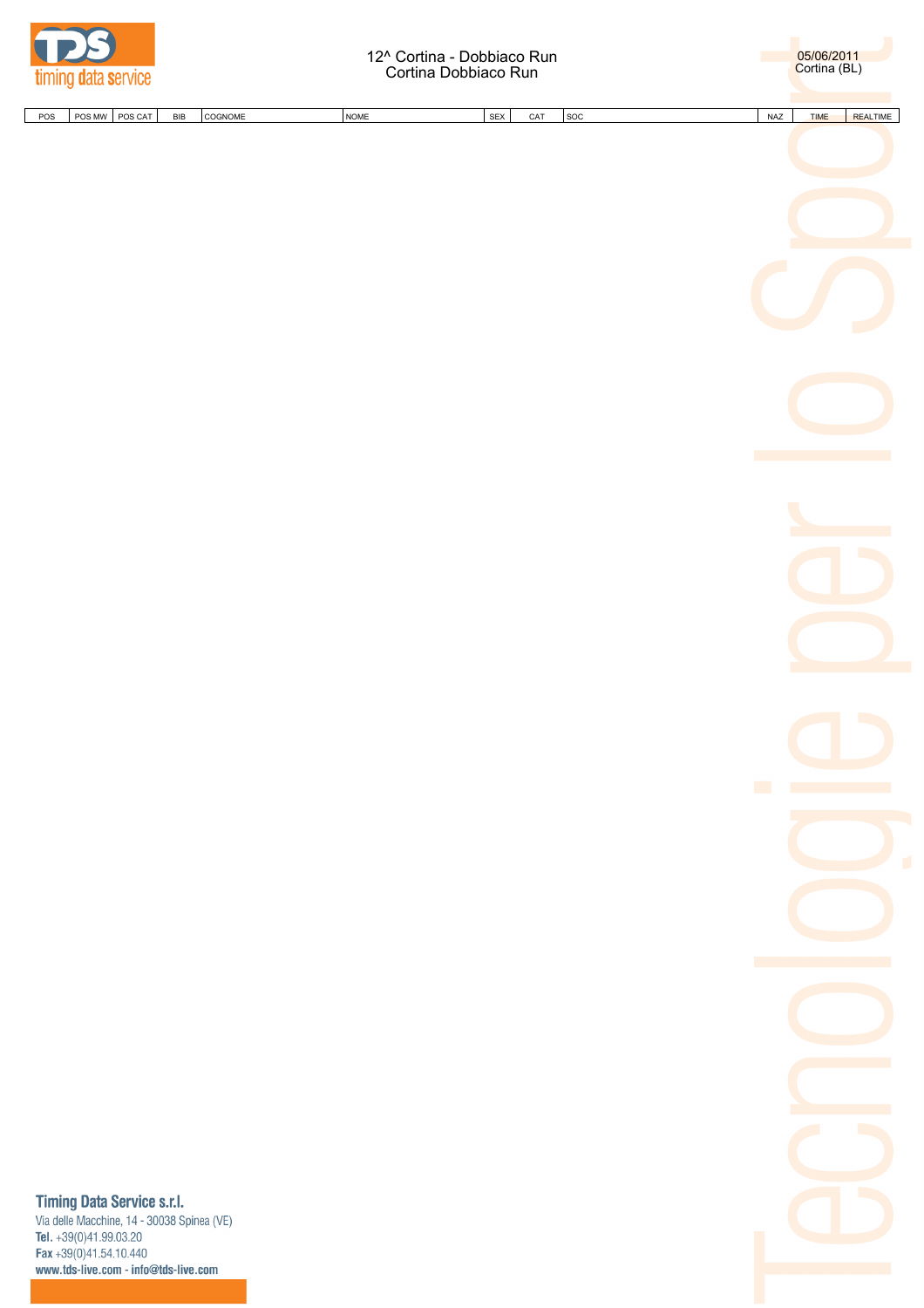| POS | POS MW | POS CAT | BIB | COGNOME | NOME | SEX | CAT | SOC | NAZ | TIME | REALTIME |
|---|---|---|---|---|---|---|---|---|---|---|---|